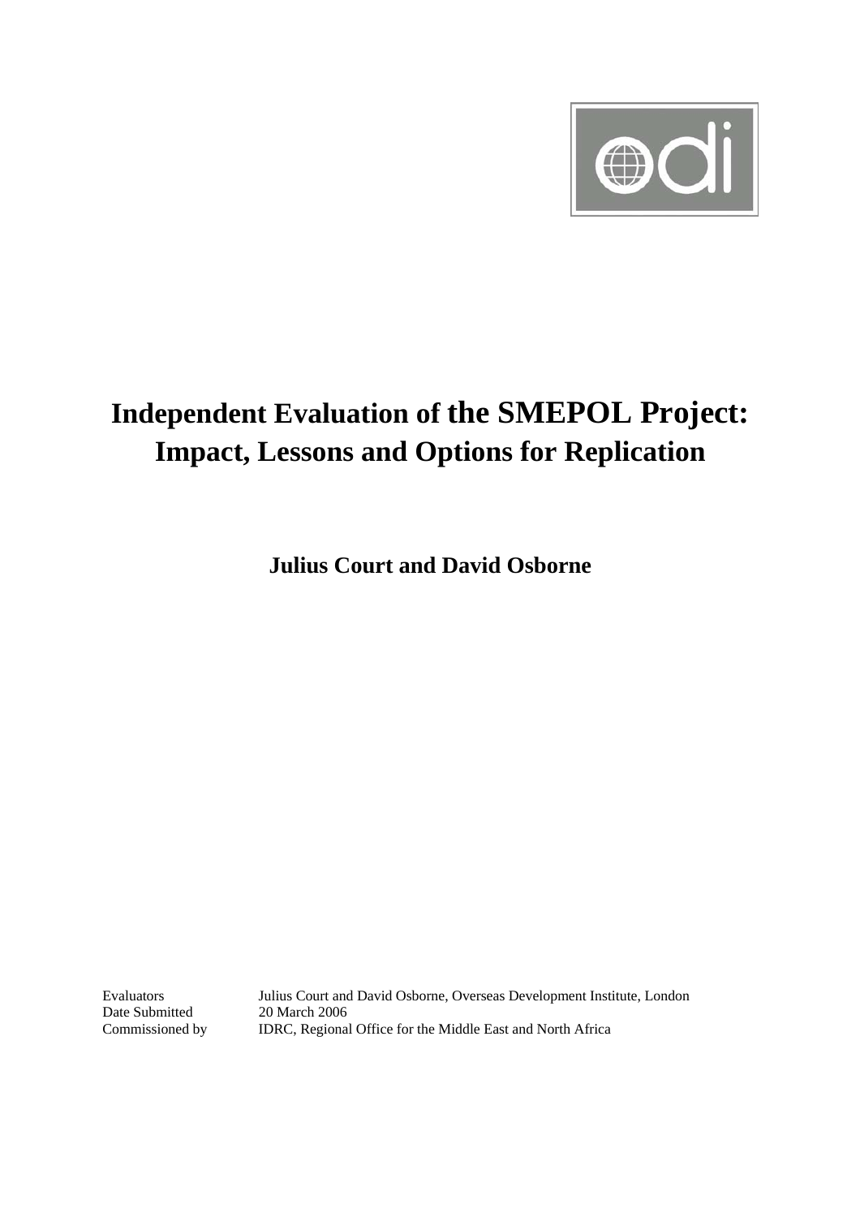# Independent Evaluation of the SMEPOL Project: Impact, Lessons and Options for Replication

**Julius Court and David Osborne**

| | |
|---|---|
| Evaluators | Julius Court and David Osborne, Overseas Development Institute, London |
| Date Submitted | 20 March 2006 |
| Commissioned by | IDRC, Regional Office for the Middle East and North Africa |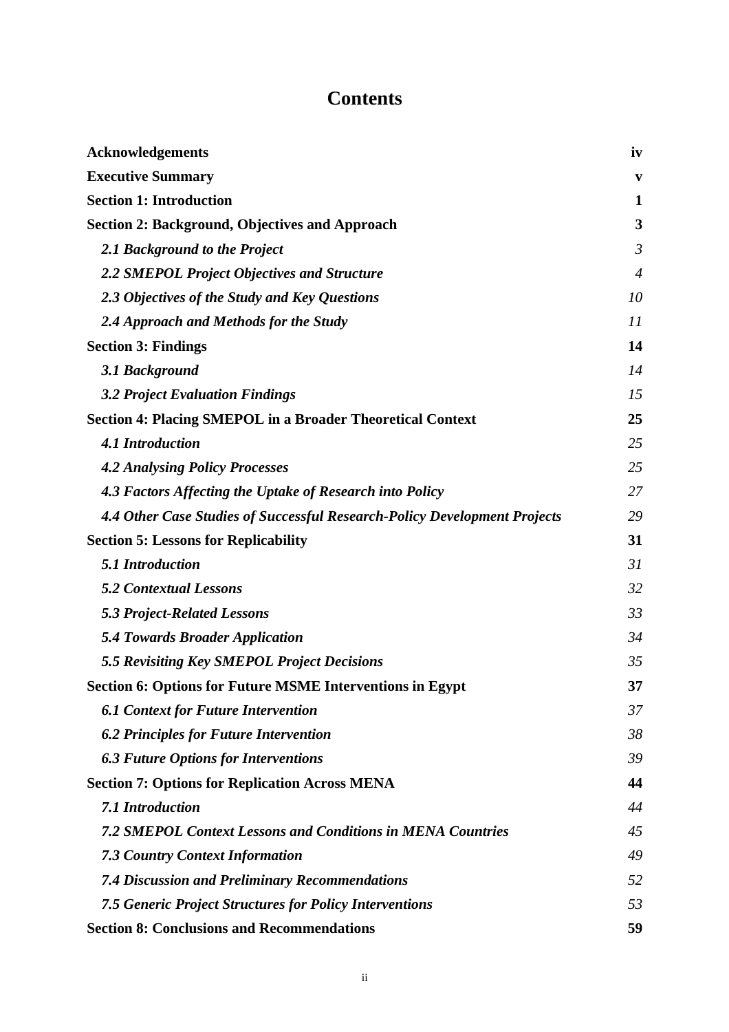# Contents

| | |
|---|---|
| **Acknowledgements** | **iv** |
| **Executive Summary** | **v** |
| **Section 1: Introduction** | **1** |
| **Section 2: Background, Objectives and Approach** | **3** |
| ***2.1 Background to the Project*** | *3* |
| ***2.2 SMEPOL Project Objectives and Structure*** | *4* |
| ***2.3 Objectives of the Study and Key Questions*** | *10* |
| ***2.4 Approach and Methods for the Study*** | *11* |
| **Section 3: Findings** | **14** |
| ***3.1 Background*** | *14* |
| ***3.2 Project Evaluation Findings*** | *15* |
| **Section 4: Placing SMEPOL in a Broader Theoretical Context** | **25** |
| ***4.1 Introduction*** | *25* |
| ***4.2 Analysing Policy Processes*** | *25* |
| ***4.3 Factors Affecting the Uptake of Research into Policy*** | *27* |
| ***4.4 Other Case Studies of Successful Research-Policy Development Projects*** | *29* |
| **Section 5: Lessons for Replicability** | **31** |
| ***5.1 Introduction*** | *31* |
| ***5.2 Contextual Lessons*** | *32* |
| ***5.3 Project-Related Lessons*** | *33* |
| ***5.4 Towards Broader Application*** | *34* |
| ***5.5 Revisiting Key SMEPOL Project Decisions*** | *35* |
| **Section 6: Options for Future MSME Interventions in Egypt** | **37** |
| ***6.1 Context for Future Intervention*** | *37* |
| ***6.2 Principles for Future Intervention*** | *38* |
| ***6.3 Future Options for Interventions*** | *39* |
| **Section 7: Options for Replication Across MENA** | **44** |
| ***7.1 Introduction*** | *44* |
| ***7.2 SMEPOL Context Lessons and Conditions in MENA Countries*** | *45* |
| ***7.3 Country Context Information*** | *49* |
| ***7.4 Discussion and Preliminary Recommendations*** | *52* |
| ***7.5 Generic Project Structures for Policy Interventions*** | *53* |
| **Section 8: Conclusions and Recommendations** | **59** |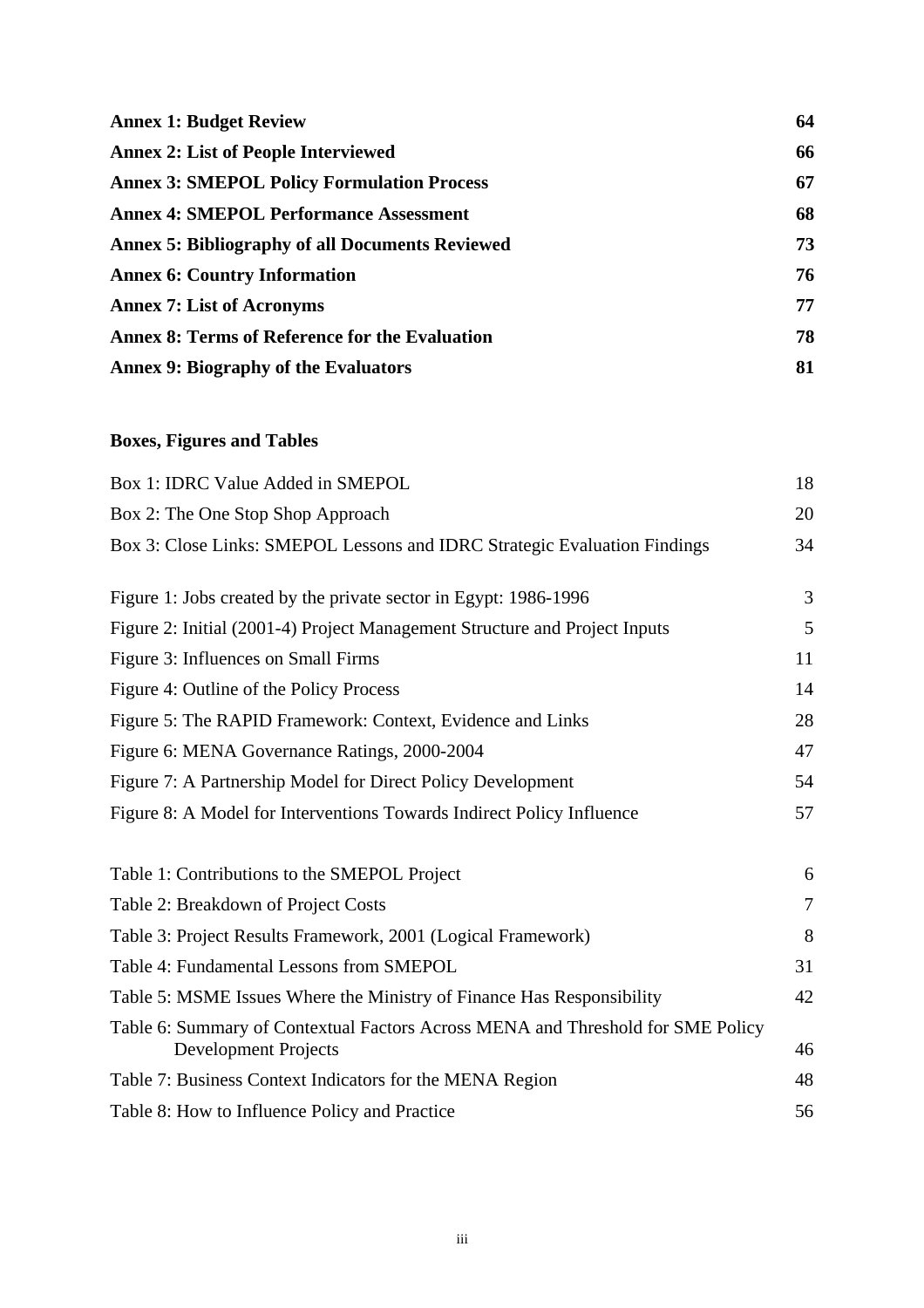| | |
|---|---|
| **Annex 1: Budget Review** | **64** |
| **Annex 2: List of People Interviewed** | **66** |
| **Annex 3: SMEPOL Policy Formulation Process** | **67** |
| **Annex 4: SMEPOL Performance Assessment** | **68** |
| **Annex 5: Bibliography of all Documents Reviewed** | **73** |
| **Annex 6: Country Information** | **76** |
| **Annex 7: List of Acronyms** | **77** |
| **Annex 8: Terms of Reference for the Evaluation** | **78** |
| **Annex 9: Biography of the Evaluators** | **81** |

**Boxes, Figures and Tables**

| | |
|---|---|
| Box 1: IDRC Value Added in SMEPOL | 18 |
| Box 2: The One Stop Shop Approach | 20 |
| Box 3: Close Links: SMEPOL Lessons and IDRC Strategic Evaluation Findings | 34 |

| | |
|---|---|
| Figure 1: Jobs created by the private sector in Egypt: 1986-1996 | 3 |
| Figure 2: Initial (2001-4) Project Management Structure and Project Inputs | 5 |
| Figure 3: Influences on Small Firms | 11 |
| Figure 4: Outline of the Policy Process | 14 |
| Figure 5: The RAPID Framework: Context, Evidence and Links | 28 |
| Figure 6: MENA Governance Ratings, 2000-2004 | 47 |
| Figure 7: A Partnership Model for Direct Policy Development | 54 |
| Figure 8: A Model for Interventions Towards Indirect Policy Influence | 57 |

| | |
|---|---|
| Table 1: Contributions to the SMEPOL Project | 6 |
| Table 2: Breakdown of Project Costs | 7 |
| Table 3: Project Results Framework, 2001 (Logical Framework) | 8 |
| Table 4: Fundamental Lessons from SMEPOL | 31 |
| Table 5: MSME Issues Where the Ministry of Finance Has Responsibility | 42 |
| Table 6: Summary of Contextual Factors Across MENA and Threshold for SME Policy Development Projects | 46 |
| Table 7: Business Context Indicators for the MENA Region | 48 |
| Table 8: How to Influence Policy and Practice | 56 |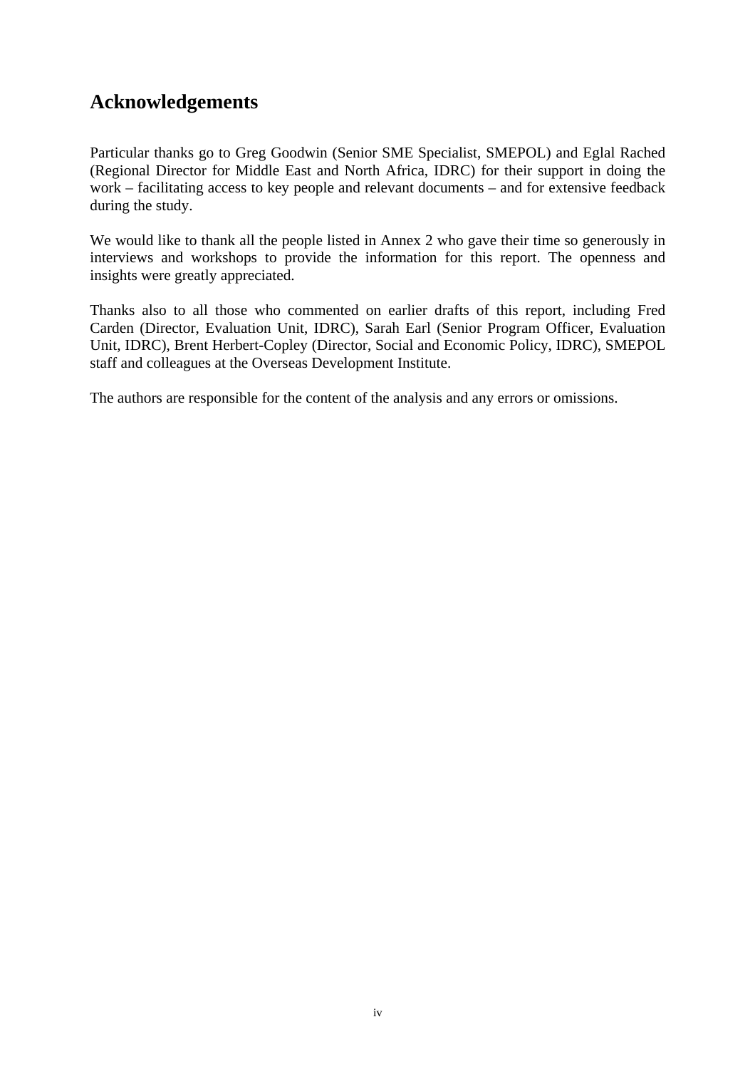## Acknowledgements

Particular thanks go to Greg Goodwin (Senior SME Specialist, SMEPOL) and Eglal Rached (Regional Director for Middle East and North Africa, IDRC) for their support in doing the work – facilitating access to key people and relevant documents – and for extensive feedback during the study.

We would like to thank all the people listed in Annex 2 who gave their time so generously in interviews and workshops to provide the information for this report. The openness and insights were greatly appreciated.

Thanks also to all those who commented on earlier drafts of this report, including Fred Carden (Director, Evaluation Unit, IDRC), Sarah Earl (Senior Program Officer, Evaluation Unit, IDRC), Brent Herbert-Copley (Director, Social and Economic Policy, IDRC), SMEPOL staff and colleagues at the Overseas Development Institute.

The authors are responsible for the content of the analysis and any errors or omissions.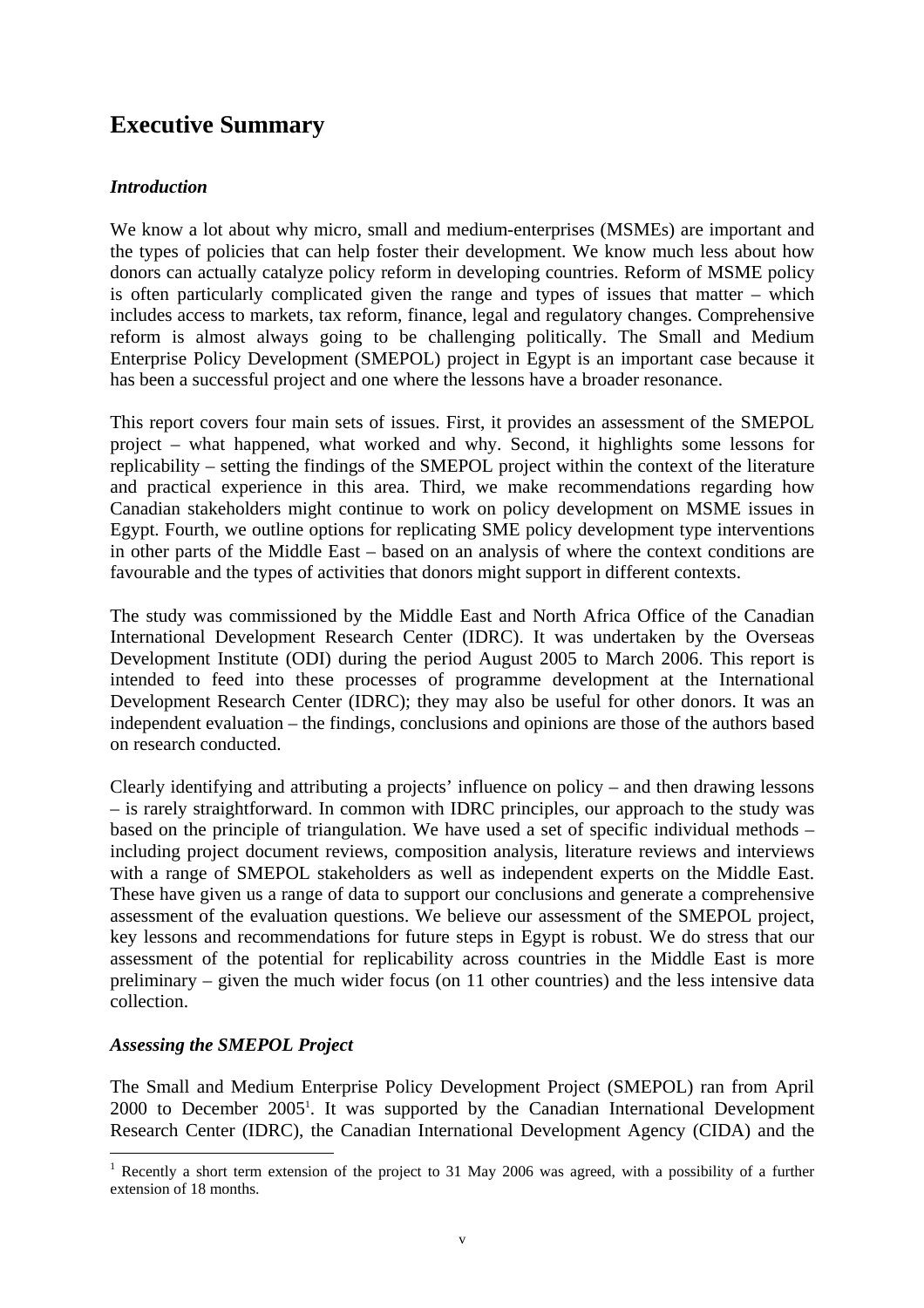# Executive Summary

### *Introduction*

We know a lot about why micro, small and medium-enterprises (MSMEs) are important and the types of policies that can help foster their development. We know much less about how donors can actually catalyze policy reform in developing countries. Reform of MSME policy is often particularly complicated given the range and types of issues that matter – which includes access to markets, tax reform, finance, legal and regulatory changes. Comprehensive reform is almost always going to be challenging politically. The Small and Medium Enterprise Policy Development (SMEPOL) project in Egypt is an important case because it has been a successful project and one where the lessons have a broader resonance.

This report covers four main sets of issues. First, it provides an assessment of the SMEPOL project – what happened, what worked and why. Second, it highlights some lessons for replicability – setting the findings of the SMEPOL project within the context of the literature and practical experience in this area. Third, we make recommendations regarding how Canadian stakeholders might continue to work on policy development on MSME issues in Egypt. Fourth, we outline options for replicating SME policy development type interventions in other parts of the Middle East – based on an analysis of where the context conditions are favourable and the types of activities that donors might support in different contexts.

The study was commissioned by the Middle East and North Africa Office of the Canadian International Development Research Center (IDRC). It was undertaken by the Overseas Development Institute (ODI) during the period August 2005 to March 2006. This report is intended to feed into these processes of programme development at the International Development Research Center (IDRC); they may also be useful for other donors. It was an independent evaluation – the findings, conclusions and opinions are those of the authors based on research conducted.

Clearly identifying and attributing a projects' influence on policy – and then drawing lessons – is rarely straightforward. In common with IDRC principles, our approach to the study was based on the principle of triangulation. We have used a set of specific individual methods – including project document reviews, composition analysis, literature reviews and interviews with a range of SMEPOL stakeholders as well as independent experts on the Middle East. These have given us a range of data to support our conclusions and generate a comprehensive assessment of the evaluation questions. We believe our assessment of the SMEPOL project, key lessons and recommendations for future steps in Egypt is robust. We do stress that our assessment of the potential for replicability across countries in the Middle East is more preliminary – given the much wider focus (on 11 other countries) and the less intensive data collection.

### *Assessing the SMEPOL Project*

The Small and Medium Enterprise Policy Development Project (SMEPOL) ran from April 2000 to December 2005[1]. It was supported by the Canadian International Development Research Center (IDRC), the Canadian International Development Agency (CIDA) and the

[1] Recently a short term extension of the project to 31 May 2006 was agreed, with a possibility of a further extension of 18 months.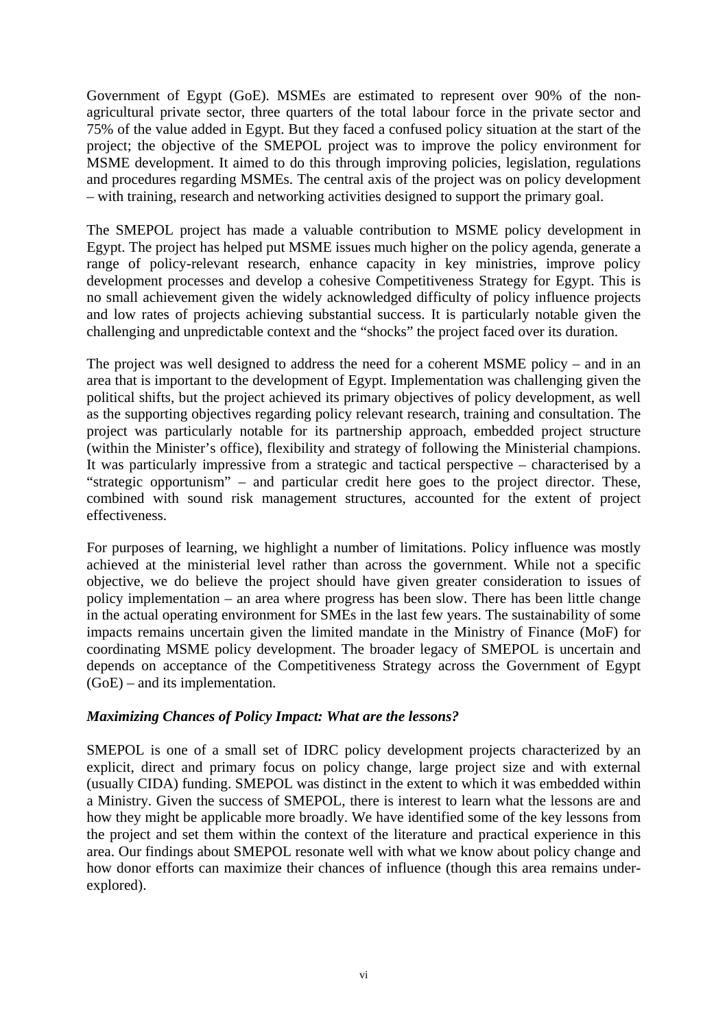Government of Egypt (GoE). MSMEs are estimated to represent over 90% of the non-agricultural private sector, three quarters of the total labour force in the private sector and 75% of the value added in Egypt. But they faced a confused policy situation at the start of the project; the objective of the SMEPOL project was to improve the policy environment for MSME development. It aimed to do this through improving policies, legislation, regulations and procedures regarding MSMEs. The central axis of the project was on policy development – with training, research and networking activities designed to support the primary goal.

The SMEPOL project has made a valuable contribution to MSME policy development in Egypt. The project has helped put MSME issues much higher on the policy agenda, generate a range of policy-relevant research, enhance capacity in key ministries, improve policy development processes and develop a cohesive Competitiveness Strategy for Egypt. This is no small achievement given the widely acknowledged difficulty of policy influence projects and low rates of projects achieving substantial success. It is particularly notable given the challenging and unpredictable context and the "shocks" the project faced over its duration.

The project was well designed to address the need for a coherent MSME policy – and in an area that is important to the development of Egypt. Implementation was challenging given the political shifts, but the project achieved its primary objectives of policy development, as well as the supporting objectives regarding policy relevant research, training and consultation. The project was particularly notable for its partnership approach, embedded project structure (within the Minister's office), flexibility and strategy of following the Ministerial champions. It was particularly impressive from a strategic and tactical perspective – characterised by a "strategic opportunism" – and particular credit here goes to the project director. These, combined with sound risk management structures, accounted for the extent of project effectiveness.

For purposes of learning, we highlight a number of limitations. Policy influence was mostly achieved at the ministerial level rather than across the government. While not a specific objective, we do believe the project should have given greater consideration to issues of policy implementation – an area where progress has been slow. There has been little change in the actual operating environment for SMEs in the last few years. The sustainability of some impacts remains uncertain given the limited mandate in the Ministry of Finance (MoF) for coordinating MSME policy development. The broader legacy of SMEPOL is uncertain and depends on acceptance of the Competitiveness Strategy across the Government of Egypt (GoE) – and its implementation.

***Maximizing Chances of Policy Impact: What are the lessons?***

SMEPOL is one of a small set of IDRC policy development projects characterized by an explicit, direct and primary focus on policy change, large project size and with external (usually CIDA) funding. SMEPOL was distinct in the extent to which it was embedded within a Ministry. Given the success of SMEPOL, there is interest to learn what the lessons are and how they might be applicable more broadly. We have identified some of the key lessons from the project and set them within the context of the literature and practical experience in this area. Our findings about SMEPOL resonate well with what we know about policy change and how donor efforts can maximize their chances of influence (though this area remains under-explored).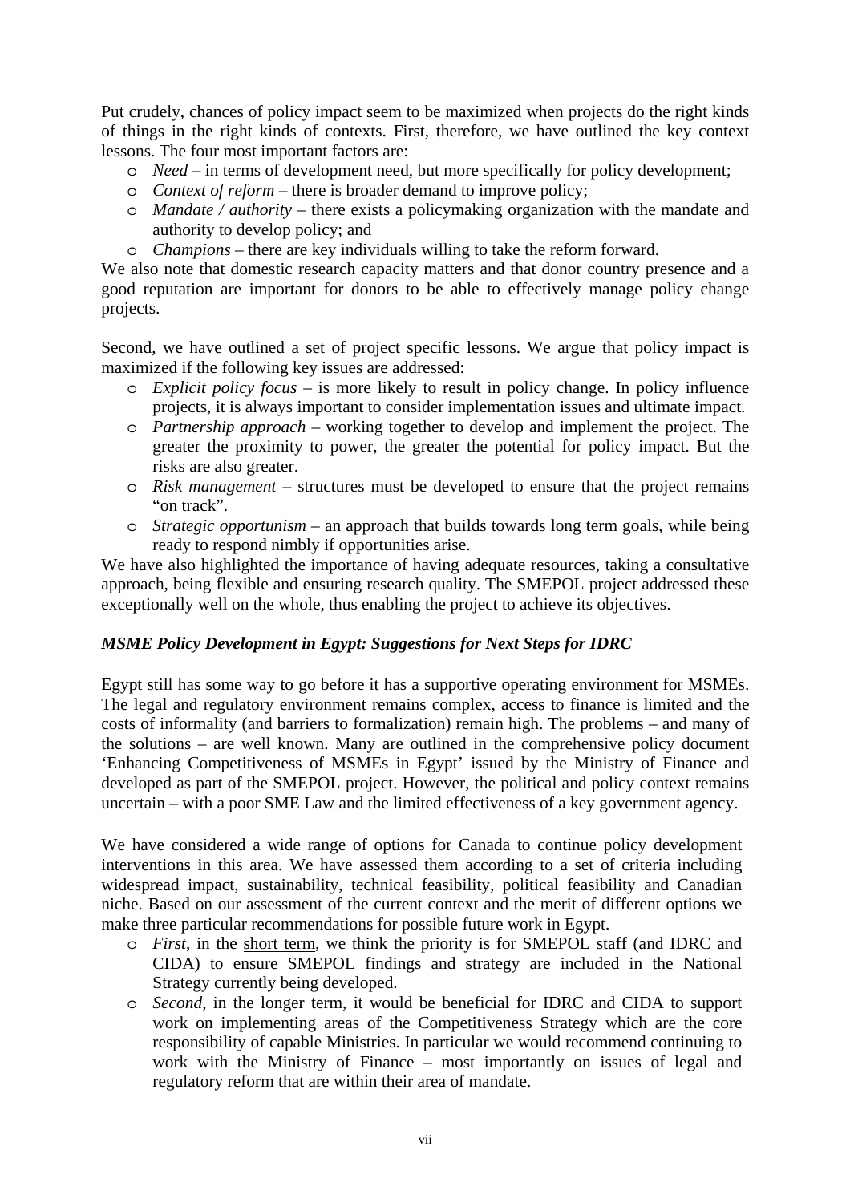Put crudely, chances of policy impact seem to be maximized when projects do the right kinds of things in the right kinds of contexts. First, therefore, we have outlined the key context lessons. The four most important factors are:

- *Need* – in terms of development need, but more specifically for policy development;
- *Context of reform* – there is broader demand to improve policy;
- *Mandate / authority* – there exists a policymaking organization with the mandate and authority to develop policy; and
- *Champions* – there are key individuals willing to take the reform forward.

We also note that domestic research capacity matters and that donor country presence and a good reputation are important for donors to be able to effectively manage policy change projects.

Second, we have outlined a set of project specific lessons. We argue that policy impact is maximized if the following key issues are addressed:

- *Explicit policy focus* – is more likely to result in policy change. In policy influence projects, it is always important to consider implementation issues and ultimate impact.
- *Partnership approach* – working together to develop and implement the project. The greater the proximity to power, the greater the potential for policy impact. But the risks are also greater.
- *Risk management* – structures must be developed to ensure that the project remains "on track".
- *Strategic opportunism* – an approach that builds towards long term goals, while being ready to respond nimbly if opportunities arise.

We have also highlighted the importance of having adequate resources, taking a consultative approach, being flexible and ensuring research quality. The SMEPOL project addressed these exceptionally well on the whole, thus enabling the project to achieve its objectives.

***MSME Policy Development in Egypt: Suggestions for Next Steps for IDRC***

Egypt still has some way to go before it has a supportive operating environment for MSMEs. The legal and regulatory environment remains complex, access to finance is limited and the costs of informality (and barriers to formalization) remain high. The problems – and many of the solutions – are well known. Many are outlined in the comprehensive policy document 'Enhancing Competitiveness of MSMEs in Egypt' issued by the Ministry of Finance and developed as part of the SMEPOL project. However, the political and policy context remains uncertain – with a poor SME Law and the limited effectiveness of a key government agency.

We have considered a wide range of options for Canada to continue policy development interventions in this area. We have assessed them according to a set of criteria including widespread impact, sustainability, technical feasibility, political feasibility and Canadian niche. Based on our assessment of the current context and the merit of different options we make three particular recommendations for possible future work in Egypt.

- *First*, in the short term, we think the priority is for SMEPOL staff (and IDRC and CIDA) to ensure SMEPOL findings and strategy are included in the National Strategy currently being developed.
- *Second*, in the longer term, it would be beneficial for IDRC and CIDA to support work on implementing areas of the Competitiveness Strategy which are the core responsibility of capable Ministries. In particular we would recommend continuing to work with the Ministry of Finance – most importantly on issues of legal and regulatory reform that are within their area of mandate.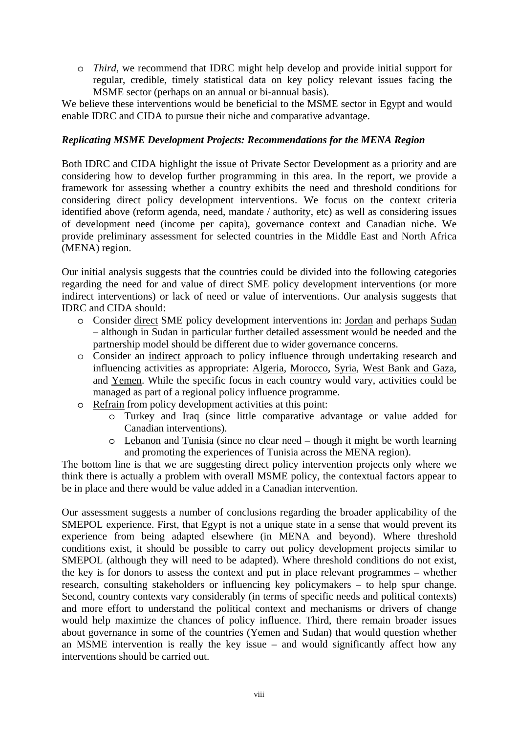- *Third*, we recommend that IDRC might help develop and provide initial support for regular, credible, timely statistical data on key policy relevant issues facing the MSME sector (perhaps on an annual or bi-annual basis).

We believe these interventions would be beneficial to the MSME sector in Egypt and would enable IDRC and CIDA to pursue their niche and comparative advantage.

***Replicating MSME Development Projects: Recommendations for the MENA Region***

Both IDRC and CIDA highlight the issue of Private Sector Development as a priority and are considering how to develop further programming in this area. In the report, we provide a framework for assessing whether a country exhibits the need and threshold conditions for considering direct policy development interventions. We focus on the context criteria identified above (reform agenda, need, mandate / authority, etc) as well as considering issues of development need (income per capita), governance context and Canadian niche. We provide preliminary assessment for selected countries in the Middle East and North Africa (MENA) region.

Our initial analysis suggests that the countries could be divided into the following categories regarding the need for and value of direct SME policy development interventions (or more indirect interventions) or lack of need or value of interventions. Our analysis suggests that IDRC and CIDA should:

- Consider direct SME policy development interventions in: Jordan and perhaps Sudan – although in Sudan in particular further detailed assessment would be needed and the partnership model should be different due to wider governance concerns.
- Consider an indirect approach to policy influence through undertaking research and influencing activities as appropriate: Algeria, Morocco, Syria, West Bank and Gaza, and Yemen. While the specific focus in each country would vary, activities could be managed as part of a regional policy influence programme.
- Refrain from policy development activities at this point:
    - Turkey and Iraq (since little comparative advantage or value added for Canadian interventions).
    - Lebanon and Tunisia (since no clear need – though it might be worth learning and promoting the experiences of Tunisia across the MENA region).

The bottom line is that we are suggesting direct policy intervention projects only where we think there is actually a problem with overall MSME policy, the contextual factors appear to be in place and there would be value added in a Canadian intervention.

Our assessment suggests a number of conclusions regarding the broader applicability of the SMEPOL experience. First, that Egypt is not a unique state in a sense that would prevent its experience from being adapted elsewhere (in MENA and beyond). Where threshold conditions exist, it should be possible to carry out policy development projects similar to SMEPOL (although they will need to be adapted). Where threshold conditions do not exist, the key is for donors to assess the context and put in place relevant programmes – whether research, consulting stakeholders or influencing key policymakers – to help spur change. Second, country contexts vary considerably (in terms of specific needs and political contexts) and more effort to understand the political context and mechanisms or drivers of change would help maximize the chances of policy influence. Third, there remain broader issues about governance in some of the countries (Yemen and Sudan) that would question whether an MSME intervention is really the key issue – and would significantly affect how any interventions should be carried out.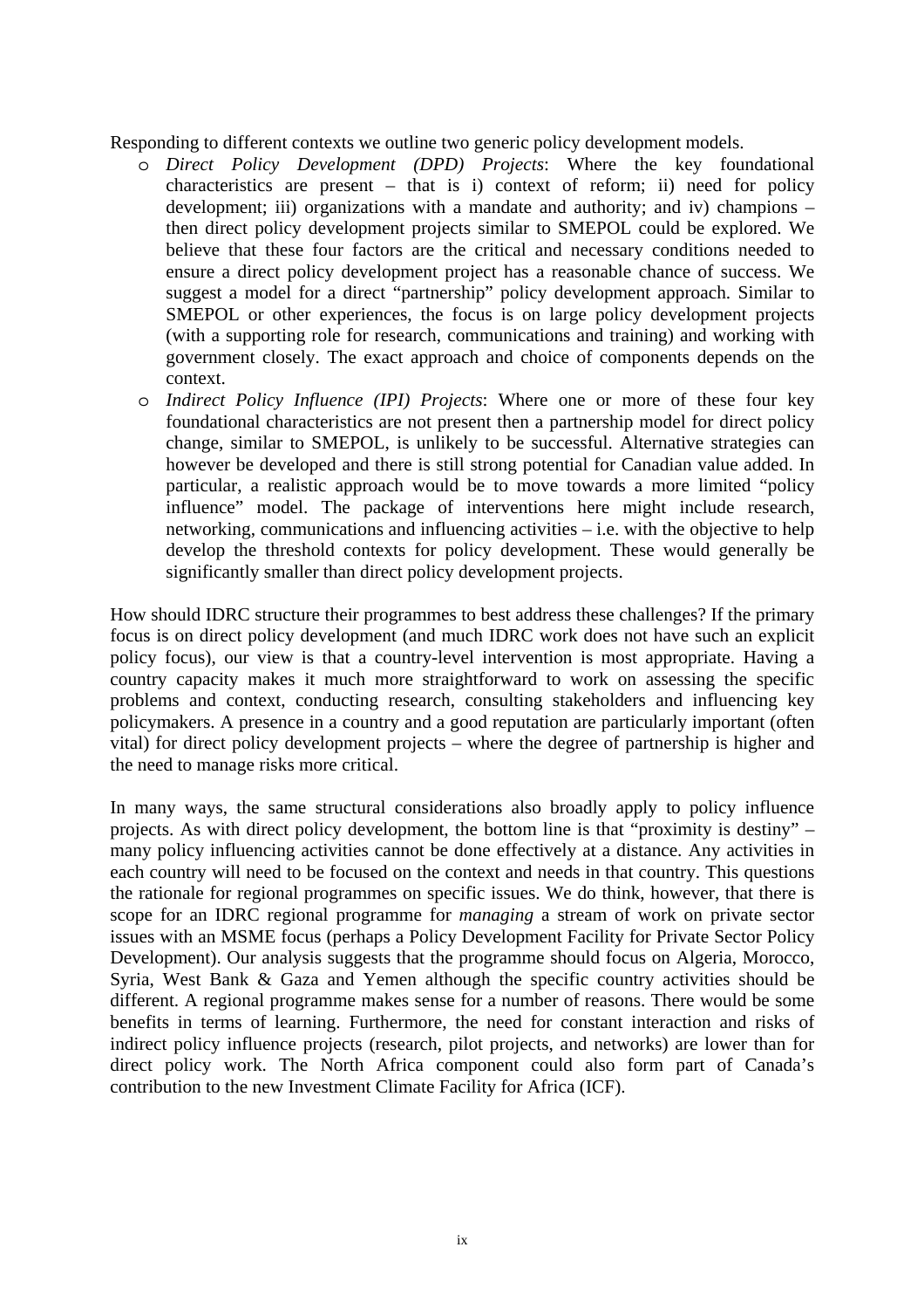Responding to different contexts we outline two generic policy development models.

- *Direct Policy Development (DPD) Projects*: Where the key foundational characteristics are present – that is i) context of reform; ii) need for policy development; iii) organizations with a mandate and authority; and iv) champions – then direct policy development projects similar to SMEPOL could be explored. We believe that these four factors are the critical and necessary conditions needed to ensure a direct policy development project has a reasonable chance of success. We suggest a model for a direct "partnership" policy development approach. Similar to SMEPOL or other experiences, the focus is on large policy development projects (with a supporting role for research, communications and training) and working with government closely. The exact approach and choice of components depends on the context.
- *Indirect Policy Influence (IPI) Projects*: Where one or more of these four key foundational characteristics are not present then a partnership model for direct policy change, similar to SMEPOL, is unlikely to be successful. Alternative strategies can however be developed and there is still strong potential for Canadian value added. In particular, a realistic approach would be to move towards a more limited "policy influence" model. The package of interventions here might include research, networking, communications and influencing activities – i.e. with the objective to help develop the threshold contexts for policy development. These would generally be significantly smaller than direct policy development projects.

How should IDRC structure their programmes to best address these challenges? If the primary focus is on direct policy development (and much IDRC work does not have such an explicit policy focus), our view is that a country-level intervention is most appropriate. Having a country capacity makes it much more straightforward to work on assessing the specific problems and context, conducting research, consulting stakeholders and influencing key policymakers. A presence in a country and a good reputation are particularly important (often vital) for direct policy development projects – where the degree of partnership is higher and the need to manage risks more critical.

In many ways, the same structural considerations also broadly apply to policy influence projects. As with direct policy development, the bottom line is that "proximity is destiny" – many policy influencing activities cannot be done effectively at a distance. Any activities in each country will need to be focused on the context and needs in that country. This questions the rationale for regional programmes on specific issues. We do think, however, that there is scope for an IDRC regional programme for *managing* a stream of work on private sector issues with an MSME focus (perhaps a Policy Development Facility for Private Sector Policy Development). Our analysis suggests that the programme should focus on Algeria, Morocco, Syria, West Bank & Gaza and Yemen although the specific country activities should be different. A regional programme makes sense for a number of reasons. There would be some benefits in terms of learning. Furthermore, the need for constant interaction and risks of indirect policy influence projects (research, pilot projects, and networks) are lower than for direct policy work. The North Africa component could also form part of Canada's contribution to the new Investment Climate Facility for Africa (ICF).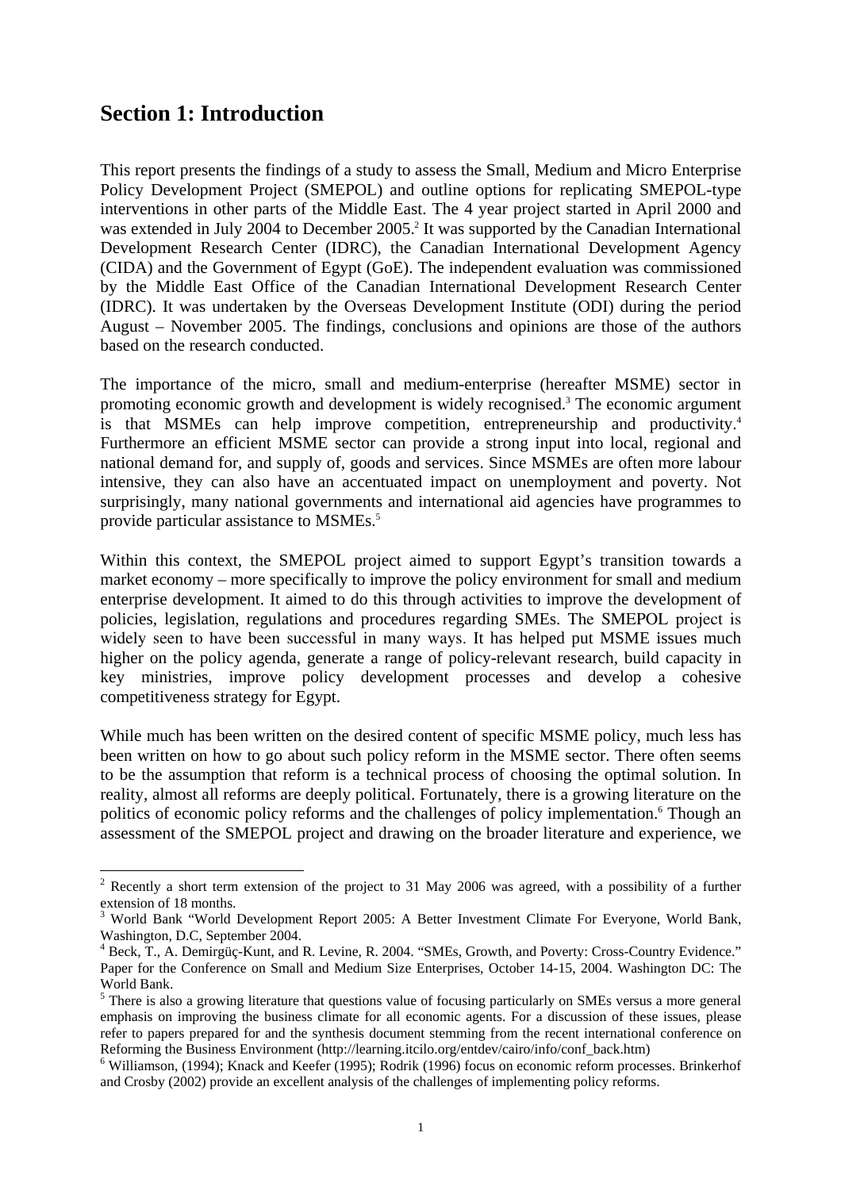## Section 1: Introduction

This report presents the findings of a study to assess the Small, Medium and Micro Enterprise Policy Development Project (SMEPOL) and outline options for replicating SMEPOL-type interventions in other parts of the Middle East. The 4 year project started in April 2000 and was extended in July 2004 to December 2005.[2] It was supported by the Canadian International Development Research Center (IDRC), the Canadian International Development Agency (CIDA) and the Government of Egypt (GoE). The independent evaluation was commissioned by the Middle East Office of the Canadian International Development Research Center (IDRC). It was undertaken by the Overseas Development Institute (ODI) during the period August – November 2005. The findings, conclusions and opinions are those of the authors based on the research conducted.

The importance of the micro, small and medium-enterprise (hereafter MSME) sector in promoting economic growth and development is widely recognised.[3] The economic argument is that MSMEs can help improve competition, entrepreneurship and productivity.[4] Furthermore an efficient MSME sector can provide a strong input into local, regional and national demand for, and supply of, goods and services. Since MSMEs are often more labour intensive, they can also have an accentuated impact on unemployment and poverty. Not surprisingly, many national governments and international aid agencies have programmes to provide particular assistance to MSMEs.[5]

Within this context, the SMEPOL project aimed to support Egypt's transition towards a market economy – more specifically to improve the policy environment for small and medium enterprise development. It aimed to do this through activities to improve the development of policies, legislation, regulations and procedures regarding SMEs. The SMEPOL project is widely seen to have been successful in many ways. It has helped put MSME issues much higher on the policy agenda, generate a range of policy-relevant research, build capacity in key ministries, improve policy development processes and develop a cohesive competitiveness strategy for Egypt.

While much has been written on the desired content of specific MSME policy, much less has been written on how to go about such policy reform in the MSME sector. There often seems to be the assumption that reform is a technical process of choosing the optimal solution. In reality, almost all reforms are deeply political. Fortunately, there is a growing literature on the politics of economic policy reforms and the challenges of policy implementation.[6] Though an assessment of the SMEPOL project and drawing on the broader literature and experience, we

---

[2] Recently a short term extension of the project to 31 May 2006 was agreed, with a possibility of a further extension of 18 months.

[3] World Bank "World Development Report 2005: A Better Investment Climate For Everyone, World Bank, Washington, D.C, September 2004.

[4] Beck, T., A. Demirgüç-Kunt, and R. Levine, R. 2004. "SMEs, Growth, and Poverty: Cross-Country Evidence." Paper for the Conference on Small and Medium Size Enterprises, October 14-15, 2004. Washington DC: The World Bank.

[5] There is also a growing literature that questions value of focusing particularly on SMEs versus a more general emphasis on improving the business climate for all economic agents. For a discussion of these issues, please refer to papers prepared for and the synthesis document stemming from the recent international conference on Reforming the Business Environment (http://learning.itcilo.org/entdev/cairo/info/conf_back.htm)

[6] Williamson, (1994); Knack and Keefer (1995); Rodrik (1996) focus on economic reform processes. Brinkerhof and Crosby (2002) provide an excellent analysis of the challenges of implementing policy reforms.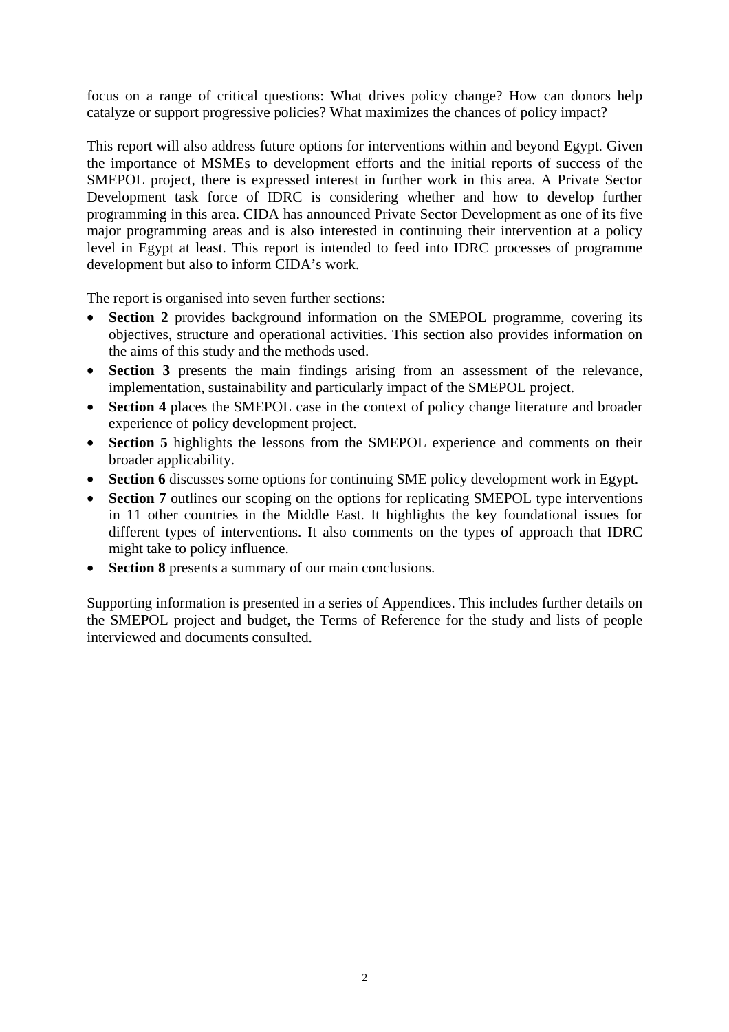focus on a range of critical questions: What drives policy change? How can donors help catalyze or support progressive policies? What maximizes the chances of policy impact?

This report will also address future options for interventions within and beyond Egypt. Given the importance of MSMEs to development efforts and the initial reports of success of the SMEPOL project, there is expressed interest in further work in this area. A Private Sector Development task force of IDRC is considering whether and how to develop further programming in this area. CIDA has announced Private Sector Development as one of its five major programming areas and is also interested in continuing their intervention at a policy level in Egypt at least. This report is intended to feed into IDRC processes of programme development but also to inform CIDA's work.

The report is organised into seven further sections:

- **Section 2** provides background information on the SMEPOL programme, covering its objectives, structure and operational activities. This section also provides information on the aims of this study and the methods used.
- **Section 3** presents the main findings arising from an assessment of the relevance, implementation, sustainability and particularly impact of the SMEPOL project.
- **Section 4** places the SMEPOL case in the context of policy change literature and broader experience of policy development project.
- **Section 5** highlights the lessons from the SMEPOL experience and comments on their broader applicability.
- **Section 6** discusses some options for continuing SME policy development work in Egypt.
- **Section 7** outlines our scoping on the options for replicating SMEPOL type interventions in 11 other countries in the Middle East. It highlights the key foundational issues for different types of interventions. It also comments on the types of approach that IDRC might take to policy influence.
- **Section 8** presents a summary of our main conclusions.

Supporting information is presented in a series of Appendices. This includes further details on the SMEPOL project and budget, the Terms of Reference for the study and lists of people interviewed and documents consulted.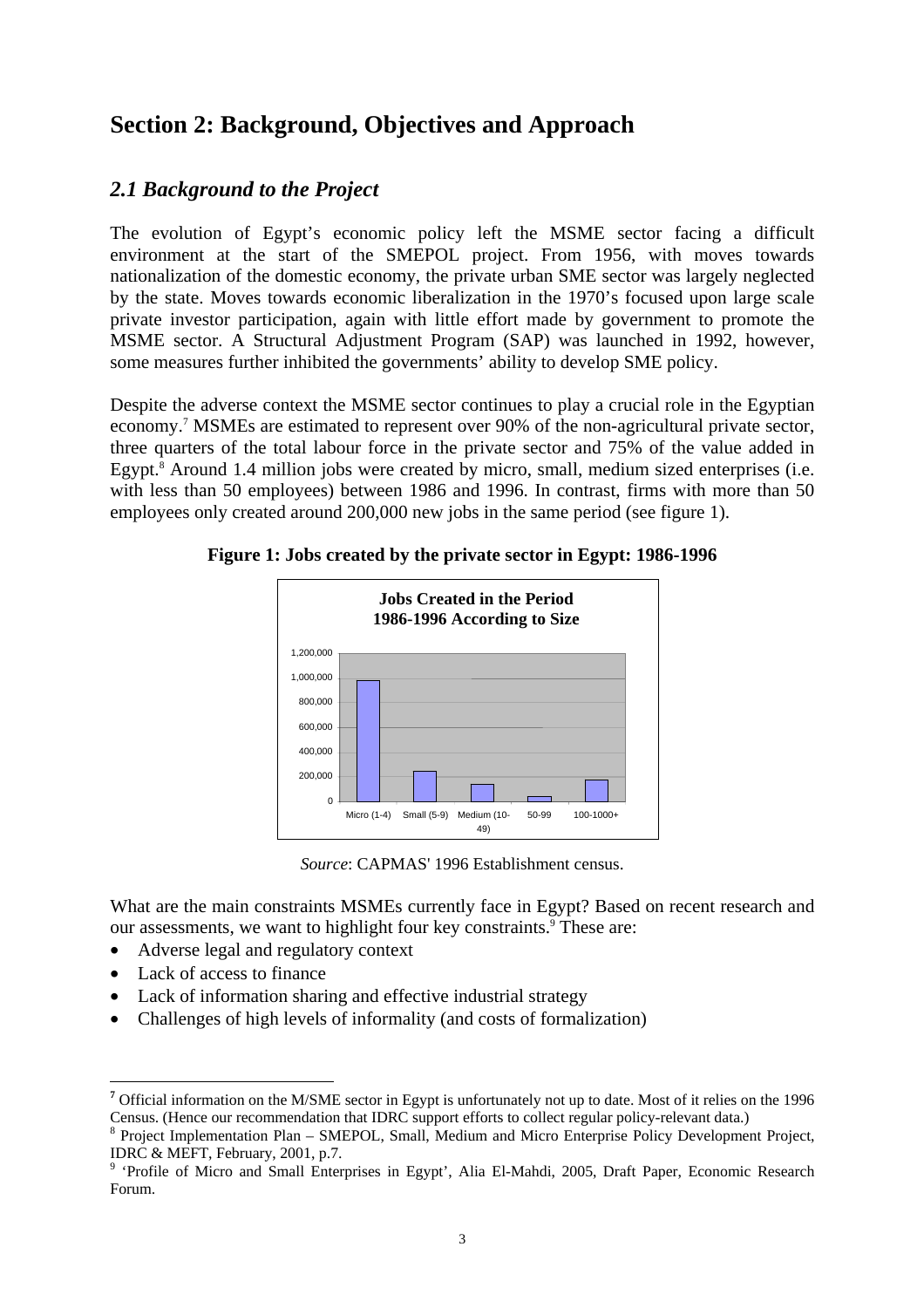# Section 2: Background, Objectives and Approach

## *2.1 Background to the Project*

The evolution of Egypt's economic policy left the MSME sector facing a difficult environment at the start of the SMEPOL project. From 1956, with moves towards nationalization of the domestic economy, the private urban SME sector was largely neglected by the state. Moves towards economic liberalization in the 1970's focused upon large scale private investor participation, again with little effort made by government to promote the MSME sector. A Structural Adjustment Program (SAP) was launched in 1992, however, some measures further inhibited the governments' ability to develop SME policy.

Despite the adverse context the MSME sector continues to play a crucial role in the Egyptian economy.[7] MSMEs are estimated to represent over 90% of the non-agricultural private sector, three quarters of the total labour force in the private sector and 75% of the value added in Egypt.[8] Around 1.4 million jobs were created by micro, small, medium sized enterprises (i.e. with less than 50 employees) between 1986 and 1996. In contrast, firms with more than 50 employees only created around 200,000 new jobs in the same period (see figure 1).

**Figure 1: Jobs created by the private sector in Egypt: 1986-1996**

*Source*: CAPMAS' 1996 Establishment census.

What are the main constraints MSMEs currently face in Egypt? Based on recent research and our assessments, we want to highlight four key constraints.[9] These are:

- Adverse legal and regulatory context
- Lack of access to finance
- Lack of information sharing and effective industrial strategy
- Challenges of high levels of informality (and costs of formalization)

---

[7] Official information on the M/SME sector in Egypt is unfortunately not up to date. Most of it relies on the 1996 Census. (Hence our recommendation that IDRC support efforts to collect regular policy-relevant data.)

[8] Project Implementation Plan – SMEPOL, Small, Medium and Micro Enterprise Policy Development Project, IDRC & MEFT, February, 2001, p.7.

[9] 'Profile of Micro and Small Enterprises in Egypt', Alia El-Mahdi, 2005, Draft Paper, Economic Research Forum.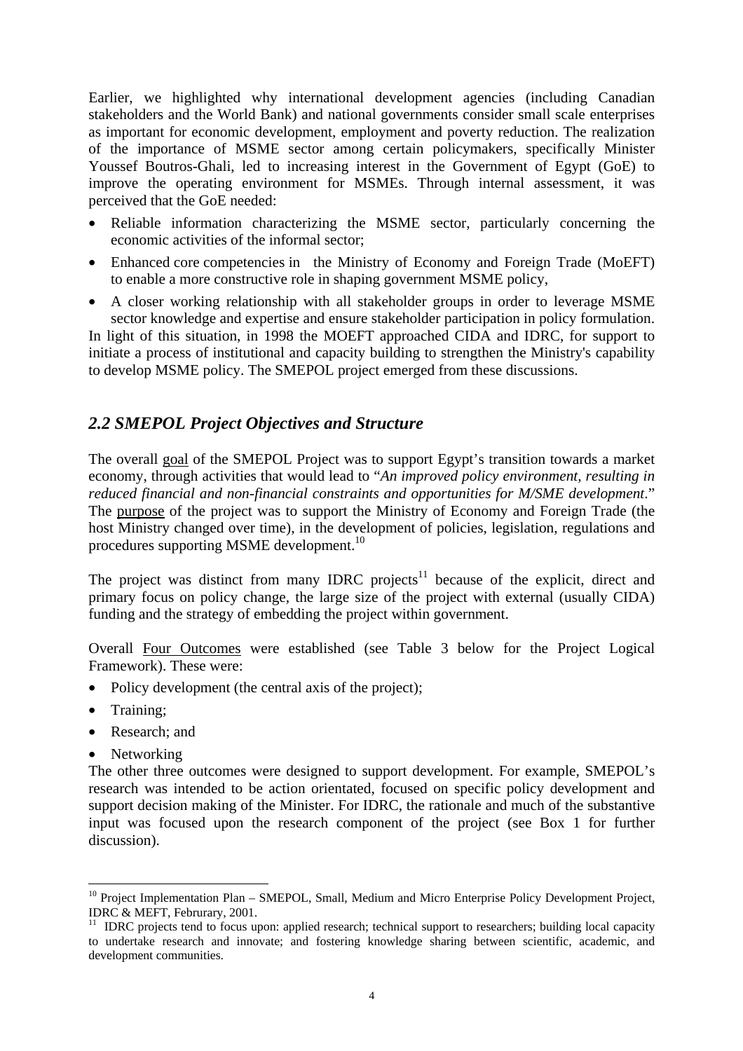Earlier, we highlighted why international development agencies (including Canadian stakeholders and the World Bank) and national governments consider small scale enterprises as important for economic development, employment and poverty reduction. The realization of the importance of MSME sector among certain policymakers, specifically Minister Youssef Boutros-Ghali, led to increasing interest in the Government of Egypt (GoE) to improve the operating environment for MSMEs. Through internal assessment, it was perceived that the GoE needed:

- Reliable information characterizing the MSME sector, particularly concerning the economic activities of the informal sector;
- Enhanced core competencies in the Ministry of Economy and Foreign Trade (MoEFT) to enable a more constructive role in shaping government MSME policy,
- A closer working relationship with all stakeholder groups in order to leverage MSME sector knowledge and expertise and ensure stakeholder participation in policy formulation.

In light of this situation, in 1998 the MOEFT approached CIDA and IDRC, for support to initiate a process of institutional and capacity building to strengthen the Ministry's capability to develop MSME policy. The SMEPOL project emerged from these discussions.

## *2.2 SMEPOL Project Objectives and Structure*

The overall goal of the SMEPOL Project was to support Egypt's transition towards a market economy, through activities that would lead to "*An improved policy environment, resulting in reduced financial and non-financial constraints and opportunities for M/SME development*." The purpose of the project was to support the Ministry of Economy and Foreign Trade (the host Ministry changed over time), in the development of policies, legislation, regulations and procedures supporting MSME development.[10]

The project was distinct from many IDRC projects[11] because of the explicit, direct and primary focus on policy change, the large size of the project with external (usually CIDA) funding and the strategy of embedding the project within government.

Overall Four Outcomes were established (see Table 3 below for the Project Logical Framework). These were:

- Policy development (the central axis of the project);
- Training;
- Research; and
- Networking

The other three outcomes were designed to support development. For example, SMEPOL's research was intended to be action orientated, focused on specific policy development and support decision making of the Minister. For IDRC, the rationale and much of the substantive input was focused upon the research component of the project (see Box 1 for further discussion).

---

[10] Project Implementation Plan – SMEPOL, Small, Medium and Micro Enterprise Policy Development Project, IDRC & MEFT, Februrary, 2001.

[11] IDRC projects tend to focus upon: applied research; technical support to researchers; building local capacity to undertake research and innovate; and fostering knowledge sharing between scientific, academic, and development communities.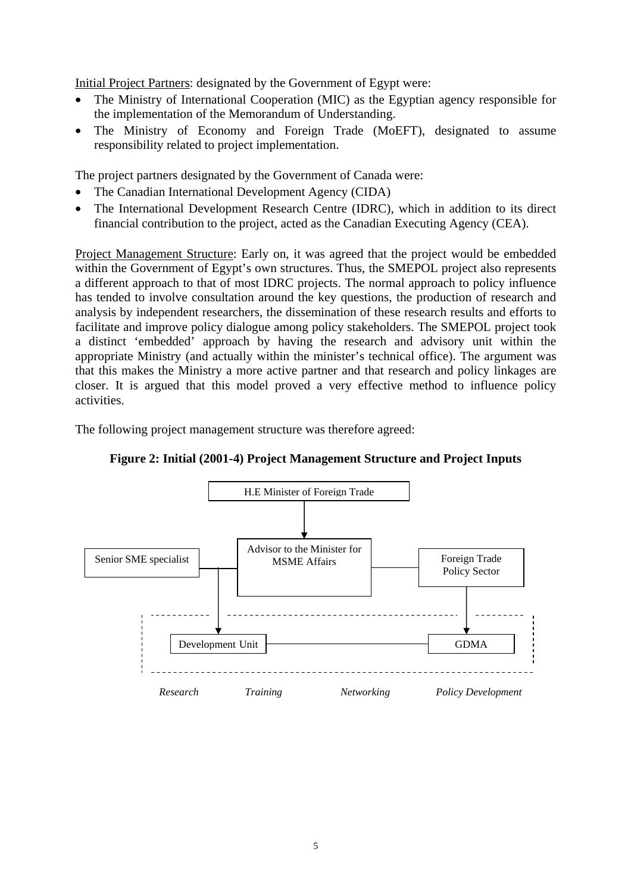Initial Project Partners: designated by the Government of Egypt were:

- The Ministry of International Cooperation (MIC) as the Egyptian agency responsible for the implementation of the Memorandum of Understanding.
- The Ministry of Economy and Foreign Trade (MoEFT), designated to assume responsibility related to project implementation.

The project partners designated by the Government of Canada were:

- The Canadian International Development Agency (CIDA)
- The International Development Research Centre (IDRC), which in addition to its direct financial contribution to the project, acted as the Canadian Executing Agency (CEA).

Project Management Structure: Early on, it was agreed that the project would be embedded within the Government of Egypt's own structures. Thus, the SMEPOL project also represents a different approach to that of most IDRC projects. The normal approach to policy influence has tended to involve consultation around the key questions, the production of research and analysis by independent researchers, the dissemination of these research results and efforts to facilitate and improve policy dialogue among policy stakeholders. The SMEPOL project took a distinct 'embedded' approach by having the research and advisory unit within the appropriate Ministry (and actually within the minister's technical office). The argument was that this makes the Ministry a more active partner and that research and policy linkages are closer. It is argued that this model proved a very effective method to influence policy activities.

The following project management structure was therefore agreed:

**Figure 2: Initial (2001-4) Project Management Structure and Project Inputs**

H.E Minister of Foreign Trade

Senior SME specialist

Advisor to the Minister for MSME Affairs

Foreign Trade Policy Sector

Development Unit

GDMA

*Research* *Training* *Networking* *Policy Development*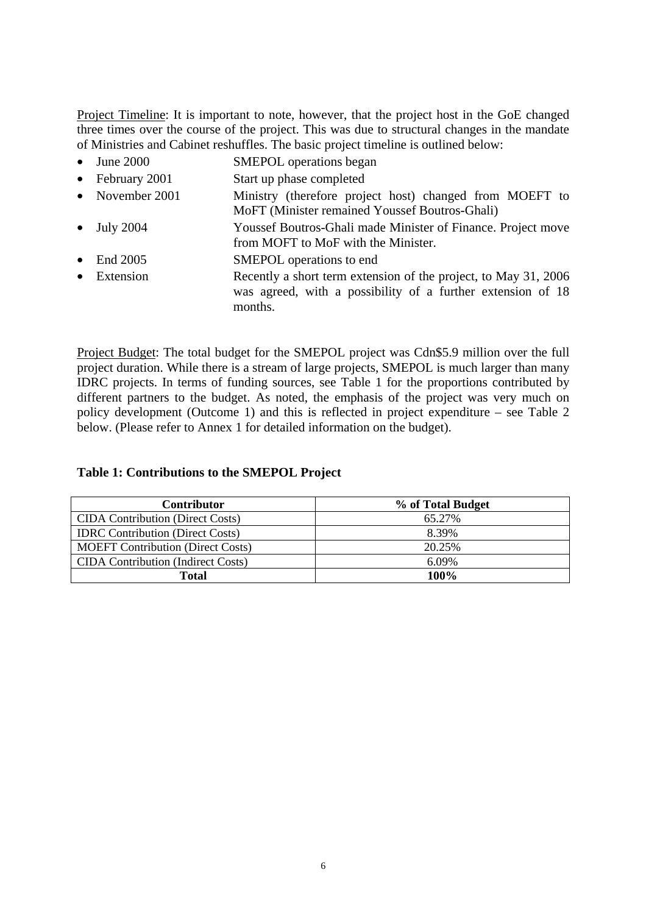Project Timeline: It is important to note, however, that the project host in the GoE changed three times over the course of the project. This was due to structural changes in the mandate of Ministries and Cabinet reshuffles. The basic project timeline is outlined below:

- June 2000 — SMEPOL operations began
- February 2001 — Start up phase completed
- November 2001 — Ministry (therefore project host) changed from MOEFT to MoFT (Minister remained Youssef Boutros-Ghali)
- July 2004 — Youssef Boutros-Ghali made Minister of Finance. Project move from MOFT to MoF with the Minister.
- End 2005 — SMEPOL operations to end
- Extension — Recently a short term extension of the project, to May 31, 2006 was agreed, with a possibility of a further extension of 18 months.

Project Budget: The total budget for the SMEPOL project was Cdn$5.9 million over the full project duration. While there is a stream of large projects, SMEPOL is much larger than many IDRC projects. In terms of funding sources, see Table 1 for the proportions contributed by different partners to the budget. As noted, the emphasis of the project was very much on policy development (Outcome 1) and this is reflected in project expenditure – see Table 2 below. (Please refer to Annex 1 for detailed information on the budget).

**Table 1: Contributions to the SMEPOL Project**

| Contributor | % of Total Budget |
|---|---|
| CIDA Contribution (Direct Costs) | 65.27% |
| IDRC Contribution (Direct Costs) | 8.39% |
| MOEFT Contribution (Direct Costs) | 20.25% |
| CIDA Contribution (Indirect Costs) | 6.09% |
| **Total** | **100%** |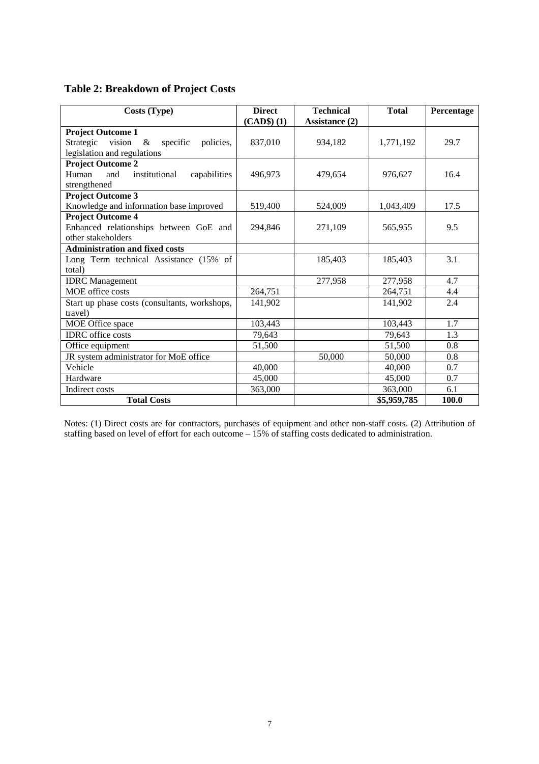## Table 2: Breakdown of Project Costs

| Costs (Type) | Direct (CAD$) (1) | Technical Assistance (2) | Total | Percentage |
|---|---|---|---|---|
| **Project Outcome 1** Strategic vision & specific policies, legislation and regulations | 837,010 | 934,182 | 1,771,192 | 29.7 |
| **Project Outcome 2** Human and institutional capabilities strengthened | 496,973 | 479,654 | 976,627 | 16.4 |
| **Project Outcome 3** Knowledge and information base improved | 519,400 | 524,009 | 1,043,409 | 17.5 |
| **Project Outcome 4** Enhanced relationships between GoE and other stakeholders | 294,846 | 271,109 | 565,955 | 9.5 |
| **Administration and fixed costs** | | | | |
| Long Term technical Assistance (15% of total) | | 185,403 | 185,403 | 3.1 |
| IDRC Management | | 277,958 | 277,958 | 4.7 |
| MOE office costs | 264,751 | | 264,751 | 4.4 |
| Start up phase costs (consultants, workshops, travel) | 141,902 | | 141,902 | 2.4 |
| MOE Office space | 103,443 | | 103,443 | 1.7 |
| IDRC office costs | 79,643 | | 79,643 | 1.3 |
| Office equipment | 51,500 | | 51,500 | 0.8 |
| JR system administrator for MoE office | | 50,000 | 50,000 | 0.8 |
| Vehicle | 40,000 | | 40,000 | 0.7 |
| Hardware | 45,000 | | 45,000 | 0.7 |
| Indirect costs | 363,000 | | 363,000 | 6.1 |
| **Total Costs** | | | **$5,959,785** | **100.0** |

Notes: (1) Direct costs are for contractors, purchases of equipment and other non-staff costs. (2) Attribution of staffing based on level of effort for each outcome – 15% of staffing costs dedicated to administration.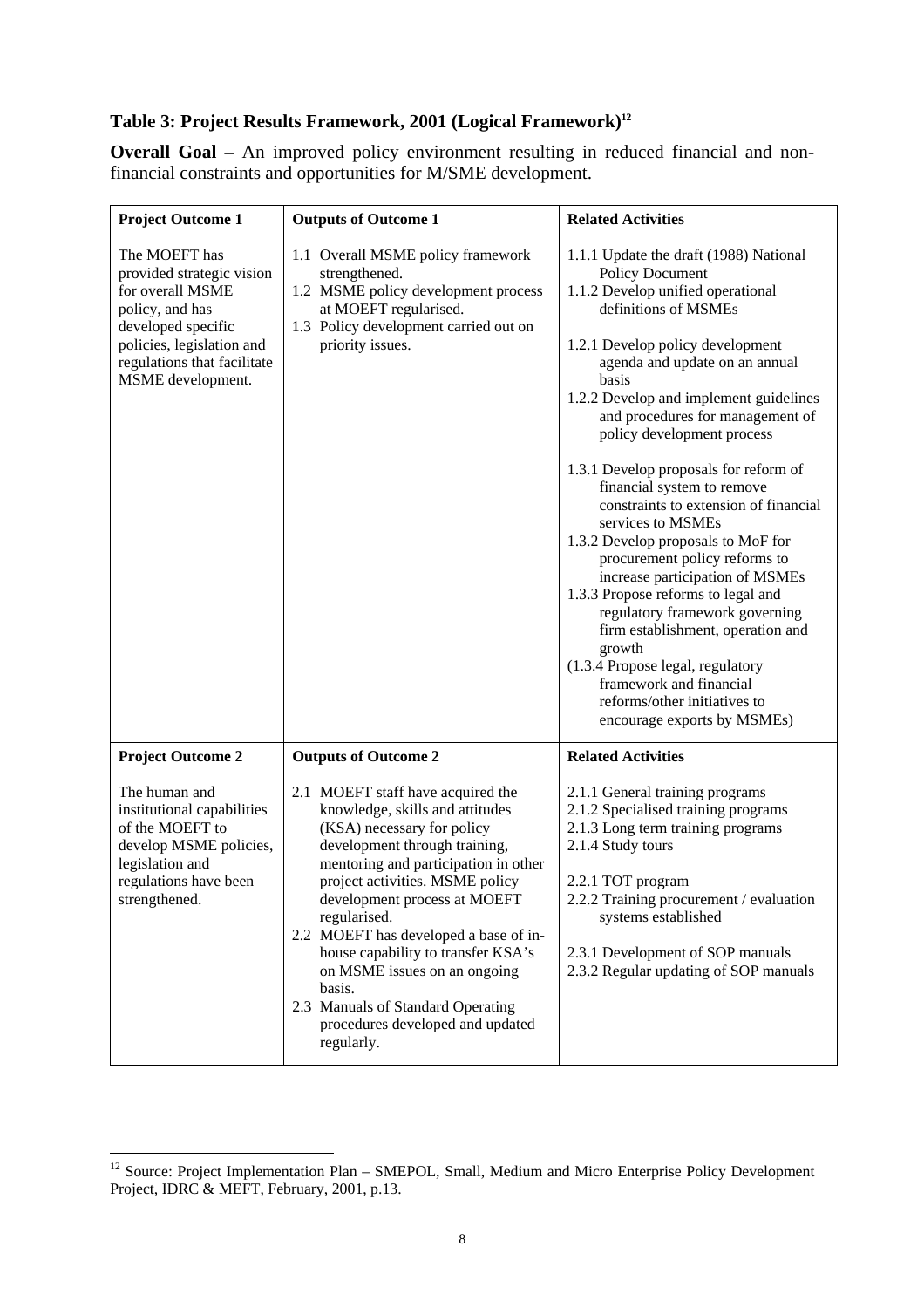### Table 3: Project Results Framework, 2001 (Logical Framework)[12]

**Overall Goal –** An improved policy environment resulting in reduced financial and non-financial constraints and opportunities for M/SME development.

| **Project Outcome 1** | **Outputs of Outcome 1** | **Related Activities** |
|---|---|---|
| The MOEFT has provided strategic vision for overall MSME policy, and has developed specific policies, legislation and regulations that facilitate MSME development. | 1.1 Overall MSME policy framework strengthened.<br>1.2 MSME policy development process at MOEFT regularised.<br>1.3 Policy development carried out on priority issues. | 1.1.1 Update the draft (1988) National Policy Document<br>1.1.2 Develop unified operational definitions of MSMEs<br><br>1.2.1 Develop policy development agenda and update on an annual basis<br>1.2.2 Develop and implement guidelines and procedures for management of policy development process<br><br>1.3.1 Develop proposals for reform of financial system to remove constraints to extension of financial services to MSMEs<br>1.3.2 Develop proposals to MoF for procurement policy reforms to increase participation of MSMEs<br>1.3.3 Propose reforms to legal and regulatory framework governing firm establishment, operation and growth<br>(1.3.4 Propose legal, regulatory framework and financial reforms/other initiatives to encourage exports by MSMEs) |
| **Project Outcome 2** | **Outputs of Outcome 2** | **Related Activities** |
| The human and institutional capabilities of the MOEFT to develop MSME policies, legislation and regulations have been strengthened. | 2.1 MOEFT staff have acquired the knowledge, skills and attitudes (KSA) necessary for policy development through training, mentoring and participation in other project activities. MSME policy development process at MOEFT regularised.<br>2.2 MOEFT has developed a base of in-house capability to transfer KSA's on MSME issues on an ongoing basis.<br>2.3 Manuals of Standard Operating procedures developed and updated regularly. | 2.1.1 General training programs<br>2.1.2 Specialised training programs<br>2.1.3 Long term training programs<br>2.1.4 Study tours<br><br>2.2.1 TOT program<br>2.2.2 Training procurement / evaluation systems established<br><br>2.3.1 Development of SOP manuals<br>2.3.2 Regular updating of SOP manuals |

[12] Source: Project Implementation Plan – SMEPOL, Small, Medium and Micro Enterprise Policy Development Project, IDRC & MEFT, February, 2001, p.13.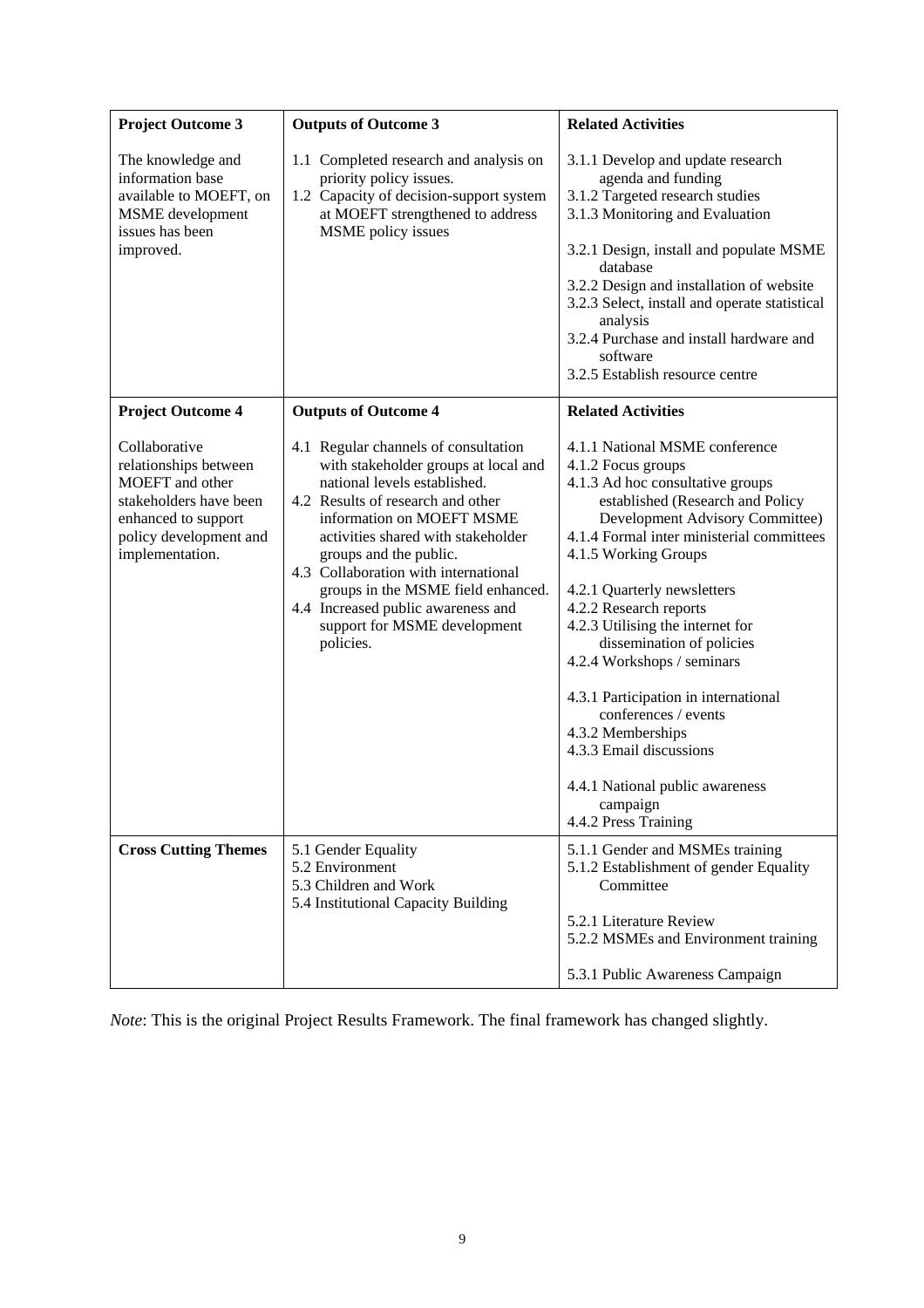| Project Outcome 3 | Outputs of Outcome 3 | Related Activities |
|---|---|---|
| The knowledge and information base available to MOEFT, on MSME development issues has been improved. | 1.1 Completed research and analysis on priority policy issues.<br>1.2 Capacity of decision-support system at MOEFT strengthened to address MSME policy issues | 3.1.1 Develop and update research agenda and funding<br>3.1.2 Targeted research studies<br>3.1.3 Monitoring and Evaluation<br><br>3.2.1 Design, install and populate MSME database<br>3.2.2 Design and installation of website<br>3.2.3 Select, install and operate statistical analysis<br>3.2.4 Purchase and install hardware and software<br>3.2.5 Establish resource centre |
| **Project Outcome 4** | **Outputs of Outcome 4** | **Related Activities** |
| Collaborative relationships between MOEFT and other stakeholders have been enhanced to support policy development and implementation. | 4.1 Regular channels of consultation with stakeholder groups at local and national levels established.<br>4.2 Results of research and other information on MOEFT MSME activities shared with stakeholder groups and the public.<br>4.3 Collaboration with international groups in the MSME field enhanced.<br>4.4 Increased public awareness and support for MSME development policies. | 4.1.1 National MSME conference<br>4.1.2 Focus groups<br>4.1.3 Ad hoc consultative groups established (Research and Policy Development Advisory Committee)<br>4.1.4 Formal inter ministerial committees<br>4.1.5 Working Groups<br><br>4.2.1 Quarterly newsletters<br>4.2.2 Research reports<br>4.2.3 Utilising the internet for dissemination of policies<br>4.2.4 Workshops / seminars<br><br>4.3.1 Participation in international conferences / events<br>4.3.2 Memberships<br>4.3.3 Email discussions<br><br>4.4.1 National public awareness campaign<br>4.4.2 Press Training |
| **Cross Cutting Themes** | 5.1 Gender Equality<br>5.2 Environment<br>5.3 Children and Work<br>5.4 Institutional Capacity Building | 5.1.1 Gender and MSMEs training<br>5.1.2 Establishment of gender Equality Committee<br><br>5.2.1 Literature Review<br>5.2.2 MSMEs and Environment training<br><br>5.3.1 Public Awareness Campaign |

*Note*: This is the original Project Results Framework. The final framework has changed slightly.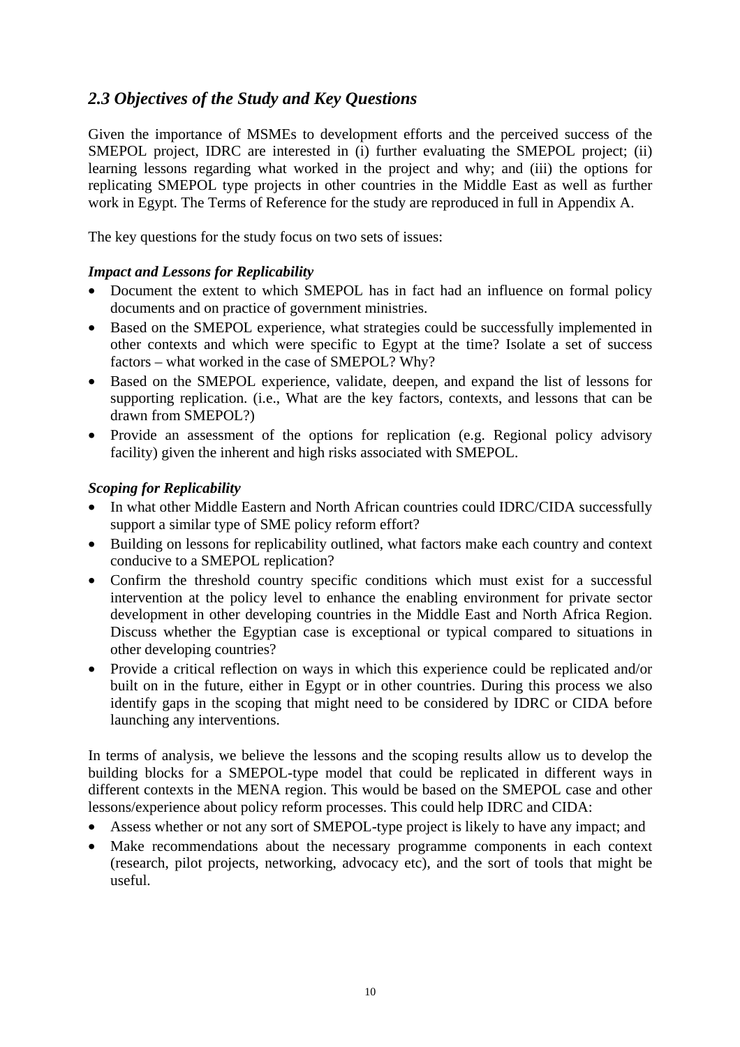## *2.3 Objectives of the Study and Key Questions*

Given the importance of MSMEs to development efforts and the perceived success of the SMEPOL project, IDRC are interested in (i) further evaluating the SMEPOL project; (ii) learning lessons regarding what worked in the project and why; and (iii) the options for replicating SMEPOL type projects in other countries in the Middle East as well as further work in Egypt. The Terms of Reference for the study are reproduced in full in Appendix A.

The key questions for the study focus on two sets of issues:

***Impact and Lessons for Replicability***

- Document the extent to which SMEPOL has in fact had an influence on formal policy documents and on practice of government ministries.
- Based on the SMEPOL experience, what strategies could be successfully implemented in other contexts and which were specific to Egypt at the time? Isolate a set of success factors – what worked in the case of SMEPOL? Why?
- Based on the SMEPOL experience, validate, deepen, and expand the list of lessons for supporting replication. (i.e., What are the key factors, contexts, and lessons that can be drawn from SMEPOL?)
- Provide an assessment of the options for replication (e.g. Regional policy advisory facility) given the inherent and high risks associated with SMEPOL.

***Scoping for Replicability***

- In what other Middle Eastern and North African countries could IDRC/CIDA successfully support a similar type of SME policy reform effort?
- Building on lessons for replicability outlined, what factors make each country and context conducive to a SMEPOL replication?
- Confirm the threshold country specific conditions which must exist for a successful intervention at the policy level to enhance the enabling environment for private sector development in other developing countries in the Middle East and North Africa Region. Discuss whether the Egyptian case is exceptional or typical compared to situations in other developing countries?
- Provide a critical reflection on ways in which this experience could be replicated and/or built on in the future, either in Egypt or in other countries. During this process we also identify gaps in the scoping that might need to be considered by IDRC or CIDA before launching any interventions.

In terms of analysis, we believe the lessons and the scoping results allow us to develop the building blocks for a SMEPOL-type model that could be replicated in different ways in different contexts in the MENA region. This would be based on the SMEPOL case and other lessons/experience about policy reform processes. This could help IDRC and CIDA:

- Assess whether or not any sort of SMEPOL-type project is likely to have any impact; and
- Make recommendations about the necessary programme components in each context (research, pilot projects, networking, advocacy etc), and the sort of tools that might be useful.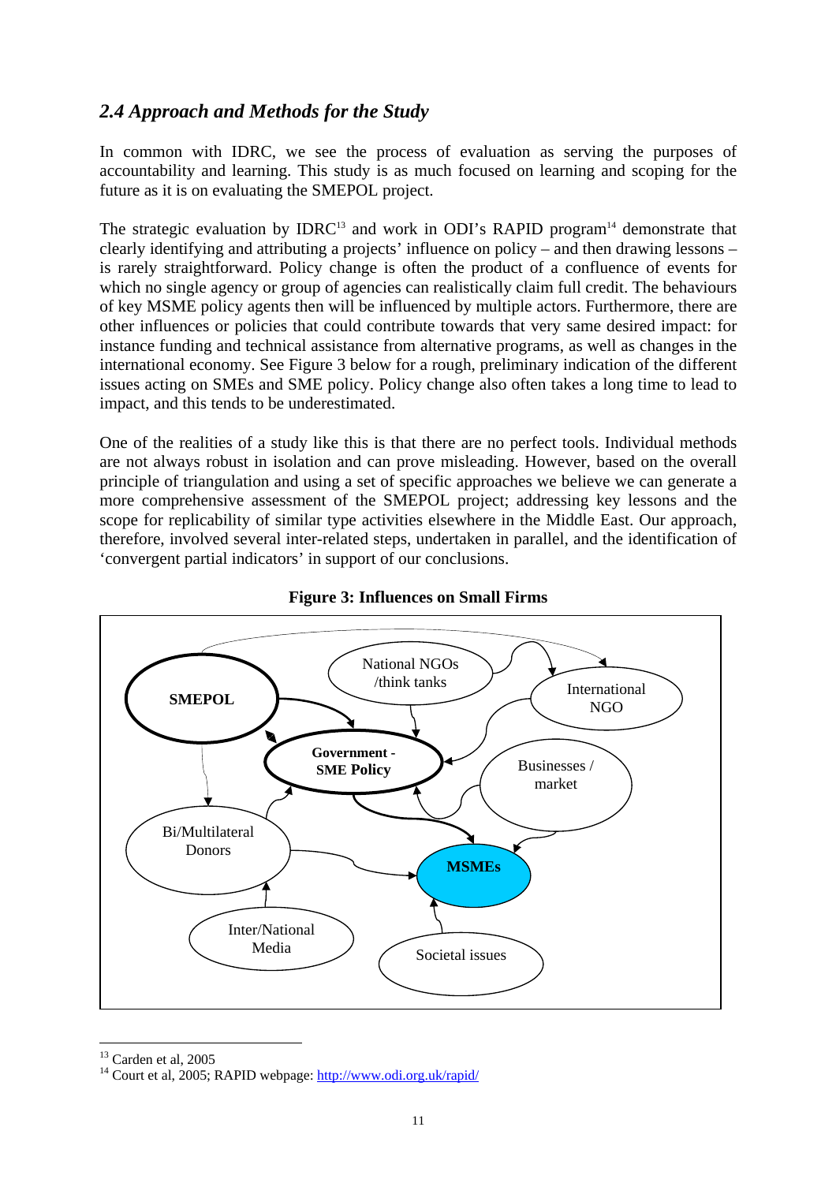## *2.4 Approach and Methods for the Study*

In common with IDRC, we see the process of evaluation as serving the purposes of accountability and learning. This study is as much focused on learning and scoping for the future as it is on evaluating the SMEPOL project.

The strategic evaluation by IDRC[13] and work in ODI's RAPID program[14] demonstrate that clearly identifying and attributing a projects' influence on policy – and then drawing lessons – is rarely straightforward. Policy change is often the product of a confluence of events for which no single agency or group of agencies can realistically claim full credit. The behaviours of key MSME policy agents then will be influenced by multiple actors. Furthermore, there are other influences or policies that could contribute towards that very same desired impact: for instance funding and technical assistance from alternative programs, as well as changes in the international economy. See Figure 3 below for a rough, preliminary indication of the different issues acting on SMEs and SME policy. Policy change also often takes a long time to lead to impact, and this tends to be underestimated.

One of the realities of a study like this is that there are no perfect tools. Individual methods are not always robust in isolation and can prove misleading. However, based on the overall principle of triangulation and using a set of specific approaches we believe we can generate a more comprehensive assessment of the SMEPOL project; addressing key lessons and the scope for replicability of similar type activities elsewhere in the Middle East. Our approach, therefore, involved several inter-related steps, undertaken in parallel, and the identification of 'convergent partial indicators' in support of our conclusions.

**Figure 3: Influences on Small Firms**

SMEPOL | National NGOs /think tanks | International NGO | Government - SME Policy | Businesses / market | Bi/Multilateral Donors | MSMEs | Inter/National Media | Societal issues

---

[13] Carden et al, 2005

[14] Court et al, 2005; RAPID webpage: http://www.odi.org.uk/rapid/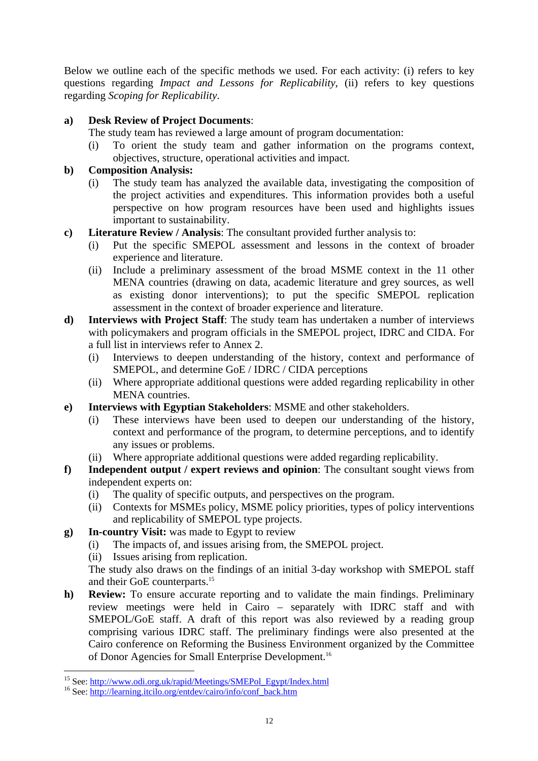Below we outline each of the specific methods we used. For each activity: (i) refers to key questions regarding *Impact and Lessons for Replicability*, (ii) refers to key questions regarding *Scoping for Replicability*.

**a) Desk Review of Project Documents**:

The study team has reviewed a large amount of program documentation:

(i) To orient the study team and gather information on the programs context, objectives, structure, operational activities and impact.

**b) Composition Analysis:**

(i) The study team has analyzed the available data, investigating the composition of the project activities and expenditures. This information provides both a useful perspective on how program resources have been used and highlights issues important to sustainability.

**c) Literature Review / Analysis**: The consultant provided further analysis to:

(i) Put the specific SMEPOL assessment and lessons in the context of broader experience and literature.

(ii) Include a preliminary assessment of the broad MSME context in the 11 other MENA countries (drawing on data, academic literature and grey sources, as well as existing donor interventions); to put the specific SMEPOL replication assessment in the context of broader experience and literature.

**d) Interviews with Project Staff**: The study team has undertaken a number of interviews with policymakers and program officials in the SMEPOL project, IDRC and CIDA. For a full list in interviews refer to Annex 2.

(i) Interviews to deepen understanding of the history, context and performance of SMEPOL, and determine GoE / IDRC / CIDA perceptions

(ii) Where appropriate additional questions were added regarding replicability in other MENA countries.

**e) Interviews with Egyptian Stakeholders**: MSME and other stakeholders.

(i) These interviews have been used to deepen our understanding of the history, context and performance of the program, to determine perceptions, and to identify any issues or problems.

(ii) Where appropriate additional questions were added regarding replicability.

**f) Independent output / expert reviews and opinion**: The consultant sought views from independent experts on:

(i) The quality of specific outputs, and perspectives on the program.

(ii) Contexts for MSMEs policy, MSME policy priorities, types of policy interventions and replicability of SMEPOL type projects.

**g) In-country Visit:** was made to Egypt to review

(i) The impacts of, and issues arising from, the SMEPOL project.

(ii) Issues arising from replication.

The study also draws on the findings of an initial 3-day workshop with SMEPOL staff and their GoE counterparts.[15]

**h) Review:** To ensure accurate reporting and to validate the main findings. Preliminary review meetings were held in Cairo – separately with IDRC staff and with SMEPOL/GoE staff. A draft of this report was also reviewed by a reading group comprising various IDRC staff. The preliminary findings were also presented at the Cairo conference on Reforming the Business Environment organized by the Committee of Donor Agencies for Small Enterprise Development.[16]

---

[15] See: http://www.odi.org.uk/rapid/Meetings/SMEPol_Egypt/Index.html

[16] See: http://learning.itcilo.org/entdev/cairo/info/conf_back.htm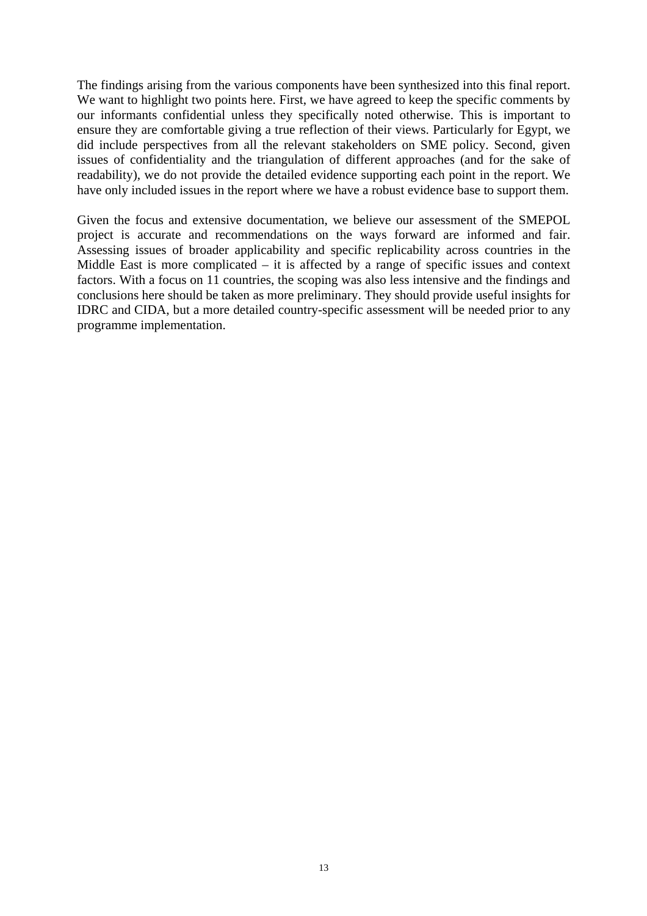The findings arising from the various components have been synthesized into this final report. We want to highlight two points here. First, we have agreed to keep the specific comments by our informants confidential unless they specifically noted otherwise. This is important to ensure they are comfortable giving a true reflection of their views. Particularly for Egypt, we did include perspectives from all the relevant stakeholders on SME policy. Second, given issues of confidentiality and the triangulation of different approaches (and for the sake of readability), we do not provide the detailed evidence supporting each point in the report. We have only included issues in the report where we have a robust evidence base to support them.

Given the focus and extensive documentation, we believe our assessment of the SMEPOL project is accurate and recommendations on the ways forward are informed and fair. Assessing issues of broader applicability and specific replicability across countries in the Middle East is more complicated – it is affected by a range of specific issues and context factors. With a focus on 11 countries, the scoping was also less intensive and the findings and conclusions here should be taken as more preliminary. They should provide useful insights for IDRC and CIDA, but a more detailed country-specific assessment will be needed prior to any programme implementation.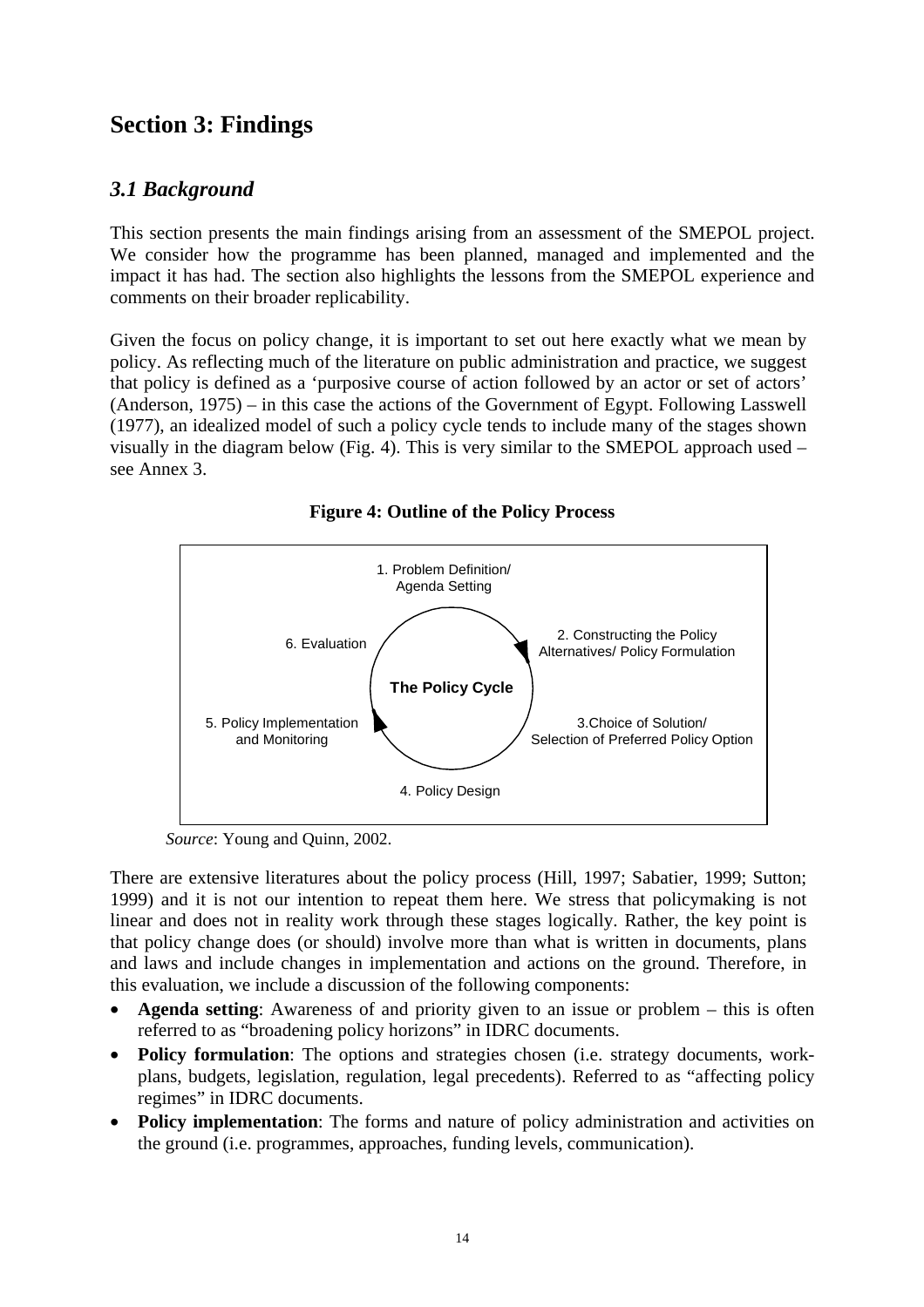# Section 3: Findings

## *3.1 Background*

This section presents the main findings arising from an assessment of the SMEPOL project. We consider how the programme has been planned, managed and implemented and the impact it has had. The section also highlights the lessons from the SMEPOL experience and comments on their broader replicability.

Given the focus on policy change, it is important to set out here exactly what we mean by policy. As reflecting much of the literature on public administration and practice, we suggest that policy is defined as a 'purposive course of action followed by an actor or set of actors' (Anderson, 1975) – in this case the actions of the Government of Egypt. Following Lasswell (1977), an idealized model of such a policy cycle tends to include many of the stages shown visually in the diagram below (Fig. 4). This is very similar to the SMEPOL approach used – see Annex 3.

**Figure 4: Outline of the Policy Process**

The Policy Cycle

1. Problem Definition/ Agenda Setting
2. Constructing the Policy Alternatives/ Policy Formulation
3. Choice of Solution/ Selection of Preferred Policy Option
4. Policy Design
5. Policy Implementation and Monitoring
6. Evaluation

*Source*: Young and Quinn, 2002.

There are extensive literatures about the policy process (Hill, 1997; Sabatier, 1999; Sutton; 1999) and it is not our intention to repeat them here. We stress that policymaking is not linear and does not in reality work through these stages logically. Rather, the key point is that policy change does (or should) involve more than what is written in documents, plans and laws and include changes in implementation and actions on the ground. Therefore, in this evaluation, we include a discussion of the following components:

- **Agenda setting**: Awareness of and priority given to an issue or problem – this is often referred to as "broadening policy horizons" in IDRC documents.
- **Policy formulation**: The options and strategies chosen (i.e. strategy documents, work-plans, budgets, legislation, regulation, legal precedents). Referred to as "affecting policy regimes" in IDRC documents.
- **Policy implementation**: The forms and nature of policy administration and activities on the ground (i.e. programmes, approaches, funding levels, communication).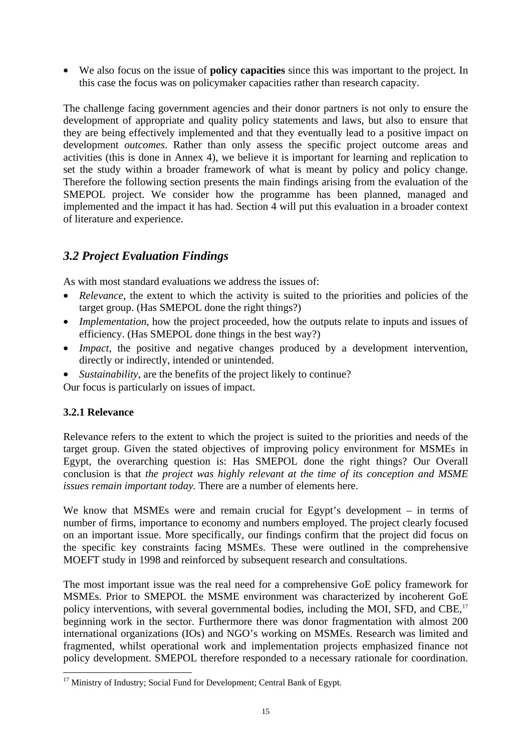- We also focus on the issue of **policy capacities** since this was important to the project. In this case the focus was on policymaker capacities rather than research capacity.

The challenge facing government agencies and their donor partners is not only to ensure the development of appropriate and quality policy statements and laws, but also to ensure that they are being effectively implemented and that they eventually lead to a positive impact on development *outcomes*. Rather than only assess the specific project outcome areas and activities (this is done in Annex 4), we believe it is important for learning and replication to set the study within a broader framework of what is meant by policy and policy change. Therefore the following section presents the main findings arising from the evaluation of the SMEPOL project. We consider how the programme has been planned, managed and implemented and the impact it has had. Section 4 will put this evaluation in a broader context of literature and experience.

## *3.2 Project Evaluation Findings*

As with most standard evaluations we address the issues of:

- *Relevance*, the extent to which the activity is suited to the priorities and policies of the target group. (Has SMEPOL done the right things?)
- *Implementation*, how the project proceeded, how the outputs relate to inputs and issues of efficiency. (Has SMEPOL done things in the best way?)
- *Impact*, the positive and negative changes produced by a development intervention, directly or indirectly, intended or unintended.
- *Sustainability*, are the benefits of the project likely to continue?

Our focus is particularly on issues of impact.

### 3.2.1 Relevance

Relevance refers to the extent to which the project is suited to the priorities and needs of the target group. Given the stated objectives of improving policy environment for MSMEs in Egypt, the overarching question is: Has SMEPOL done the right things? Our Overall conclusion is that *the project was highly relevant at the time of its conception and MSME issues remain important today.* There are a number of elements here.

We know that MSMEs were and remain crucial for Egypt's development – in terms of number of firms, importance to economy and numbers employed. The project clearly focused on an important issue. More specifically, our findings confirm that the project did focus on the specific key constraints facing MSMEs. These were outlined in the comprehensive MOEFT study in 1998 and reinforced by subsequent research and consultations.

The most important issue was the real need for a comprehensive GoE policy framework for MSMEs. Prior to SMEPOL the MSME environment was characterized by incoherent GoE policy interventions, with several governmental bodies, including the MOI, SFD, and CBE,[17] beginning work in the sector. Furthermore there was donor fragmentation with almost 200 international organizations (IOs) and NGO's working on MSMEs. Research was limited and fragmented, whilst operational work and implementation projects emphasized finance not policy development. SMEPOL therefore responded to a necessary rationale for coordination.

[17] Ministry of Industry; Social Fund for Development; Central Bank of Egypt.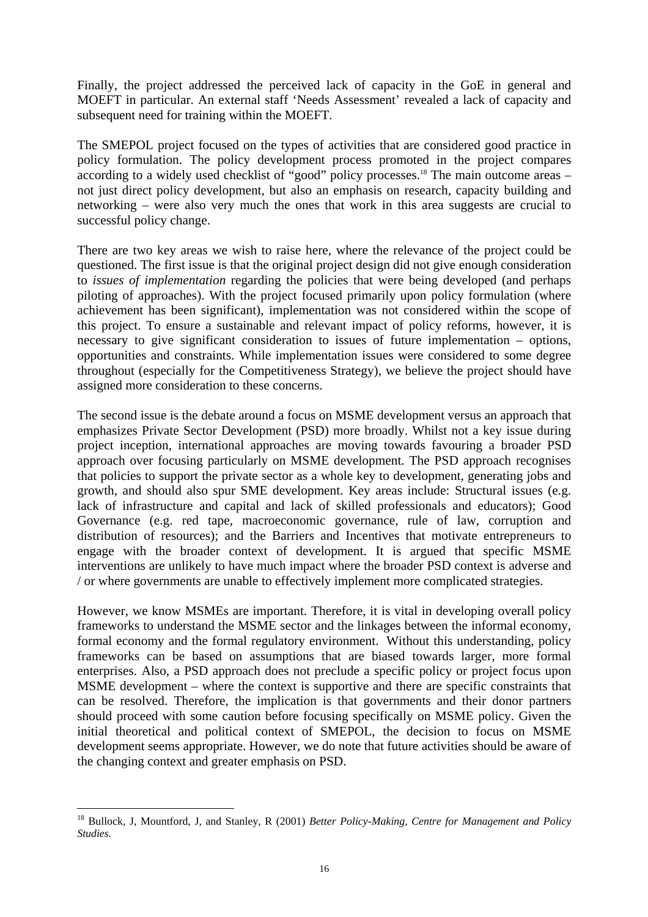Finally, the project addressed the perceived lack of capacity in the GoE in general and MOEFT in particular. An external staff 'Needs Assessment' revealed a lack of capacity and subsequent need for training within the MOEFT.

The SMEPOL project focused on the types of activities that are considered good practice in policy formulation. The policy development process promoted in the project compares according to a widely used checklist of "good" policy processes.[18] The main outcome areas – not just direct policy development, but also an emphasis on research, capacity building and networking – were also very much the ones that work in this area suggests are crucial to successful policy change.

There are two key areas we wish to raise here, where the relevance of the project could be questioned. The first issue is that the original project design did not give enough consideration to *issues of implementation* regarding the policies that were being developed (and perhaps piloting of approaches). With the project focused primarily upon policy formulation (where achievement has been significant), implementation was not considered within the scope of this project. To ensure a sustainable and relevant impact of policy reforms, however, it is necessary to give significant consideration to issues of future implementation – options, opportunities and constraints. While implementation issues were considered to some degree throughout (especially for the Competitiveness Strategy), we believe the project should have assigned more consideration to these concerns.

The second issue is the debate around a focus on MSME development versus an approach that emphasizes Private Sector Development (PSD) more broadly. Whilst not a key issue during project inception, international approaches are moving towards favouring a broader PSD approach over focusing particularly on MSME development. The PSD approach recognises that policies to support the private sector as a whole key to development, generating jobs and growth, and should also spur SME development. Key areas include: Structural issues (e.g. lack of infrastructure and capital and lack of skilled professionals and educators); Good Governance (e.g. red tape, macroeconomic governance, rule of law, corruption and distribution of resources); and the Barriers and Incentives that motivate entrepreneurs to engage with the broader context of development. It is argued that specific MSME interventions are unlikely to have much impact where the broader PSD context is adverse and / or where governments are unable to effectively implement more complicated strategies.

However, we know MSMEs are important. Therefore, it is vital in developing overall policy frameworks to understand the MSME sector and the linkages between the informal economy, formal economy and the formal regulatory environment. Without this understanding, policy frameworks can be based on assumptions that are biased towards larger, more formal enterprises. Also, a PSD approach does not preclude a specific policy or project focus upon MSME development – where the context is supportive and there are specific constraints that can be resolved. Therefore, the implication is that governments and their donor partners should proceed with some caution before focusing specifically on MSME policy. Given the initial theoretical and political context of SMEPOL, the decision to focus on MSME development seems appropriate. However, we do note that future activities should be aware of the changing context and greater emphasis on PSD.

[18] Bullock, J, Mountford, J, and Stanley, R (2001) *Better Policy-Making, Centre for Management and Policy Studies.*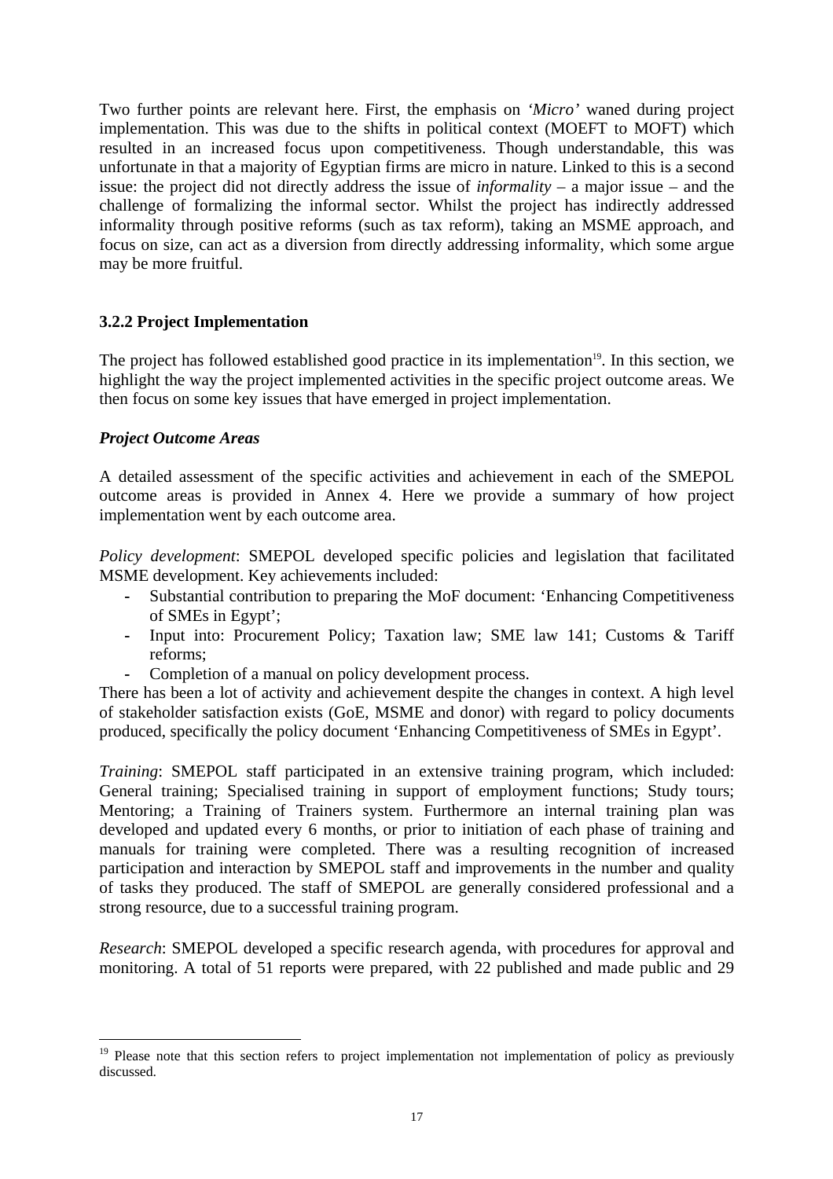Two further points are relevant here. First, the emphasis on *'Micro'* waned during project implementation. This was due to the shifts in political context (MOEFT to MOFT) which resulted in an increased focus upon competitiveness. Though understandable, this was unfortunate in that a majority of Egyptian firms are micro in nature. Linked to this is a second issue: the project did not directly address the issue of *informality* – a major issue – and the challenge of formalizing the informal sector. Whilst the project has indirectly addressed informality through positive reforms (such as tax reform), taking an MSME approach, and focus on size, can act as a diversion from directly addressing informality, which some argue may be more fruitful.

### 3.2.2 Project Implementation

The project has followed established good practice in its implementation[19]. In this section, we highlight the way the project implemented activities in the specific project outcome areas. We then focus on some key issues that have emerged in project implementation.

***Project Outcome Areas***

A detailed assessment of the specific activities and achievement in each of the SMEPOL outcome areas is provided in Annex 4. Here we provide a summary of how project implementation went by each outcome area.

*Policy development*: SMEPOL developed specific policies and legislation that facilitated MSME development. Key achievements included:

- Substantial contribution to preparing the MoF document: 'Enhancing Competitiveness of SMEs in Egypt';
- Input into: Procurement Policy; Taxation law; SME law 141; Customs & Tariff reforms;
- Completion of a manual on policy development process.

There has been a lot of activity and achievement despite the changes in context. A high level of stakeholder satisfaction exists (GoE, MSME and donor) with regard to policy documents produced, specifically the policy document 'Enhancing Competitiveness of SMEs in Egypt'.

*Training*: SMEPOL staff participated in an extensive training program, which included: General training; Specialised training in support of employment functions; Study tours; Mentoring; a Training of Trainers system. Furthermore an internal training plan was developed and updated every 6 months, or prior to initiation of each phase of training and manuals for training were completed. There was a resulting recognition of increased participation and interaction by SMEPOL staff and improvements in the number and quality of tasks they produced. The staff of SMEPOL are generally considered professional and a strong resource, due to a successful training program.

*Research*: SMEPOL developed a specific research agenda, with procedures for approval and monitoring. A total of 51 reports were prepared, with 22 published and made public and 29

[19] Please note that this section refers to project implementation not implementation of policy as previously discussed.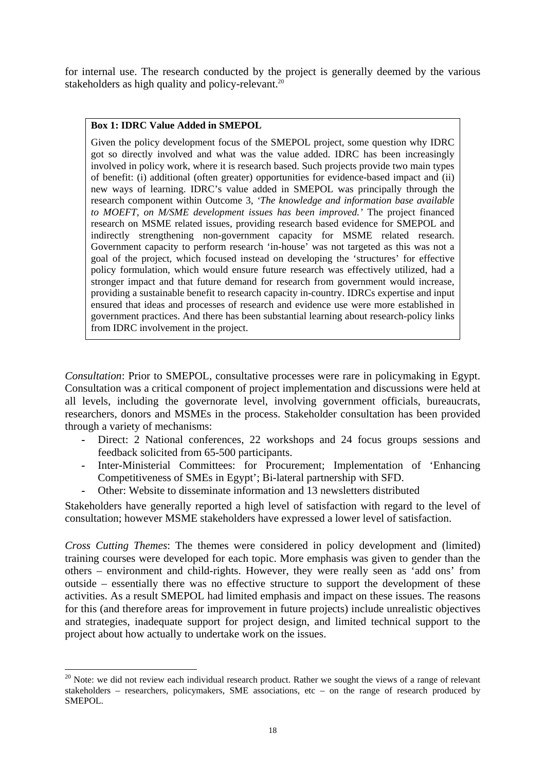for internal use. The research conducted by the project is generally deemed by the various stakeholders as high quality and policy-relevant.[20]

> **Box 1: IDRC Value Added in SMEPOL**
>
> Given the policy development focus of the SMEPOL project, some question why IDRC got so directly involved and what was the value added. IDRC has been increasingly involved in policy work, where it is research based. Such projects provide two main types of benefit: (i) additional (often greater) opportunities for evidence-based impact and (ii) new ways of learning. IDRC's value added in SMEPOL was principally through the research component within Outcome 3, *'The knowledge and information base available to MOEFT, on M/SME development issues has been improved.'* The project financed research on MSME related issues, providing research based evidence for SMEPOL and indirectly strengthening non-government capacity for MSME related research. Government capacity to perform research 'in-house' was not targeted as this was not a goal of the project, which focused instead on developing the 'structures' for effective policy formulation, which would ensure future research was effectively utilized, had a stronger impact and that future demand for research from government would increase, providing a sustainable benefit to research capacity in-country. IDRCs expertise and input ensured that ideas and processes of research and evidence use were more established in government practices. And there has been substantial learning about research-policy links from IDRC involvement in the project.

*Consultation*: Prior to SMEPOL, consultative processes were rare in policymaking in Egypt. Consultation was a critical component of project implementation and discussions were held at all levels, including the governorate level, involving government officials, bureaucrats, researchers, donors and MSMEs in the process. Stakeholder consultation has been provided through a variety of mechanisms:

- Direct: 2 National conferences, 22 workshops and 24 focus groups sessions and feedback solicited from 65-500 participants.
- Inter-Ministerial Committees: for Procurement; Implementation of 'Enhancing Competitiveness of SMEs in Egypt'; Bi-lateral partnership with SFD.
- Other: Website to disseminate information and 13 newsletters distributed

Stakeholders have generally reported a high level of satisfaction with regard to the level of consultation; however MSME stakeholders have expressed a lower level of satisfaction.

*Cross Cutting Themes*: The themes were considered in policy development and (limited) training courses were developed for each topic. More emphasis was given to gender than the others – environment and child-rights. However, they were really seen as 'add ons' from outside – essentially there was no effective structure to support the development of these activities. As a result SMEPOL had limited emphasis and impact on these issues. The reasons for this (and therefore areas for improvement in future projects) include unrealistic objectives and strategies, inadequate support for project design, and limited technical support to the project about how actually to undertake work on the issues.

[20] Note: we did not review each individual research product. Rather we sought the views of a range of relevant stakeholders – researchers, policymakers, SME associations, etc – on the range of research produced by SMEPOL.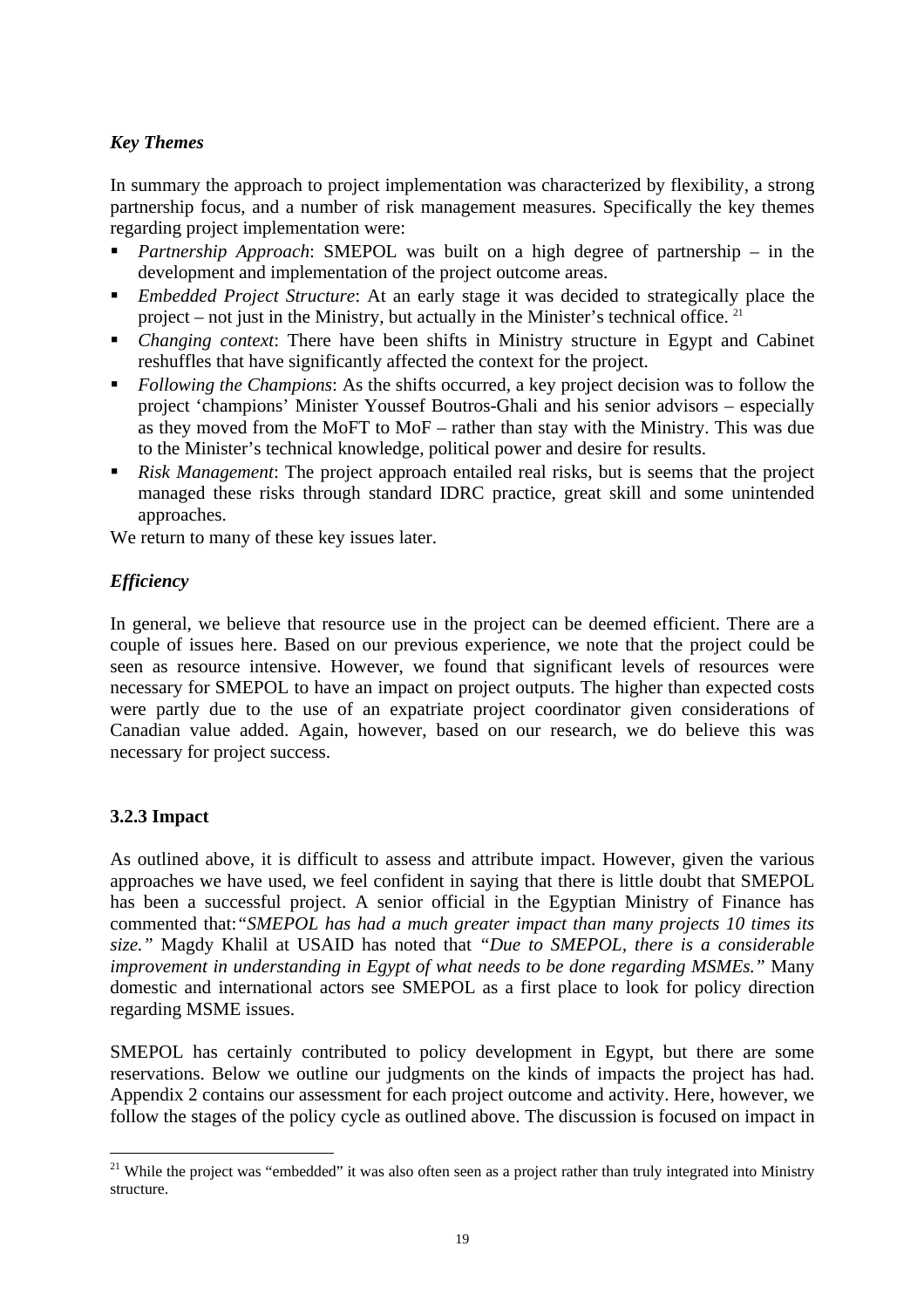***Key Themes***

In summary the approach to project implementation was characterized by flexibility, a strong partnership focus, and a number of risk management measures. Specifically the key themes regarding project implementation were:

- *Partnership Approach*: SMEPOL was built on a high degree of partnership – in the development and implementation of the project outcome areas.
- *Embedded Project Structure*: At an early stage it was decided to strategically place the project – not just in the Ministry, but actually in the Minister's technical office. [21]
- *Changing context*: There have been shifts in Ministry structure in Egypt and Cabinet reshuffles that have significantly affected the context for the project.
- *Following the Champions*: As the shifts occurred, a key project decision was to follow the project 'champions' Minister Youssef Boutros-Ghali and his senior advisors – especially as they moved from the MoFT to MoF – rather than stay with the Ministry. This was due to the Minister's technical knowledge, political power and desire for results.
- *Risk Management*: The project approach entailed real risks, but is seems that the project managed these risks through standard IDRC practice, great skill and some unintended approaches.

We return to many of these key issues later.

***Efficiency***

In general, we believe that resource use in the project can be deemed efficient. There are a couple of issues here. Based on our previous experience, we note that the project could be seen as resource intensive. However, we found that significant levels of resources were necessary for SMEPOL to have an impact on project outputs. The higher than expected costs were partly due to the use of an expatriate project coordinator given considerations of Canadian value added. Again, however, based on our research, we do believe this was necessary for project success.

### 3.2.3 Impact

As outlined above, it is difficult to assess and attribute impact. However, given the various approaches we have used, we feel confident in saying that there is little doubt that SMEPOL has been a successful project. A senior official in the Egyptian Ministry of Finance has commented that:*"SMEPOL has had a much greater impact than many projects 10 times its size."* Magdy Khalil at USAID has noted that *"Due to SMEPOL, there is a considerable improvement in understanding in Egypt of what needs to be done regarding MSMEs."* Many domestic and international actors see SMEPOL as a first place to look for policy direction regarding MSME issues.

SMEPOL has certainly contributed to policy development in Egypt, but there are some reservations. Below we outline our judgments on the kinds of impacts the project has had. Appendix 2 contains our assessment for each project outcome and activity. Here, however, we follow the stages of the policy cycle as outlined above. The discussion is focused on impact in

[21] While the project was "embedded" it was also often seen as a project rather than truly integrated into Ministry structure.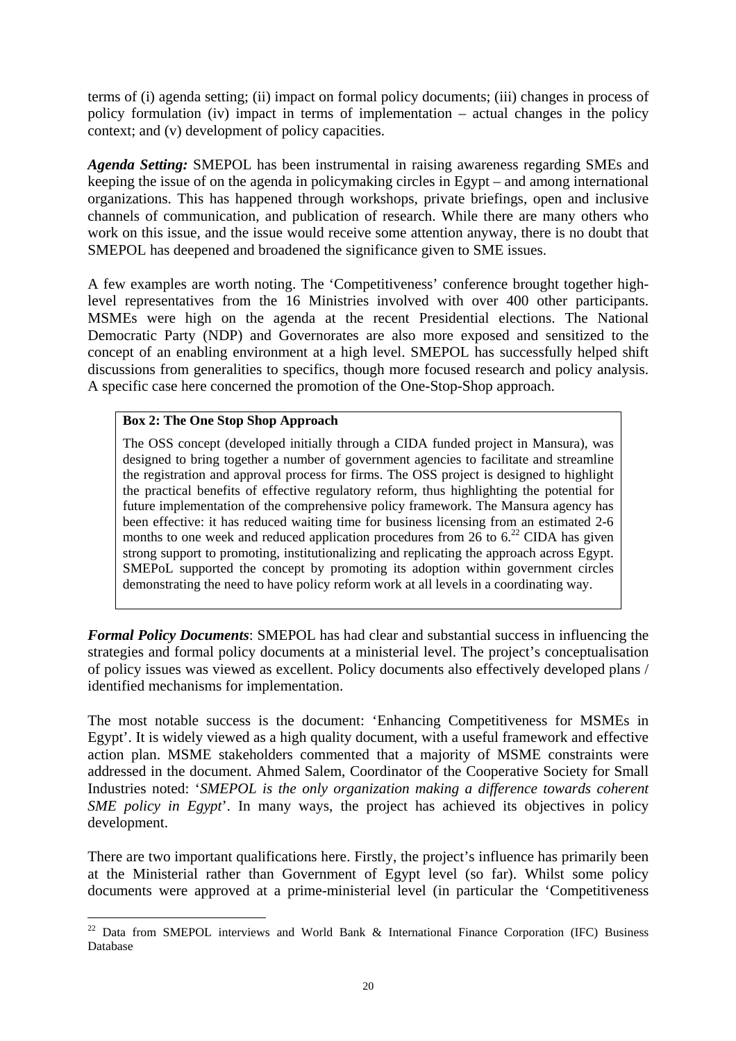terms of (i) agenda setting; (ii) impact on formal policy documents; (iii) changes in process of policy formulation (iv) impact in terms of implementation – actual changes in the policy context; and (v) development of policy capacities.

***Agenda Setting:*** SMEPOL has been instrumental in raising awareness regarding SMEs and keeping the issue of on the agenda in policymaking circles in Egypt – and among international organizations. This has happened through workshops, private briefings, open and inclusive channels of communication, and publication of research. While there are many others who work on this issue, and the issue would receive some attention anyway, there is no doubt that SMEPOL has deepened and broadened the significance given to SME issues.

A few examples are worth noting. The 'Competitiveness' conference brought together high-level representatives from the 16 Ministries involved with over 400 other participants. MSMEs were high on the agenda at the recent Presidential elections. The National Democratic Party (NDP) and Governorates are also more exposed and sensitized to the concept of an enabling environment at a high level. SMEPOL has successfully helped shift discussions from generalities to specifics, though more focused research and policy analysis. A specific case here concerned the promotion of the One-Stop-Shop approach.

> **Box 2: The One Stop Shop Approach**
>
> The OSS concept (developed initially through a CIDA funded project in Mansura), was designed to bring together a number of government agencies to facilitate and streamline the registration and approval process for firms. The OSS project is designed to highlight the practical benefits of effective regulatory reform, thus highlighting the potential for future implementation of the comprehensive policy framework. The Mansura agency has been effective: it has reduced waiting time for business licensing from an estimated 2-6 months to one week and reduced application procedures from 26 to 6.[22] CIDA has given strong support to promoting, institutionalizing and replicating the approach across Egypt. SMEPoL supported the concept by promoting its adoption within government circles demonstrating the need to have policy reform work at all levels in a coordinating way.

***Formal Policy Documents***: SMEPOL has had clear and substantial success in influencing the strategies and formal policy documents at a ministerial level. The project's conceptualisation of policy issues was viewed as excellent. Policy documents also effectively developed plans / identified mechanisms for implementation.

The most notable success is the document: 'Enhancing Competitiveness for MSMEs in Egypt'. It is widely viewed as a high quality document, with a useful framework and effective action plan. MSME stakeholders commented that a majority of MSME constraints were addressed in the document. Ahmed Salem, Coordinator of the Cooperative Society for Small Industries noted: '*SMEPOL is the only organization making a difference towards coherent SME policy in Egypt*'. In many ways, the project has achieved its objectives in policy development.

There are two important qualifications here. Firstly, the project's influence has primarily been at the Ministerial rather than Government of Egypt level (so far). Whilst some policy documents were approved at a prime-ministerial level (in particular the 'Competitiveness

---

[22] Data from SMEPOL interviews and World Bank & International Finance Corporation (IFC) Business Database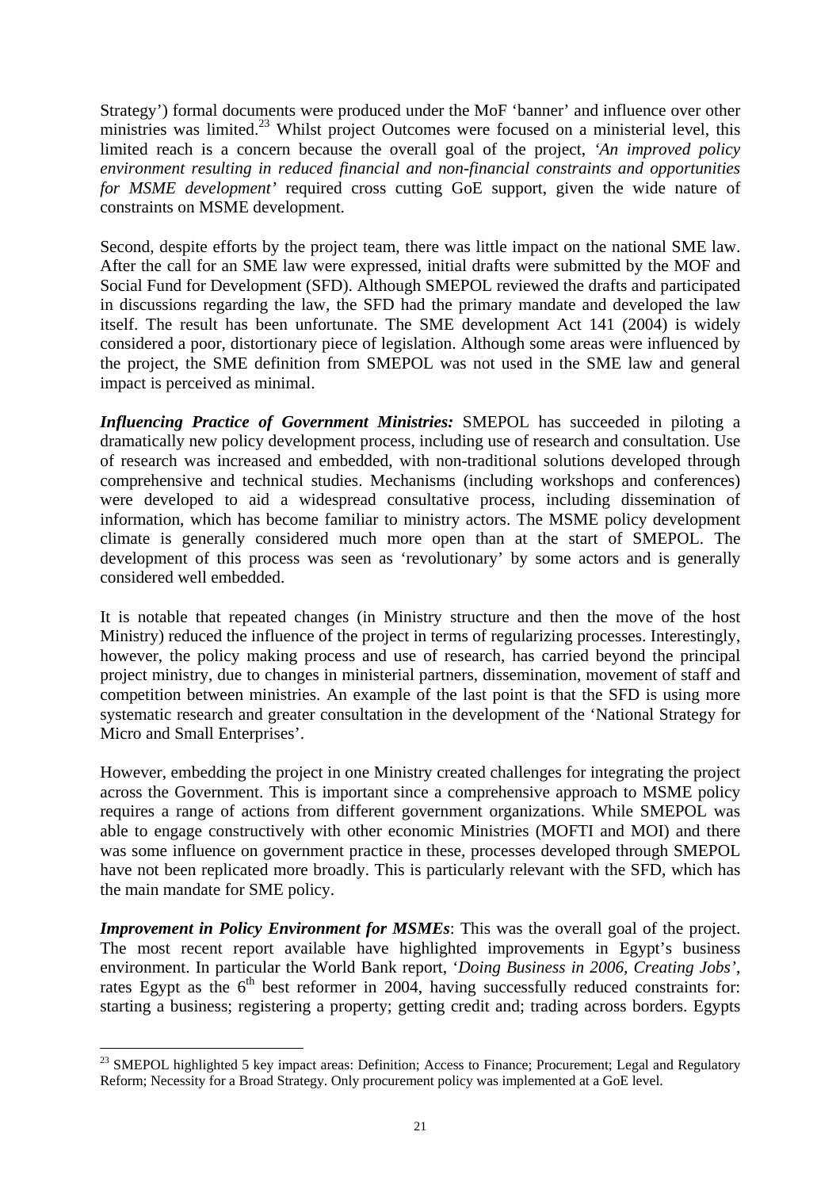Strategy') formal documents were produced under the MoF 'banner' and influence over other ministries was limited.[23] Whilst project Outcomes were focused on a ministerial level, this limited reach is a concern because the overall goal of the project, *'An improved policy environment resulting in reduced financial and non-financial constraints and opportunities for MSME development'* required cross cutting GoE support, given the wide nature of constraints on MSME development.

Second, despite efforts by the project team, there was little impact on the national SME law. After the call for an SME law were expressed, initial drafts were submitted by the MOF and Social Fund for Development (SFD). Although SMEPOL reviewed the drafts and participated in discussions regarding the law, the SFD had the primary mandate and developed the law itself. The result has been unfortunate. The SME development Act 141 (2004) is widely considered a poor, distortionary piece of legislation. Although some areas were influenced by the project, the SME definition from SMEPOL was not used in the SME law and general impact is perceived as minimal.

***Influencing Practice of Government Ministries:*** SMEPOL has succeeded in piloting a dramatically new policy development process, including use of research and consultation. Use of research was increased and embedded, with non-traditional solutions developed through comprehensive and technical studies. Mechanisms (including workshops and conferences) were developed to aid a widespread consultative process, including dissemination of information, which has become familiar to ministry actors. The MSME policy development climate is generally considered much more open than at the start of SMEPOL. The development of this process was seen as 'revolutionary' by some actors and is generally considered well embedded.

It is notable that repeated changes (in Ministry structure and then the move of the host Ministry) reduced the influence of the project in terms of regularizing processes. Interestingly, however, the policy making process and use of research, has carried beyond the principal project ministry, due to changes in ministerial partners, dissemination, movement of staff and competition between ministries. An example of the last point is that the SFD is using more systematic research and greater consultation in the development of the 'National Strategy for Micro and Small Enterprises'.

However, embedding the project in one Ministry created challenges for integrating the project across the Government. This is important since a comprehensive approach to MSME policy requires a range of actions from different government organizations. While SMEPOL was able to engage constructively with other economic Ministries (MOFTI and MOI) and there was some influence on government practice in these, processes developed through SMEPOL have not been replicated more broadly. This is particularly relevant with the SFD, which has the main mandate for SME policy.

***Improvement in Policy Environment for MSMEs***: This was the overall goal of the project. The most recent report available have highlighted improvements in Egypt's business environment. In particular the World Bank report, '*Doing Business in 2006, Creating Jobs*', rates Egypt as the 6$^{th}$ best reformer in 2004, having successfully reduced constraints for: starting a business; registering a property; getting credit and; trading across borders. Egypts

---

[23] SMEPOL highlighted 5 key impact areas: Definition; Access to Finance; Procurement; Legal and Regulatory Reform; Necessity for a Broad Strategy. Only procurement policy was implemented at a GoE level.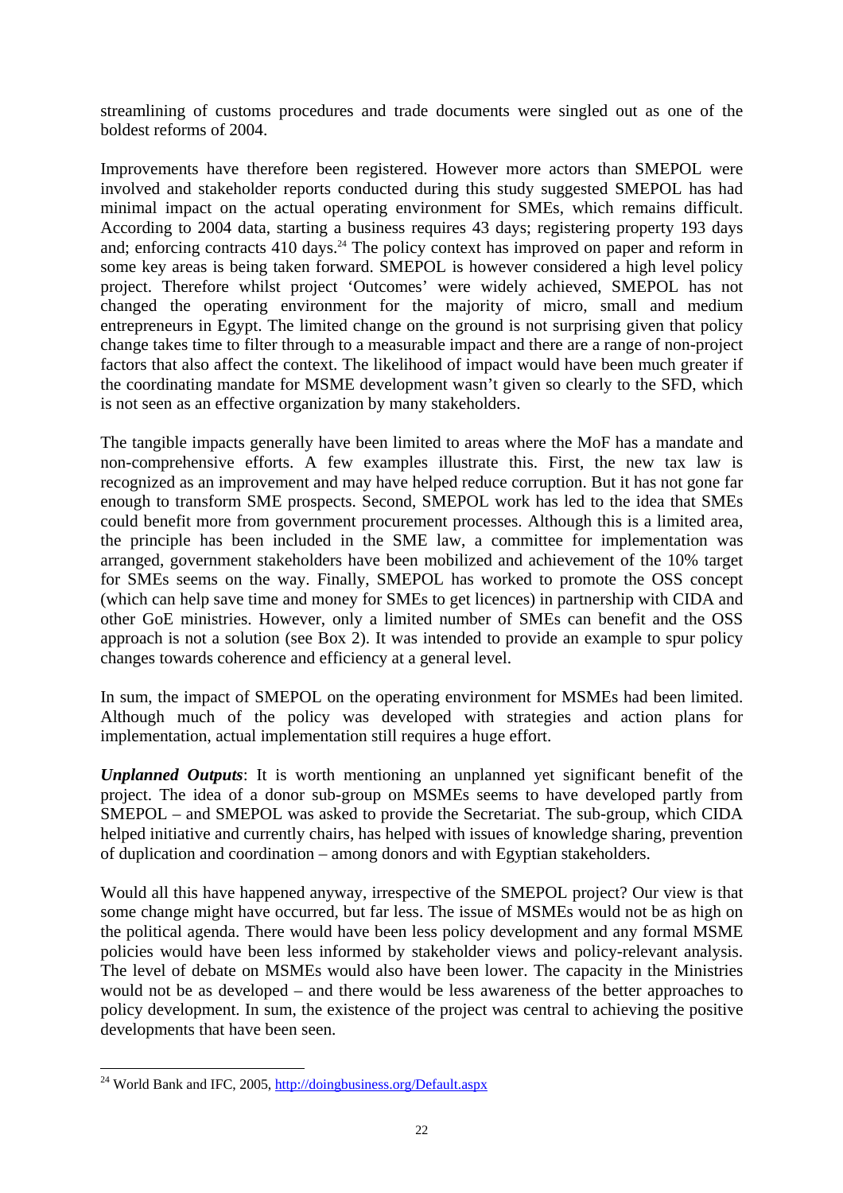streamlining of customs procedures and trade documents were singled out as one of the boldest reforms of 2004.

Improvements have therefore been registered. However more actors than SMEPOL were involved and stakeholder reports conducted during this study suggested SMEPOL has had minimal impact on the actual operating environment for SMEs, which remains difficult. According to 2004 data, starting a business requires 43 days; registering property 193 days and; enforcing contracts 410 days.[24] The policy context has improved on paper and reform in some key areas is being taken forward. SMEPOL is however considered a high level policy project. Therefore whilst project 'Outcomes' were widely achieved, SMEPOL has not changed the operating environment for the majority of micro, small and medium entrepreneurs in Egypt. The limited change on the ground is not surprising given that policy change takes time to filter through to a measurable impact and there are a range of non-project factors that also affect the context. The likelihood of impact would have been much greater if the coordinating mandate for MSME development wasn't given so clearly to the SFD, which is not seen as an effective organization by many stakeholders.

The tangible impacts generally have been limited to areas where the MoF has a mandate and non-comprehensive efforts. A few examples illustrate this. First, the new tax law is recognized as an improvement and may have helped reduce corruption. But it has not gone far enough to transform SME prospects. Second, SMEPOL work has led to the idea that SMEs could benefit more from government procurement processes. Although this is a limited area, the principle has been included in the SME law, a committee for implementation was arranged, government stakeholders have been mobilized and achievement of the 10% target for SMEs seems on the way. Finally, SMEPOL has worked to promote the OSS concept (which can help save time and money for SMEs to get licences) in partnership with CIDA and other GoE ministries. However, only a limited number of SMEs can benefit and the OSS approach is not a solution (see Box 2). It was intended to provide an example to spur policy changes towards coherence and efficiency at a general level.

In sum, the impact of SMEPOL on the operating environment for MSMEs had been limited. Although much of the policy was developed with strategies and action plans for implementation, actual implementation still requires a huge effort.

***Unplanned Outputs***: It is worth mentioning an unplanned yet significant benefit of the project. The idea of a donor sub-group on MSMEs seems to have developed partly from SMEPOL – and SMEPOL was asked to provide the Secretariat. The sub-group, which CIDA helped initiative and currently chairs, has helped with issues of knowledge sharing, prevention of duplication and coordination – among donors and with Egyptian stakeholders.

Would all this have happened anyway, irrespective of the SMEPOL project? Our view is that some change might have occurred, but far less. The issue of MSMEs would not be as high on the political agenda. There would have been less policy development and any formal MSME policies would have been less informed by stakeholder views and policy-relevant analysis. The level of debate on MSMEs would also have been lower. The capacity in the Ministries would not be as developed – and there would be less awareness of the better approaches to policy development. In sum, the existence of the project was central to achieving the positive developments that have been seen.

[24] World Bank and IFC, 2005, http://doingbusiness.org/Default.aspx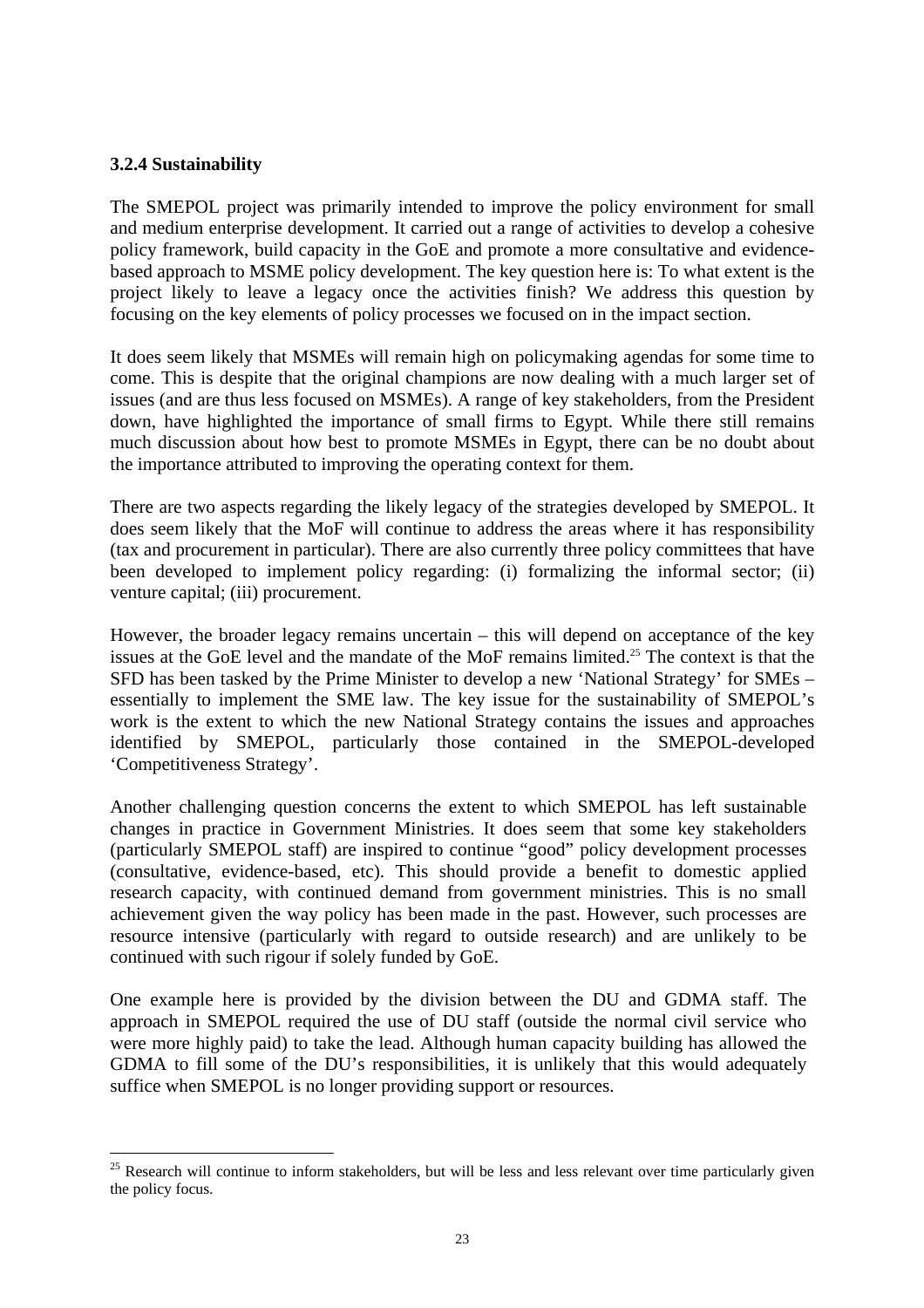### 3.2.4 Sustainability

The SMEPOL project was primarily intended to improve the policy environment for small and medium enterprise development. It carried out a range of activities to develop a cohesive policy framework, build capacity in the GoE and promote a more consultative and evidence-based approach to MSME policy development. The key question here is: To what extent is the project likely to leave a legacy once the activities finish? We address this question by focusing on the key elements of policy processes we focused on in the impact section.

It does seem likely that MSMEs will remain high on policymaking agendas for some time to come. This is despite that the original champions are now dealing with a much larger set of issues (and are thus less focused on MSMEs). A range of key stakeholders, from the President down, have highlighted the importance of small firms to Egypt. While there still remains much discussion about how best to promote MSMEs in Egypt, there can be no doubt about the importance attributed to improving the operating context for them.

There are two aspects regarding the likely legacy of the strategies developed by SMEPOL. It does seem likely that the MoF will continue to address the areas where it has responsibility (tax and procurement in particular). There are also currently three policy committees that have been developed to implement policy regarding: (i) formalizing the informal sector; (ii) venture capital; (iii) procurement.

However, the broader legacy remains uncertain – this will depend on acceptance of the key issues at the GoE level and the mandate of the MoF remains limited.[25] The context is that the SFD has been tasked by the Prime Minister to develop a new 'National Strategy' for SMEs – essentially to implement the SME law. The key issue for the sustainability of SMEPOL's work is the extent to which the new National Strategy contains the issues and approaches identified by SMEPOL, particularly those contained in the SMEPOL-developed 'Competitiveness Strategy'.

Another challenging question concerns the extent to which SMEPOL has left sustainable changes in practice in Government Ministries. It does seem that some key stakeholders (particularly SMEPOL staff) are inspired to continue "good" policy development processes (consultative, evidence-based, etc). This should provide a benefit to domestic applied research capacity, with continued demand from government ministries. This is no small achievement given the way policy has been made in the past. However, such processes are resource intensive (particularly with regard to outside research) and are unlikely to be continued with such rigour if solely funded by GoE.

One example here is provided by the division between the DU and GDMA staff. The approach in SMEPOL required the use of DU staff (outside the normal civil service who were more highly paid) to take the lead. Although human capacity building has allowed the GDMA to fill some of the DU's responsibilities, it is unlikely that this would adequately suffice when SMEPOL is no longer providing support or resources.

[25] Research will continue to inform stakeholders, but will be less and less relevant over time particularly given the policy focus.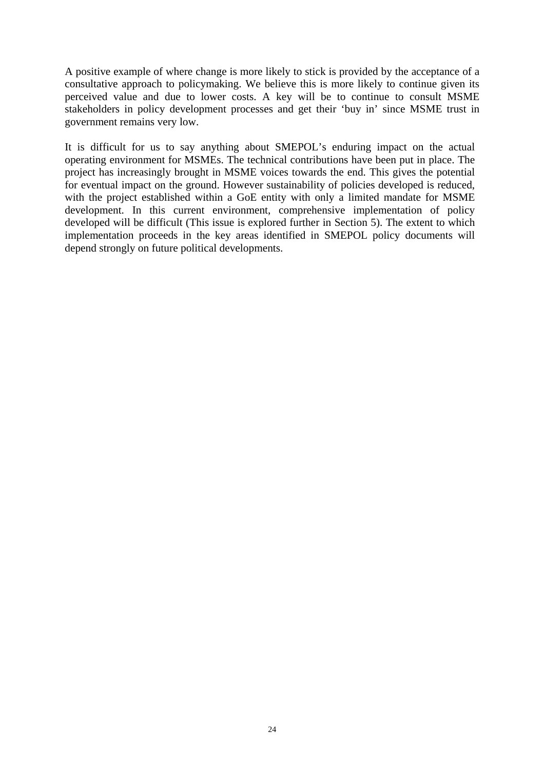A positive example of where change is more likely to stick is provided by the acceptance of a consultative approach to policymaking. We believe this is more likely to continue given its perceived value and due to lower costs. A key will be to continue to consult MSME stakeholders in policy development processes and get their 'buy in' since MSME trust in government remains very low.

It is difficult for us to say anything about SMEPOL's enduring impact on the actual operating environment for MSMEs. The technical contributions have been put in place. The project has increasingly brought in MSME voices towards the end. This gives the potential for eventual impact on the ground. However sustainability of policies developed is reduced, with the project established within a GoE entity with only a limited mandate for MSME development. In this current environment, comprehensive implementation of policy developed will be difficult (This issue is explored further in Section 5). The extent to which implementation proceeds in the key areas identified in SMEPOL policy documents will depend strongly on future political developments.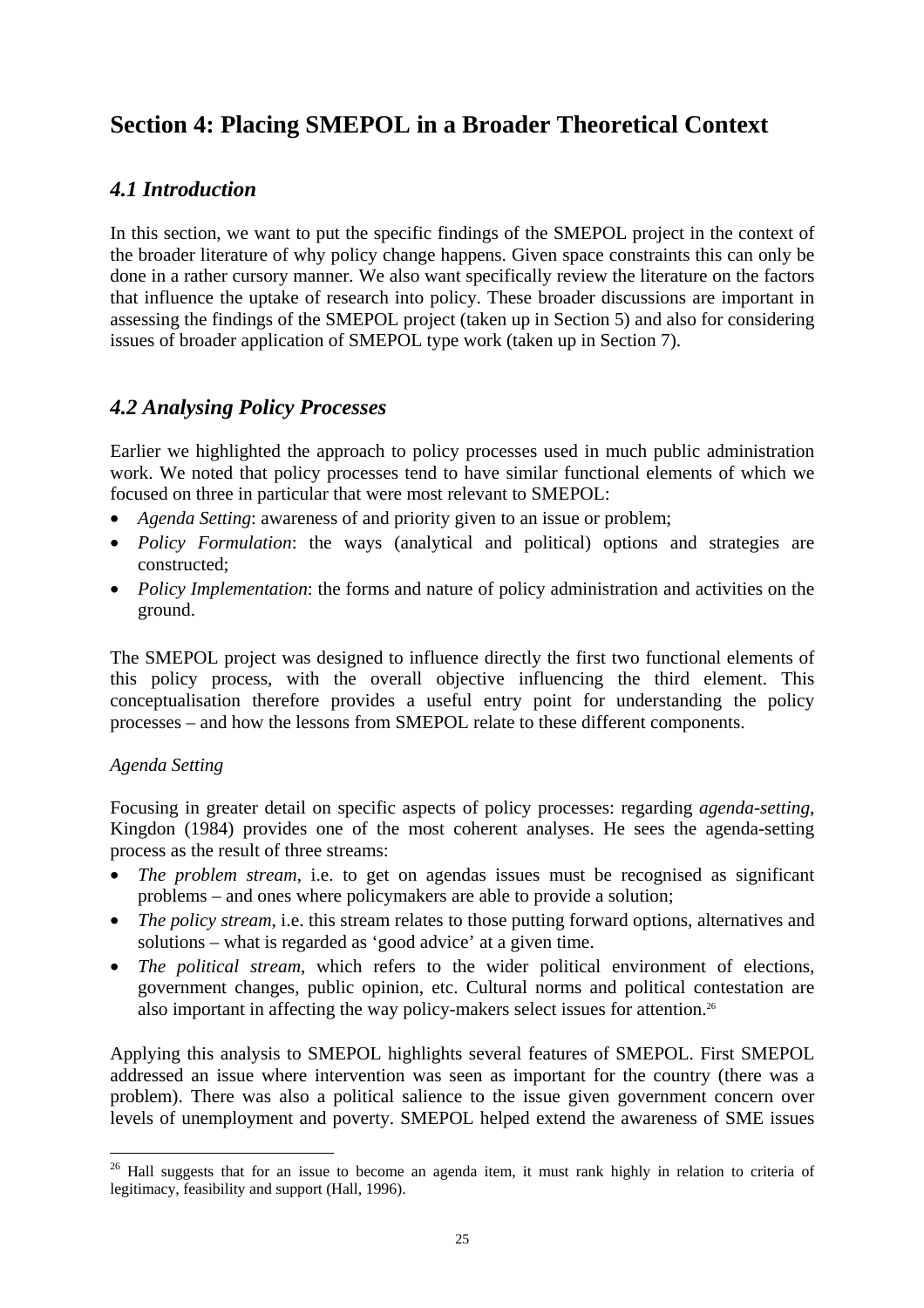# Section 4: Placing SMEPOL in a Broader Theoretical Context

## *4.1 Introduction*

In this section, we want to put the specific findings of the SMEPOL project in the context of the broader literature of why policy change happens. Given space constraints this can only be done in a rather cursory manner. We also want specifically review the literature on the factors that influence the uptake of research into policy. These broader discussions are important in assessing the findings of the SMEPOL project (taken up in Section 5) and also for considering issues of broader application of SMEPOL type work (taken up in Section 7).

## *4.2 Analysing Policy Processes*

Earlier we highlighted the approach to policy processes used in much public administration work. We noted that policy processes tend to have similar functional elements of which we focused on three in particular that were most relevant to SMEPOL:

- *Agenda Setting*: awareness of and priority given to an issue or problem;
- *Policy Formulation*: the ways (analytical and political) options and strategies are constructed;
- *Policy Implementation*: the forms and nature of policy administration and activities on the ground.

The SMEPOL project was designed to influence directly the first two functional elements of this policy process, with the overall objective influencing the third element. This conceptualisation therefore provides a useful entry point for understanding the policy processes – and how the lessons from SMEPOL relate to these different components.

*Agenda Setting*

Focusing in greater detail on specific aspects of policy processes: regarding *agenda-setting*, Kingdon (1984) provides one of the most coherent analyses. He sees the agenda-setting process as the result of three streams:

- *The problem stream*, i.e. to get on agendas issues must be recognised as significant problems – and ones where policymakers are able to provide a solution;
- *The policy stream*, i.e. this stream relates to those putting forward options, alternatives and solutions – what is regarded as 'good advice' at a given time.
- *The political stream*, which refers to the wider political environment of elections, government changes, public opinion, etc. Cultural norms and political contestation are also important in affecting the way policy-makers select issues for attention.[26]

Applying this analysis to SMEPOL highlights several features of SMEPOL. First SMEPOL addressed an issue where intervention was seen as important for the country (there was a problem). There was also a political salience to the issue given government concern over levels of unemployment and poverty. SMEPOL helped extend the awareness of SME issues

[26] Hall suggests that for an issue to become an agenda item, it must rank highly in relation to criteria of legitimacy, feasibility and support (Hall, 1996).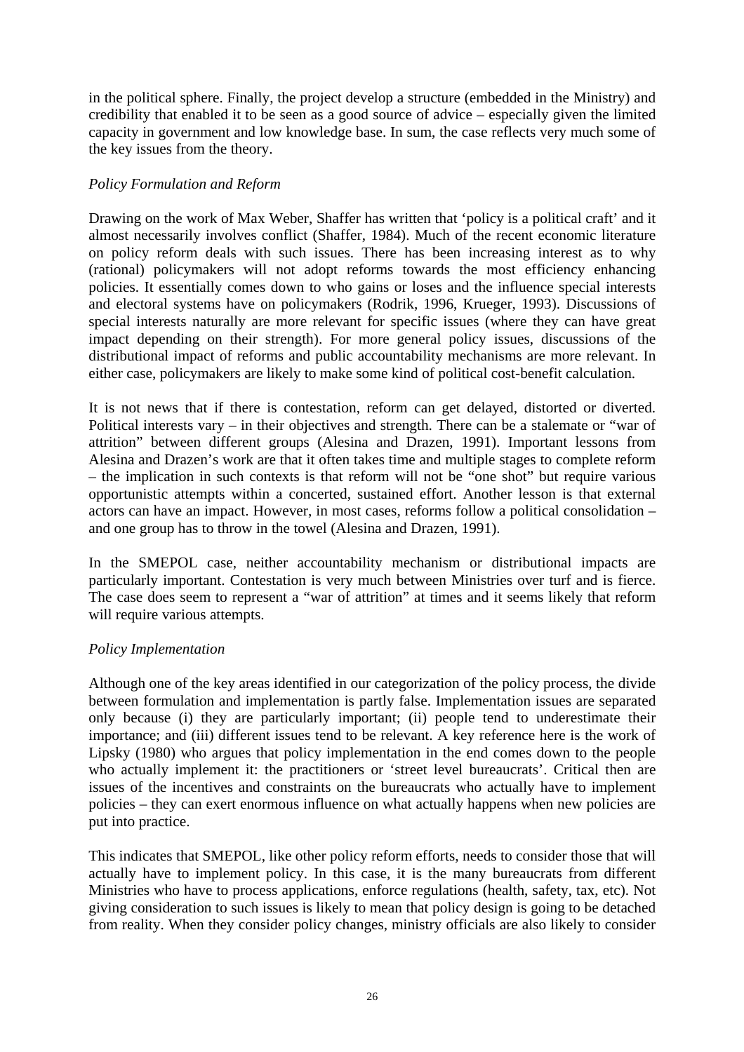in the political sphere. Finally, the project develop a structure (embedded in the Ministry) and credibility that enabled it to be seen as a good source of advice – especially given the limited capacity in government and low knowledge base. In sum, the case reflects very much some of the key issues from the theory.

*Policy Formulation and Reform*

Drawing on the work of Max Weber, Shaffer has written that 'policy is a political craft' and it almost necessarily involves conflict (Shaffer, 1984). Much of the recent economic literature on policy reform deals with such issues. There has been increasing interest as to why (rational) policymakers will not adopt reforms towards the most efficiency enhancing policies. It essentially comes down to who gains or loses and the influence special interests and electoral systems have on policymakers (Rodrik, 1996, Krueger, 1993). Discussions of special interests naturally are more relevant for specific issues (where they can have great impact depending on their strength). For more general policy issues, discussions of the distributional impact of reforms and public accountability mechanisms are more relevant. In either case, policymakers are likely to make some kind of political cost-benefit calculation.

It is not news that if there is contestation, reform can get delayed, distorted or diverted. Political interests vary – in their objectives and strength. There can be a stalemate or "war of attrition" between different groups (Alesina and Drazen, 1991). Important lessons from Alesina and Drazen's work are that it often takes time and multiple stages to complete reform – the implication in such contexts is that reform will not be "one shot" but require various opportunistic attempts within a concerted, sustained effort. Another lesson is that external actors can have an impact. However, in most cases, reforms follow a political consolidation – and one group has to throw in the towel (Alesina and Drazen, 1991).

In the SMEPOL case, neither accountability mechanism or distributional impacts are particularly important. Contestation is very much between Ministries over turf and is fierce. The case does seem to represent a "war of attrition" at times and it seems likely that reform will require various attempts.

*Policy Implementation*

Although one of the key areas identified in our categorization of the policy process, the divide between formulation and implementation is partly false. Implementation issues are separated only because (i) they are particularly important; (ii) people tend to underestimate their importance; and (iii) different issues tend to be relevant. A key reference here is the work of Lipsky (1980) who argues that policy implementation in the end comes down to the people who actually implement it: the practitioners or 'street level bureaucrats'. Critical then are issues of the incentives and constraints on the bureaucrats who actually have to implement policies – they can exert enormous influence on what actually happens when new policies are put into practice.

This indicates that SMEPOL, like other policy reform efforts, needs to consider those that will actually have to implement policy. In this case, it is the many bureaucrats from different Ministries who have to process applications, enforce regulations (health, safety, tax, etc). Not giving consideration to such issues is likely to mean that policy design is going to be detached from reality. When they consider policy changes, ministry officials are also likely to consider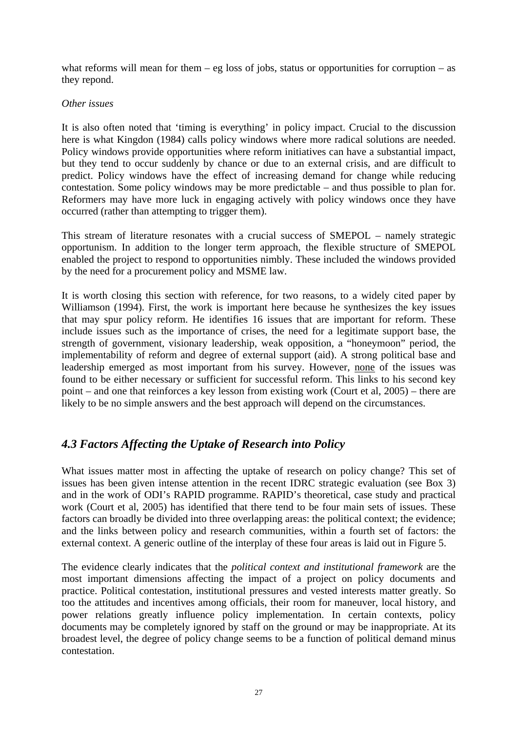what reforms will mean for them – eg loss of jobs, status or opportunities for corruption – as they repond.

*Other issues*

It is also often noted that 'timing is everything' in policy impact. Crucial to the discussion here is what Kingdon (1984) calls policy windows where more radical solutions are needed. Policy windows provide opportunities where reform initiatives can have a substantial impact, but they tend to occur suddenly by chance or due to an external crisis, and are difficult to predict. Policy windows have the effect of increasing demand for change while reducing contestation. Some policy windows may be more predictable – and thus possible to plan for. Reformers may have more luck in engaging actively with policy windows once they have occurred (rather than attempting to trigger them).

This stream of literature resonates with a crucial success of SMEPOL – namely strategic opportunism. In addition to the longer term approach, the flexible structure of SMEPOL enabled the project to respond to opportunities nimbly. These included the windows provided by the need for a procurement policy and MSME law.

It is worth closing this section with reference, for two reasons, to a widely cited paper by Williamson (1994). First, the work is important here because he synthesizes the key issues that may spur policy reform. He identifies 16 issues that are important for reform. These include issues such as the importance of crises, the need for a legitimate support base, the strength of government, visionary leadership, weak opposition, a "honeymoon" period, the implementability of reform and degree of external support (aid). A strong political base and leadership emerged as most important from his survey. However, none of the issues was found to be either necessary or sufficient for successful reform. This links to his second key point – and one that reinforces a key lesson from existing work (Court et al, 2005) – there are likely to be no simple answers and the best approach will depend on the circumstances.

## *4.3 Factors Affecting the Uptake of Research into Policy*

What issues matter most in affecting the uptake of research on policy change? This set of issues has been given intense attention in the recent IDRC strategic evaluation (see Box 3) and in the work of ODI's RAPID programme. RAPID's theoretical, case study and practical work (Court et al, 2005) has identified that there tend to be four main sets of issues. These factors can broadly be divided into three overlapping areas: the political context; the evidence; and the links between policy and research communities, within a fourth set of factors: the external context. A generic outline of the interplay of these four areas is laid out in Figure 5.

The evidence clearly indicates that the *political context and institutional framework* are the most important dimensions affecting the impact of a project on policy documents and practice. Political contestation, institutional pressures and vested interests matter greatly. So too the attitudes and incentives among officials, their room for maneuver, local history, and power relations greatly influence policy implementation. In certain contexts, policy documents may be completely ignored by staff on the ground or may be inappropriate. At its broadest level, the degree of policy change seems to be a function of political demand minus contestation.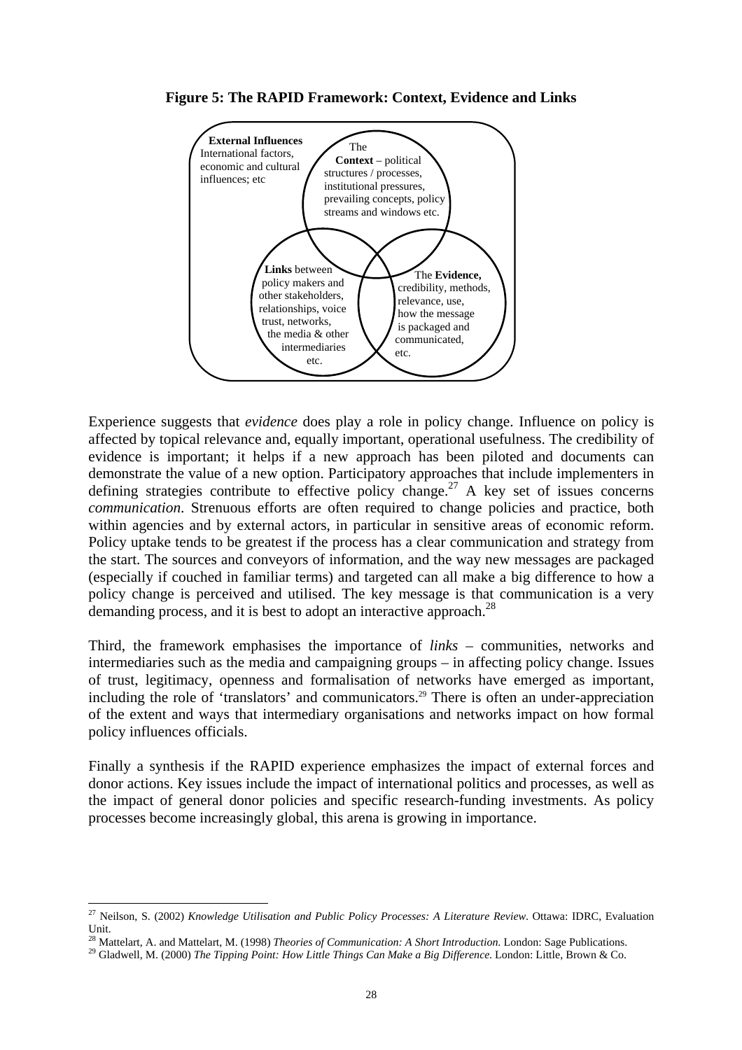**Figure 5: The RAPID Framework: Context, Evidence and Links**

**External Influences**
International factors, economic and cultural influences; etc

The **Context** – political structures / processes, institutional pressures, prevailing concepts, policy streams and windows etc.

**Links** between policy makers and other stakeholders, relationships, voice trust, networks, the media & other intermediaries etc.

The **Evidence,** credibility, methods, relevance, use, how the message is packaged and communicated, etc.

Experience suggests that *evidence* does play a role in policy change. Influence on policy is affected by topical relevance and, equally important, operational usefulness. The credibility of evidence is important; it helps if a new approach has been piloted and documents can demonstrate the value of a new option. Participatory approaches that include implementers in defining strategies contribute to effective policy change.[27] A key set of issues concerns *communication*. Strenuous efforts are often required to change policies and practice, both within agencies and by external actors, in particular in sensitive areas of economic reform. Policy uptake tends to be greatest if the process has a clear communication and strategy from the start. The sources and conveyors of information, and the way new messages are packaged (especially if couched in familiar terms) and targeted can all make a big difference to how a policy change is perceived and utilised. The key message is that communication is a very demanding process, and it is best to adopt an interactive approach.[28]

Third, the framework emphasises the importance of *links* – communities, networks and intermediaries such as the media and campaigning groups – in affecting policy change. Issues of trust, legitimacy, openness and formalisation of networks have emerged as important, including the role of 'translators' and communicators.[29] There is often an under-appreciation of the extent and ways that intermediary organisations and networks impact on how formal policy influences officials.

Finally a synthesis if the RAPID experience emphasizes the impact of external forces and donor actions. Key issues include the impact of international politics and processes, as well as the impact of general donor policies and specific research-funding investments. As policy processes become increasingly global, this arena is growing in importance.

---

[27] Neilson, S. (2002) *Knowledge Utilisation and Public Policy Processes: A Literature Review*. Ottawa: IDRC, Evaluation Unit.

[28] Mattelart, A. and Mattelart, M. (1998) *Theories of Communication: A Short Introduction.* London: Sage Publications.

[29] Gladwell, M. (2000) *The Tipping Point: How Little Things Can Make a Big Difference.* London: Little, Brown & Co.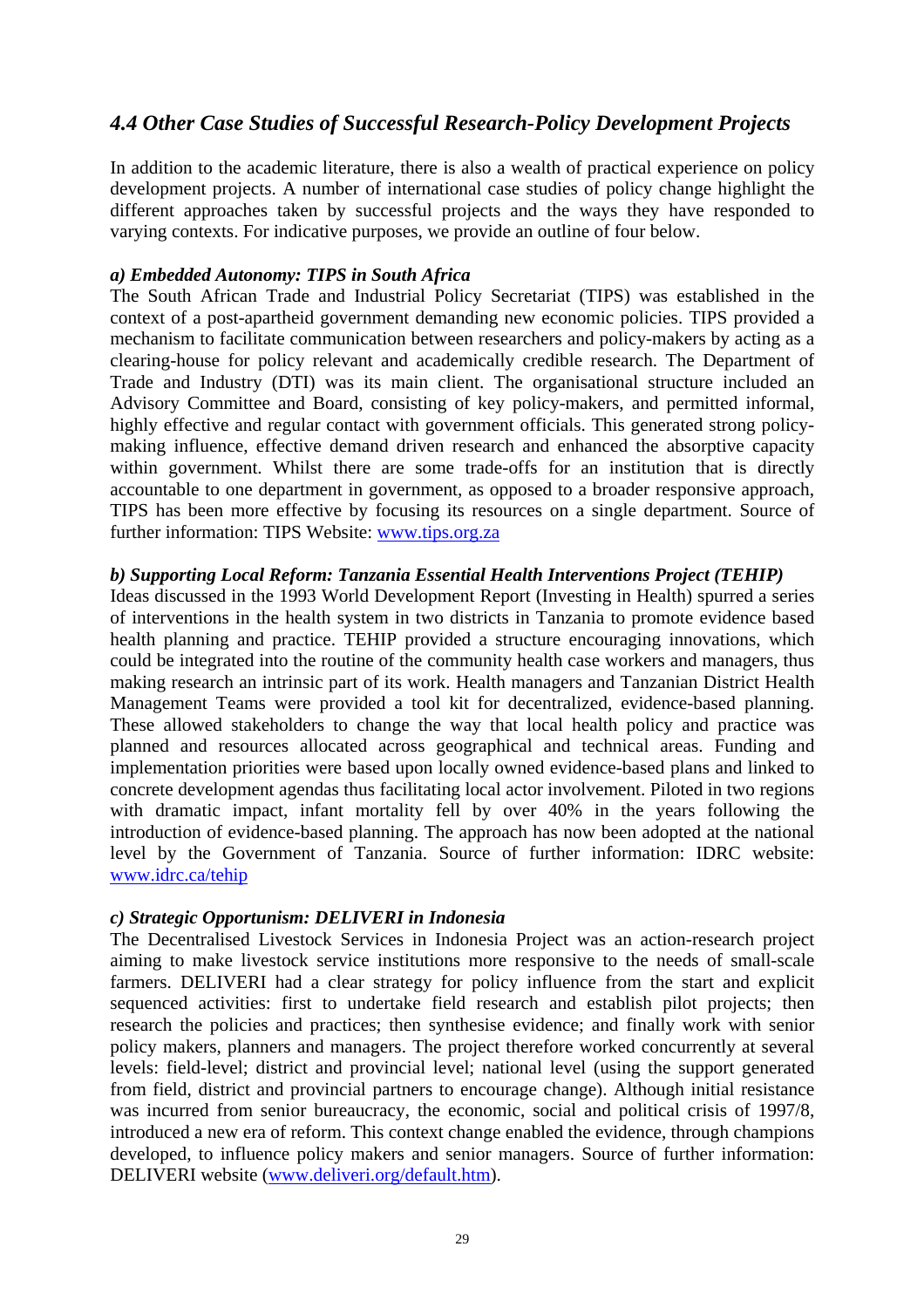## *4.4 Other Case Studies of Successful Research-Policy Development Projects*

In addition to the academic literature, there is also a wealth of practical experience on policy development projects. A number of international case studies of policy change highlight the different approaches taken by successful projects and the ways they have responded to varying contexts. For indicative purposes, we provide an outline of four below.

***a) Embedded Autonomy: TIPS in South Africa***

The South African Trade and Industrial Policy Secretariat (TIPS) was established in the context of a post-apartheid government demanding new economic policies. TIPS provided a mechanism to facilitate communication between researchers and policy-makers by acting as a clearing-house for policy relevant and academically credible research. The Department of Trade and Industry (DTI) was its main client. The organisational structure included an Advisory Committee and Board, consisting of key policy-makers, and permitted informal, highly effective and regular contact with government officials. This generated strong policy-making influence, effective demand driven research and enhanced the absorptive capacity within government. Whilst there are some trade-offs for an institution that is directly accountable to one department in government, as opposed to a broader responsive approach, TIPS has been more effective by focusing its resources on a single department. Source of further information: TIPS Website: www.tips.org.za

***b) Supporting Local Reform: Tanzania Essential Health Interventions Project (TEHIP)***

Ideas discussed in the 1993 World Development Report (Investing in Health) spurred a series of interventions in the health system in two districts in Tanzania to promote evidence based health planning and practice. TEHIP provided a structure encouraging innovations, which could be integrated into the routine of the community health case workers and managers, thus making research an intrinsic part of its work. Health managers and Tanzanian District Health Management Teams were provided a tool kit for decentralized, evidence-based planning. These allowed stakeholders to change the way that local health policy and practice was planned and resources allocated across geographical and technical areas. Funding and implementation priorities were based upon locally owned evidence-based plans and linked to concrete development agendas thus facilitating local actor involvement. Piloted in two regions with dramatic impact, infant mortality fell by over 40% in the years following the introduction of evidence-based planning. The approach has now been adopted at the national level by the Government of Tanzania. Source of further information: IDRC website: www.idrc.ca/tehip

***c) Strategic Opportunism: DELIVERI in Indonesia***

The Decentralised Livestock Services in Indonesia Project was an action-research project aiming to make livestock service institutions more responsive to the needs of small-scale farmers. DELIVERI had a clear strategy for policy influence from the start and explicit sequenced activities: first to undertake field research and establish pilot projects; then research the policies and practices; then synthesise evidence; and finally work with senior policy makers, planners and managers. The project therefore worked concurrently at several levels: field-level; district and provincial level; national level (using the support generated from field, district and provincial partners to encourage change). Although initial resistance was incurred from senior bureaucracy, the economic, social and political crisis of 1997/8, introduced a new era of reform. This context change enabled the evidence, through champions developed, to influence policy makers and senior managers. Source of further information: DELIVERI website (www.deliveri.org/default.htm).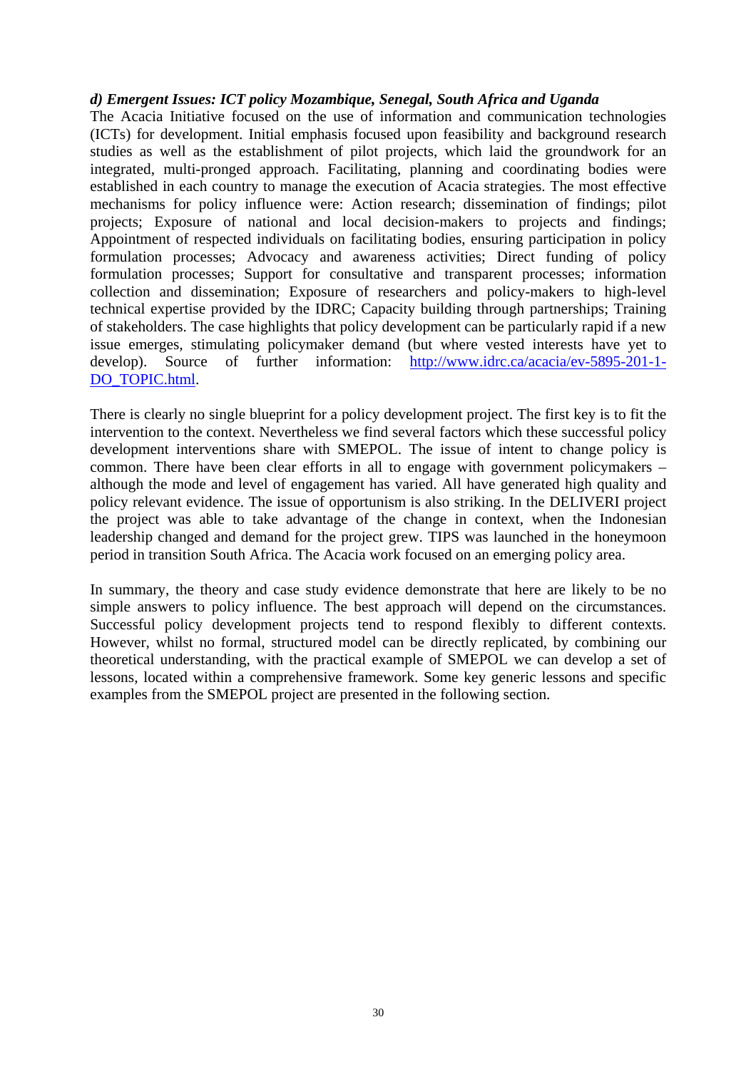***d) Emergent Issues: ICT policy Mozambique, Senegal, South Africa and Uganda***

The Acacia Initiative focused on the use of information and communication technologies (ICTs) for development. Initial emphasis focused upon feasibility and background research studies as well as the establishment of pilot projects, which laid the groundwork for an integrated, multi-pronged approach. Facilitating, planning and coordinating bodies were established in each country to manage the execution of Acacia strategies. The most effective mechanisms for policy influence were: Action research; dissemination of findings; pilot projects; Exposure of national and local decision-makers to projects and findings; Appointment of respected individuals on facilitating bodies, ensuring participation in policy formulation processes; Advocacy and awareness activities; Direct funding of policy formulation processes; Support for consultative and transparent processes; information collection and dissemination; Exposure of researchers and policy-makers to high-level technical expertise provided by the IDRC; Capacity building through partnerships; Training of stakeholders. The case highlights that policy development can be particularly rapid if a new issue emerges, stimulating policymaker demand (but where vested interests have yet to develop). Source of further information: [http://www.idrc.ca/acacia/ev-5895-201-1-DO_TOPIC.html](http://www.idrc.ca/acacia/ev-5895-201-1-DO_TOPIC.html).

There is clearly no single blueprint for a policy development project. The first key is to fit the intervention to the context. Nevertheless we find several factors which these successful policy development interventions share with SMEPOL. The issue of intent to change policy is common. There have been clear efforts in all to engage with government policymakers – although the mode and level of engagement has varied. All have generated high quality and policy relevant evidence. The issue of opportunism is also striking. In the DELIVERI project the project was able to take advantage of the change in context, when the Indonesian leadership changed and demand for the project grew. TIPS was launched in the honeymoon period in transition South Africa. The Acacia work focused on an emerging policy area.

In summary, the theory and case study evidence demonstrate that here are likely to be no simple answers to policy influence. The best approach will depend on the circumstances. Successful policy development projects tend to respond flexibly to different contexts. However, whilst no formal, structured model can be directly replicated, by combining our theoretical understanding, with the practical example of SMEPOL we can develop a set of lessons, located within a comprehensive framework. Some key generic lessons and specific examples from the SMEPOL project are presented in the following section.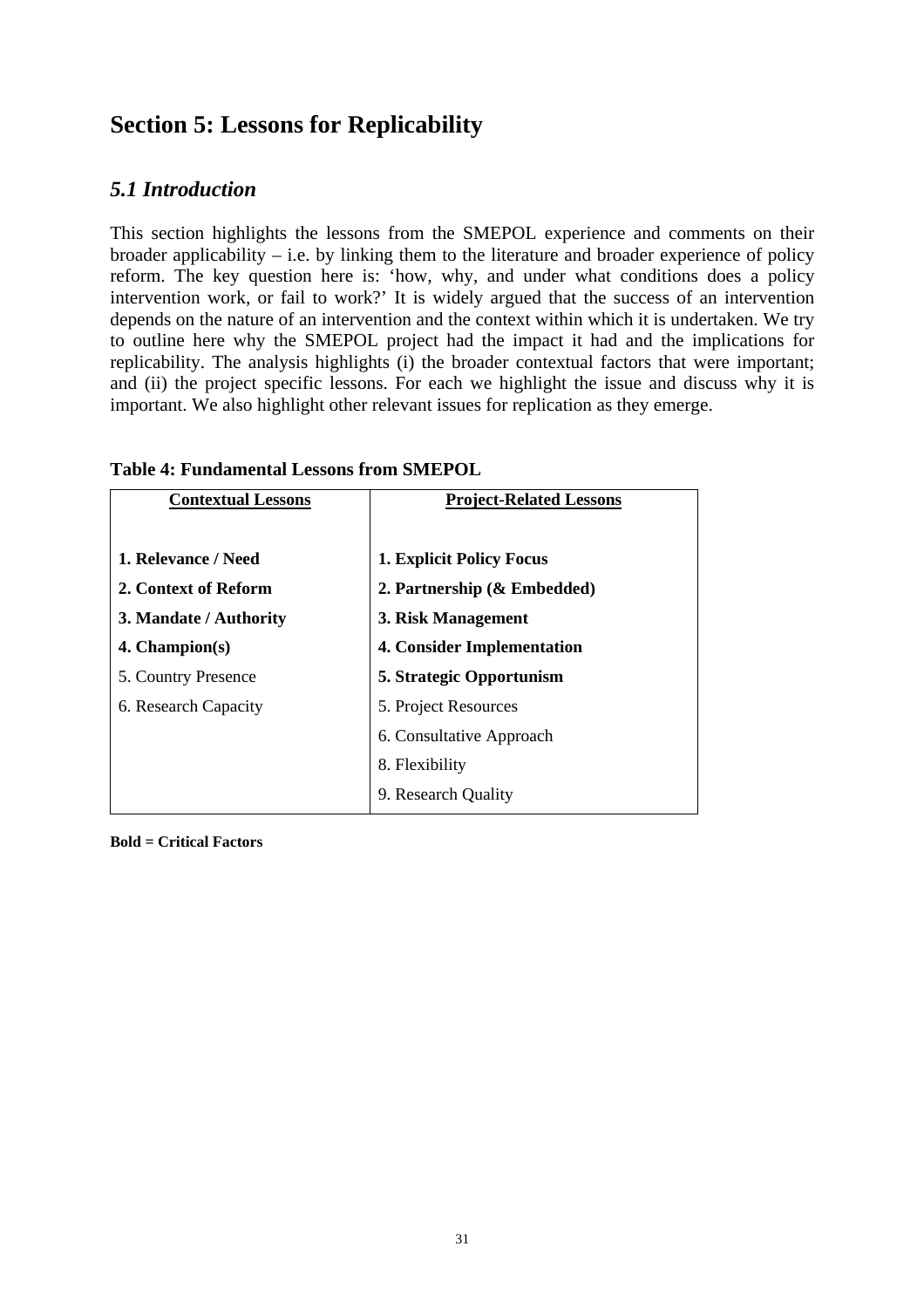# Section 5: Lessons for Replicability

## *5.1 Introduction*

This section highlights the lessons from the SMEPOL experience and comments on their broader applicability – i.e. by linking them to the literature and broader experience of policy reform. The key question here is: 'how, why, and under what conditions does a policy intervention work, or fail to work?' It is widely argued that the success of an intervention depends on the nature of an intervention and the context within which it is undertaken. We try to outline here why the SMEPOL project had the impact it had and the implications for replicability. The analysis highlights (i) the broader contextual factors that were important; and (ii) the project specific lessons. For each we highlight the issue and discuss why it is important. We also highlight other relevant issues for replication as they emerge.

**Table 4: Fundamental Lessons from SMEPOL**

| Contextual Lessons | Project-Related Lessons |
|---|---|
| **1. Relevance / Need** | **1. Explicit Policy Focus** |
| **2. Context of Reform** | **2. Partnership (& Embedded)** |
| **3. Mandate / Authority** | **3. Risk Management** |
| **4. Champion(s)** | **4. Consider Implementation** |
| 5. Country Presence | **5. Strategic Opportunism** |
| 6. Research Capacity | 5. Project Resources |
| | 6. Consultative Approach |
| | 8. Flexibility |
| | 9. Research Quality |

**Bold = Critical Factors**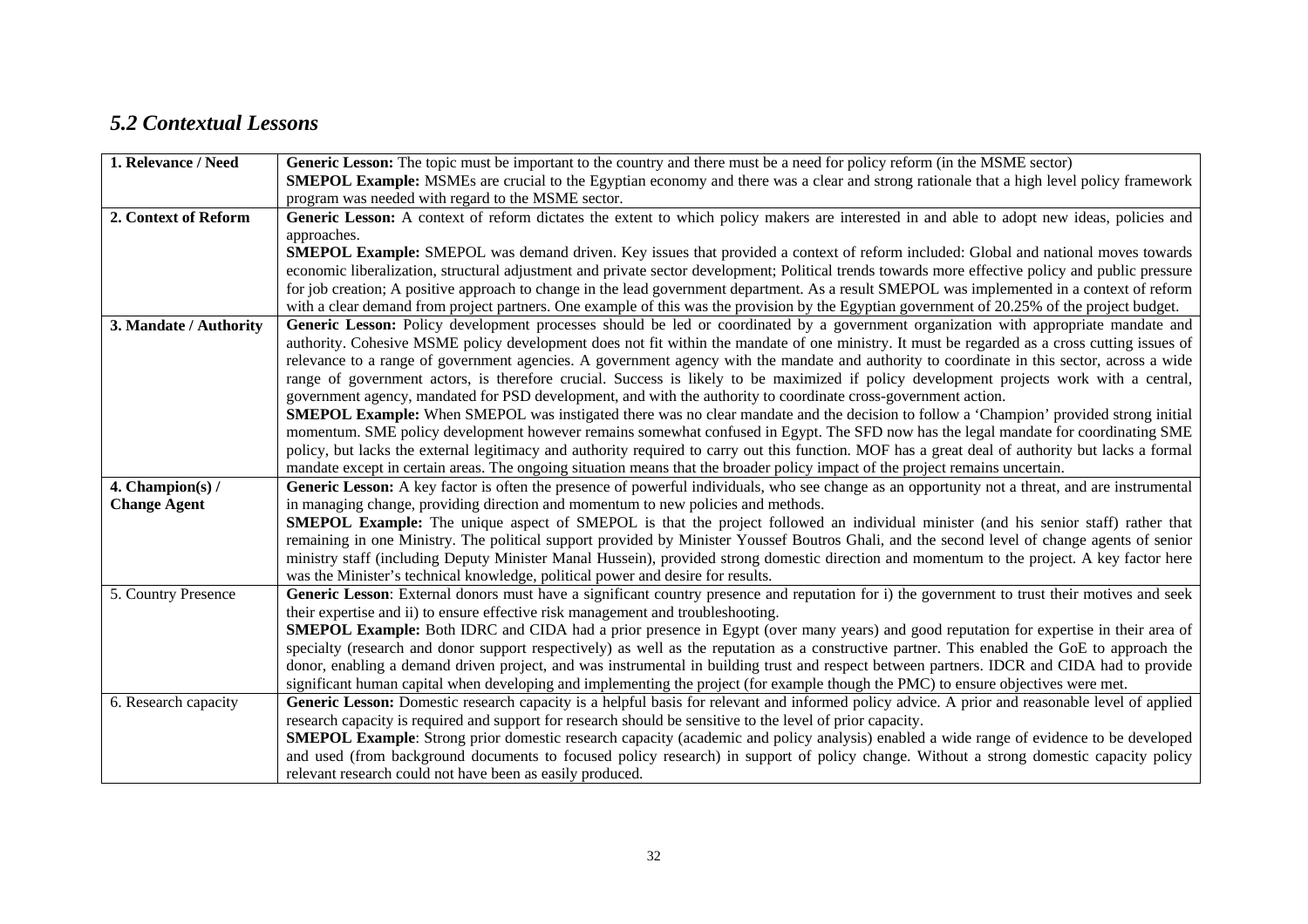## *5.2 Contextual Lessons*

| | |
|---|---|
| **1. Relevance / Need** | **Generic Lesson:** The topic must be important to the country and there must be a need for policy reform (in the MSME sector)<br>**SMEPOL Example:** MSMEs are crucial to the Egyptian economy and there was a clear and strong rationale that a high level policy framework program was needed with regard to the MSME sector. |
| **2. Context of Reform** | **Generic Lesson:** A context of reform dictates the extent to which policy makers are interested in and able to adopt new ideas, policies and approaches.<br>**SMEPOL Example:** SMEPOL was demand driven. Key issues that provided a context of reform included: Global and national moves towards economic liberalization, structural adjustment and private sector development; Political trends towards more effective policy and public pressure for job creation; A positive approach to change in the lead government department. As a result SMEPOL was implemented in a context of reform with a clear demand from project partners. One example of this was the provision by the Egyptian government of 20.25% of the project budget. |
| **3. Mandate / Authority** | **Generic Lesson:** Policy development processes should be led or coordinated by a government organization with appropriate mandate and authority. Cohesive MSME policy development does not fit within the mandate of one ministry. It must be regarded as a cross cutting issues of relevance to a range of government agencies. A government agency with the mandate and authority to coordinate in this sector, across a wide range of government actors, is therefore crucial. Success is likely to be maximized if policy development projects work with a central, government agency, mandated for PSD development, and with the authority to coordinate cross-government action.<br>**SMEPOL Example:** When SMEPOL was instigated there was no clear mandate and the decision to follow a 'Champion' provided strong initial momentum. SME policy development however remains somewhat confused in Egypt. The SFD now has the legal mandate for coordinating SME policy, but lacks the external legitimacy and authority required to carry out this function. MOF has a great deal of authority but lacks a formal mandate except in certain areas. The ongoing situation means that the broader policy impact of the project remains uncertain. |
| **4. Champion(s) / Change Agent** | **Generic Lesson:** A key factor is often the presence of powerful individuals, who see change as an opportunity not a threat, and are instrumental in managing change, providing direction and momentum to new policies and methods.<br>**SMEPOL Example:** The unique aspect of SMEPOL is that the project followed an individual minister (and his senior staff) rather that remaining in one Ministry. The political support provided by Minister Youssef Boutros Ghali, and the second level of change agents of senior ministry staff (including Deputy Minister Manal Hussein), provided strong domestic direction and momentum to the project. A key factor here was the Minister's technical knowledge, political power and desire for results. |
| 5. Country Presence | **Generic Lesson**: External donors must have a significant country presence and reputation for i) the government to trust their motives and seek their expertise and ii) to ensure effective risk management and troubleshooting.<br>**SMEPOL Example:** Both IDRC and CIDA had a prior presence in Egypt (over many years) and good reputation for expertise in their area of specialty (research and donor support respectively) as well as the reputation as a constructive partner. This enabled the GoE to approach the donor, enabling a demand driven project, and was instrumental in building trust and respect between partners. IDCR and CIDA had to provide significant human capital when developing and implementing the project (for example though the PMC) to ensure objectives were met. |
| 6. Research capacity | **Generic Lesson:** Domestic research capacity is a helpful basis for relevant and informed policy advice. A prior and reasonable level of applied research capacity is required and support for research should be sensitive to the level of prior capacity.<br>**SMEPOL Example**: Strong prior domestic research capacity (academic and policy analysis) enabled a wide range of evidence to be developed and used (from background documents to focused policy research) in support of policy change. Without a strong domestic capacity policy relevant research could not have been as easily produced. |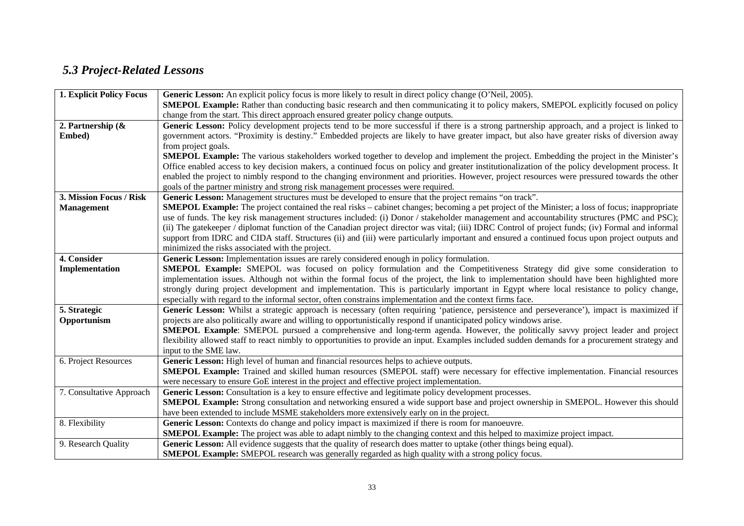## *5.3 Project-Related Lessons*

| | |
|---|---|
| **1. Explicit Policy Focus** | **Generic Lesson:** An explicit policy focus is more likely to result in direct policy change (O'Neil, 2005). **SMEPOL Example:** Rather than conducting basic research and then communicating it to policy makers, SMEPOL explicitly focused on policy change from the start. This direct approach ensured greater policy change outputs. |
| **2. Partnership (& Embed)** | **Generic Lesson:** Policy development projects tend to be more successful if there is a strong partnership approach, and a project is linked to government actors. "Proximity is destiny." Embedded projects are likely to have greater impact, but also have greater risks of diversion away from project goals. **SMEPOL Example:** The various stakeholders worked together to develop and implement the project. Embedding the project in the Minister's Office enabled access to key decision makers, a continued focus on policy and greater institutionalization of the policy development process. It enabled the project to nimbly respond to the changing environment and priorities. However, project resources were pressured towards the other goals of the partner ministry and strong risk management processes were required. |
| **3. Mission Focus / Risk Management** | **Generic Lesson:** Management structures must be developed to ensure that the project remains "on track". **SMEPOL Example:** The project contained the real risks – cabinet changes; becoming a pet project of the Minister; a loss of focus; inappropriate use of funds. The key risk management structures included: (i) Donor / stakeholder management and accountability structures (PMC and PSC); (ii) The gatekeeper / diplomat function of the Canadian project director was vital; (iii) IDRC Control of project funds; (iv) Formal and informal support from IDRC and CIDA staff. Structures (ii) and (iii) were particularly important and ensured a continued focus upon project outputs and minimized the risks associated with the project. |
| **4. Consider Implementation** | **Generic Lesson:** Implementation issues are rarely considered enough in policy formulation. **SMEPOL Example:** SMEPOL was focused on policy formulation and the Competitiveness Strategy did give some consideration to implementation issues. Although not within the formal focus of the project, the link to implementation should have been highlighted more strongly during project development and implementation. This is particularly important in Egypt where local resistance to policy change, especially with regard to the informal sector, often constrains implementation and the context firms face. |
| **5. Strategic Opportunism** | **Generic Lesson:** Whilst a strategic approach is necessary (often requiring 'patience, persistence and perseverance'), impact is maximized if projects are also politically aware and willing to opportunistically respond if unanticipated policy windows arise. **SMEPOL Example**: SMEPOL pursued a comprehensive and long-term agenda. However, the politically savvy project leader and project flexibility allowed staff to react nimbly to opportunities to provide an input. Examples included sudden demands for a procurement strategy and input to the SME law. |
| 6. Project Resources | **Generic Lesson:** High level of human and financial resources helps to achieve outputs. **SMEPOL Example:** Trained and skilled human resources (SMEPOL staff) were necessary for effective implementation. Financial resources were necessary to ensure GoE interest in the project and effective project implementation. |
| 7. Consultative Approach | **Generic Lesson:** Consultation is a key to ensure effective and legitimate policy development processes. **SMEPOL Example:** Strong consultation and networking ensured a wide support base and project ownership in SMEPOL. However this should have been extended to include MSME stakeholders more extensively early on in the project. |
| 8. Flexibility | **Generic Lesson:** Contexts do change and policy impact is maximized if there is room for manoeuvre. **SMEPOL Example:** The project was able to adapt nimbly to the changing context and this helped to maximize project impact. |
| 9. Research Quality | **Generic Lesson:** All evidence suggests that the quality of research does matter to uptake (other things being equal). **SMEPOL Example:** SMEPOL research was generally regarded as high quality with a strong policy focus. |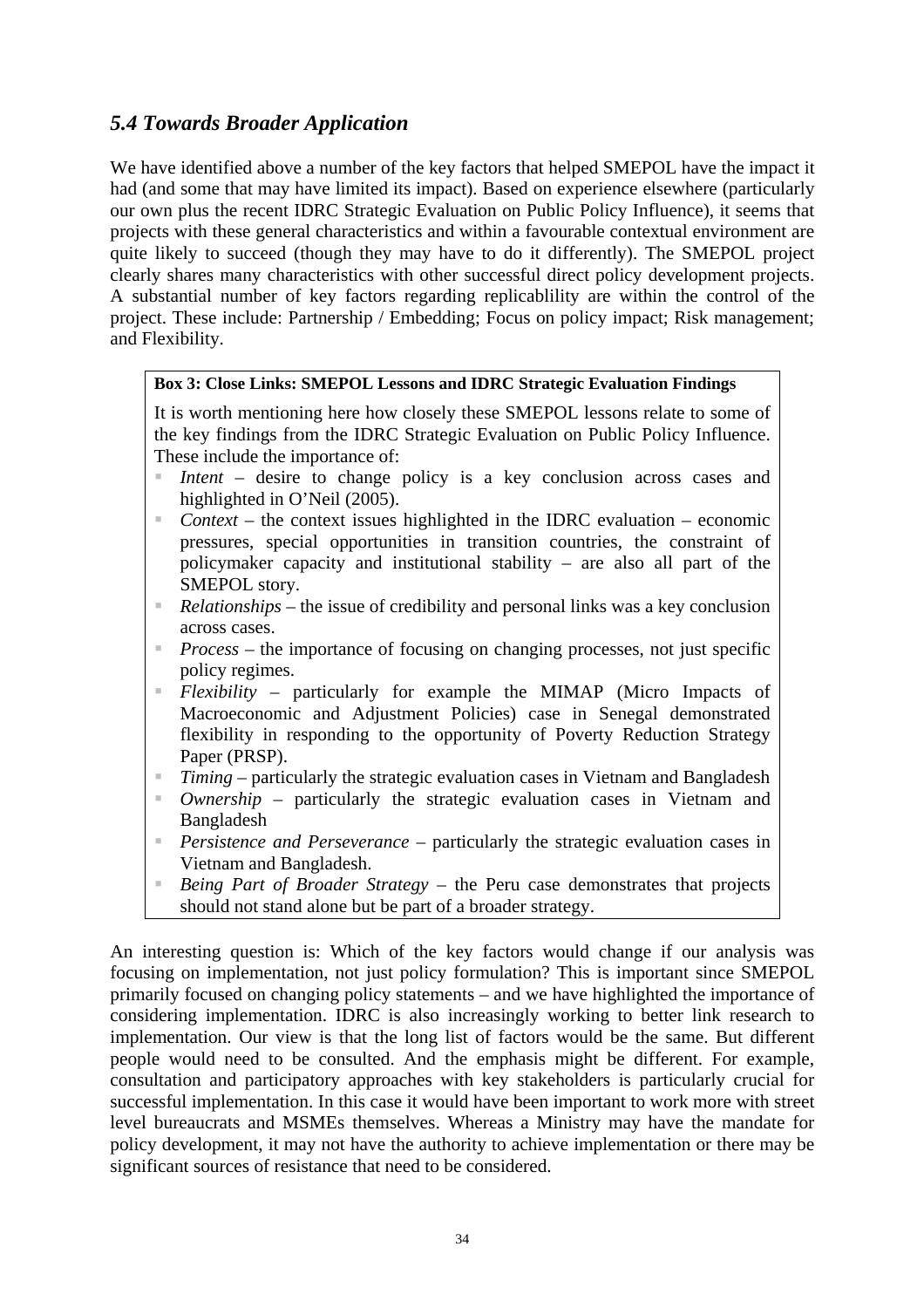### *5.4 Towards Broader Application*

We have identified above a number of the key factors that helped SMEPOL have the impact it had (and some that may have limited its impact). Based on experience elsewhere (particularly our own plus the recent IDRC Strategic Evaluation on Public Policy Influence), it seems that projects with these general characteristics and within a favourable contextual environment are quite likely to succeed (though they may have to do it differently). The SMEPOL project clearly shares many characteristics with other successful direct policy development projects. A substantial number of key factors regarding replicablility are within the control of the project. These include: Partnership / Embedding; Focus on policy impact; Risk management; and Flexibility.

> **Box 3: Close Links: SMEPOL Lessons and IDRC Strategic Evaluation Findings**
>
> It is worth mentioning here how closely these SMEPOL lessons relate to some of the key findings from the IDRC Strategic Evaluation on Public Policy Influence. These include the importance of:
>
> - *Intent* – desire to change policy is a key conclusion across cases and highlighted in O'Neil (2005).
> - *Context* – the context issues highlighted in the IDRC evaluation – economic pressures, special opportunities in transition countries, the constraint of policymaker capacity and institutional stability – are also all part of the SMEPOL story.
> - *Relationships* – the issue of credibility and personal links was a key conclusion across cases.
> - *Process* – the importance of focusing on changing processes, not just specific policy regimes.
> - *Flexibility* – particularly for example the MIMAP (Micro Impacts of Macroeconomic and Adjustment Policies) case in Senegal demonstrated flexibility in responding to the opportunity of Poverty Reduction Strategy Paper (PRSP).
> - *Timing* – particularly the strategic evaluation cases in Vietnam and Bangladesh
> - *Ownership* – particularly the strategic evaluation cases in Vietnam and Bangladesh
> - *Persistence and Perseverance* – particularly the strategic evaluation cases in Vietnam and Bangladesh.
> - *Being Part of Broader Strategy* – the Peru case demonstrates that projects should not stand alone but be part of a broader strategy.

An interesting question is: Which of the key factors would change if our analysis was focusing on implementation, not just policy formulation? This is important since SMEPOL primarily focused on changing policy statements – and we have highlighted the importance of considering implementation. IDRC is also increasingly working to better link research to implementation. Our view is that the long list of factors would be the same. But different people would need to be consulted. And the emphasis might be different. For example, consultation and participatory approaches with key stakeholders is particularly crucial for successful implementation. In this case it would have been important to work more with street level bureaucrats and MSMEs themselves. Whereas a Ministry may have the mandate for policy development, it may not have the authority to achieve implementation or there may be significant sources of resistance that need to be considered.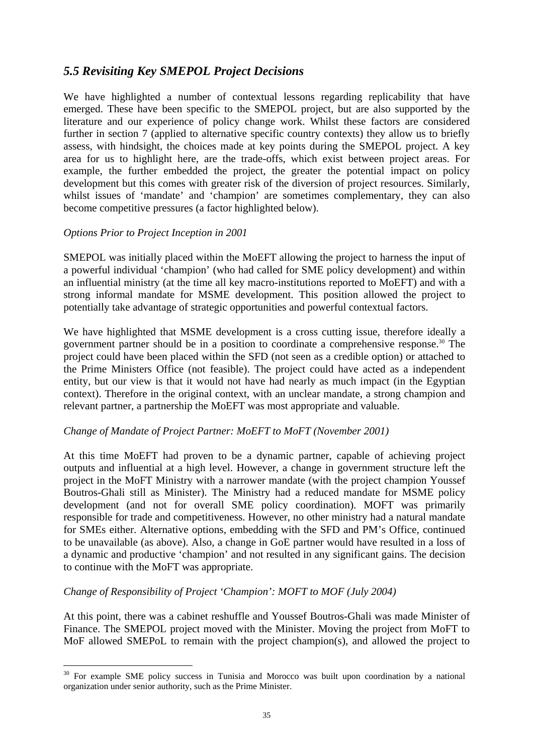## *5.5 Revisiting Key SMEPOL Project Decisions*

We have highlighted a number of contextual lessons regarding replicability that have emerged. These have been specific to the SMEPOL project, but are also supported by the literature and our experience of policy change work. Whilst these factors are considered further in section 7 (applied to alternative specific country contexts) they allow us to briefly assess, with hindsight, the choices made at key points during the SMEPOL project. A key area for us to highlight here, are the trade-offs, which exist between project areas. For example, the further embedded the project, the greater the potential impact on policy development but this comes with greater risk of the diversion of project resources. Similarly, whilst issues of 'mandate' and 'champion' are sometimes complementary, they can also become competitive pressures (a factor highlighted below).

*Options Prior to Project Inception in 2001*

SMEPOL was initially placed within the MoEFT allowing the project to harness the input of a powerful individual 'champion' (who had called for SME policy development) and within an influential ministry (at the time all key macro-institutions reported to MoEFT) and with a strong informal mandate for MSME development. This position allowed the project to potentially take advantage of strategic opportunities and powerful contextual factors.

We have highlighted that MSME development is a cross cutting issue, therefore ideally a government partner should be in a position to coordinate a comprehensive response.[30] The project could have been placed within the SFD (not seen as a credible option) or attached to the Prime Ministers Office (not feasible). The project could have acted as a independent entity, but our view is that it would not have had nearly as much impact (in the Egyptian context). Therefore in the original context, with an unclear mandate, a strong champion and relevant partner, a partnership the MoEFT was most appropriate and valuable.

*Change of Mandate of Project Partner: MoEFT to MoFT (November 2001)*

At this time MoEFT had proven to be a dynamic partner, capable of achieving project outputs and influential at a high level. However, a change in government structure left the project in the MoFT Ministry with a narrower mandate (with the project champion Youssef Boutros-Ghali still as Minister). The Ministry had a reduced mandate for MSME policy development (and not for overall SME policy coordination). MOFT was primarily responsible for trade and competitiveness. However, no other ministry had a natural mandate for SMEs either. Alternative options, embedding with the SFD and PM's Office, continued to be unavailable (as above). Also, a change in GoE partner would have resulted in a loss of a dynamic and productive 'champion' and not resulted in any significant gains. The decision to continue with the MoFT was appropriate.

*Change of Responsibility of Project 'Champion': MOFT to MOF (July 2004)*

At this point, there was a cabinet reshuffle and Youssef Boutros-Ghali was made Minister of Finance. The SMEPOL project moved with the Minister. Moving the project from MoFT to MoF allowed SMEPoL to remain with the project champion(s), and allowed the project to

---

[30] For example SME policy success in Tunisia and Morocco was built upon coordination by a national organization under senior authority, such as the Prime Minister.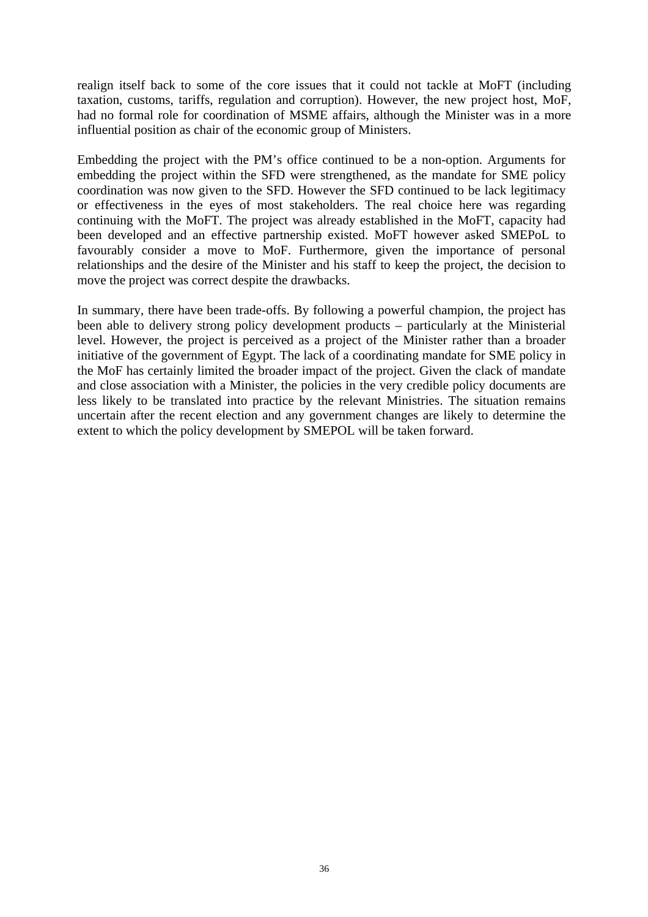realign itself back to some of the core issues that it could not tackle at MoFT (including taxation, customs, tariffs, regulation and corruption). However, the new project host, MoF, had no formal role for coordination of MSME affairs, although the Minister was in a more influential position as chair of the economic group of Ministers.

Embedding the project with the PM's office continued to be a non-option. Arguments for embedding the project within the SFD were strengthened, as the mandate for SME policy coordination was now given to the SFD. However the SFD continued to be lack legitimacy or effectiveness in the eyes of most stakeholders. The real choice here was regarding continuing with the MoFT. The project was already established in the MoFT, capacity had been developed and an effective partnership existed. MoFT however asked SMEPoL to favourably consider a move to MoF. Furthermore, given the importance of personal relationships and the desire of the Minister and his staff to keep the project, the decision to move the project was correct despite the drawbacks.

In summary, there have been trade-offs. By following a powerful champion, the project has been able to delivery strong policy development products – particularly at the Ministerial level. However, the project is perceived as a project of the Minister rather than a broader initiative of the government of Egypt. The lack of a coordinating mandate for SME policy in the MoF has certainly limited the broader impact of the project. Given the clack of mandate and close association with a Minister, the policies in the very credible policy documents are less likely to be translated into practice by the relevant Ministries. The situation remains uncertain after the recent election and any government changes are likely to determine the extent to which the policy development by SMEPOL will be taken forward.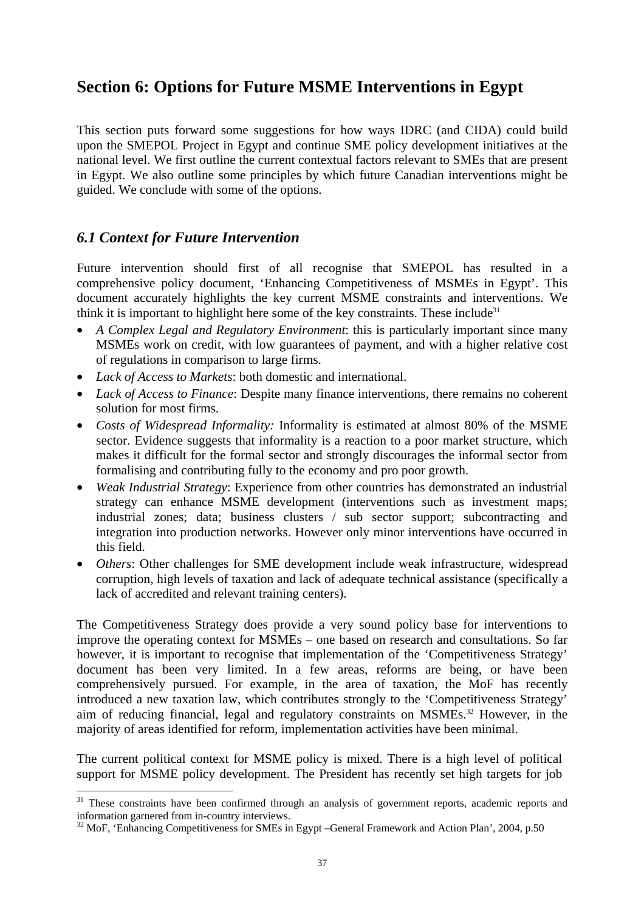## Section 6: Options for Future MSME Interventions in Egypt

This section puts forward some suggestions for how ways IDRC (and CIDA) could build upon the SMEPOL Project in Egypt and continue SME policy development initiatives at the national level. We first outline the current contextual factors relevant to SMEs that are present in Egypt. We also outline some principles by which future Canadian interventions might be guided. We conclude with some of the options.

### *6.1 Context for Future Intervention*

Future intervention should first of all recognise that SMEPOL has resulted in a comprehensive policy document, 'Enhancing Competitiveness of MSMEs in Egypt'. This document accurately highlights the key current MSME constraints and interventions. We think it is important to highlight here some of the key constraints. These include[31]

- *A Complex Legal and Regulatory Environment*: this is particularly important since many MSMEs work on credit, with low guarantees of payment, and with a higher relative cost of regulations in comparison to large firms.
- *Lack of Access to Markets*: both domestic and international.
- *Lack of Access to Finance*: Despite many finance interventions, there remains no coherent solution for most firms.
- *Costs of Widespread Informality:* Informality is estimated at almost 80% of the MSME sector. Evidence suggests that informality is a reaction to a poor market structure, which makes it difficult for the formal sector and strongly discourages the informal sector from formalising and contributing fully to the economy and pro poor growth.
- *Weak Industrial Strategy*: Experience from other countries has demonstrated an industrial strategy can enhance MSME development (interventions such as investment maps; industrial zones; data; business clusters / sub sector support; subcontracting and integration into production networks. However only minor interventions have occurred in this field.
- *Others*: Other challenges for SME development include weak infrastructure, widespread corruption, high levels of taxation and lack of adequate technical assistance (specifically a lack of accredited and relevant training centers).

The Competitiveness Strategy does provide a very sound policy base for interventions to improve the operating context for MSMEs – one based on research and consultations. So far however, it is important to recognise that implementation of the 'Competitiveness Strategy' document has been very limited. In a few areas, reforms are being, or have been comprehensively pursued. For example, in the area of taxation, the MoF has recently introduced a new taxation law, which contributes strongly to the 'Competitiveness Strategy' aim of reducing financial, legal and regulatory constraints on MSMEs.[32] However, in the majority of areas identified for reform, implementation activities have been minimal.

The current political context for MSME policy is mixed. There is a high level of political support for MSME policy development. The President has recently set high targets for job

---

[31] These constraints have been confirmed through an analysis of government reports, academic reports and information garnered from in-country interviews.

[32] MoF, 'Enhancing Competitiveness for SMEs in Egypt –General Framework and Action Plan', 2004, p.50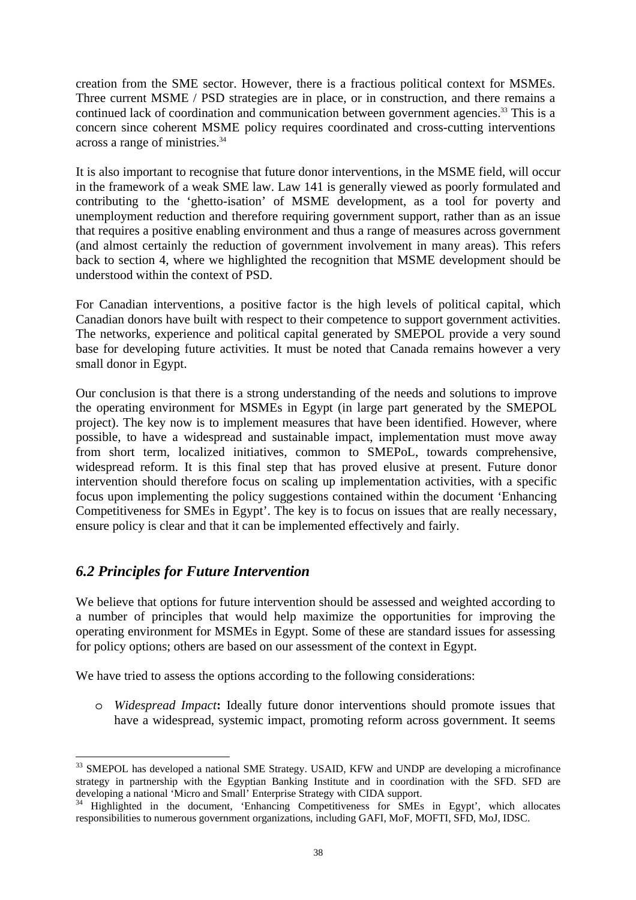creation from the SME sector. However, there is a fractious political context for MSMEs. Three current MSME / PSD strategies are in place, or in construction, and there remains a continued lack of coordination and communication between government agencies.[33] This is a concern since coherent MSME policy requires coordinated and cross-cutting interventions across a range of ministries.[34]

It is also important to recognise that future donor interventions, in the MSME field, will occur in the framework of a weak SME law. Law 141 is generally viewed as poorly formulated and contributing to the 'ghetto-isation' of MSME development, as a tool for poverty and unemployment reduction and therefore requiring government support, rather than as an issue that requires a positive enabling environment and thus a range of measures across government (and almost certainly the reduction of government involvement in many areas). This refers back to section 4, where we highlighted the recognition that MSME development should be understood within the context of PSD.

For Canadian interventions, a positive factor is the high levels of political capital, which Canadian donors have built with respect to their competence to support government activities. The networks, experience and political capital generated by SMEPOL provide a very sound base for developing future activities. It must be noted that Canada remains however a very small donor in Egypt.

Our conclusion is that there is a strong understanding of the needs and solutions to improve the operating environment for MSMEs in Egypt (in large part generated by the SMEPOL project). The key now is to implement measures that have been identified. However, where possible, to have a widespread and sustainable impact, implementation must move away from short term, localized initiatives, common to SMEPoL, towards comprehensive, widespread reform. It is this final step that has proved elusive at present. Future donor intervention should therefore focus on scaling up implementation activities, with a specific focus upon implementing the policy suggestions contained within the document 'Enhancing Competitiveness for SMEs in Egypt'. The key is to focus on issues that are really necessary, ensure policy is clear and that it can be implemented effectively and fairly.

## *6.2 Principles for Future Intervention*

We believe that options for future intervention should be assessed and weighted according to a number of principles that would help maximize the opportunities for improving the operating environment for MSMEs in Egypt. Some of these are standard issues for assessing for policy options; others are based on our assessment of the context in Egypt.

We have tried to assess the options according to the following considerations:

- *Widespread Impact***:** Ideally future donor interventions should promote issues that have a widespread, systemic impact, promoting reform across government. It seems

---

[33] SMEPOL has developed a national SME Strategy. USAID, KFW and UNDP are developing a microfinance strategy in partnership with the Egyptian Banking Institute and in coordination with the SFD. SFD are developing a national 'Micro and Small' Enterprise Strategy with CIDA support.

[34] Highlighted in the document, 'Enhancing Competitiveness for SMEs in Egypt', which allocates responsibilities to numerous government organizations, including GAFI, MoF, MOFTI, SFD, MoJ, IDSC.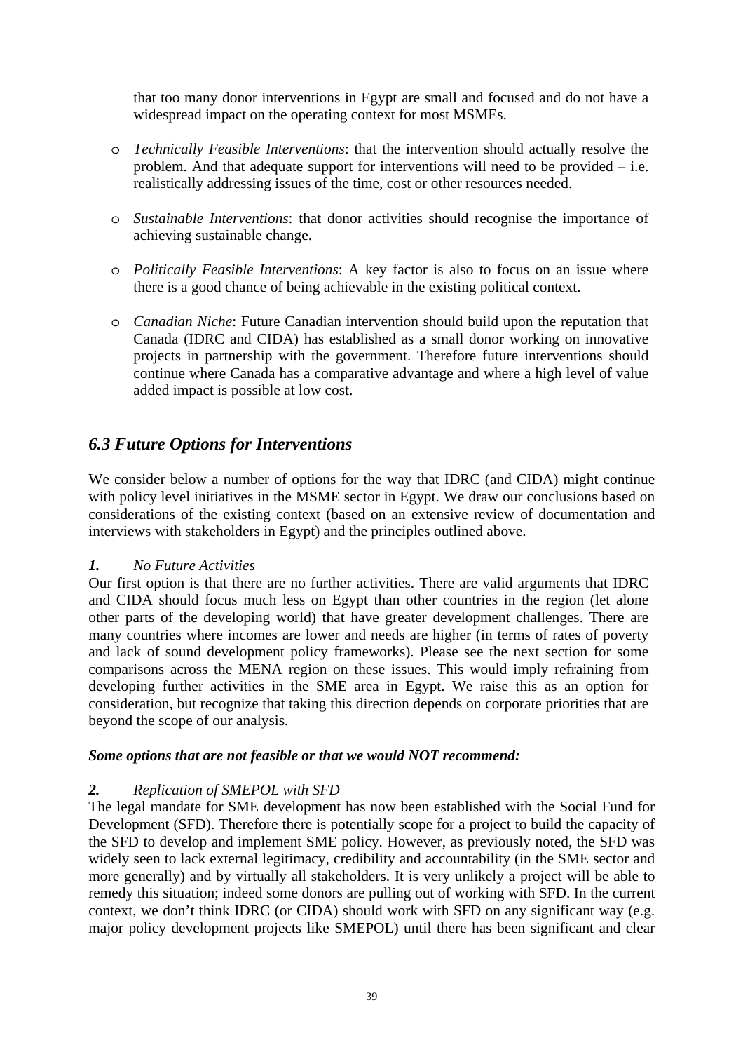that too many donor interventions in Egypt are small and focused and do not have a widespread impact on the operating context for most MSMEs.

- *Technically Feasible Interventions*: that the intervention should actually resolve the problem. And that adequate support for interventions will need to be provided – i.e. realistically addressing issues of the time, cost or other resources needed.

- *Sustainable Interventions*: that donor activities should recognise the importance of achieving sustainable change.

- *Politically Feasible Interventions*: A key factor is also to focus on an issue where there is a good chance of being achievable in the existing political context.

- *Canadian Niche*: Future Canadian intervention should build upon the reputation that Canada (IDRC and CIDA) has established as a small donor working on innovative projects in partnership with the government. Therefore future interventions should continue where Canada has a comparative advantage and where a high level of value added impact is possible at low cost.

## *6.3 Future Options for Interventions*

We consider below a number of options for the way that IDRC (and CIDA) might continue with policy level initiatives in the MSME sector in Egypt. We draw our conclusions based on considerations of the existing context (based on an extensive review of documentation and interviews with stakeholders in Egypt) and the principles outlined above.

***1. No Future Activities***

Our first option is that there are no further activities. There are valid arguments that IDRC and CIDA should focus much less on Egypt than other countries in the region (let alone other parts of the developing world) that have greater development challenges. There are many countries where incomes are lower and needs are higher (in terms of rates of poverty and lack of sound development policy frameworks). Please see the next section for some comparisons across the MENA region on these issues. This would imply refraining from developing further activities in the SME area in Egypt. We raise this as an option for consideration, but recognize that taking this direction depends on corporate priorities that are beyond the scope of our analysis.

***Some options that are not feasible or that we would NOT recommend:***

***2. Replication of SMEPOL with SFD***

The legal mandate for SME development has now been established with the Social Fund for Development (SFD). Therefore there is potentially scope for a project to build the capacity of the SFD to develop and implement SME policy. However, as previously noted, the SFD was widely seen to lack external legitimacy, credibility and accountability (in the SME sector and more generally) and by virtually all stakeholders. It is very unlikely a project will be able to remedy this situation; indeed some donors are pulling out of working with SFD. In the current context, we don't think IDRC (or CIDA) should work with SFD on any significant way (e.g. major policy development projects like SMEPOL) until there has been significant and clear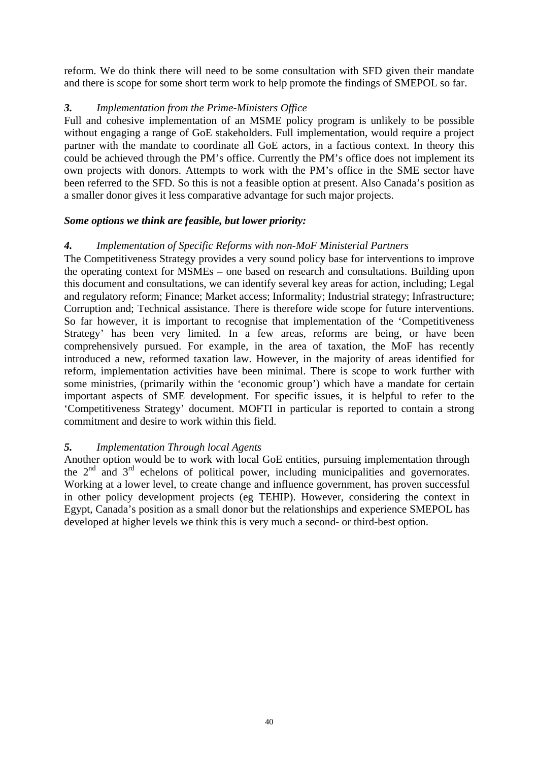reform. We do think there will need to be some consultation with SFD given their mandate and there is scope for some short term work to help promote the findings of SMEPOL so far.

***3.*** *Implementation from the Prime-Ministers Office*

Full and cohesive implementation of an MSME policy program is unlikely to be possible without engaging a range of GoE stakeholders. Full implementation, would require a project partner with the mandate to coordinate all GoE actors, in a factious context. In theory this could be achieved through the PM's office. Currently the PM's office does not implement its own projects with donors. Attempts to work with the PM's office in the SME sector have been referred to the SFD. So this is not a feasible option at present. Also Canada's position as a smaller donor gives it less comparative advantage for such major projects.

***Some options we think are feasible, but lower priority:***

***4.*** *Implementation of Specific Reforms with non-MoF Ministerial Partners*

The Competitiveness Strategy provides a very sound policy base for interventions to improve the operating context for MSMEs – one based on research and consultations. Building upon this document and consultations, we can identify several key areas for action, including; Legal and regulatory reform; Finance; Market access; Informality; Industrial strategy; Infrastructure; Corruption and; Technical assistance. There is therefore wide scope for future interventions. So far however, it is important to recognise that implementation of the 'Competitiveness Strategy' has been very limited. In a few areas, reforms are being, or have been comprehensively pursued. For example, in the area of taxation, the MoF has recently introduced a new, reformed taxation law. However, in the majority of areas identified for reform, implementation activities have been minimal. There is scope to work further with some ministries, (primarily within the 'economic group') which have a mandate for certain important aspects of SME development. For specific issues, it is helpful to refer to the 'Competitiveness Strategy' document. MOFTI in particular is reported to contain a strong commitment and desire to work within this field.

***5.*** *Implementation Through local Agents*

Another option would be to work with local GoE entities, pursuing implementation through the 2nd and 3rd echelons of political power, including municipalities and governorates. Working at a lower level, to create change and influence government, has proven successful in other policy development projects (eg TEHIP). However, considering the context in Egypt, Canada's position as a small donor but the relationships and experience SMEPOL has developed at higher levels we think this is very much a second- or third-best option.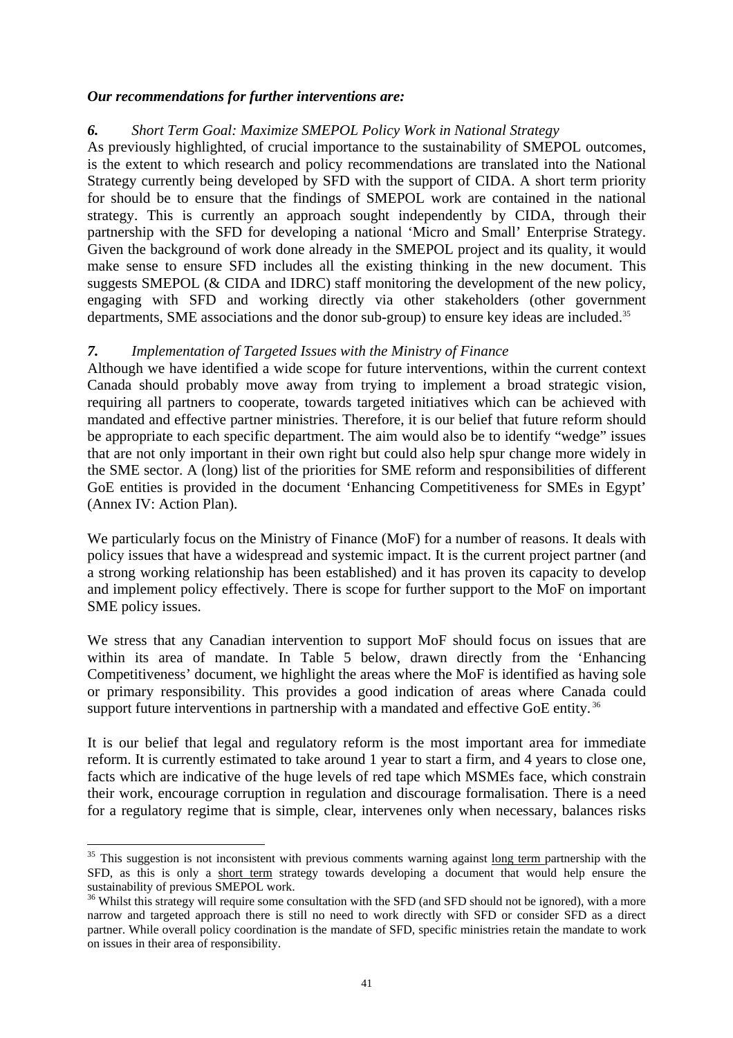***Our recommendations for further interventions are:***

***6. Short Term Goal: Maximize SMEPOL Policy Work in National Strategy***

As previously highlighted, of crucial importance to the sustainability of SMEPOL outcomes, is the extent to which research and policy recommendations are translated into the National Strategy currently being developed by SFD with the support of CIDA. A short term priority for should be to ensure that the findings of SMEPOL work are contained in the national strategy. This is currently an approach sought independently by CIDA, through their partnership with the SFD for developing a national 'Micro and Small' Enterprise Strategy. Given the background of work done already in the SMEPOL project and its quality, it would make sense to ensure SFD includes all the existing thinking in the new document. This suggests SMEPOL (& CIDA and IDRC) staff monitoring the development of the new policy, engaging with SFD and working directly via other stakeholders (other government departments, SME associations and the donor sub-group) to ensure key ideas are included.[35]

***7. Implementation of Targeted Issues with the Ministry of Finance***

Although we have identified a wide scope for future interventions, within the current context Canada should probably move away from trying to implement a broad strategic vision, requiring all partners to cooperate, towards targeted initiatives which can be achieved with mandated and effective partner ministries. Therefore, it is our belief that future reform should be appropriate to each specific department. The aim would also be to identify "wedge" issues that are not only important in their own right but could also help spur change more widely in the SME sector. A (long) list of the priorities for SME reform and responsibilities of different GoE entities is provided in the document 'Enhancing Competitiveness for SMEs in Egypt' (Annex IV: Action Plan).

We particularly focus on the Ministry of Finance (MoF) for a number of reasons. It deals with policy issues that have a widespread and systemic impact. It is the current project partner (and a strong working relationship has been established) and it has proven its capacity to develop and implement policy effectively. There is scope for further support to the MoF on important SME policy issues.

We stress that any Canadian intervention to support MoF should focus on issues that are within its area of mandate. In Table 5 below, drawn directly from the 'Enhancing Competitiveness' document, we highlight the areas where the MoF is identified as having sole or primary responsibility. This provides a good indication of areas where Canada could support future interventions in partnership with a mandated and effective GoE entity.[36]

It is our belief that legal and regulatory reform is the most important area for immediate reform. It is currently estimated to take around 1 year to start a firm, and 4 years to close one, facts which are indicative of the huge levels of red tape which MSMEs face, which constrain their work, encourage corruption in regulation and discourage formalisation. There is a need for a regulatory regime that is simple, clear, intervenes only when necessary, balances risks

---

[35] This suggestion is not inconsistent with previous comments warning against long term partnership with the SFD, as this is only a short term strategy towards developing a document that would help ensure the sustainability of previous SMEPOL work.

[36] Whilst this strategy will require some consultation with the SFD (and SFD should not be ignored), with a more narrow and targeted approach there is still no need to work directly with SFD or consider SFD as a direct partner. While overall policy coordination is the mandate of SFD, specific ministries retain the mandate to work on issues in their area of responsibility.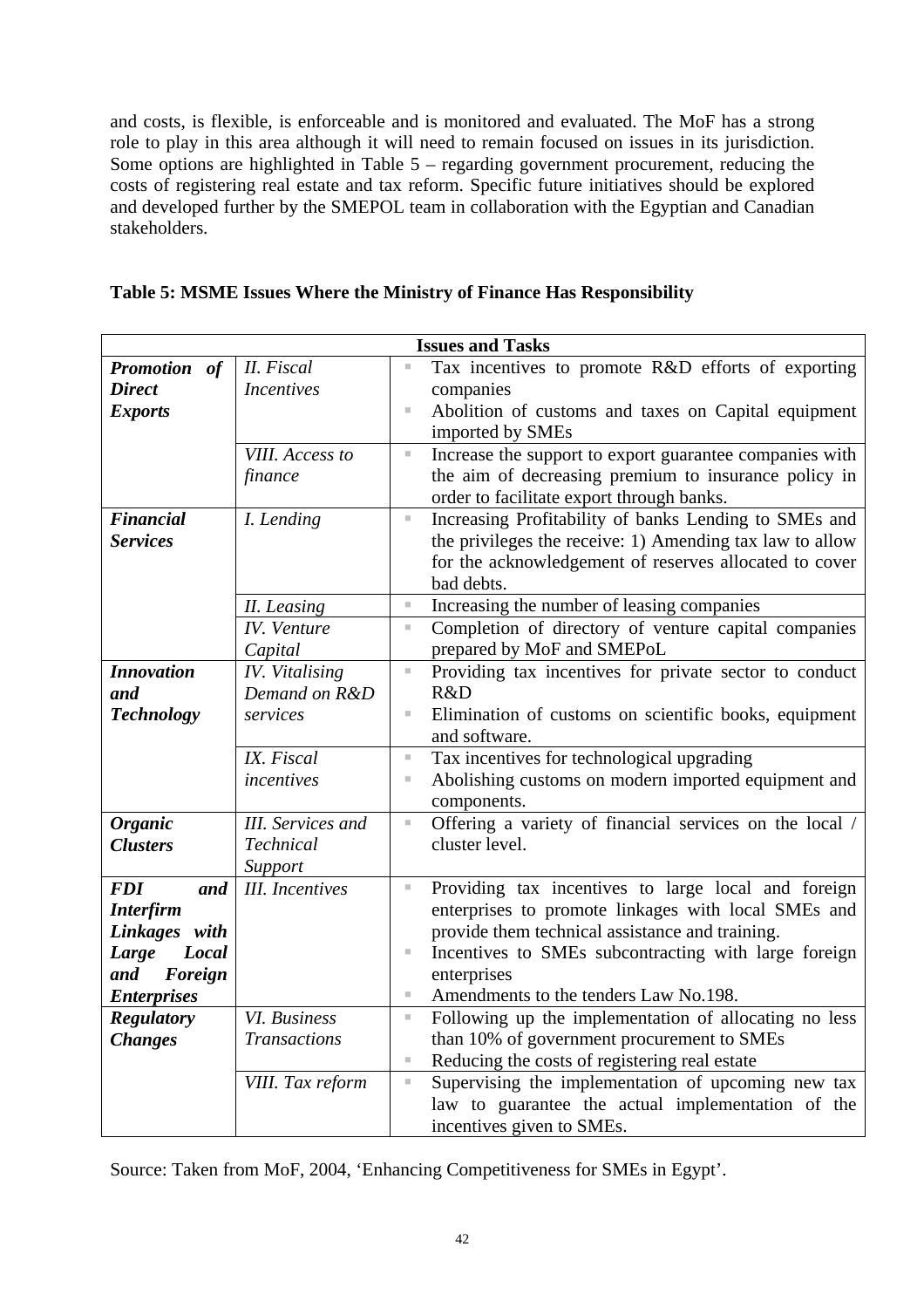and costs, is flexible, is enforceable and is monitored and evaluated. The MoF has a strong role to play in this area although it will need to remain focused on issues in its jurisdiction. Some options are highlighted in Table 5 – regarding government procurement, reducing the costs of registering real estate and tax reform. Specific future initiatives should be explored and developed further by the SMEPOL team in collaboration with the Egyptian and Canadian stakeholders.

**Table 5: MSME Issues Where the Ministry of Finance Has Responsibility**

| Issues and Tasks | | |
|---|---|---|
| ***Promotion of Direct Exports*** | *II. Fiscal Incentives* | ▪ Tax incentives to promote R&D efforts of exporting companies<br>▪ Abolition of customs and taxes on Capital equipment imported by SMEs |
| | *VIII. Access to finance* | ▪ Increase the support to export guarantee companies with the aim of decreasing premium to insurance policy in order to facilitate export through banks. |
| ***Financial Services*** | *I. Lending* | ▪ Increasing Profitability of banks Lending to SMEs and the privileges the receive: 1) Amending tax law to allow for the acknowledgement of reserves allocated to cover bad debts. |
| | *II. Leasing* | ▪ Increasing the number of leasing companies |
| | *IV. Venture Capital* | ▪ Completion of directory of venture capital companies prepared by MoF and SMEPoL |
| ***Innovation and Technology*** | *IV. Vitalising Demand on R&D services* | ▪ Providing tax incentives for private sector to conduct R&D<br>▪ Elimination of customs on scientific books, equipment and software. |
| | *IX. Fiscal incentives* | ▪ Tax incentives for technological upgrading<br>▪ Abolishing customs on modern imported equipment and components. |
| ***Organic Clusters*** | *III. Services and Technical Support* | ▪ Offering a variety of financial services on the local / cluster level. |
| ***FDI and Interfirm Linkages with Large Local and Foreign Enterprises*** | *III. Incentives* | ▪ Providing tax incentives to large local and foreign enterprises to promote linkages with local SMEs and provide them technical assistance and training.<br>▪ Incentives to SMEs subcontracting with large foreign enterprises<br>▪ Amendments to the tenders Law No.198. |
| ***Regulatory Changes*** | *VI. Business Transactions* | ▪ Following up the implementation of allocating no less than 10% of government procurement to SMEs<br>▪ Reducing the costs of registering real estate |
| | *VIII. Tax reform* | ▪ Supervising the implementation of upcoming new tax law to guarantee the actual implementation of the incentives given to SMEs. |

Source: Taken from MoF, 2004, 'Enhancing Competitiveness for SMEs in Egypt'.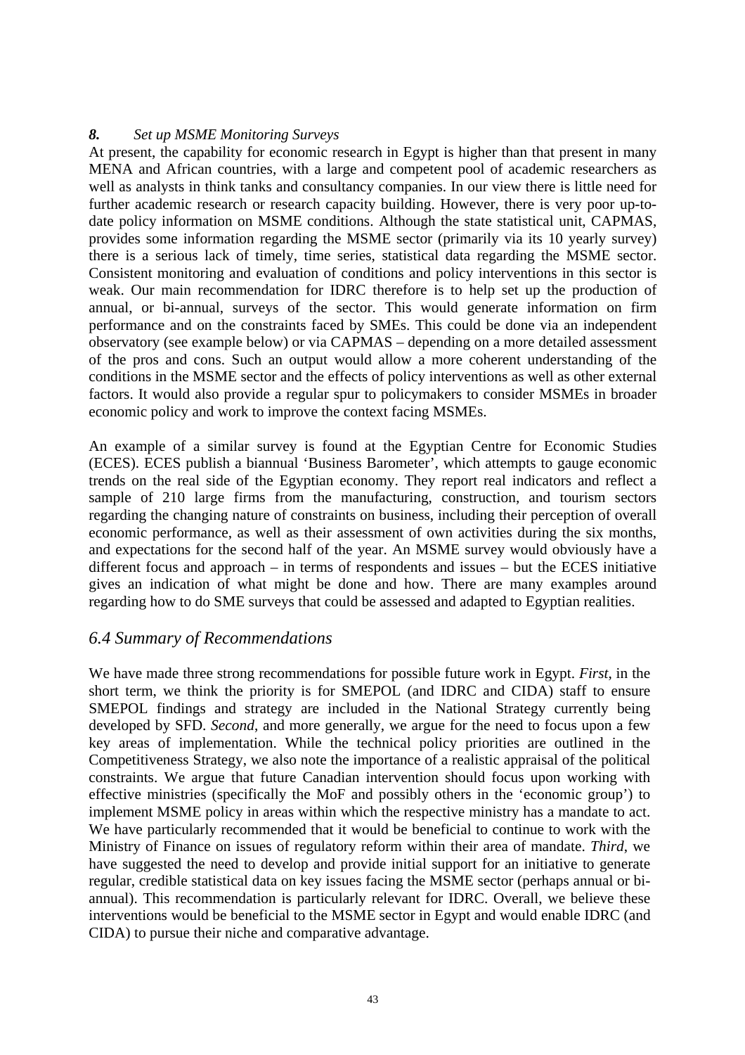***8.*** *Set up MSME Monitoring Surveys*

At present, the capability for economic research in Egypt is higher than that present in many MENA and African countries, with a large and competent pool of academic researchers as well as analysts in think tanks and consultancy companies. In our view there is little need for further academic research or research capacity building. However, there is very poor up-to-date policy information on MSME conditions. Although the state statistical unit, CAPMAS, provides some information regarding the MSME sector (primarily via its 10 yearly survey) there is a serious lack of timely, time series, statistical data regarding the MSME sector. Consistent monitoring and evaluation of conditions and policy interventions in this sector is weak. Our main recommendation for IDRC therefore is to help set up the production of annual, or bi-annual, surveys of the sector. This would generate information on firm performance and on the constraints faced by SMEs. This could be done via an independent observatory (see example below) or via CAPMAS – depending on a more detailed assessment of the pros and cons. Such an output would allow a more coherent understanding of the conditions in the MSME sector and the effects of policy interventions as well as other external factors. It would also provide a regular spur to policymakers to consider MSMEs in broader economic policy and work to improve the context facing MSMEs.

An example of a similar survey is found at the Egyptian Centre for Economic Studies (ECES). ECES publish a biannual 'Business Barometer', which attempts to gauge economic trends on the real side of the Egyptian economy. They report real indicators and reflect a sample of 210 large firms from the manufacturing, construction, and tourism sectors regarding the changing nature of constraints on business, including their perception of overall economic performance, as well as their assessment of own activities during the six months, and expectations for the second half of the year. An MSME survey would obviously have a different focus and approach – in terms of respondents and issues – but the ECES initiative gives an indication of what might be done and how. There are many examples around regarding how to do SME surveys that could be assessed and adapted to Egyptian realities.

## *6.4 Summary of Recommendations*

We have made three strong recommendations for possible future work in Egypt. *First*, in the short term, we think the priority is for SMEPOL (and IDRC and CIDA) staff to ensure SMEPOL findings and strategy are included in the National Strategy currently being developed by SFD. *Second*, and more generally, we argue for the need to focus upon a few key areas of implementation. While the technical policy priorities are outlined in the Competitiveness Strategy, we also note the importance of a realistic appraisal of the political constraints. We argue that future Canadian intervention should focus upon working with effective ministries (specifically the MoF and possibly others in the 'economic group') to implement MSME policy in areas within which the respective ministry has a mandate to act. We have particularly recommended that it would be beneficial to continue to work with the Ministry of Finance on issues of regulatory reform within their area of mandate. *Third*, we have suggested the need to develop and provide initial support for an initiative to generate regular, credible statistical data on key issues facing the MSME sector (perhaps annual or bi-annual). This recommendation is particularly relevant for IDRC. Overall, we believe these interventions would be beneficial to the MSME sector in Egypt and would enable IDRC (and CIDA) to pursue their niche and comparative advantage.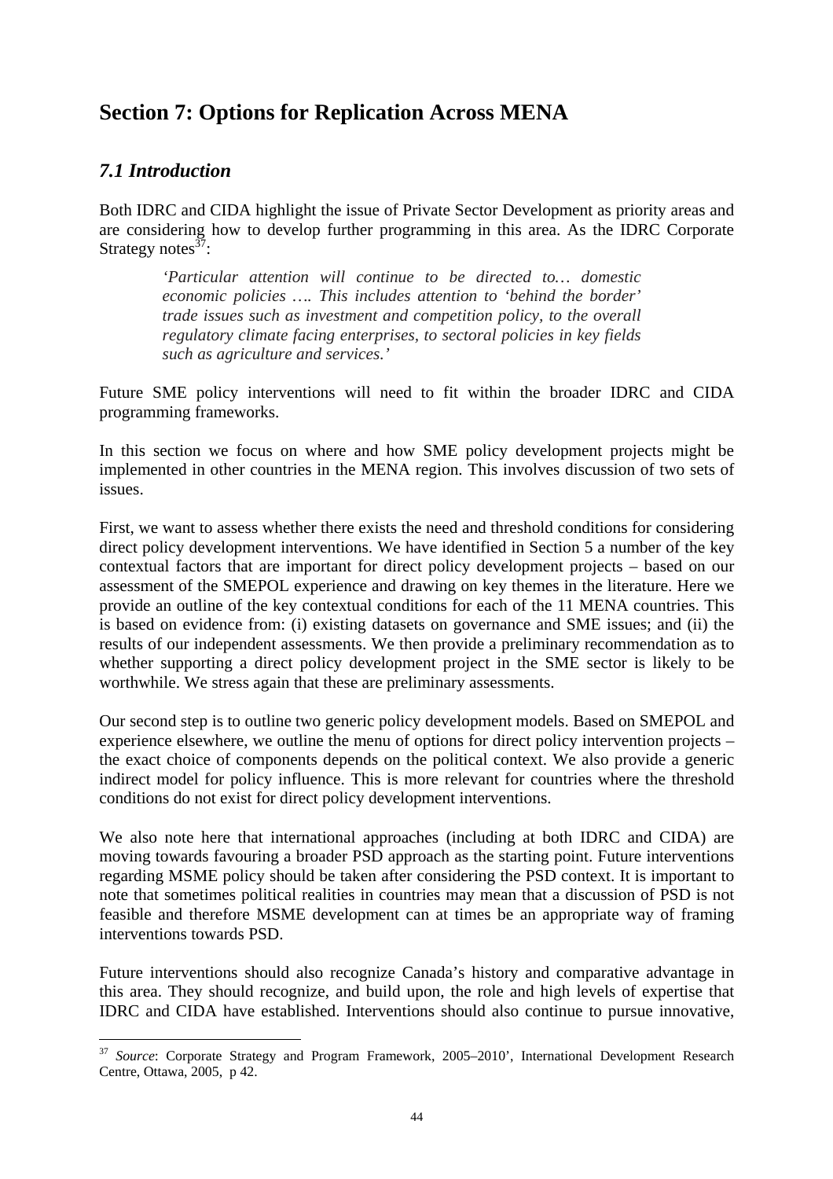# Section 7: Options for Replication Across MENA

## *7.1 Introduction*

Both IDRC and CIDA highlight the issue of Private Sector Development as priority areas and are considering how to develop further programming in this area. As the IDRC Corporate Strategy notes[37]:

> *'Particular attention will continue to be directed to… domestic economic policies …. This includes attention to 'behind the border' trade issues such as investment and competition policy, to the overall regulatory climate facing enterprises, to sectoral policies in key fields such as agriculture and services.'*

Future SME policy interventions will need to fit within the broader IDRC and CIDA programming frameworks.

In this section we focus on where and how SME policy development projects might be implemented in other countries in the MENA region. This involves discussion of two sets of issues.

First, we want to assess whether there exists the need and threshold conditions for considering direct policy development interventions. We have identified in Section 5 a number of the key contextual factors that are important for direct policy development projects – based on our assessment of the SMEPOL experience and drawing on key themes in the literature. Here we provide an outline of the key contextual conditions for each of the 11 MENA countries. This is based on evidence from: (i) existing datasets on governance and SME issues; and (ii) the results of our independent assessments. We then provide a preliminary recommendation as to whether supporting a direct policy development project in the SME sector is likely to be worthwhile. We stress again that these are preliminary assessments.

Our second step is to outline two generic policy development models. Based on SMEPOL and experience elsewhere, we outline the menu of options for direct policy intervention projects – the exact choice of components depends on the political context. We also provide a generic indirect model for policy influence. This is more relevant for countries where the threshold conditions do not exist for direct policy development interventions.

We also note here that international approaches (including at both IDRC and CIDA) are moving towards favouring a broader PSD approach as the starting point. Future interventions regarding MSME policy should be taken after considering the PSD context. It is important to note that sometimes political realities in countries may mean that a discussion of PSD is not feasible and therefore MSME development can at times be an appropriate way of framing interventions towards PSD.

Future interventions should also recognize Canada's history and comparative advantage in this area. They should recognize, and build upon, the role and high levels of expertise that IDRC and CIDA have established. Interventions should also continue to pursue innovative,

---

[37] *Source*: Corporate Strategy and Program Framework, 2005–2010', International Development Research Centre, Ottawa, 2005, p 42.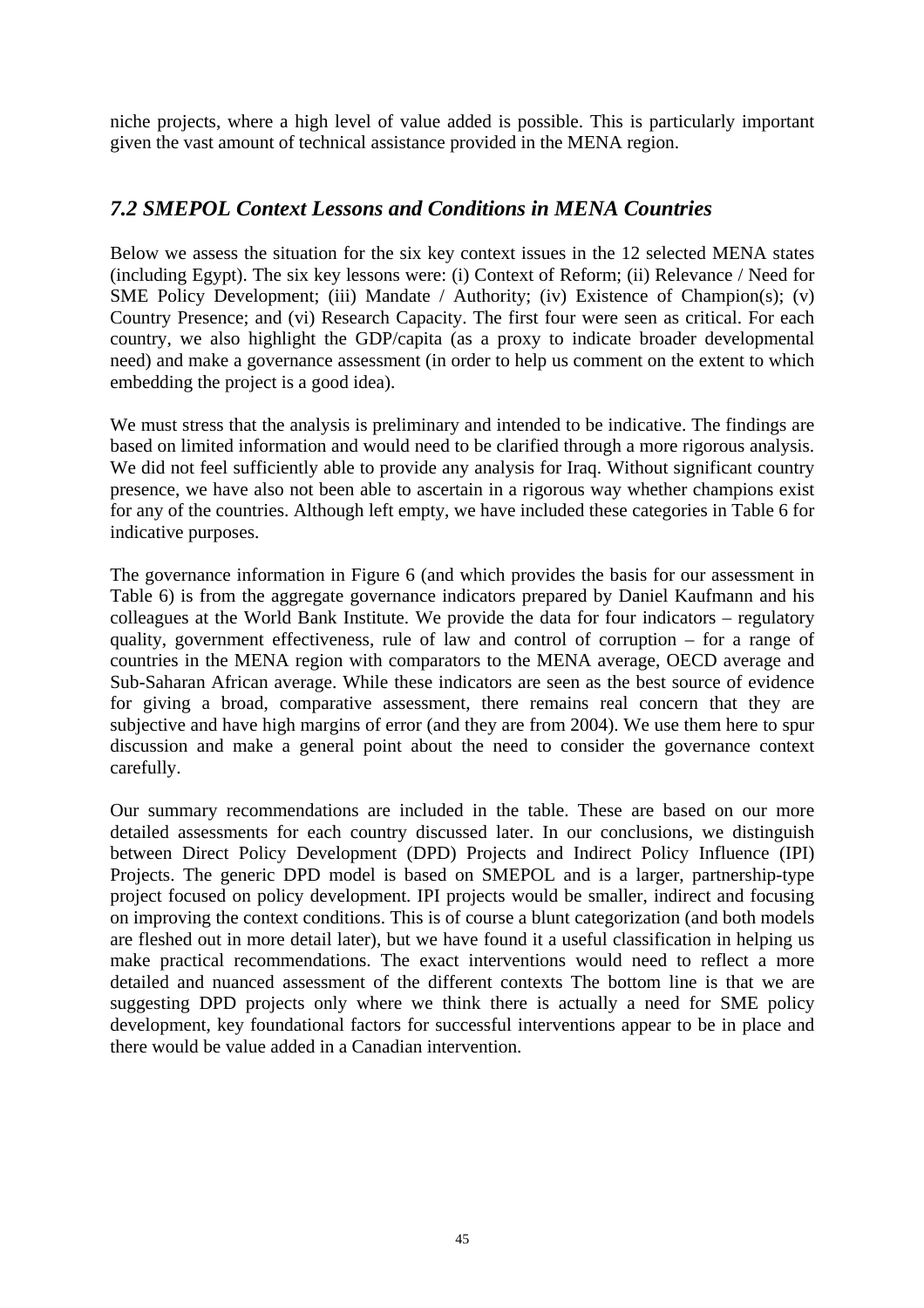niche projects, where a high level of value added is possible. This is particularly important given the vast amount of technical assistance provided in the MENA region.

## *7.2 SMEPOL Context Lessons and Conditions in MENA Countries*

Below we assess the situation for the six key context issues in the 12 selected MENA states (including Egypt). The six key lessons were: (i) Context of Reform; (ii) Relevance / Need for SME Policy Development; (iii) Mandate / Authority; (iv) Existence of Champion(s); (v) Country Presence; and (vi) Research Capacity. The first four were seen as critical. For each country, we also highlight the GDP/capita (as a proxy to indicate broader developmental need) and make a governance assessment (in order to help us comment on the extent to which embedding the project is a good idea).

We must stress that the analysis is preliminary and intended to be indicative. The findings are based on limited information and would need to be clarified through a more rigorous analysis. We did not feel sufficiently able to provide any analysis for Iraq. Without significant country presence, we have also not been able to ascertain in a rigorous way whether champions exist for any of the countries. Although left empty, we have included these categories in Table 6 for indicative purposes.

The governance information in Figure 6 (and which provides the basis for our assessment in Table 6) is from the aggregate governance indicators prepared by Daniel Kaufmann and his colleagues at the World Bank Institute. We provide the data for four indicators – regulatory quality, government effectiveness, rule of law and control of corruption – for a range of countries in the MENA region with comparators to the MENA average, OECD average and Sub-Saharan African average. While these indicators are seen as the best source of evidence for giving a broad, comparative assessment, there remains real concern that they are subjective and have high margins of error (and they are from 2004). We use them here to spur discussion and make a general point about the need to consider the governance context carefully.

Our summary recommendations are included in the table. These are based on our more detailed assessments for each country discussed later. In our conclusions, we distinguish between Direct Policy Development (DPD) Projects and Indirect Policy Influence (IPI) Projects. The generic DPD model is based on SMEPOL and is a larger, partnership-type project focused on policy development. IPI projects would be smaller, indirect and focusing on improving the context conditions. This is of course a blunt categorization (and both models are fleshed out in more detail later), but we have found it a useful classification in helping us make practical recommendations. The exact interventions would need to reflect a more detailed and nuanced assessment of the different contexts The bottom line is that we are suggesting DPD projects only where we think there is actually a need for SME policy development, key foundational factors for successful interventions appear to be in place and there would be value added in a Canadian intervention.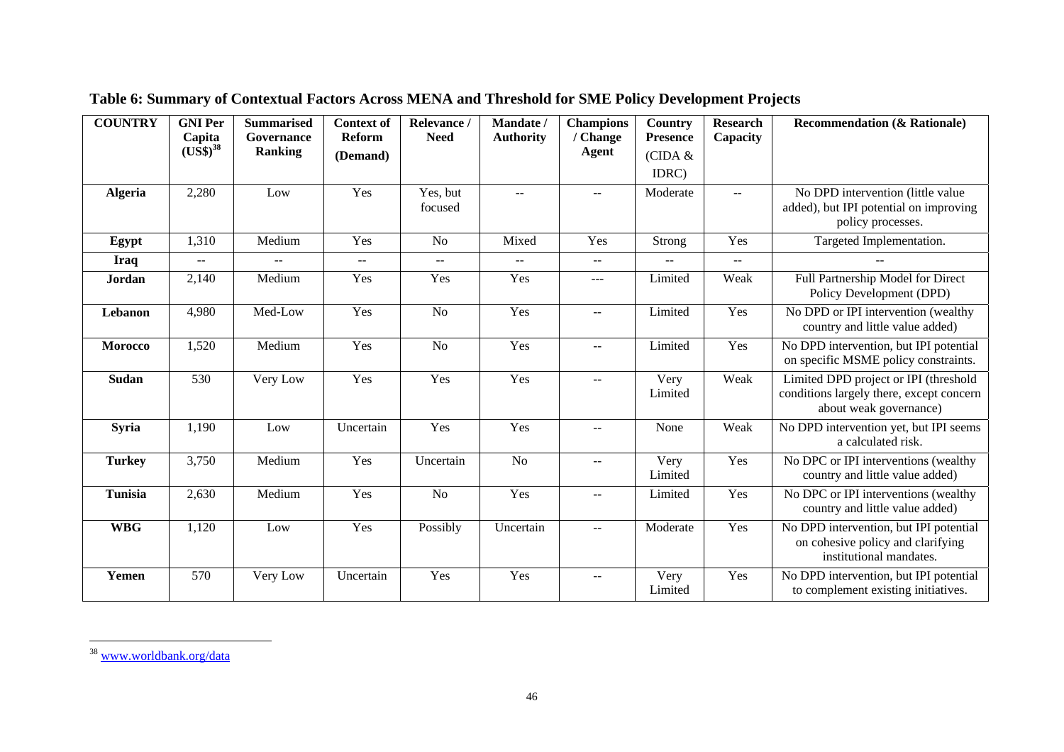**Table 6: Summary of Contextual Factors Across MENA and Threshold for SME Policy Development Projects**

| COUNTRY | GNI Per Capita (US$)[38] | Summarised Governance Ranking | Context of Reform (Demand) | Relevance / Need | Mandate / Authority | Champions / Change Agent | Country Presence (CIDA & IDRC) | Research Capacity | Recommendation (& Rationale) |
|---|---|---|---|---|---|---|---|---|---|
| **Algeria** | 2,280 | Low | Yes | Yes, but focused | -- | -- | Moderate | -- | No DPD intervention (little value added), but IPI potential on improving policy processes. |
| **Egypt** | 1,310 | Medium | Yes | No | Mixed | Yes | Strong | Yes | Targeted Implementation. |
| **Iraq** | -- | -- | -- | -- | -- | -- | -- | -- | -- |
| **Jordan** | 2,140 | Medium | Yes | Yes | Yes | --- | Limited | Weak | Full Partnership Model for Direct Policy Development (DPD) |
| **Lebanon** | 4,980 | Med-Low | Yes | No | Yes | -- | Limited | Yes | No DPD or IPI intervention (wealthy country and little value added) |
| **Morocco** | 1,520 | Medium | Yes | No | Yes | -- | Limited | Yes | No DPD intervention, but IPI potential on specific MSME policy constraints. |
| **Sudan** | 530 | Very Low | Yes | Yes | Yes | -- | Very Limited | Weak | Limited DPD project or IPI (threshold conditions largely there, except concern about weak governance) |
| **Syria** | 1,190 | Low | Uncertain | Yes | Yes | -- | None | Weak | No DPD intervention yet, but IPI seems a calculated risk. |
| **Turkey** | 3,750 | Medium | Yes | Uncertain | No | -- | Very Limited | Yes | No DPC or IPI interventions (wealthy country and little value added) |
| **Tunisia** | 2,630 | Medium | Yes | No | Yes | -- | Limited | Yes | No DPC or IPI interventions (wealthy country and little value added) |
| **WBG** | 1,120 | Low | Yes | Possibly | Uncertain | -- | Moderate | Yes | No DPD intervention, but IPI potential on cohesive policy and clarifying institutional mandates. |
| **Yemen** | 570 | Very Low | Uncertain | Yes | Yes | -- | Very Limited | Yes | No DPD intervention, but IPI potential to complement existing initiatives. |

[38] www.worldbank.org/data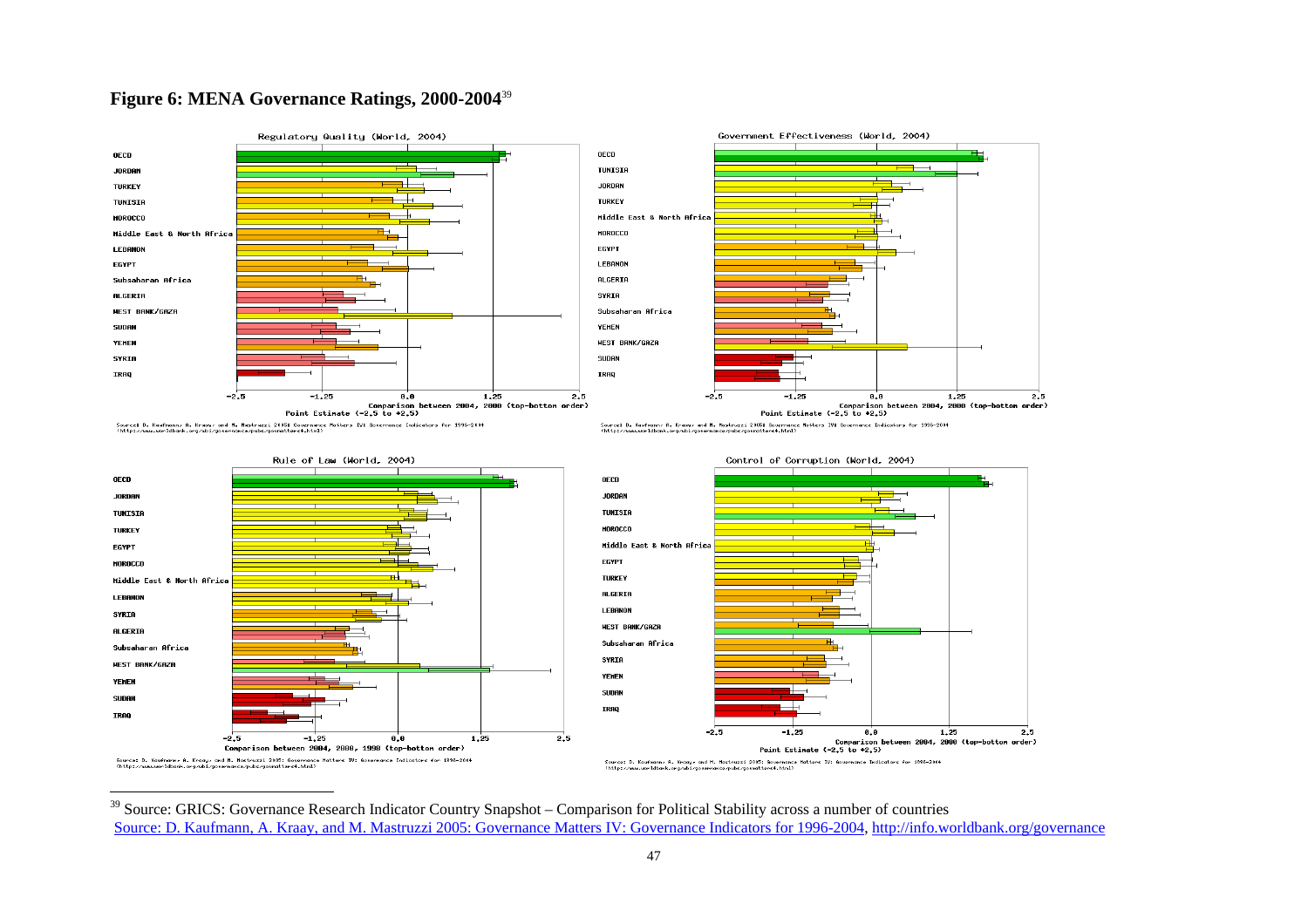**Figure 6: MENA Governance Ratings, 2000-2004**[39]

Regulatory Quality (World, 2004)

OECD
JORDAN
TURKEY
TUNISIA
MOROCCO
Middle East & North Africa
LEBANON
EGYPT
Subsaharan Africa
ALGERIA
WEST BANK/GAZA
SUDAN
YEMEN
SYRIA
IRAQ

-2.5 -1.25 0.0 1.25 2.5
Comparison between 2004, 2000 (top-bottom order)
Point Estimate (-2.5 to +2.5)

Source: D. Kaufmann, A. Kraay, and M. Mastruzzi 2005: Governance Matters IV: Governance Indicators for 1996-2004 (http://www.worldbank.org/wbi/governance/pubs/govmatters4.html)

Government Effectiveness (World, 2004)

OECD
TUNISIA
JORDAN
TURKEY
Middle East & North Africa
MOROCCO
EGYPT
LEBANON
ALGERIA
SYRIA
Subsaharan Africa
YEMEN
WEST BANK/GAZA
SUDAN
IRAQ

-2.5 -1.25 0.0 1.25 2.5
Comparison between 2004, 2000 (top-bottom order)
Point Estimate (-2.5 to +2.5)

Source: D. Kaufmann, A. Kraay, and M. Mastruzzi 2005: Governance Matters IV: Governance Indicators for 1996-2004 (http://www.worldbank.org/wbi/governance/pubs/govmatters4.html)

Rule of Law (World, 2004)

OECD
JORDAN
TUNISIA
TURKEY
EGYPT
MOROCCO
Middle East & North Africa
LEBANON
SYRIA
ALGERIA
Subsaharan Africa
WEST BANK/GAZA
YEMEN
SUDAN
IRAQ

-2.5 -1.25 0.0 1.25 2.5
Comparison between 2004, 2000, 1998 (top-bottom order)

Source: D. Kaufmann, A. Kraay, and M. Mastruzzi 2005: Governance Matters IV: Governance Indicators for 1996-2004 (http://www.worldbank.org/wbi/governance/pubs/govmatters4.html)

Control of Corruption (World, 2004)

OECD
JORDAN
TUNISIA
MOROCCO
Middle East & North Africa
EGYPT
TURKEY
ALGERIA
LEBANON
WEST BANK/GAZA
Subsaharan Africa
SYRIA
YEMEN
SUDAN
IRAQ

-2.5 -1.25 0.0 1.25 2.5
Comparison between 2004, 2000 (top-bottom order)
Point Estimate (-2.5 to +2.5)

Source: D. Kaufmann, A. Kraay, and M. Mastruzzi 2005: Governance Matters IV: Governance Indicators for 1996-2004 (http://www.worldbank.org/wbi/governance/pubs/govmatters4.html)

---

[39] Source: GRICS: Governance Research Indicator Country Snapshot – Comparison for Political Stability across a number of countries
Source: D. Kaufmann, A. Kraay, and M. Mastruzzi 2005: Governance Matters IV: Governance Indicators for 1996-2004, http://info.worldbank.org/governance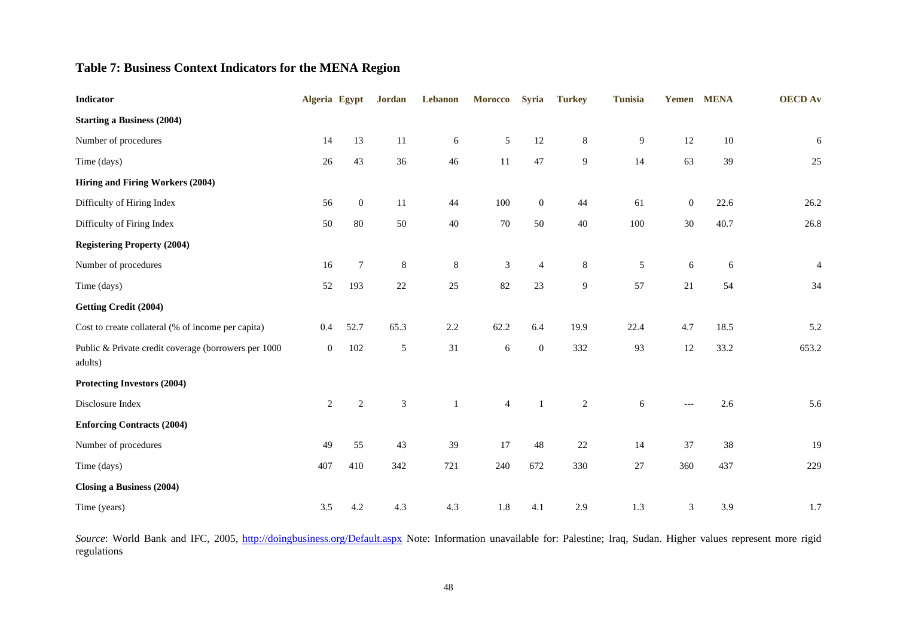## Table 7: Business Context Indicators for the MENA Region

| Indicator | Algeria | Egypt | Jordan | Lebanon | Morocco | Syria | Turkey | Tunisia | Yemen | MENA | OECD Av |
|---|---|---|---|---|---|---|---|---|---|---|---|
| **Starting a Business (2004)** | | | | | | | | | | | |
| Number of procedures | 14 | 13 | 11 | 6 | 5 | 12 | 8 | 9 | 12 | 10 | 6 |
| Time (days) | 26 | 43 | 36 | 46 | 11 | 47 | 9 | 14 | 63 | 39 | 25 |
| **Hiring and Firing Workers (2004)** | | | | | | | | | | | |
| Difficulty of Hiring Index | 56 | 0 | 11 | 44 | 100 | 0 | 44 | 61 | 0 | 22.6 | 26.2 |
| Difficulty of Firing Index | 50 | 80 | 50 | 40 | 70 | 50 | 40 | 100 | 30 | 40.7 | 26.8 |
| **Registering Property (2004)** | | | | | | | | | | | |
| Number of procedures | 16 | 7 | 8 | 8 | 3 | 4 | 8 | 5 | 6 | 6 | 4 |
| Time (days) | 52 | 193 | 22 | 25 | 82 | 23 | 9 | 57 | 21 | 54 | 34 |
| **Getting Credit (2004)** | | | | | | | | | | | |
| Cost to create collateral (% of income per capita) | 0.4 | 52.7 | 65.3 | 2.2 | 62.2 | 6.4 | 19.9 | 22.4 | 4.7 | 18.5 | 5.2 |
| Public & Private credit coverage (borrowers per 1000 adults) | 0 | 102 | 5 | 31 | 6 | 0 | 332 | 93 | 12 | 33.2 | 653.2 |
| **Protecting Investors (2004)** | | | | | | | | | | | |
| Disclosure Index | 2 | 2 | 3 | 1 | 4 | 1 | 2 | 6 | --- | 2.6 | 5.6 |
| **Enforcing Contracts (2004)** | | | | | | | | | | | |
| Number of procedures | 49 | 55 | 43 | 39 | 17 | 48 | 22 | 14 | 37 | 38 | 19 |
| Time (days) | 407 | 410 | 342 | 721 | 240 | 672 | 330 | 27 | 360 | 437 | 229 |
| **Closing a Business (2004)** | | | | | | | | | | | |
| Time (years) | 3.5 | 4.2 | 4.3 | 4.3 | 1.8 | 4.1 | 2.9 | 1.3 | 3 | 3.9 | 1.7 |

*Source*: World Bank and IFC, 2005, http://doingbusiness.org/Default.aspx Note: Information unavailable for: Palestine; Iraq, Sudan. Higher values represent more rigid regulations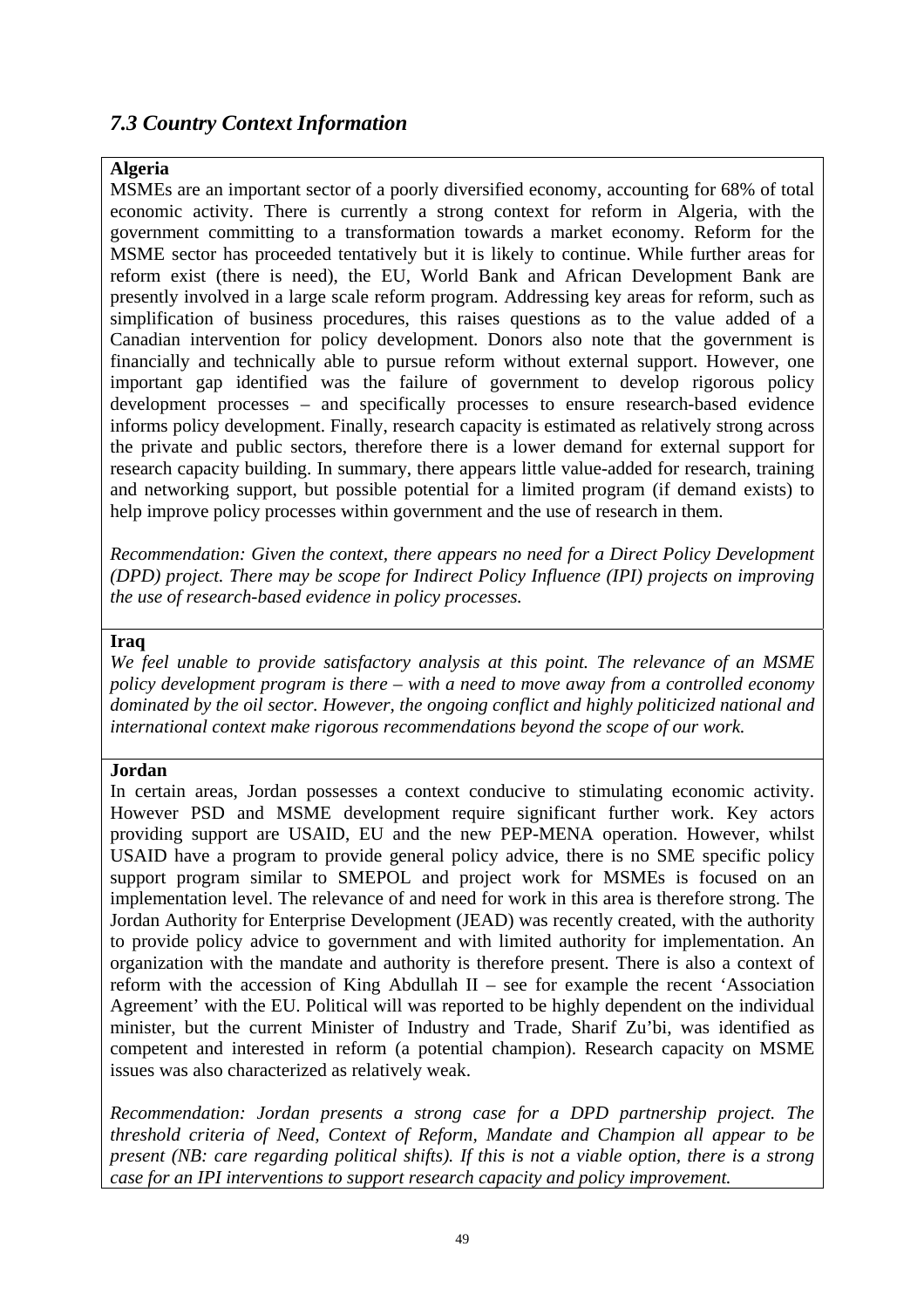## *7.3 Country Context Information*

**Algeria**

MSMEs are an important sector of a poorly diversified economy, accounting for 68% of total economic activity. There is currently a strong context for reform in Algeria, with the government committing to a transformation towards a market economy. Reform for the MSME sector has proceeded tentatively but it is likely to continue. While further areas for reform exist (there is need), the EU, World Bank and African Development Bank are presently involved in a large scale reform program. Addressing key areas for reform, such as simplification of business procedures, this raises questions as to the value added of a Canadian intervention for policy development. Donors also note that the government is financially and technically able to pursue reform without external support. However, one important gap identified was the failure of government to develop rigorous policy development processes – and specifically processes to ensure research-based evidence informs policy development. Finally, research capacity is estimated as relatively strong across the private and public sectors, therefore there is a lower demand for external support for research capacity building. In summary, there appears little value-added for research, training and networking support, but possible potential for a limited program (if demand exists) to help improve policy processes within government and the use of research in them.

*Recommendation: Given the context, there appears no need for a Direct Policy Development (DPD) project. There may be scope for Indirect Policy Influence (IPI) projects on improving the use of research-based evidence in policy processes.*

**Iraq**

*We feel unable to provide satisfactory analysis at this point. The relevance of an MSME policy development program is there – with a need to move away from a controlled economy dominated by the oil sector. However, the ongoing conflict and highly politicized national and international context make rigorous recommendations beyond the scope of our work.*

**Jordan**

In certain areas, Jordan possesses a context conducive to stimulating economic activity. However PSD and MSME development require significant further work. Key actors providing support are USAID, EU and the new PEP-MENA operation. However, whilst USAID have a program to provide general policy advice, there is no SME specific policy support program similar to SMEPOL and project work for MSMEs is focused on an implementation level. The relevance of and need for work in this area is therefore strong. The Jordan Authority for Enterprise Development (JEAD) was recently created, with the authority to provide policy advice to government and with limited authority for implementation. An organization with the mandate and authority is therefore present. There is also a context of reform with the accession of King Abdullah II – see for example the recent 'Association Agreement' with the EU. Political will was reported to be highly dependent on the individual minister, but the current Minister of Industry and Trade, Sharif Zu'bi, was identified as competent and interested in reform (a potential champion). Research capacity on MSME issues was also characterized as relatively weak.

*Recommendation: Jordan presents a strong case for a DPD partnership project. The threshold criteria of Need, Context of Reform, Mandate and Champion all appear to be present (NB: care regarding political shifts). If this is not a viable option, there is a strong case for an IPI interventions to support research capacity and policy improvement.*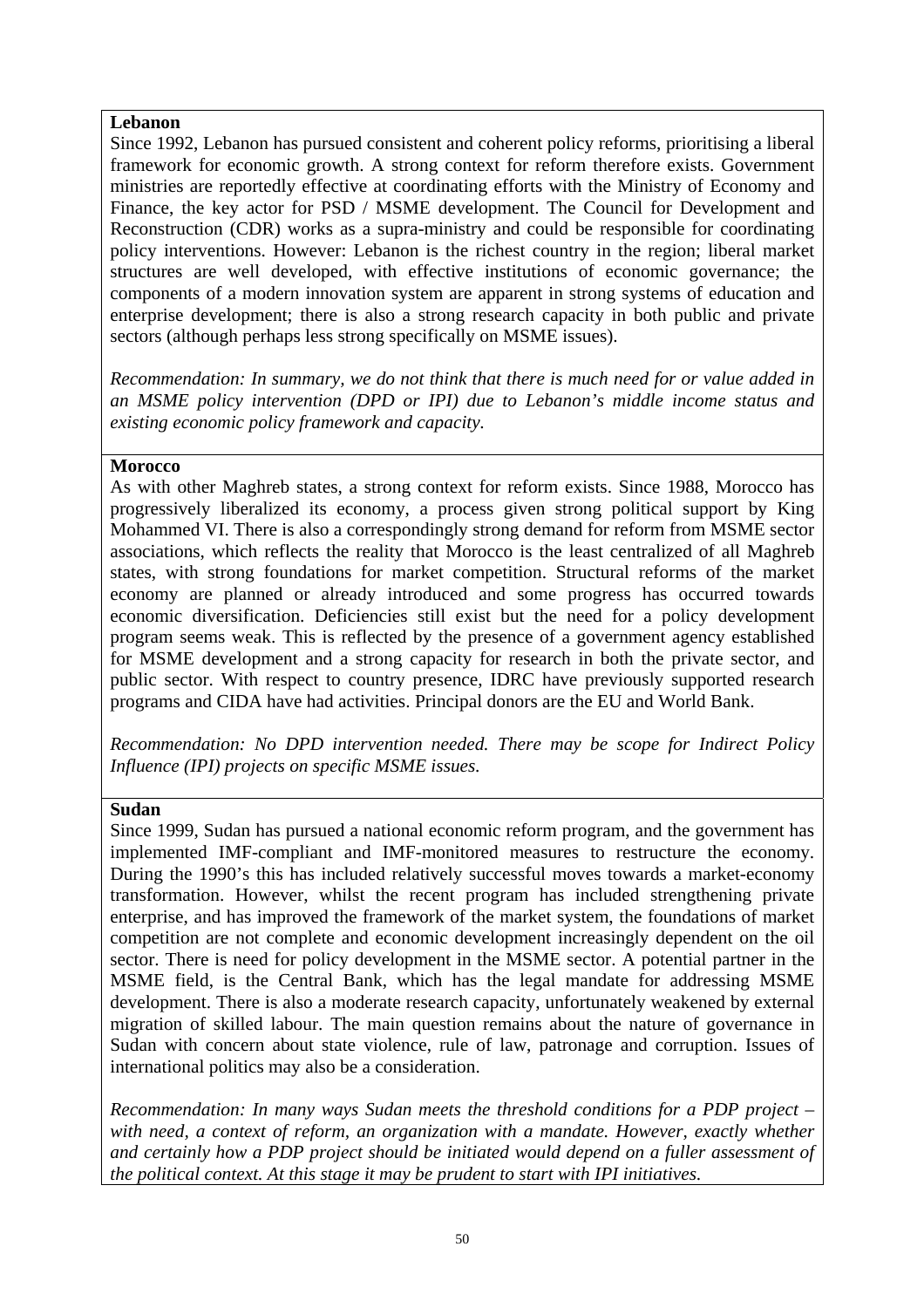**Lebanon**

Since 1992, Lebanon has pursued consistent and coherent policy reforms, prioritising a liberal framework for economic growth. A strong context for reform therefore exists. Government ministries are reportedly effective at coordinating efforts with the Ministry of Economy and Finance, the key actor for PSD / MSME development. The Council for Development and Reconstruction (CDR) works as a supra-ministry and could be responsible for coordinating policy interventions. However: Lebanon is the richest country in the region; liberal market structures are well developed, with effective institutions of economic governance; the components of a modern innovation system are apparent in strong systems of education and enterprise development; there is also a strong research capacity in both public and private sectors (although perhaps less strong specifically on MSME issues).

*Recommendation: In summary, we do not think that there is much need for or value added in an MSME policy intervention (DPD or IPI) due to Lebanon's middle income status and existing economic policy framework and capacity.*

**Morocco**

As with other Maghreb states, a strong context for reform exists. Since 1988, Morocco has progressively liberalized its economy, a process given strong political support by King Mohammed VI. There is also a correspondingly strong demand for reform from MSME sector associations, which reflects the reality that Morocco is the least centralized of all Maghreb states, with strong foundations for market competition. Structural reforms of the market economy are planned or already introduced and some progress has occurred towards economic diversification. Deficiencies still exist but the need for a policy development program seems weak. This is reflected by the presence of a government agency established for MSME development and a strong capacity for research in both the private sector, and public sector. With respect to country presence, IDRC have previously supported research programs and CIDA have had activities. Principal donors are the EU and World Bank.

*Recommendation: No DPD intervention needed. There may be scope for Indirect Policy Influence (IPI) projects on specific MSME issues.*

**Sudan**

Since 1999, Sudan has pursued a national economic reform program, and the government has implemented IMF-compliant and IMF-monitored measures to restructure the economy. During the 1990's this has included relatively successful moves towards a market-economy transformation. However, whilst the recent program has included strengthening private enterprise, and has improved the framework of the market system, the foundations of market competition are not complete and economic development increasingly dependent on the oil sector. There is need for policy development in the MSME sector. A potential partner in the MSME field, is the Central Bank, which has the legal mandate for addressing MSME development. There is also a moderate research capacity, unfortunately weakened by external migration of skilled labour. The main question remains about the nature of governance in Sudan with concern about state violence, rule of law, patronage and corruption. Issues of international politics may also be a consideration.

*Recommendation: In many ways Sudan meets the threshold conditions for a PDP project – with need, a context of reform, an organization with a mandate. However, exactly whether and certainly how a PDP project should be initiated would depend on a fuller assessment of the political context. At this stage it may be prudent to start with IPI initiatives.*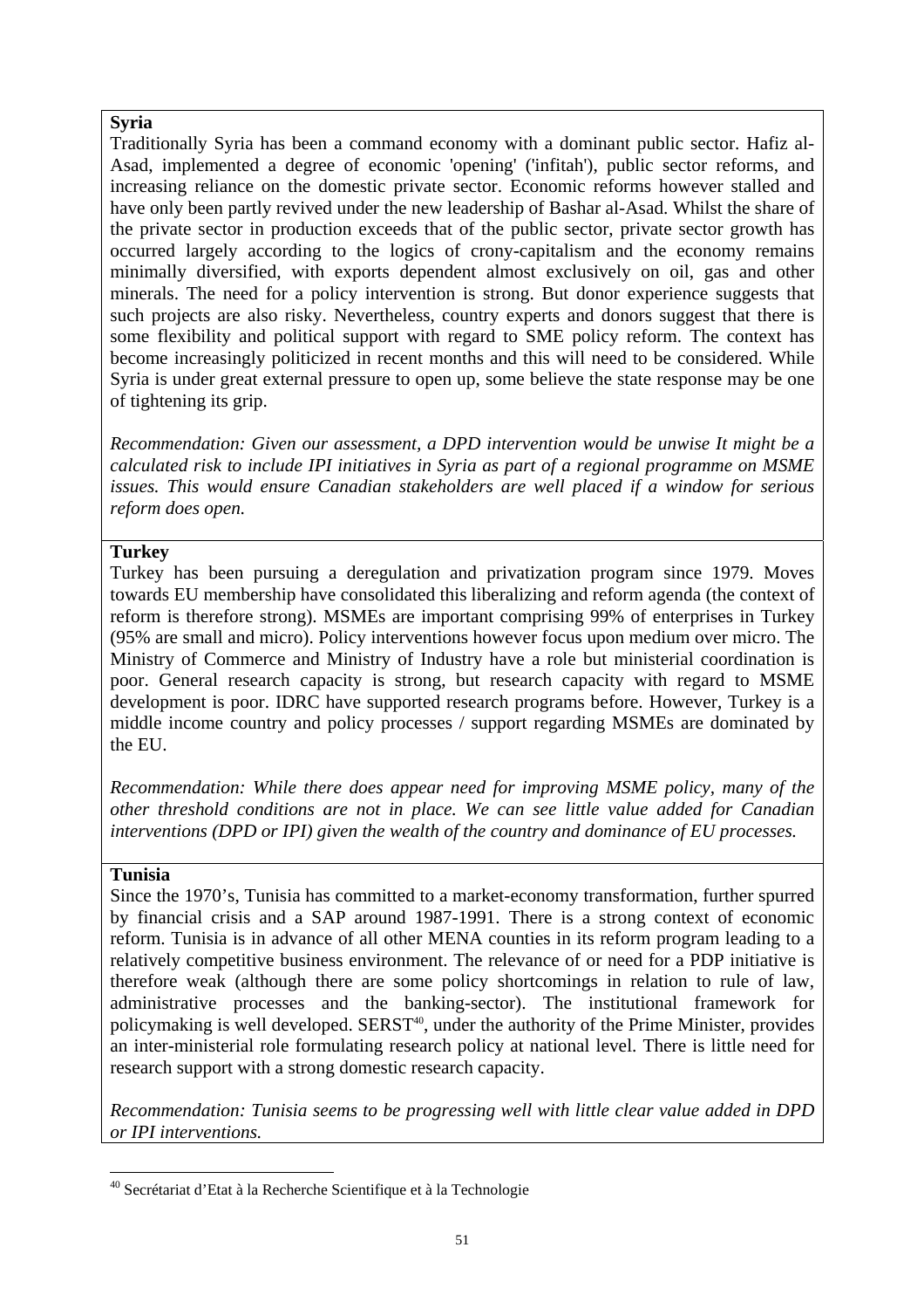**Syria**

Traditionally Syria has been a command economy with a dominant public sector. Hafiz al-Asad, implemented a degree of economic 'opening' ('infitah'), public sector reforms, and increasing reliance on the domestic private sector. Economic reforms however stalled and have only been partly revived under the new leadership of Bashar al-Asad. Whilst the share of the private sector in production exceeds that of the public sector, private sector growth has occurred largely according to the logics of crony-capitalism and the economy remains minimally diversified, with exports dependent almost exclusively on oil, gas and other minerals. The need for a policy intervention is strong. But donor experience suggests that such projects are also risky. Nevertheless, country experts and donors suggest that there is some flexibility and political support with regard to SME policy reform. The context has become increasingly politicized in recent months and this will need to be considered. While Syria is under great external pressure to open up, some believe the state response may be one of tightening its grip.

*Recommendation: Given our assessment, a DPD intervention would be unwise It might be a calculated risk to include IPI initiatives in Syria as part of a regional programme on MSME issues. This would ensure Canadian stakeholders are well placed if a window for serious reform does open.*

**Turkey**

Turkey has been pursuing a deregulation and privatization program since 1979. Moves towards EU membership have consolidated this liberalizing and reform agenda (the context of reform is therefore strong). MSMEs are important comprising 99% of enterprises in Turkey (95% are small and micro). Policy interventions however focus upon medium over micro. The Ministry of Commerce and Ministry of Industry have a role but ministerial coordination is poor. General research capacity is strong, but research capacity with regard to MSME development is poor. IDRC have supported research programs before. However, Turkey is a middle income country and policy processes / support regarding MSMEs are dominated by the EU.

*Recommendation: While there does appear need for improving MSME policy, many of the other threshold conditions are not in place. We can see little value added for Canadian interventions (DPD or IPI) given the wealth of the country and dominance of EU processes.*

**Tunisia**

Since the 1970's, Tunisia has committed to a market-economy transformation, further spurred by financial crisis and a SAP around 1987-1991. There is a strong context of economic reform. Tunisia is in advance of all other MENA counties in its reform program leading to a relatively competitive business environment. The relevance of or need for a PDP initiative is therefore weak (although there are some policy shortcomings in relation to rule of law, administrative processes and the banking-sector). The institutional framework for policymaking is well developed. SERST[40], under the authority of the Prime Minister, provides an inter-ministerial role formulating research policy at national level. There is little need for research support with a strong domestic research capacity.

*Recommendation: Tunisia seems to be progressing well with little clear value added in DPD or IPI interventions.*

---

[40] Secrétariat d'Etat à la Recherche Scientifique et à la Technologie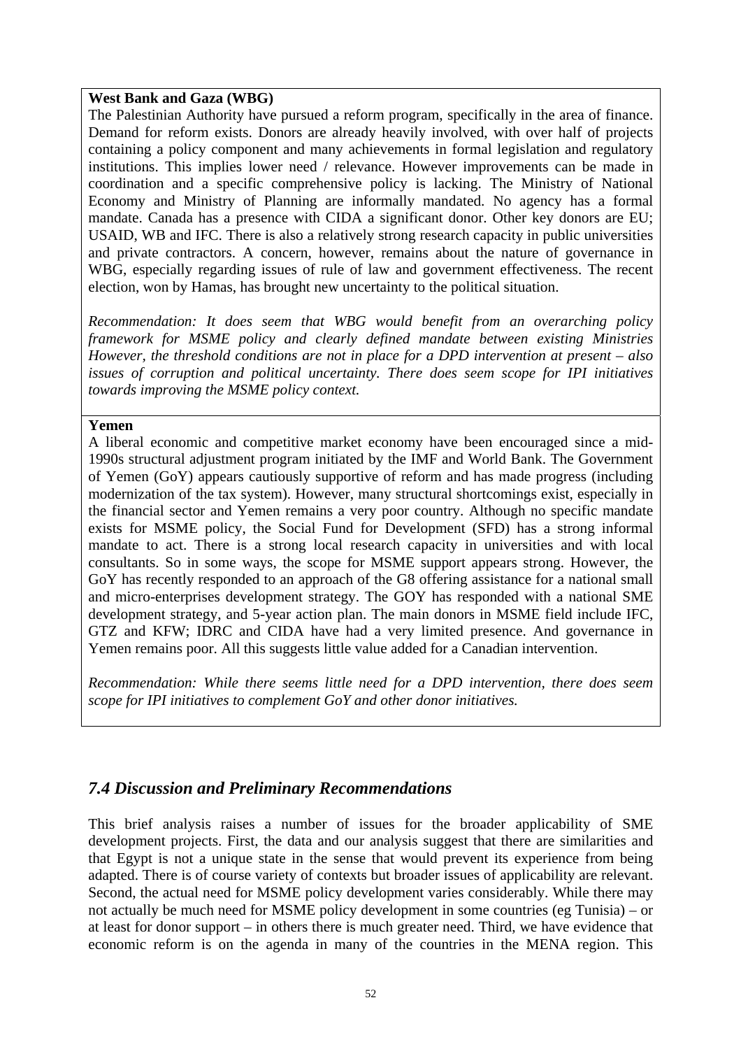**West Bank and Gaza (WBG)**

The Palestinian Authority have pursued a reform program, specifically in the area of finance. Demand for reform exists. Donors are already heavily involved, with over half of projects containing a policy component and many achievements in formal legislation and regulatory institutions. This implies lower need / relevance. However improvements can be made in coordination and a specific comprehensive policy is lacking. The Ministry of National Economy and Ministry of Planning are informally mandated. No agency has a formal mandate. Canada has a presence with CIDA a significant donor. Other key donors are EU; USAID, WB and IFC. There is also a relatively strong research capacity in public universities and private contractors. A concern, however, remains about the nature of governance in WBG, especially regarding issues of rule of law and government effectiveness. The recent election, won by Hamas, has brought new uncertainty to the political situation.

*Recommendation: It does seem that WBG would benefit from an overarching policy framework for MSME policy and clearly defined mandate between existing Ministries However, the threshold conditions are not in place for a DPD intervention at present – also issues of corruption and political uncertainty. There does seem scope for IPI initiatives towards improving the MSME policy context.*

**Yemen**

A liberal economic and competitive market economy have been encouraged since a mid-1990s structural adjustment program initiated by the IMF and World Bank. The Government of Yemen (GoY) appears cautiously supportive of reform and has made progress (including modernization of the tax system). However, many structural shortcomings exist, especially in the financial sector and Yemen remains a very poor country. Although no specific mandate exists for MSME policy, the Social Fund for Development (SFD) has a strong informal mandate to act. There is a strong local research capacity in universities and with local consultants. So in some ways, the scope for MSME support appears strong. However, the GoY has recently responded to an approach of the G8 offering assistance for a national small and micro-enterprises development strategy. The GOY has responded with a national SME development strategy, and 5-year action plan. The main donors in MSME field include IFC, GTZ and KFW; IDRC and CIDA have had a very limited presence. And governance in Yemen remains poor. All this suggests little value added for a Canadian intervention.

*Recommendation: While there seems little need for a DPD intervention, there does seem scope for IPI initiatives to complement GoY and other donor initiatives.*

## *7.4 Discussion and Preliminary Recommendations*

This brief analysis raises a number of issues for the broader applicability of SME development projects. First, the data and our analysis suggest that there are similarities and that Egypt is not a unique state in the sense that would prevent its experience from being adapted. There is of course variety of contexts but broader issues of applicability are relevant. Second, the actual need for MSME policy development varies considerably. While there may not actually be much need for MSME policy development in some countries (eg Tunisia) – or at least for donor support – in others there is much greater need. Third, we have evidence that economic reform is on the agenda in many of the countries in the MENA region. This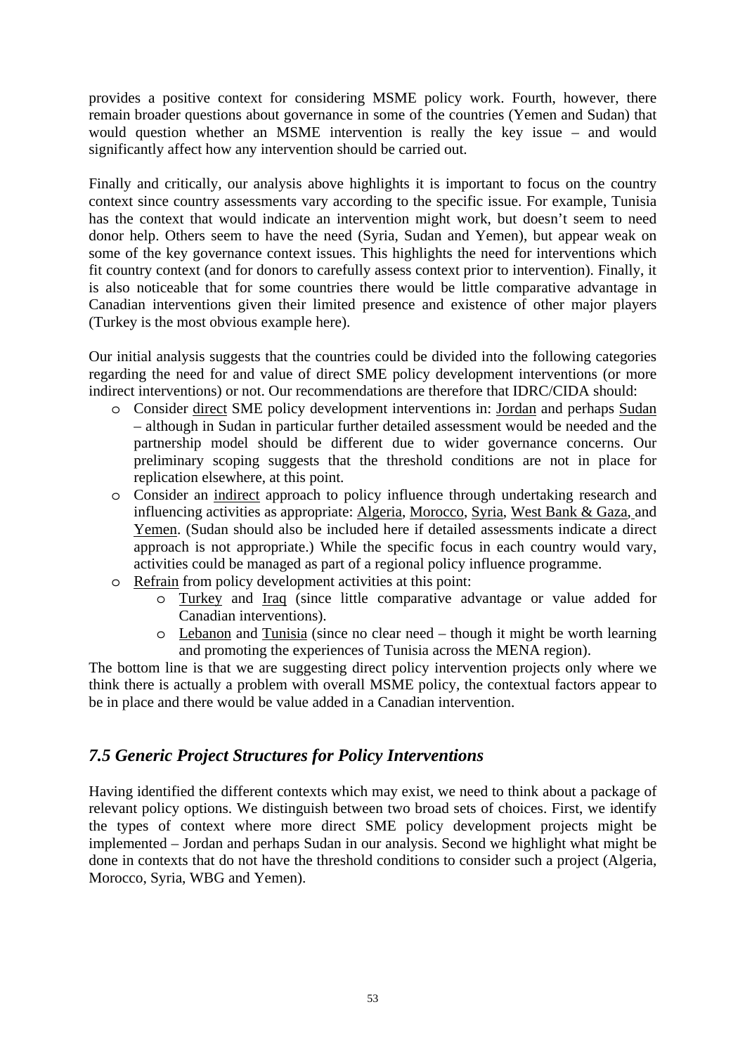provides a positive context for considering MSME policy work. Fourth, however, there remain broader questions about governance in some of the countries (Yemen and Sudan) that would question whether an MSME intervention is really the key issue – and would significantly affect how any intervention should be carried out.

Finally and critically, our analysis above highlights it is important to focus on the country context since country assessments vary according to the specific issue. For example, Tunisia has the context that would indicate an intervention might work, but doesn't seem to need donor help. Others seem to have the need (Syria, Sudan and Yemen), but appear weak on some of the key governance context issues. This highlights the need for interventions which fit country context (and for donors to carefully assess context prior to intervention). Finally, it is also noticeable that for some countries there would be little comparative advantage in Canadian interventions given their limited presence and existence of other major players (Turkey is the most obvious example here).

Our initial analysis suggests that the countries could be divided into the following categories regarding the need for and value of direct SME policy development interventions (or more indirect interventions) or not. Our recommendations are therefore that IDRC/CIDA should:

- Consider direct SME policy development interventions in: Jordan and perhaps Sudan – although in Sudan in particular further detailed assessment would be needed and the partnership model should be different due to wider governance concerns. Our preliminary scoping suggests that the threshold conditions are not in place for replication elsewhere, at this point.
- Consider an indirect approach to policy influence through undertaking research and influencing activities as appropriate: Algeria, Morocco, Syria, West Bank & Gaza, and Yemen. (Sudan should also be included here if detailed assessments indicate a direct approach is not appropriate.) While the specific focus in each country would vary, activities could be managed as part of a regional policy influence programme.
- Refrain from policy development activities at this point:
  - Turkey and Iraq (since little comparative advantage or value added for Canadian interventions).
  - Lebanon and Tunisia (since no clear need – though it might be worth learning and promoting the experiences of Tunisia across the MENA region).

The bottom line is that we are suggesting direct policy intervention projects only where we think there is actually a problem with overall MSME policy, the contextual factors appear to be in place and there would be value added in a Canadian intervention.

## *7.5 Generic Project Structures for Policy Interventions*

Having identified the different contexts which may exist, we need to think about a package of relevant policy options. We distinguish between two broad sets of choices. First, we identify the types of context where more direct SME policy development projects might be implemented – Jordan and perhaps Sudan in our analysis. Second we highlight what might be done in contexts that do not have the threshold conditions to consider such a project (Algeria, Morocco, Syria, WBG and Yemen).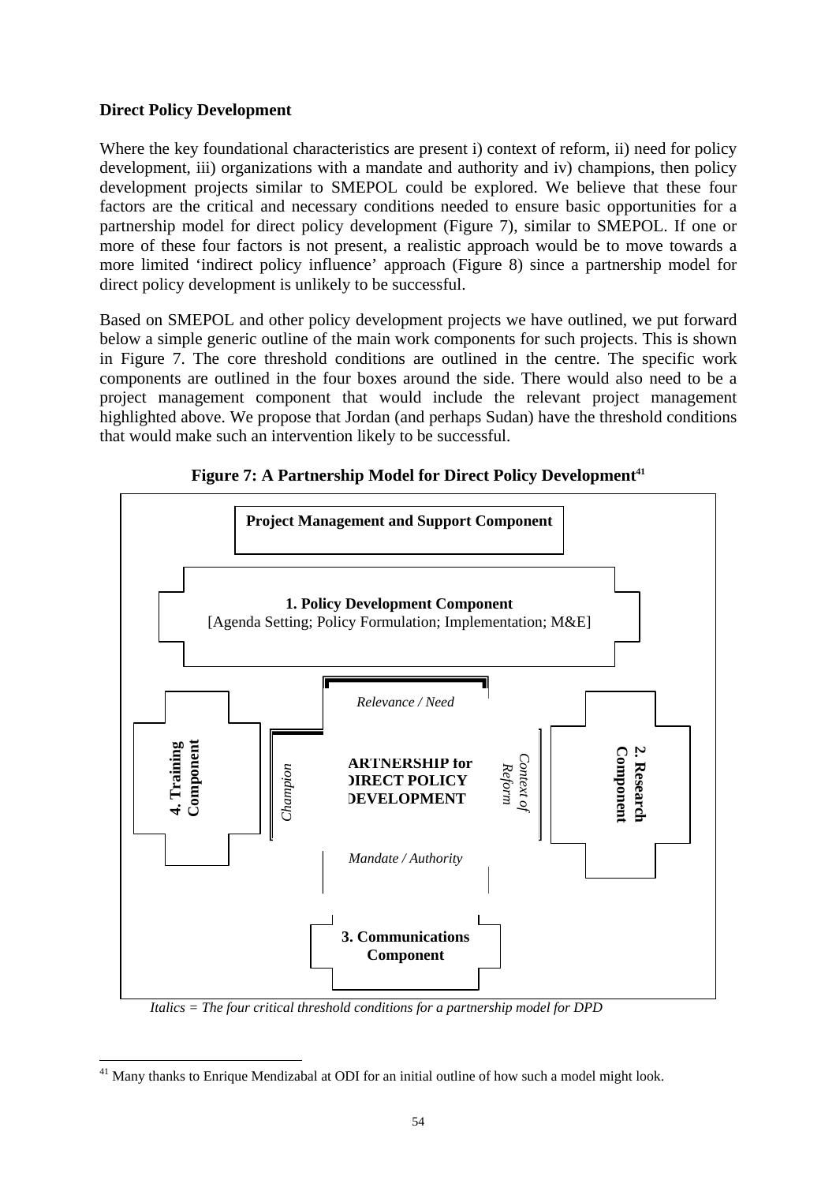**Direct Policy Development**

Where the key foundational characteristics are present i) context of reform, ii) need for policy development, iii) organizations with a mandate and authority and iv) champions, then policy development projects similar to SMEPOL could be explored. We believe that these four factors are the critical and necessary conditions needed to ensure basic opportunities for a partnership model for direct policy development (Figure 7), similar to SMEPOL. If one or more of these four factors is not present, a realistic approach would be to move towards a more limited 'indirect policy influence' approach (Figure 8) since a partnership model for direct policy development is unlikely to be successful.

Based on SMEPOL and other policy development projects we have outlined, we put forward below a simple generic outline of the main work components for such projects. This is shown in Figure 7. The core threshold conditions are outlined in the centre. The specific work components are outlined in the four boxes around the side. There would also need to be a project management component that would include the relevant project management highlighted above. We propose that Jordan (and perhaps Sudan) have the threshold conditions that would make such an intervention likely to be successful.

**Figure 7: A Partnership Model for Direct Policy Development**[41]

**Project Management and Support Component**

**1. Policy Development Component**
[Agenda Setting; Policy Formulation; Implementation; M&E]

*Relevance / Need*

**4. Training Component**

*Champion*

**PARTNERSHIP for DIRECT POLICY DEVELOPMENT**

*Context of Reform*

**2. Research Component**

*Mandate / Authority*

**3. Communications Component**

*Italics = The four critical threshold conditions for a partnership model for DPD*

[41] Many thanks to Enrique Mendizabal at ODI for an initial outline of how such a model might look.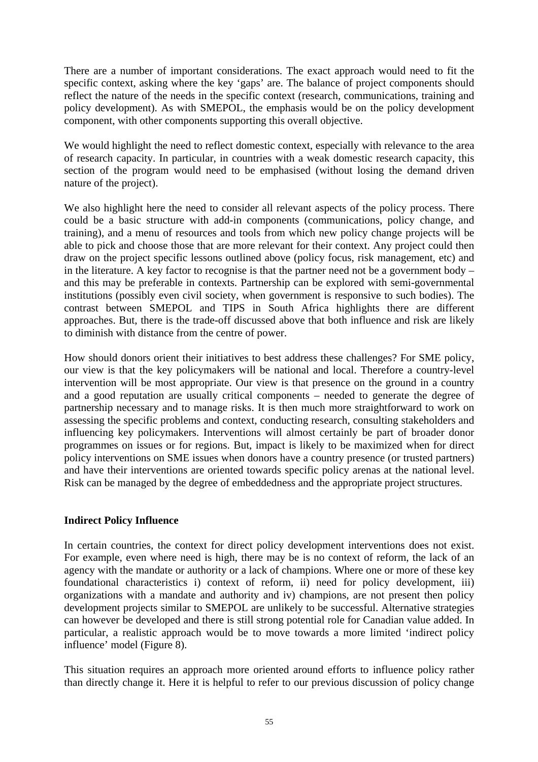There are a number of important considerations. The exact approach would need to fit the specific context, asking where the key 'gaps' are. The balance of project components should reflect the nature of the needs in the specific context (research, communications, training and policy development). As with SMEPOL, the emphasis would be on the policy development component, with other components supporting this overall objective.

We would highlight the need to reflect domestic context, especially with relevance to the area of research capacity. In particular, in countries with a weak domestic research capacity, this section of the program would need to be emphasised (without losing the demand driven nature of the project).

We also highlight here the need to consider all relevant aspects of the policy process. There could be a basic structure with add-in components (communications, policy change, and training), and a menu of resources and tools from which new policy change projects will be able to pick and choose those that are more relevant for their context. Any project could then draw on the project specific lessons outlined above (policy focus, risk management, etc) and in the literature. A key factor to recognise is that the partner need not be a government body – and this may be preferable in contexts. Partnership can be explored with semi-governmental institutions (possibly even civil society, when government is responsive to such bodies). The contrast between SMEPOL and TIPS in South Africa highlights there are different approaches. But, there is the trade-off discussed above that both influence and risk are likely to diminish with distance from the centre of power.

How should donors orient their initiatives to best address these challenges? For SME policy, our view is that the key policymakers will be national and local. Therefore a country-level intervention will be most appropriate. Our view is that presence on the ground in a country and a good reputation are usually critical components – needed to generate the degree of partnership necessary and to manage risks. It is then much more straightforward to work on assessing the specific problems and context, conducting research, consulting stakeholders and influencing key policymakers. Interventions will almost certainly be part of broader donor programmes on issues or for regions. But, impact is likely to be maximized when for direct policy interventions on SME issues when donors have a country presence (or trusted partners) and have their interventions are oriented towards specific policy arenas at the national level. Risk can be managed by the degree of embeddedness and the appropriate project structures.

**Indirect Policy Influence**

In certain countries, the context for direct policy development interventions does not exist. For example, even where need is high, there may be is no context of reform, the lack of an agency with the mandate or authority or a lack of champions. Where one or more of these key foundational characteristics i) context of reform, ii) need for policy development, iii) organizations with a mandate and authority and iv) champions, are not present then policy development projects similar to SMEPOL are unlikely to be successful. Alternative strategies can however be developed and there is still strong potential role for Canadian value added. In particular, a realistic approach would be to move towards a more limited 'indirect policy influence' model (Figure 8).

This situation requires an approach more oriented around efforts to influence policy rather than directly change it. Here it is helpful to refer to our previous discussion of policy change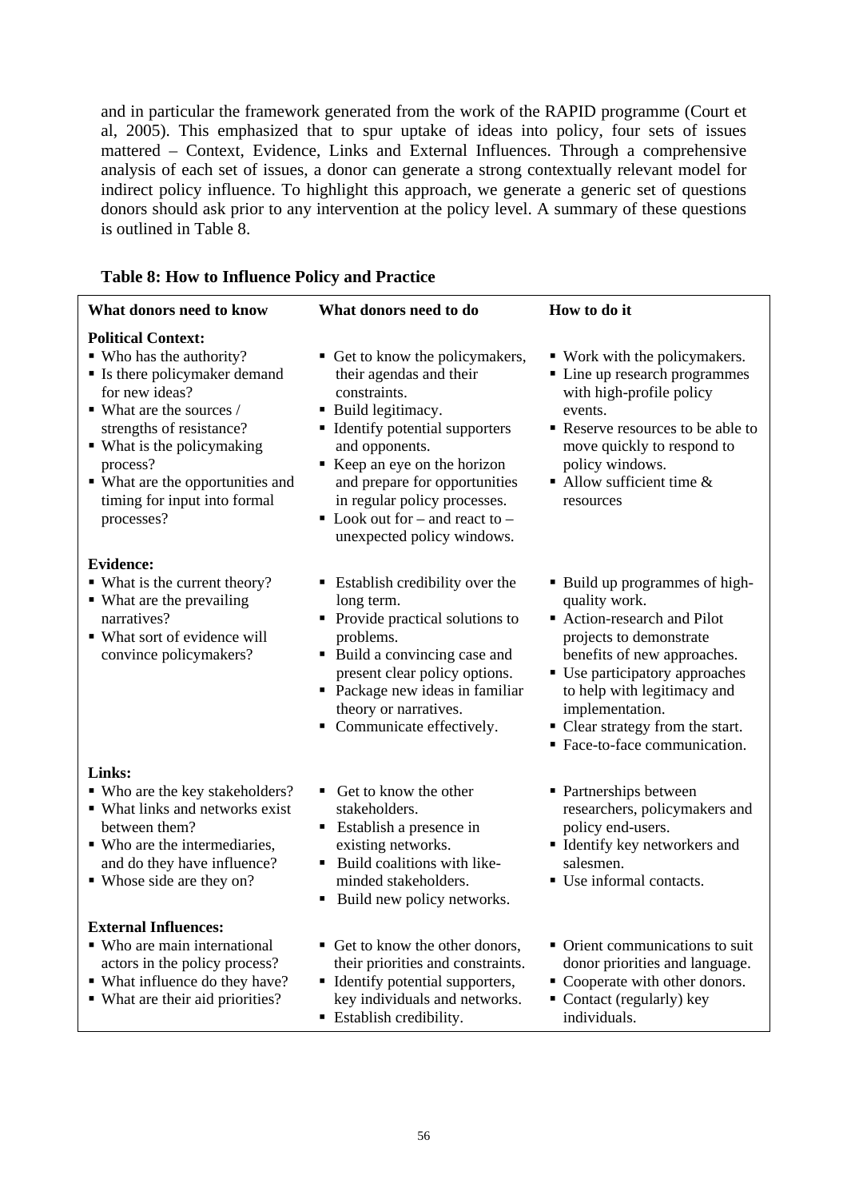and in particular the framework generated from the work of the RAPID programme (Court et al, 2005). This emphasized that to spur uptake of ideas into policy, four sets of issues mattered – Context, Evidence, Links and External Influences. Through a comprehensive analysis of each set of issues, a donor can generate a strong contextually relevant model for indirect policy influence. To highlight this approach, we generate a generic set of questions donors should ask prior to any intervention at the policy level. A summary of these questions is outlined in Table 8.

**Table 8: How to Influence Policy and Practice**

| What donors need to know | What donors need to do | How to do it |
|---|---|---|
| **Political Context:**<br>▪ Who has the authority?<br>▪ Is there policymaker demand for new ideas?<br>▪ What are the sources / strengths of resistance?<br>▪ What is the policymaking process?<br>▪ What are the opportunities and timing for input into formal processes? | ▪ Get to know the policymakers, their agendas and their constraints.<br>▪ Build legitimacy.<br>▪ Identify potential supporters and opponents.<br>▪ Keep an eye on the horizon and prepare for opportunities in regular policy processes.<br>▪ Look out for – and react to – unexpected policy windows. | ▪ Work with the policymakers.<br>▪ Line up research programmes with high-profile policy events.<br>▪ Reserve resources to be able to move quickly to respond to policy windows.<br>▪ Allow sufficient time & resources |
| **Evidence:**<br>▪ What is the current theory?<br>▪ What are the prevailing narratives?<br>▪ What sort of evidence will convince policymakers? | ▪ Establish credibility over the long term.<br>▪ Provide practical solutions to problems.<br>▪ Build a convincing case and present clear policy options.<br>▪ Package new ideas in familiar theory or narratives.<br>▪ Communicate effectively. | ▪ Build up programmes of high-quality work.<br>▪ Action-research and Pilot projects to demonstrate benefits of new approaches.<br>▪ Use participatory approaches to help with legitimacy and implementation.<br>▪ Clear strategy from the start.<br>▪ Face-to-face communication. |
| **Links:**<br>▪ Who are the key stakeholders?<br>▪ What links and networks exist between them?<br>▪ Who are the intermediaries, and do they have influence?<br>▪ Whose side are they on? | ▪ Get to know the other stakeholders.<br>▪ Establish a presence in existing networks.<br>▪ Build coalitions with like-minded stakeholders.<br>▪ Build new policy networks. | ▪ Partnerships between researchers, policymakers and policy end-users.<br>▪ Identify key networkers and salesmen.<br>▪ Use informal contacts. |
| **External Influences:**<br>▪ Who are main international actors in the policy process?<br>▪ What influence do they have?<br>▪ What are their aid priorities? | ▪ Get to know the other donors, their priorities and constraints.<br>▪ Identify potential supporters, key individuals and networks.<br>▪ Establish credibility. | ▪ Orient communications to suit donor priorities and language.<br>▪ Cooperate with other donors.<br>▪ Contact (regularly) key individuals. |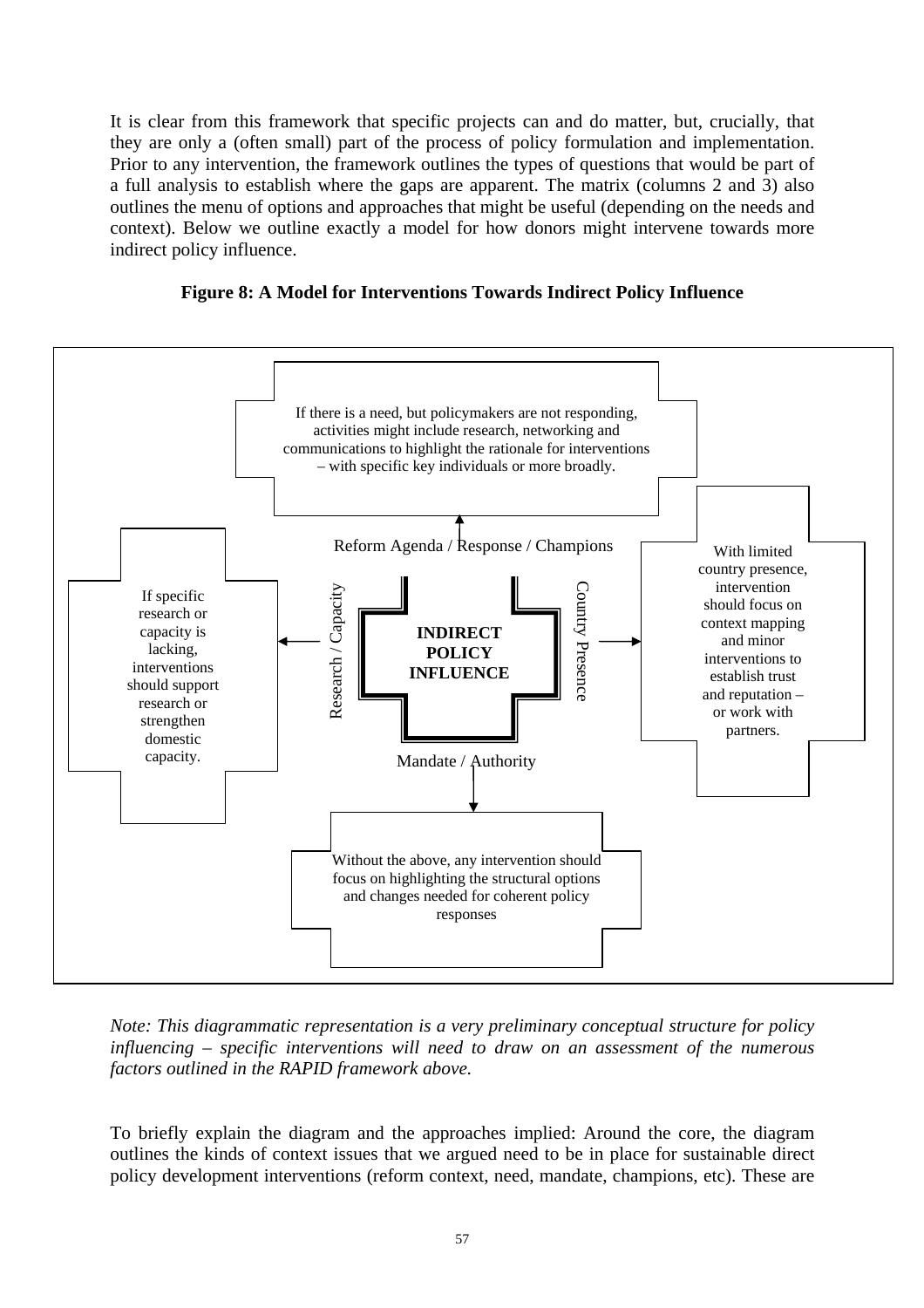It is clear from this framework that specific projects can and do matter, but, crucially, that they are only a (often small) part of the process of policy formulation and implementation. Prior to any intervention, the framework outlines the types of questions that would be part of a full analysis to establish where the gaps are apparent. The matrix (columns 2 and 3) also outlines the menu of options and approaches that might be useful (depending on the needs and context). Below we outline exactly a model for how donors might intervene towards more indirect policy influence.

**Figure 8: A Model for Interventions Towards Indirect Policy Influence**

If there is a need, but policymakers are not responding, activities might include research, networking and communications to highlight the rationale for interventions – with specific key individuals or more broadly.

Reform Agenda / Response / Champions

If specific research or capacity is lacking, interventions should support research or strengthen domestic capacity.

Research / Capacity

**INDIRECT POLICY INFLUENCE**

Country Presence

With limited country presence, intervention should focus on context mapping and minor interventions to establish trust and reputation – or work with partners.

Mandate / Authority

Without the above, any intervention should focus on highlighting the structural options and changes needed for coherent policy responses

*Note: This diagrammatic representation is a very preliminary conceptual structure for policy influencing – specific interventions will need to draw on an assessment of the numerous factors outlined in the RAPID framework above.*

To briefly explain the diagram and the approaches implied: Around the core, the diagram outlines the kinds of context issues that we argued need to be in place for sustainable direct policy development interventions (reform context, need, mandate, champions, etc). These are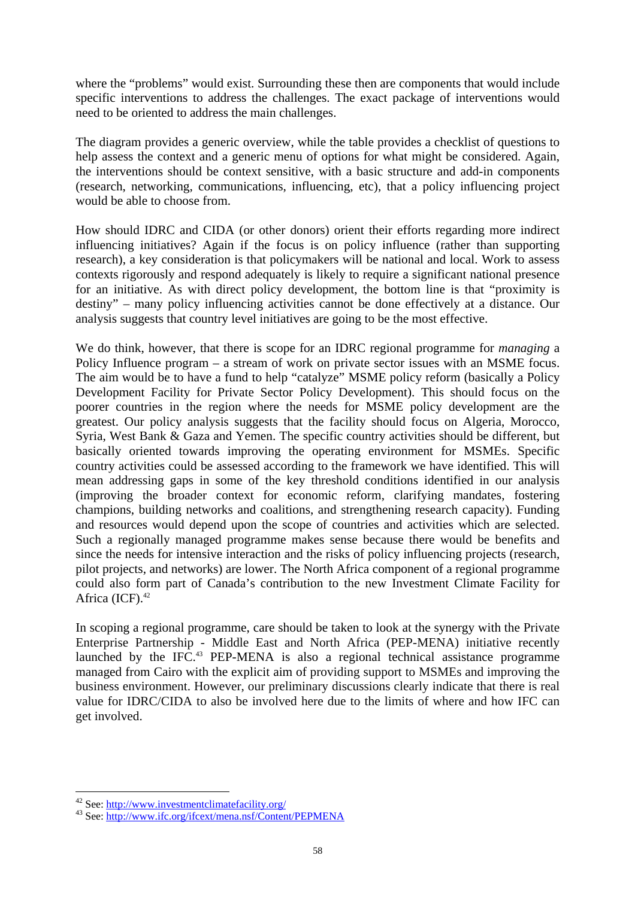where the "problems" would exist. Surrounding these then are components that would include specific interventions to address the challenges. The exact package of interventions would need to be oriented to address the main challenges.

The diagram provides a generic overview, while the table provides a checklist of questions to help assess the context and a generic menu of options for what might be considered. Again, the interventions should be context sensitive, with a basic structure and add-in components (research, networking, communications, influencing, etc), that a policy influencing project would be able to choose from.

How should IDRC and CIDA (or other donors) orient their efforts regarding more indirect influencing initiatives? Again if the focus is on policy influence (rather than supporting research), a key consideration is that policymakers will be national and local. Work to assess contexts rigorously and respond adequately is likely to require a significant national presence for an initiative. As with direct policy development, the bottom line is that "proximity is destiny" – many policy influencing activities cannot be done effectively at a distance. Our analysis suggests that country level initiatives are going to be the most effective.

We do think, however, that there is scope for an IDRC regional programme for *managing* a Policy Influence program – a stream of work on private sector issues with an MSME focus. The aim would be to have a fund to help "catalyze" MSME policy reform (basically a Policy Development Facility for Private Sector Policy Development). This should focus on the poorer countries in the region where the needs for MSME policy development are the greatest. Our policy analysis suggests that the facility should focus on Algeria, Morocco, Syria, West Bank & Gaza and Yemen. The specific country activities should be different, but basically oriented towards improving the operating environment for MSMEs. Specific country activities could be assessed according to the framework we have identified. This will mean addressing gaps in some of the key threshold conditions identified in our analysis (improving the broader context for economic reform, clarifying mandates, fostering champions, building networks and coalitions, and strengthening research capacity). Funding and resources would depend upon the scope of countries and activities which are selected. Such a regionally managed programme makes sense because there would be benefits and since the needs for intensive interaction and the risks of policy influencing projects (research, pilot projects, and networks) are lower. The North Africa component of a regional programme could also form part of Canada's contribution to the new Investment Climate Facility for Africa (ICF).[42]

In scoping a regional programme, care should be taken to look at the synergy with the Private Enterprise Partnership - Middle East and North Africa (PEP-MENA) initiative recently launched by the IFC.[43] PEP-MENA is also a regional technical assistance programme managed from Cairo with the explicit aim of providing support to MSMEs and improving the business environment. However, our preliminary discussions clearly indicate that there is real value for IDRC/CIDA to also be involved here due to the limits of where and how IFC can get involved.

---

[42] See: http://www.investmentclimatefacility.org/

[43] See: http://www.ifc.org/ifcext/mena.nsf/Content/PEPMENA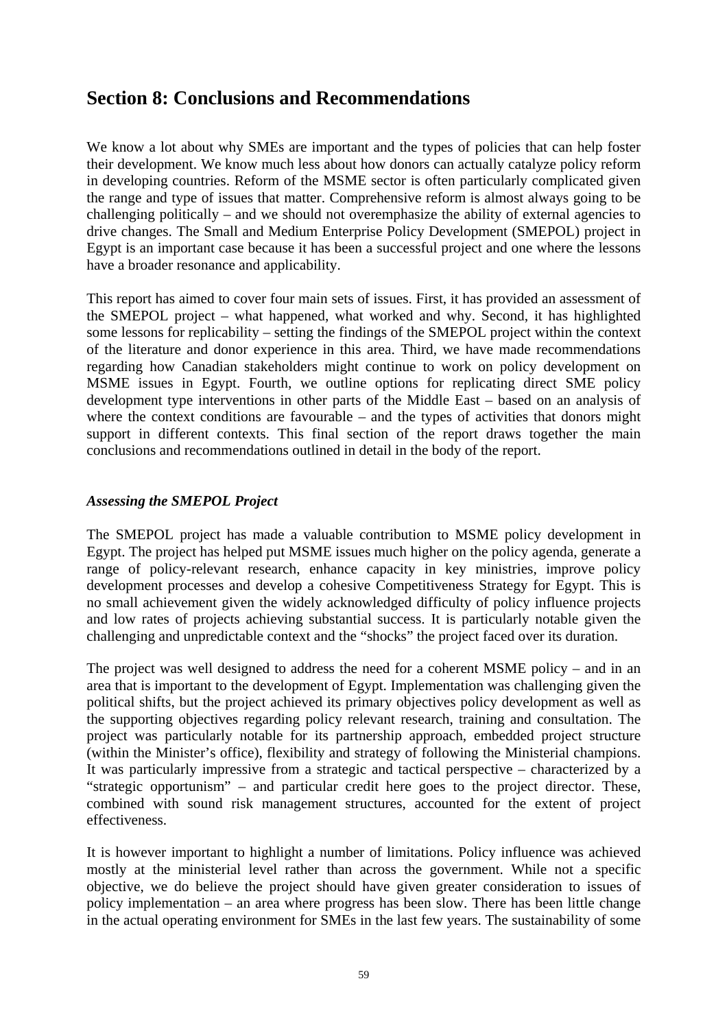## Section 8: Conclusions and Recommendations

We know a lot about why SMEs are important and the types of policies that can help foster their development. We know much less about how donors can actually catalyze policy reform in developing countries. Reform of the MSME sector is often particularly complicated given the range and type of issues that matter. Comprehensive reform is almost always going to be challenging politically – and we should not overemphasize the ability of external agencies to drive changes. The Small and Medium Enterprise Policy Development (SMEPOL) project in Egypt is an important case because it has been a successful project and one where the lessons have a broader resonance and applicability.

This report has aimed to cover four main sets of issues. First, it has provided an assessment of the SMEPOL project – what happened, what worked and why. Second, it has highlighted some lessons for replicability – setting the findings of the SMEPOL project within the context of the literature and donor experience in this area. Third, we have made recommendations regarding how Canadian stakeholders might continue to work on policy development on MSME issues in Egypt. Fourth, we outline options for replicating direct SME policy development type interventions in other parts of the Middle East – based on an analysis of where the context conditions are favourable – and the types of activities that donors might support in different contexts. This final section of the report draws together the main conclusions and recommendations outlined in detail in the body of the report.

### *Assessing the SMEPOL Project*

The SMEPOL project has made a valuable contribution to MSME policy development in Egypt. The project has helped put MSME issues much higher on the policy agenda, generate a range of policy-relevant research, enhance capacity in key ministries, improve policy development processes and develop a cohesive Competitiveness Strategy for Egypt. This is no small achievement given the widely acknowledged difficulty of policy influence projects and low rates of projects achieving substantial success. It is particularly notable given the challenging and unpredictable context and the "shocks" the project faced over its duration.

The project was well designed to address the need for a coherent MSME policy – and in an area that is important to the development of Egypt. Implementation was challenging given the political shifts, but the project achieved its primary objectives policy development as well as the supporting objectives regarding policy relevant research, training and consultation. The project was particularly notable for its partnership approach, embedded project structure (within the Minister's office), flexibility and strategy of following the Ministerial champions. It was particularly impressive from a strategic and tactical perspective – characterized by a "strategic opportunism" – and particular credit here goes to the project director. These, combined with sound risk management structures, accounted for the extent of project effectiveness.

It is however important to highlight a number of limitations. Policy influence was achieved mostly at the ministerial level rather than across the government. While not a specific objective, we do believe the project should have given greater consideration to issues of policy implementation – an area where progress has been slow. There has been little change in the actual operating environment for SMEs in the last few years. The sustainability of some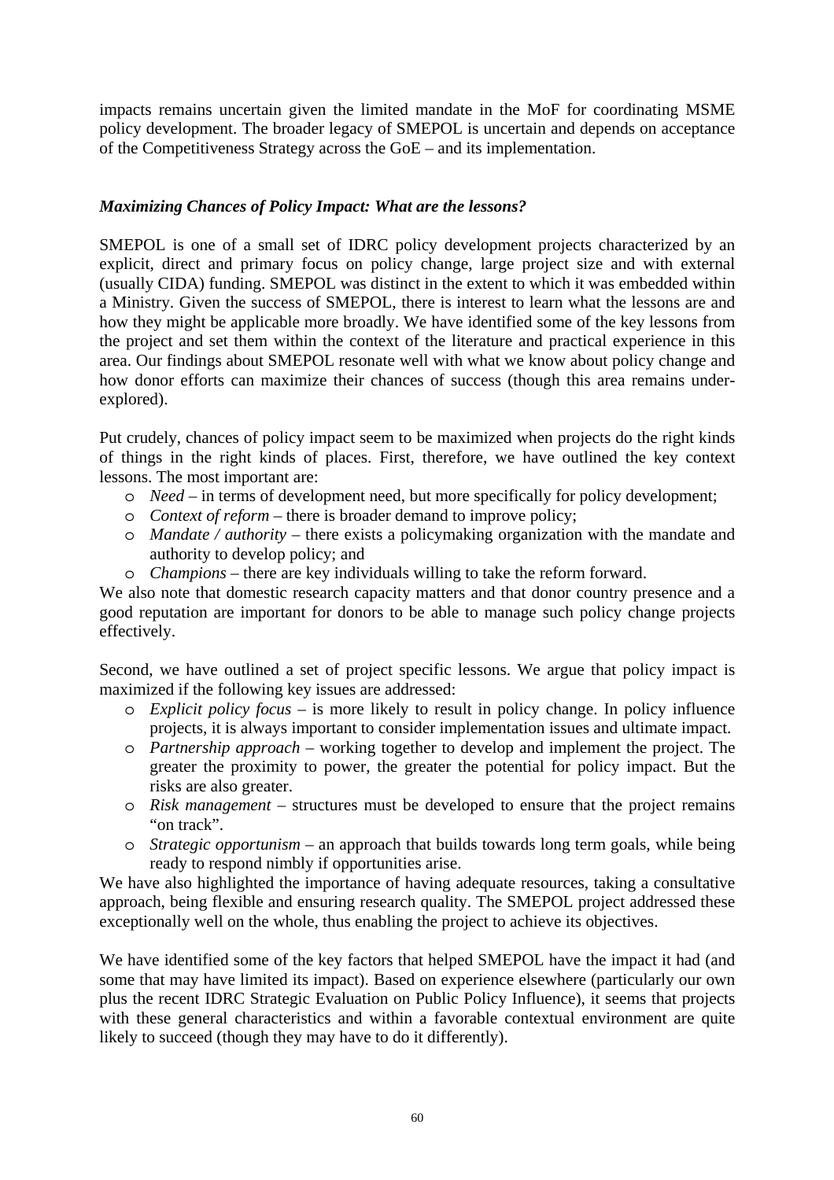impacts remains uncertain given the limited mandate in the MoF for coordinating MSME policy development. The broader legacy of SMEPOL is uncertain and depends on acceptance of the Competitiveness Strategy across the GoE – and its implementation.

### *Maximizing Chances of Policy Impact: What are the lessons?*

SMEPOL is one of a small set of IDRC policy development projects characterized by an explicit, direct and primary focus on policy change, large project size and with external (usually CIDA) funding. SMEPOL was distinct in the extent to which it was embedded within a Ministry. Given the success of SMEPOL, there is interest to learn what the lessons are and how they might be applicable more broadly. We have identified some of the key lessons from the project and set them within the context of the literature and practical experience in this area. Our findings about SMEPOL resonate well with what we know about policy change and how donor efforts can maximize their chances of success (though this area remains under-explored).

Put crudely, chances of policy impact seem to be maximized when projects do the right kinds of things in the right kinds of places. First, therefore, we have outlined the key context lessons. The most important are:

- *Need* – in terms of development need, but more specifically for policy development;
- *Context of reform* – there is broader demand to improve policy;
- *Mandate / authority* – there exists a policymaking organization with the mandate and authority to develop policy; and
- *Champions* – there are key individuals willing to take the reform forward.

We also note that domestic research capacity matters and that donor country presence and a good reputation are important for donors to be able to manage such policy change projects effectively.

Second, we have outlined a set of project specific lessons. We argue that policy impact is maximized if the following key issues are addressed:

- *Explicit policy focus* – is more likely to result in policy change. In policy influence projects, it is always important to consider implementation issues and ultimate impact.
- *Partnership approach* – working together to develop and implement the project. The greater the proximity to power, the greater the potential for policy impact. But the risks are also greater.
- *Risk management* – structures must be developed to ensure that the project remains "on track".
- *Strategic opportunism* – an approach that builds towards long term goals, while being ready to respond nimbly if opportunities arise.

We have also highlighted the importance of having adequate resources, taking a consultative approach, being flexible and ensuring research quality. The SMEPOL project addressed these exceptionally well on the whole, thus enabling the project to achieve its objectives.

We have identified some of the key factors that helped SMEPOL have the impact it had (and some that may have limited its impact). Based on experience elsewhere (particularly our own plus the recent IDRC Strategic Evaluation on Public Policy Influence), it seems that projects with these general characteristics and within a favorable contextual environment are quite likely to succeed (though they may have to do it differently).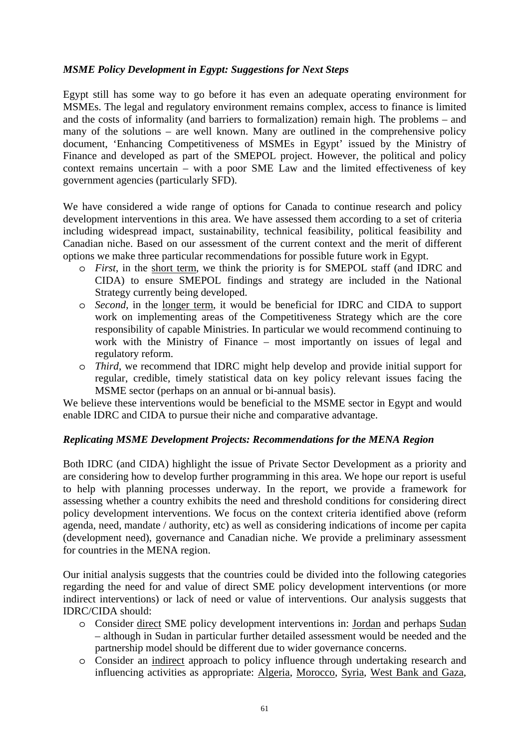### *MSME Policy Development in Egypt: Suggestions for Next Steps*

Egypt still has some way to go before it has even an adequate operating environment for MSMEs. The legal and regulatory environment remains complex, access to finance is limited and the costs of informality (and barriers to formalization) remain high. The problems – and many of the solutions – are well known. Many are outlined in the comprehensive policy document, 'Enhancing Competitiveness of MSMEs in Egypt' issued by the Ministry of Finance and developed as part of the SMEPOL project. However, the political and policy context remains uncertain – with a poor SME Law and the limited effectiveness of key government agencies (particularly SFD).

We have considered a wide range of options for Canada to continue research and policy development interventions in this area. We have assessed them according to a set of criteria including widespread impact, sustainability, technical feasibility, political feasibility and Canadian niche. Based on our assessment of the current context and the merit of different options we make three particular recommendations for possible future work in Egypt.

- *First*, in the <u>short term</u>, we think the priority is for SMEPOL staff (and IDRC and CIDA) to ensure SMEPOL findings and strategy are included in the National Strategy currently being developed.
- *Second*, in the <u>longer term</u>, it would be beneficial for IDRC and CIDA to support work on implementing areas of the Competitiveness Strategy which are the core responsibility of capable Ministries. In particular we would recommend continuing to work with the Ministry of Finance – most importantly on issues of legal and regulatory reform.
- *Third*, we recommend that IDRC might help develop and provide initial support for regular, credible, timely statistical data on key policy relevant issues facing the MSME sector (perhaps on an annual or bi-annual basis).

We believe these interventions would be beneficial to the MSME sector in Egypt and would enable IDRC and CIDA to pursue their niche and comparative advantage.

### *Replicating MSME Development Projects: Recommendations for the MENA Region*

Both IDRC (and CIDA) highlight the issue of Private Sector Development as a priority and are considering how to develop further programming in this area. We hope our report is useful to help with planning processes underway. In the report, we provide a framework for assessing whether a country exhibits the need and threshold conditions for considering direct policy development interventions. We focus on the context criteria identified above (reform agenda, need, mandate / authority, etc) as well as considering indications of income per capita (development need), governance and Canadian niche. We provide a preliminary assessment for countries in the MENA region.

Our initial analysis suggests that the countries could be divided into the following categories regarding the need for and value of direct SME policy development interventions (or more indirect interventions) or lack of need or value of interventions. Our analysis suggests that IDRC/CIDA should:

- Consider <u>direct</u> SME policy development interventions in: <u>Jordan</u> and perhaps <u>Sudan</u> – although in Sudan in particular further detailed assessment would be needed and the partnership model should be different due to wider governance concerns.
- Consider an <u>indirect</u> approach to policy influence through undertaking research and influencing activities as appropriate: <u>Algeria</u>, <u>Morocco</u>, <u>Syria</u>, <u>West Bank and Gaza</u>,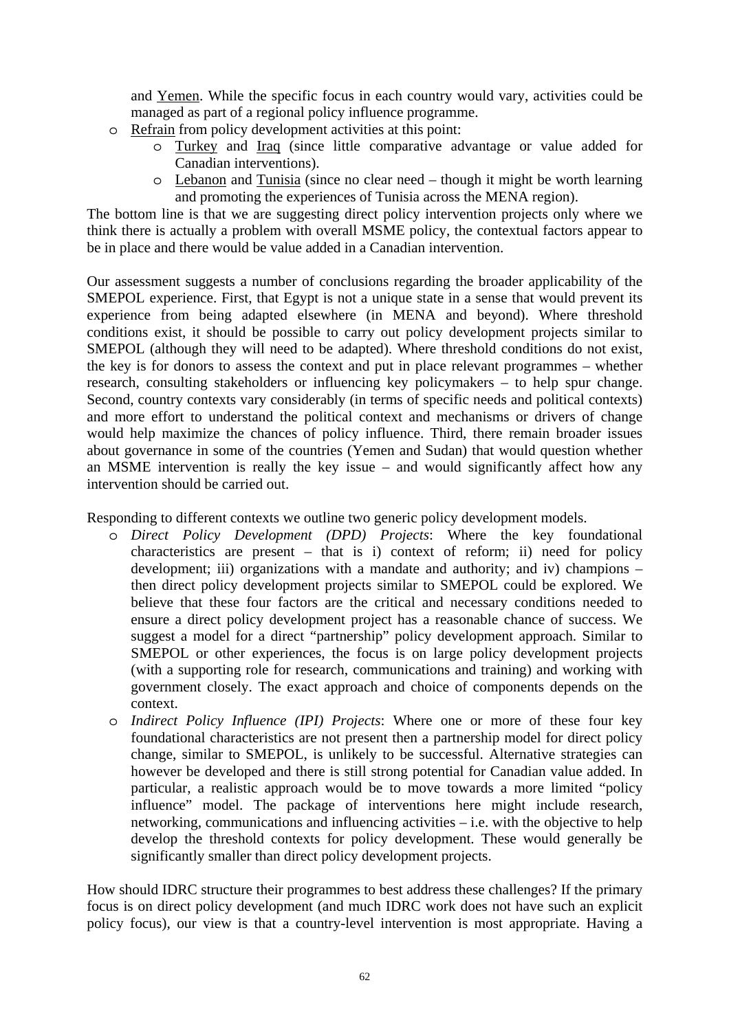and <u>Yemen</u>. While the specific focus in each country would vary, activities could be managed as part of a regional policy influence programme.

- <u>Refrain</u> from policy development activities at this point:
  - <u>Turkey</u> and <u>Iraq</u> (since little comparative advantage or value added for Canadian interventions).
  - <u>Lebanon</u> and <u>Tunisia</u> (since no clear need – though it might be worth learning and promoting the experiences of Tunisia across the MENA region).

The bottom line is that we are suggesting direct policy intervention projects only where we think there is actually a problem with overall MSME policy, the contextual factors appear to be in place and there would be value added in a Canadian intervention.

Our assessment suggests a number of conclusions regarding the broader applicability of the SMEPOL experience. First, that Egypt is not a unique state in a sense that would prevent its experience from being adapted elsewhere (in MENA and beyond). Where threshold conditions exist, it should be possible to carry out policy development projects similar to SMEPOL (although they will need to be adapted). Where threshold conditions do not exist, the key is for donors to assess the context and put in place relevant programmes – whether research, consulting stakeholders or influencing key policymakers – to help spur change. Second, country contexts vary considerably (in terms of specific needs and political contexts) and more effort to understand the political context and mechanisms or drivers of change would help maximize the chances of policy influence. Third, there remain broader issues about governance in some of the countries (Yemen and Sudan) that would question whether an MSME intervention is really the key issue – and would significantly affect how any intervention should be carried out.

Responding to different contexts we outline two generic policy development models.

- *Direct Policy Development (DPD) Projects*: Where the key foundational characteristics are present – that is i) context of reform; ii) need for policy development; iii) organizations with a mandate and authority; and iv) champions – then direct policy development projects similar to SMEPOL could be explored. We believe that these four factors are the critical and necessary conditions needed to ensure a direct policy development project has a reasonable chance of success. We suggest a model for a direct "partnership" policy development approach. Similar to SMEPOL or other experiences, the focus is on large policy development projects (with a supporting role for research, communications and training) and working with government closely. The exact approach and choice of components depends on the context.
- *Indirect Policy Influence (IPI) Projects*: Where one or more of these four key foundational characteristics are not present then a partnership model for direct policy change, similar to SMEPOL, is unlikely to be successful. Alternative strategies can however be developed and there is still strong potential for Canadian value added. In particular, a realistic approach would be to move towards a more limited "policy influence" model. The package of interventions here might include research, networking, communications and influencing activities – i.e. with the objective to help develop the threshold contexts for policy development. These would generally be significantly smaller than direct policy development projects.

How should IDRC structure their programmes to best address these challenges? If the primary focus is on direct policy development (and much IDRC work does not have such an explicit policy focus), our view is that a country-level intervention is most appropriate. Having a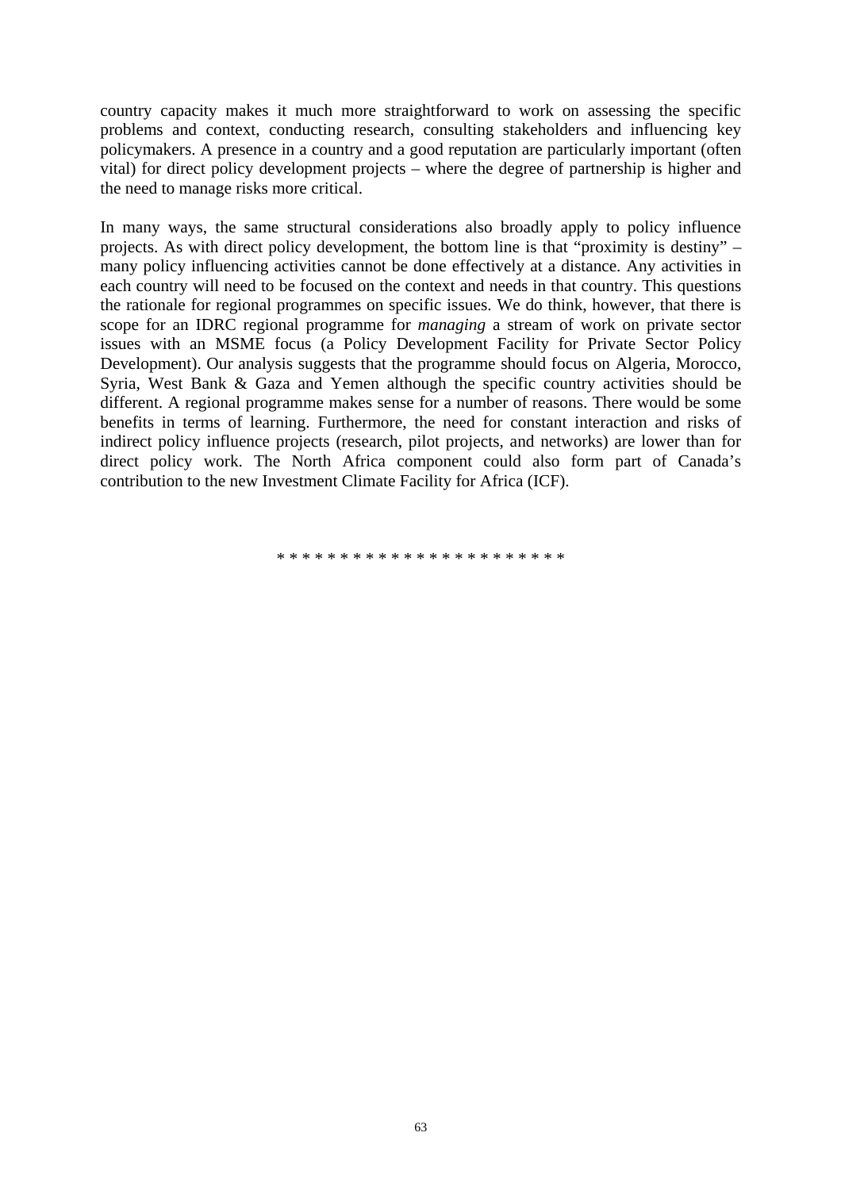country capacity makes it much more straightforward to work on assessing the specific problems and context, conducting research, consulting stakeholders and influencing key policymakers. A presence in a country and a good reputation are particularly important (often vital) for direct policy development projects – where the degree of partnership is higher and the need to manage risks more critical.

In many ways, the same structural considerations also broadly apply to policy influence projects. As with direct policy development, the bottom line is that "proximity is destiny" – many policy influencing activities cannot be done effectively at a distance. Any activities in each country will need to be focused on the context and needs in that country. This questions the rationale for regional programmes on specific issues. We do think, however, that there is scope for an IDRC regional programme for *managing* a stream of work on private sector issues with an MSME focus (a Policy Development Facility for Private Sector Policy Development). Our analysis suggests that the programme should focus on Algeria, Morocco, Syria, West Bank & Gaza and Yemen although the specific country activities should be different. A regional programme makes sense for a number of reasons. There would be some benefits in terms of learning. Furthermore, the need for constant interaction and risks of indirect policy influence projects (research, pilot projects, and networks) are lower than for direct policy work. The North Africa component could also form part of Canada's contribution to the new Investment Climate Facility for Africa (ICF).

* * * * * * * * * * * * * * * * * * * * * *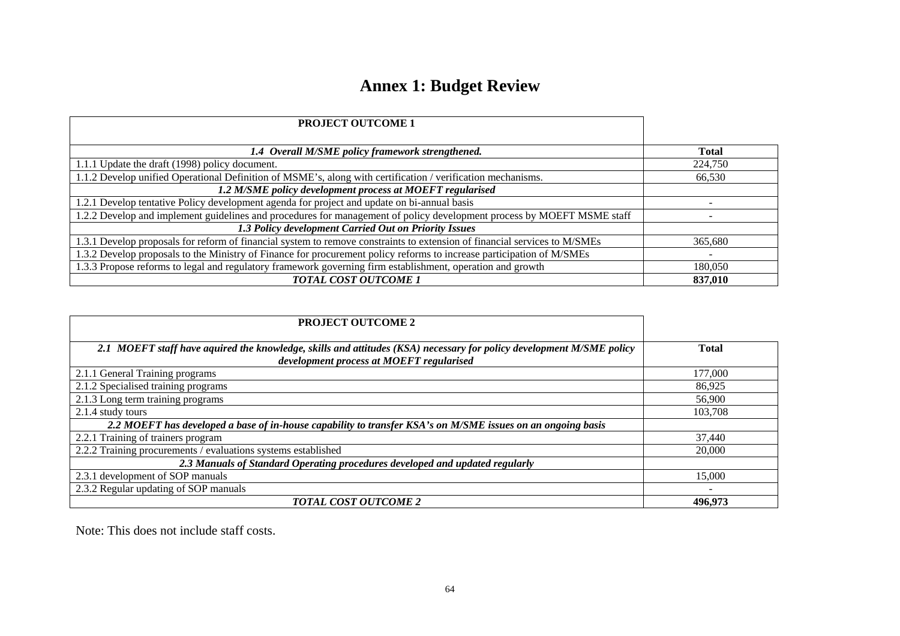# Annex 1: Budget Review

| PROJECT OUTCOME 1 | |
|---|---|
| ***1.4 Overall M/SME policy framework strengthened.*** | **Total** |
| 1.1.1 Update the draft (1998) policy document. | 224,750 |
| 1.1.2 Develop unified Operational Definition of MSME's, along with certification / verification mechanisms. | 66,530 |
| ***1.2 M/SME policy development process at MOEFT regularised*** | |
| 1.2.1 Develop tentative Policy development agenda for project and update on bi-annual basis | - |
| 1.2.2 Develop and implement guidelines and procedures for management of policy development process by MOEFT MSME staff | - |
| ***1.3 Policy development Carried Out on Priority Issues*** | |
| 1.3.1 Develop proposals for reform of financial system to remove constraints to extension of financial services to M/SMEs | 365,680 |
| 1.3.2 Develop proposals to the Ministry of Finance for procurement policy reforms to increase participation of M/SMEs | - |
| 1.3.3 Propose reforms to legal and regulatory framework governing firm establishment, operation and growth | 180,050 |
| ***TOTAL COST OUTCOME 1*** | **837,010** |

| PROJECT OUTCOME 2 | |
|---|---|
| ***2.1 MOEFT staff have aquired the knowledge, skills and attitudes (KSA) necessary for policy development M/SME policy development process at MOEFT regularised*** | **Total** |
| 2.1.1 General Training programs | 177,000 |
| 2.1.2 Specialised training programs | 86,925 |
| 2.1.3 Long term training programs | 56,900 |
| 2.1.4 study tours | 103,708 |
| ***2.2 MOEFT has developed a base of in-house capability to transfer KSA's on M/SME issues on an ongoing basis*** | |
| 2.2.1 Training of trainers program | 37,440 |
| 2.2.2 Training procurements / evaluations systems established | 20,000 |
| ***2.3 Manuals of Standard Operating procedures developed and updated regularly*** | |
| 2.3.1 development of SOP manuals | 15,000 |
| 2.3.2 Regular updating of SOP manuals | - |
| ***TOTAL COST OUTCOME 2*** | **496,973** |

Note: This does not include staff costs.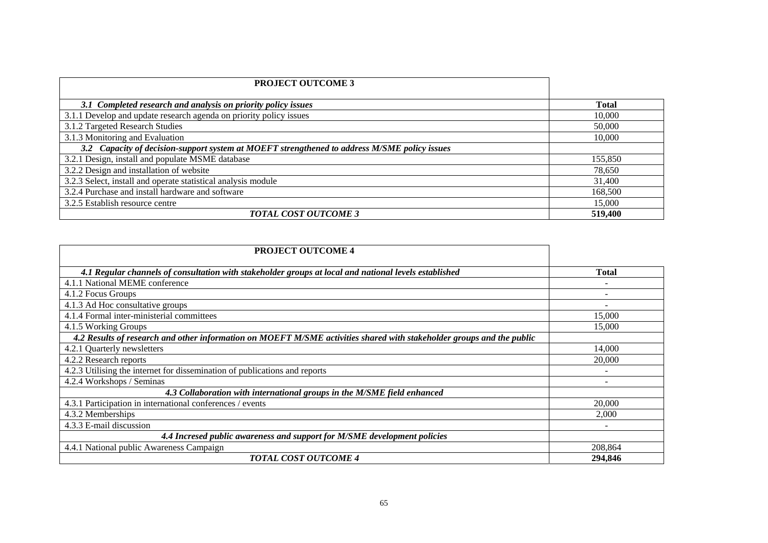| PROJECT OUTCOME 3 | |
|---|---|
| ***3.1 Completed research and analysis on priority policy issues*** | **Total** |
| 3.1.1 Develop and update research agenda on priority policy issues | 10,000 |
| 3.1.2 Targeted Research Studies | 50,000 |
| 3.1.3 Monitoring and Evaluation | 10,000 |
| ***3.2 Capacity of decision-support system at MOEFT strengthened to address M/SME policy issues*** | |
| 3.2.1 Design, install and populate MSME database | 155,850 |
| 3.2.2 Design and installation of website | 78,650 |
| 3.2.3 Select, install and operate statistical analysis module | 31,400 |
| 3.2.4 Purchase and install hardware and software | 168,500 |
| 3.2.5 Establish resource centre | 15,000 |
| ***TOTAL COST OUTCOME 3*** | **519,400** |

| PROJECT OUTCOME 4 | |
|---|---|
| ***4.1 Regular channels of consultation with stakeholder groups at local and national levels established*** | **Total** |
| 4.1.1 National MEME conference | - |
| 4.1.2 Focus Groups | - |
| 4.1.3 Ad Hoc consultative groups | - |
| 4.1.4 Formal inter-ministerial committees | 15,000 |
| 4.1.5 Working Groups | 15,000 |
| ***4.2 Results of research and other information on MOEFT M/SME activities shared with stakeholder groups and the public*** | |
| 4.2.1 Quarterly newsletters | 14,000 |
| 4.2.2 Research reports | 20,000 |
| 4.2.3 Utilising the internet for dissemination of publications and reports | - |
| 4.2.4 Workshops / Seminas | - |
| ***4.3 Collaboration with international groups in the M/SME field enhanced*** | |
| 4.3.1 Participation in international conferences / events | 20,000 |
| 4.3.2 Memberships | 2,000 |
| 4.3.3 E-mail discussion | - |
| ***4.4 Incresed public awareness and support for M/SME development policies*** | |
| 4.4.1 National public Awareness Campaign | 208,864 |
| ***TOTAL COST OUTCOME 4*** | **294,846** |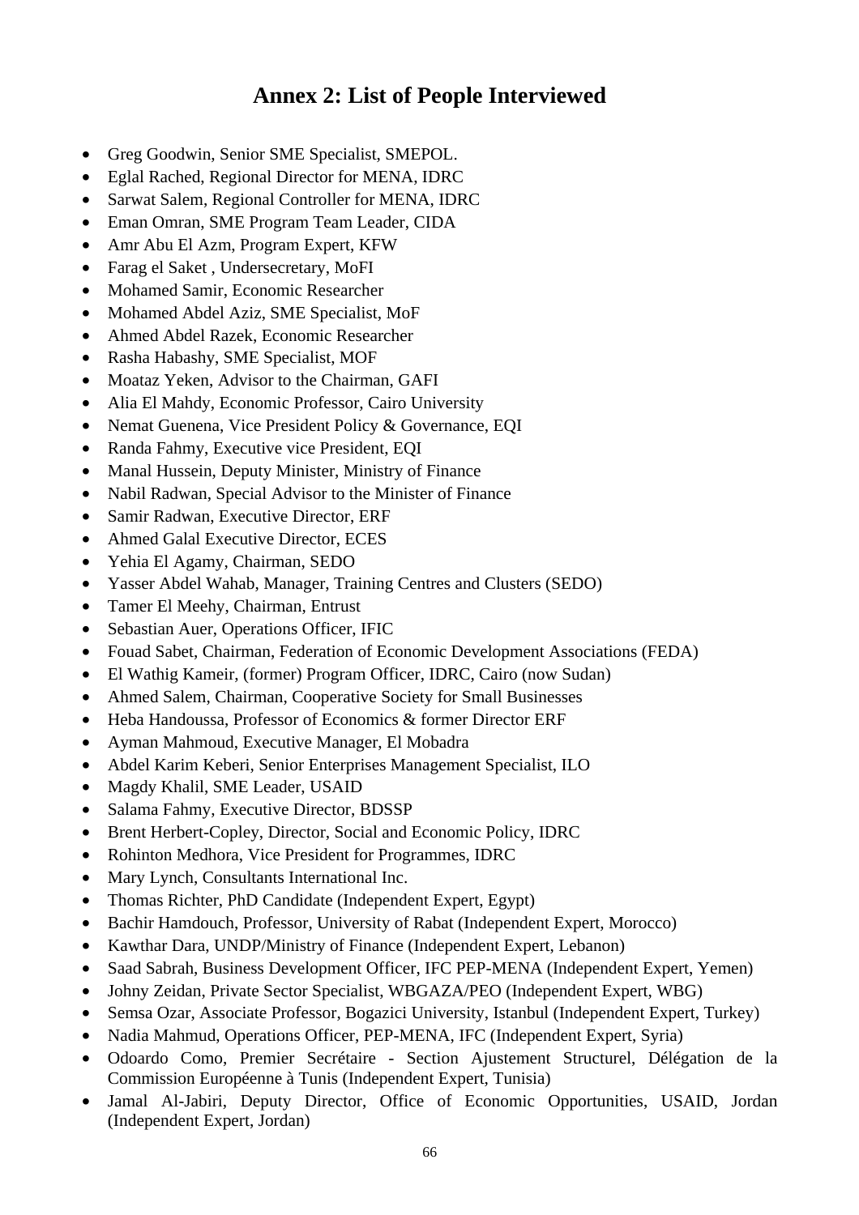# Annex 2: List of People Interviewed

- Greg Goodwin, Senior SME Specialist, SMEPOL.
- Eglal Rached, Regional Director for MENA, IDRC
- Sarwat Salem, Regional Controller for MENA, IDRC
- Eman Omran, SME Program Team Leader, CIDA
- Amr Abu El Azm, Program Expert, KFW
- Farag el Saket , Undersecretary, MoFI
- Mohamed Samir, Economic Researcher
- Mohamed Abdel Aziz, SME Specialist, MoF
- Ahmed Abdel Razek, Economic Researcher
- Rasha Habashy, SME Specialist, MOF
- Moataz Yeken, Advisor to the Chairman, GAFI
- Alia El Mahdy, Economic Professor, Cairo University
- Nemat Guenena, Vice President Policy & Governance, EQI
- Randa Fahmy, Executive vice President, EQI
- Manal Hussein, Deputy Minister, Ministry of Finance
- Nabil Radwan, Special Advisor to the Minister of Finance
- Samir Radwan, Executive Director, ERF
- Ahmed Galal Executive Director, ECES
- Yehia El Agamy, Chairman, SEDO
- Yasser Abdel Wahab, Manager, Training Centres and Clusters (SEDO)
- Tamer El Meehy, Chairman, Entrust
- Sebastian Auer, Operations Officer, IFIC
- Fouad Sabet, Chairman, Federation of Economic Development Associations (FEDA)
- El Wathig Kameir, (former) Program Officer, IDRC, Cairo (now Sudan)
- Ahmed Salem, Chairman, Cooperative Society for Small Businesses
- Heba Handoussa, Professor of Economics & former Director ERF
- Ayman Mahmoud, Executive Manager, El Mobadra
- Abdel Karim Keberi, Senior Enterprises Management Specialist, ILO
- Magdy Khalil, SME Leader, USAID
- Salama Fahmy, Executive Director, BDSSP
- Brent Herbert-Copley, Director, Social and Economic Policy, IDRC
- Rohinton Medhora, Vice President for Programmes, IDRC
- Mary Lynch, Consultants International Inc.
- Thomas Richter, PhD Candidate (Independent Expert, Egypt)
- Bachir Hamdouch, Professor, University of Rabat (Independent Expert, Morocco)
- Kawthar Dara, UNDP/Ministry of Finance (Independent Expert, Lebanon)
- Saad Sabrah, Business Development Officer, IFC PEP-MENA (Independent Expert, Yemen)
- Johny Zeidan, Private Sector Specialist, WBGAZA/PEO (Independent Expert, WBG)
- Semsa Ozar, Associate Professor, Bogazici University, Istanbul (Independent Expert, Turkey)
- Nadia Mahmud, Operations Officer, PEP-MENA, IFC (Independent Expert, Syria)
- Odoardo Como, Premier Secrétaire - Section Ajustement Structurel, Délégation de la Commission Européenne à Tunis (Independent Expert, Tunisia)
- Jamal Al-Jabiri, Deputy Director, Office of Economic Opportunities, USAID, Jordan (Independent Expert, Jordan)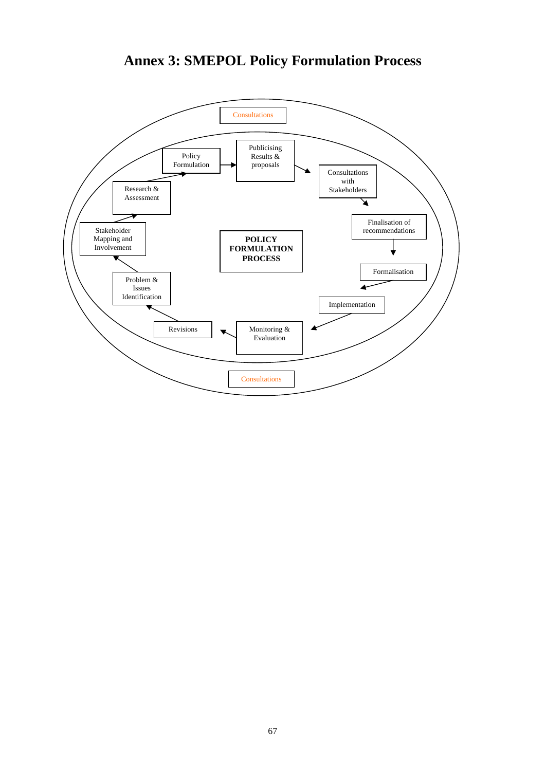# Annex 3: SMEPOL Policy Formulation Process

Consultations

Policy Formulation

Publicising Results & proposals

Consultations with Stakeholders

Research & Assessment

Finalisation of recommendations

Stakeholder Mapping and Involvement

**POLICY FORMULATION PROCESS**

Formalisation

Problem & Issues Identification

Implementation

Revisions

Monitoring & Evaluation

Consultations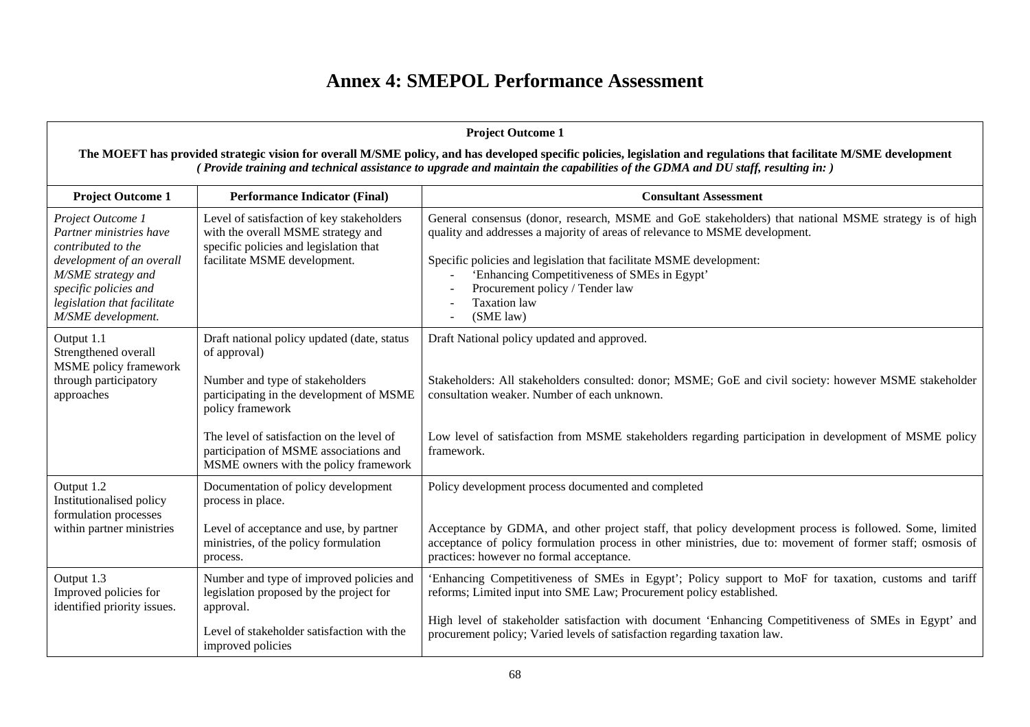# Annex 4: SMEPOL Performance Assessment

| **Project Outcome 1** | | |
|---|---|---|
| **The MOEFT has provided strategic vision for overall M/SME policy, and has developed specific policies, legislation and regulations that facilitate M/SME development** *( Provide training and technical assistance to upgrade and maintain the capabilities of the GDMA and DU staff, resulting in: )* | | |
| **Project Outcome 1** | **Performance Indicator (Final)** | **Consultant Assessment** |
| *Project Outcome 1 Partner ministries have contributed to the development of an overall M/SME strategy and specific policies and legislation that facilitate M/SME development.* | Level of satisfaction of key stakeholders with the overall MSME strategy and specific policies and legislation that facilitate MSME development. | General consensus (donor, research, MSME and GoE stakeholders) that national MSME strategy is of high quality and addresses a majority of areas of relevance to MSME development.<br><br>Specific policies and legislation that facilitate MSME development:<br>- 'Enhancing Competitiveness of SMEs in Egypt'<br>- Procurement policy / Tender law<br>- Taxation law<br>- (SME law) |
| Output 1.1 Strengthened overall MSME policy framework through participatory approaches | Draft national policy updated (date, status of approval)<br><br>Number and type of stakeholders participating in the development of MSME policy framework<br><br>The level of satisfaction on the level of participation of MSME associations and MSME owners with the policy framework | Draft National policy updated and approved.<br><br>Stakeholders: All stakeholders consulted: donor; MSME; GoE and civil society: however MSME stakeholder consultation weaker. Number of each unknown.<br><br>Low level of satisfaction from MSME stakeholders regarding participation in development of MSME policy framework. |
| Output 1.2 Institutionalised policy formulation processes within partner ministries | Documentation of policy development process in place.<br><br>Level of acceptance and use, by partner ministries, of the policy formulation process. | Policy development process documented and completed<br><br>Acceptance by GDMA, and other project staff, that policy development process is followed. Some, limited acceptance of policy formulation process in other ministries, due to: movement of former staff; osmosis of practices: however no formal acceptance. |
| Output 1.3 Improved policies for identified priority issues. | Number and type of improved policies and legislation proposed by the project for approval.<br><br>Level of stakeholder satisfaction with the improved policies | 'Enhancing Competitiveness of SMEs in Egypt'; Policy support to MoF for taxation, customs and tariff reforms; Limited input into SME Law; Procurement policy established.<br><br>High level of stakeholder satisfaction with document 'Enhancing Competitiveness of SMEs in Egypt' and procurement policy; Varied levels of satisfaction regarding taxation law. |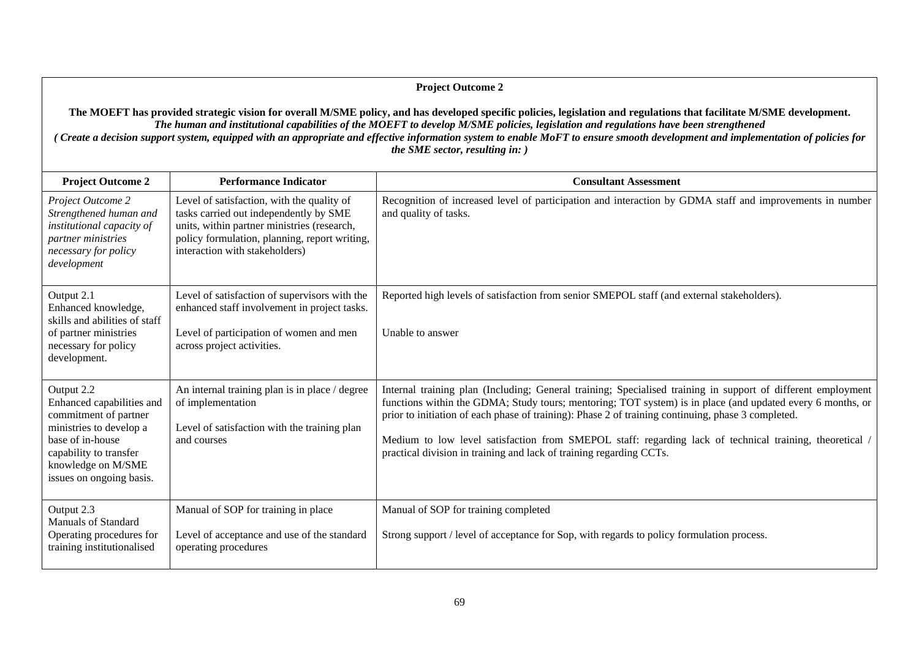**Project Outcome 2**

**The MOEFT has provided strategic vision for overall M/SME policy, and has developed specific policies, legislation and regulations that facilitate M/SME development.**
***The human and institutional capabilities of the MOEFT to develop M/SME policies, legislation and regulations have been strengthened***
***( Create a decision support system, equipped with an appropriate and effective information system to enable MoFT to ensure smooth development and implementation of policies for the SME sector, resulting in: )***

| Project Outcome 2 | Performance Indicator | Consultant Assessment |
|---|---|---|
| *Project Outcome 2 Strengthened human and institutional capacity of partner ministries necessary for policy development* | Level of satisfaction, with the quality of tasks carried out independently by SME units, within partner ministries (research, policy formulation, planning, report writing, interaction with stakeholders) | Recognition of increased level of participation and interaction by GDMA staff and improvements in number and quality of tasks. |
| Output 2.1 Enhanced knowledge, skills and abilities of staff of partner ministries necessary for policy development. | Level of satisfaction of supervisors with the enhanced staff involvement in project tasks.<br><br>Level of participation of women and men across project activities. | Reported high levels of satisfaction from senior SMEPOL staff (and external stakeholders).<br><br>Unable to answer |
| Output 2.2 Enhanced capabilities and commitment of partner ministries to develop a base of in-house capability to transfer knowledge on M/SME issues on ongoing basis. | An internal training plan is in place / degree of implementation<br><br>Level of satisfaction with the training plan and courses | Internal training plan (Including; General training; Specialised training in support of different employment functions within the GDMA; Study tours; mentoring; TOT system) is in place (and updated every 6 months, or prior to initiation of each phase of training): Phase 2 of training continuing, phase 3 completed.<br><br>Medium to low level satisfaction from SMEPOL staff: regarding lack of technical training, theoretical / practical division in training and lack of training regarding CCTs. |
| Output 2.3 Manuals of Standard Operating procedures for training institutionalised | Manual of SOP for training in place<br><br>Level of acceptance and use of the standard operating procedures | Manual of SOP for training completed<br><br>Strong support / level of acceptance for Sop, with regards to policy formulation process. |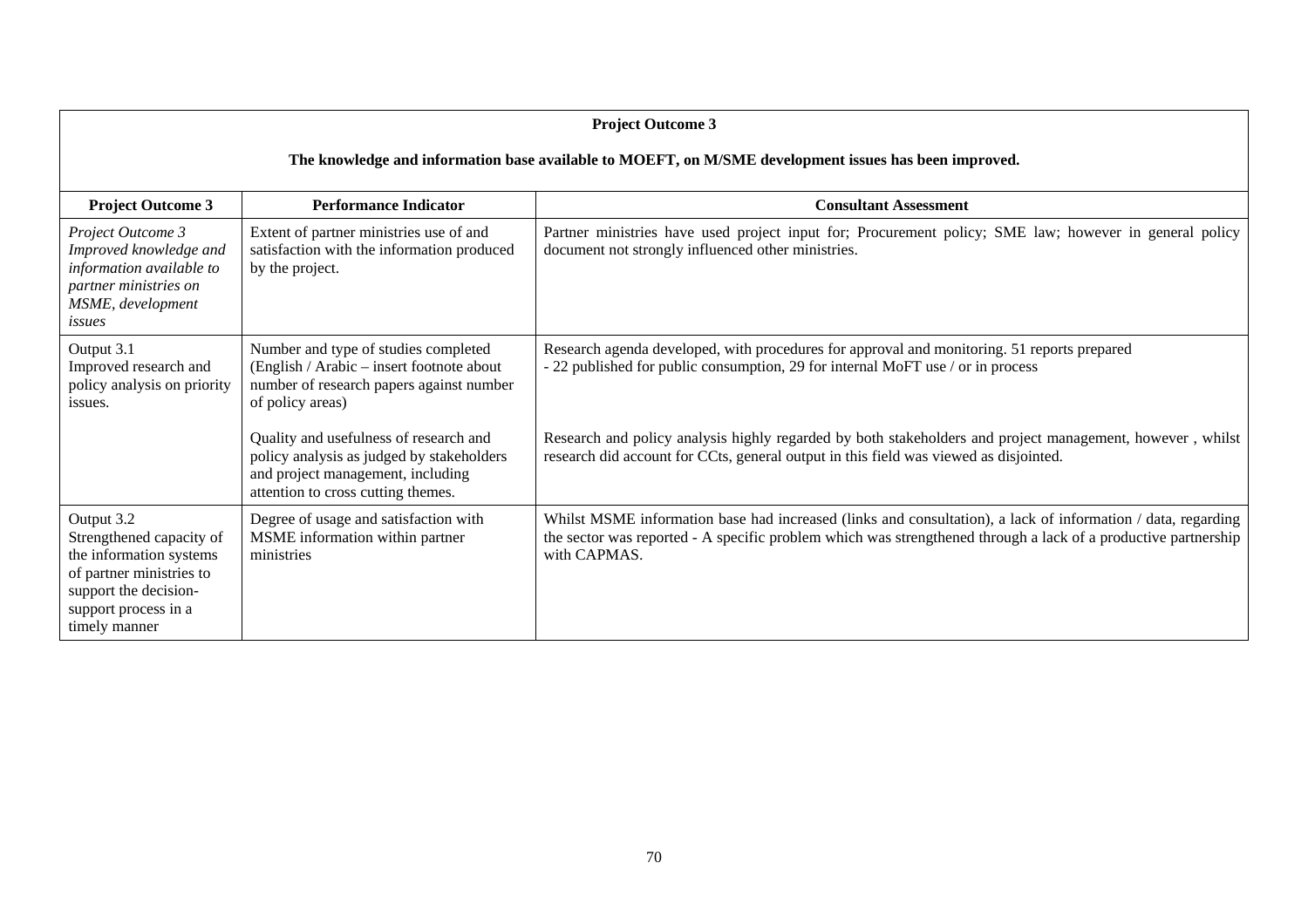| **Project Outcome 3**<br><br>**The knowledge and information base available to MOEFT, on M/SME development issues has been improved.** | | |
|---|---|---|
| **Project Outcome 3** | **Performance Indicator** | **Consultant Assessment** |
| *Project Outcome 3 Improved knowledge and information available to partner ministries on MSME, development issues* | Extent of partner ministries use of and satisfaction with the information produced by the project. | Partner ministries have used project input for; Procurement policy; SME law; however in general policy document not strongly influenced other ministries. |
| Output 3.1 Improved research and policy analysis on priority issues. | Number and type of studies completed (English / Arabic – insert footnote about number of research papers against number of policy areas) | Research agenda developed, with procedures for approval and monitoring. 51 reports prepared<br>- 22 published for public consumption, 29 for internal MoFT use / or in process |
| | Quality and usefulness of research and policy analysis as judged by stakeholders and project management, including attention to cross cutting themes. | Research and policy analysis highly regarded by both stakeholders and project management, however , whilst research did account for CCts, general output in this field was viewed as disjointed. |
| Output 3.2 Strengthened capacity of the information systems of partner ministries to support the decision-support process in a timely manner | Degree of usage and satisfaction with MSME information within partner ministries | Whilst MSME information base had increased (links and consultation), a lack of information / data, regarding the sector was reported - A specific problem which was strengthened through a lack of a productive partnership with CAPMAS. |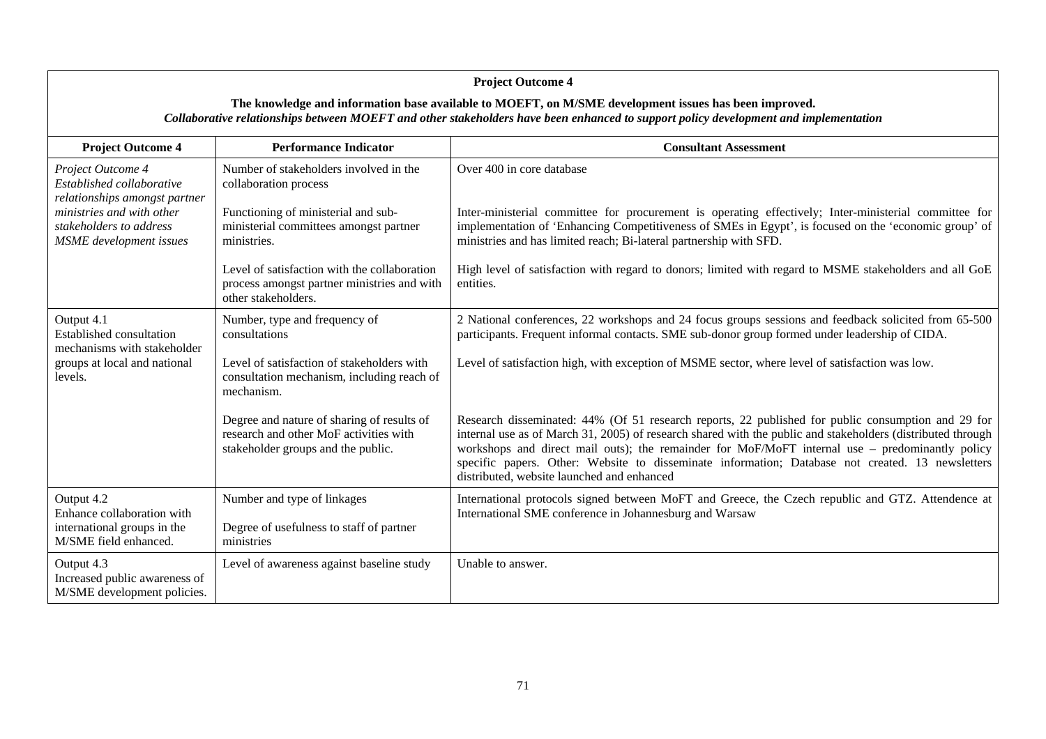| **Project Outcome 4** | | |
|---|---|---|
| **The knowledge and information base available to MOEFT, on M/SME development issues has been improved.** ***Collaborative relationships between MOEFT and other stakeholders have been enhanced to support policy development and implementation*** | | |
| **Project Outcome 4** | **Performance Indicator** | **Consultant Assessment** |
| *Project Outcome 4 Established collaborative relationships amongst partner ministries and with other stakeholders to address MSME development issues* | Number of stakeholders involved in the collaboration process | Over 400 in core database |
| | Functioning of ministerial and sub-ministerial committees amongst partner ministries. | Inter-ministerial committee for procurement is operating effectively; Inter-ministerial committee for implementation of 'Enhancing Competitiveness of SMEs in Egypt', is focused on the 'economic group' of ministries and has limited reach; Bi-lateral partnership with SFD. |
| | Level of satisfaction with the collaboration process amongst partner ministries and with other stakeholders. | High level of satisfaction with regard to donors; limited with regard to MSME stakeholders and all GoE entities. |
| Output 4.1 Established consultation mechanisms with stakeholder groups at local and national levels. | Number, type and frequency of consultations | 2 National conferences, 22 workshops and 24 focus groups sessions and feedback solicited from 65-500 participants. Frequent informal contacts. SME sub-donor group formed under leadership of CIDA. |
| | Level of satisfaction of stakeholders with consultation mechanism, including reach of mechanism. | Level of satisfaction high, with exception of MSME sector, where level of satisfaction was low. |
| | Degree and nature of sharing of results of research and other MoF activities with stakeholder groups and the public. | Research disseminated: 44% (Of 51 research reports, 22 published for public consumption and 29 for internal use as of March 31, 2005) of research shared with the public and stakeholders (distributed through workshops and direct mail outs); the remainder for MoF/MoFT internal use – predominantly policy specific papers. Other: Website to disseminate information; Database not created. 13 newsletters distributed, website launched and enhanced |
| Output 4.2 Enhance collaboration with international groups in the M/SME field enhanced. | Number and type of linkages<br><br>Degree of usefulness to staff of partner ministries | International protocols signed between MoFT and Greece, the Czech republic and GTZ. Attendence at International SME conference in Johannesburg and Warsaw |
| Output 4.3 Increased public awareness of M/SME development policies. | Level of awareness against baseline study | Unable to answer. |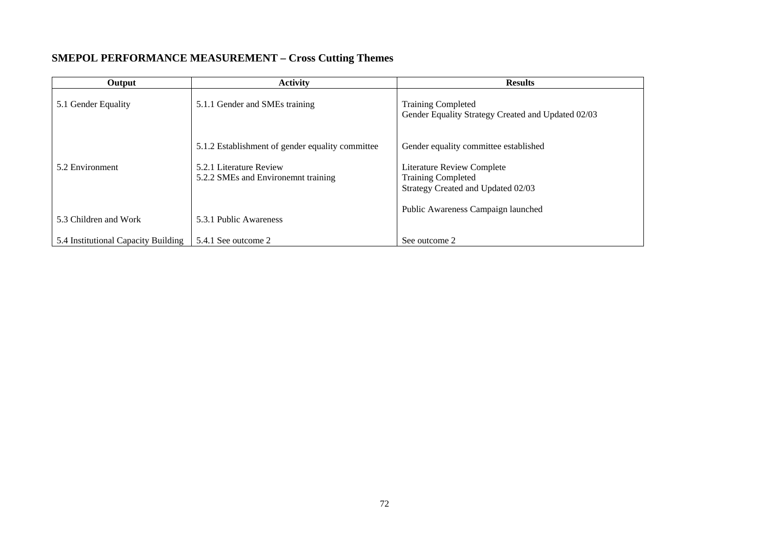## SMEPOL PERFORMANCE MEASUREMENT – Cross Cutting Themes

| Output | Activity | Results |
|---|---|---|
| 5.1 Gender Equality | 5.1.1 Gender and SMEs training | Training Completed<br>Gender Equality Strategy Created and Updated 02/03 |
| | 5.1.2 Establishment of gender equality committee | Gender equality committee established |
| 5.2 Environment | 5.2.1 Literature Review<br>5.2.2 SMEs and Environemnt training | Literature Review Complete<br>Training Completed<br>Strategy Created and Updated 02/03 |
| 5.3 Children and Work | 5.3.1 Public Awareness | Public Awareness Campaign launched |
| 5.4 Institutional Capacity Building | 5.4.1 See outcome 2 | See outcome 2 |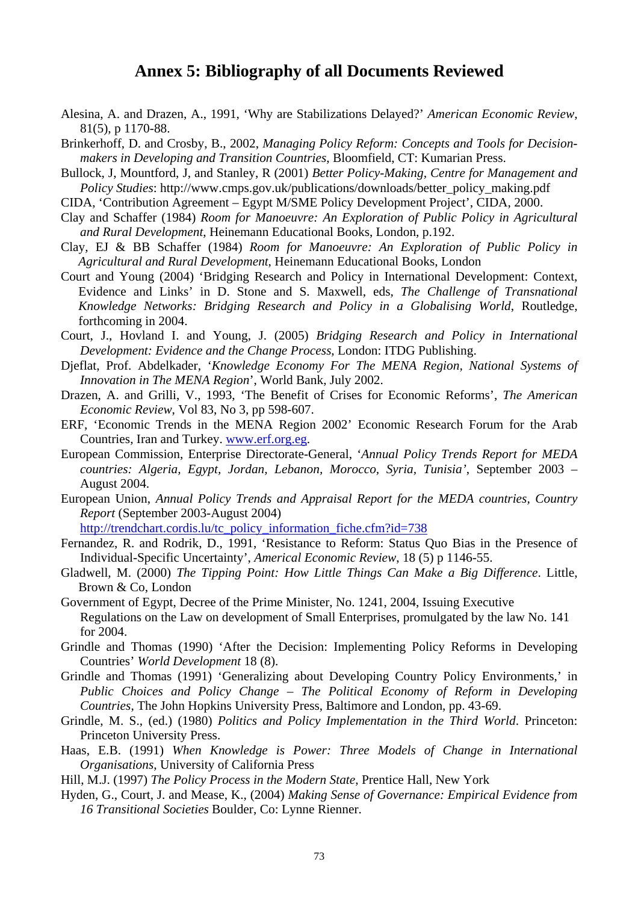# Annex 5: Bibliography of all Documents Reviewed

Alesina, A. and Drazen, A., 1991, 'Why are Stabilizations Delayed?' *American Economic Review*, 81(5), p 1170-88.

Brinkerhoff, D. and Crosby, B., 2002, *Managing Policy Reform: Concepts and Tools for Decision-makers in Developing and Transition Countries*, Bloomfield, CT: Kumarian Press.

Bullock, J, Mountford, J, and Stanley, R (2001) *Better Policy-Making, Centre for Management and Policy Studies*: http://www.cmps.gov.uk/publications/downloads/better_policy_making.pdf

CIDA, 'Contribution Agreement – Egypt M/SME Policy Development Project', CIDA, 2000.

Clay and Schaffer (1984) *Room for Manoeuvre: An Exploration of Public Policy in Agricultural and Rural Development*, Heinemann Educational Books, London, p.192.

Clay, EJ & BB Schaffer (1984) *Room for Manoeuvre: An Exploration of Public Policy in Agricultural and Rural Development*, Heinemann Educational Books, London

Court and Young (2004) 'Bridging Research and Policy in International Development: Context, Evidence and Links' in D. Stone and S. Maxwell, eds, *The Challenge of Transnational Knowledge Networks: Bridging Research and Policy in a Globalising World*, Routledge, forthcoming in 2004.

Court, J., Hovland I. and Young, J. (2005) *Bridging Research and Policy in International Development: Evidence and the Change Process*, London: ITDG Publishing.

Djeflat, Prof. Abdelkader, '*Knowledge Economy For The MENA Region, National Systems of Innovation in The MENA Region*', World Bank, July 2002.

Drazen, A. and Grilli, V., 1993, 'The Benefit of Crises for Economic Reforms', *The American Economic Review*, Vol 83, No 3, pp 598-607.

ERF, 'Economic Trends in the MENA Region 2002' Economic Research Forum for the Arab Countries, Iran and Turkey. www.erf.org.eg.

European Commission, Enterprise Directorate-General, '*Annual Policy Trends Report for MEDA countries: Algeria, Egypt, Jordan, Lebanon, Morocco, Syria, Tunisia*', September 2003 – August 2004.

European Union, *Annual Policy Trends and Appraisal Report for the MEDA countries, Country Report* (September 2003-August 2004) http://trendchart.cordis.lu/tc_policy_information_fiche.cfm?id=738

Fernandez, R. and Rodrik, D., 1991, 'Resistance to Reform: Status Quo Bias in the Presence of Individual-Specific Uncertainty', *Americal Economic Review*, 18 (5) p 1146-55.

Gladwell, M. (2000) *The Tipping Point: How Little Things Can Make a Big Difference*. Little, Brown & Co, London

Government of Egypt, Decree of the Prime Minister, No. 1241, 2004, Issuing Executive Regulations on the Law on development of Small Enterprises, promulgated by the law No. 141 for 2004.

Grindle and Thomas (1990) 'After the Decision: Implementing Policy Reforms in Developing Countries' *World Development* 18 (8).

Grindle and Thomas (1991) 'Generalizing about Developing Country Policy Environments,' in *Public Choices and Policy Change – The Political Economy of Reform in Developing Countries*, The John Hopkins University Press, Baltimore and London, pp. 43-69.

Grindle, M. S., (ed.) (1980) *Politics and Policy Implementation in the Third World*. Princeton: Princeton University Press.

Haas, E.B. (1991) *When Knowledge is Power: Three Models of Change in International Organisations*, University of California Press

Hill, M.J. (1997) *The Policy Process in the Modern State*, Prentice Hall, New York

Hyden, G., Court, J. and Mease, K., (2004) *Making Sense of Governance: Empirical Evidence from 16 Transitional Societies* Boulder, Co: Lynne Rienner.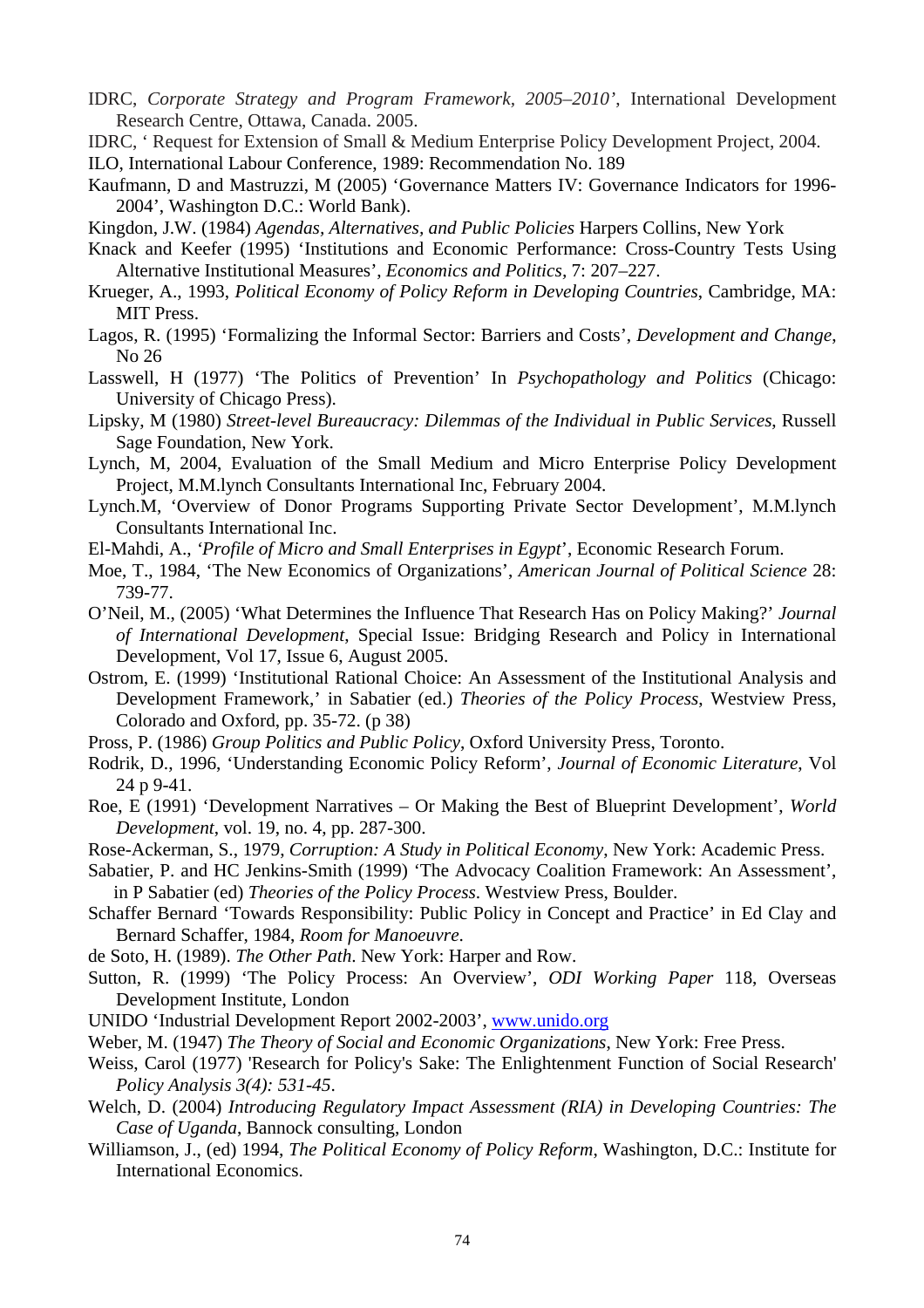IDRC, *Corporate Strategy and Program Framework, 2005–2010'*, International Development Research Centre, Ottawa, Canada. 2005.

IDRC, ' Request for Extension of Small & Medium Enterprise Policy Development Project, 2004.

ILO, International Labour Conference, 1989: Recommendation No. 189

Kaufmann, D and Mastruzzi, M (2005) 'Governance Matters IV: Governance Indicators for 1996-2004', Washington D.C.: World Bank).

Kingdon, J.W. (1984) *Agendas, Alternatives, and Public Policies* Harpers Collins, New York

Knack and Keefer (1995) 'Institutions and Economic Performance: Cross-Country Tests Using Alternative Institutional Measures', *Economics and Politics*, 7: 207–227.

Krueger, A., 1993, *Political Economy of Policy Reform in Developing Countries*, Cambridge, MA: MIT Press.

Lagos, R. (1995) 'Formalizing the Informal Sector: Barriers and Costs', *Development and Change*, No 26

Lasswell, H (1977) 'The Politics of Prevention' In *Psychopathology and Politics* (Chicago: University of Chicago Press).

Lipsky, M (1980) *Street-level Bureaucracy: Dilemmas of the Individual in Public Services*, Russell Sage Foundation, New York.

Lynch, M, 2004, Evaluation of the Small Medium and Micro Enterprise Policy Development Project, M.M.lynch Consultants International Inc, February 2004.

Lynch.M, 'Overview of Donor Programs Supporting Private Sector Development', M.M.lynch Consultants International Inc.

El-Mahdi, A., *'Profile of Micro and Small Enterprises in Egypt*', Economic Research Forum.

Moe, T., 1984, 'The New Economics of Organizations', *American Journal of Political Science* 28: 739-77.

O'Neil, M., (2005) 'What Determines the Influence That Research Has on Policy Making?' *Journal of International Development*, Special Issue: Bridging Research and Policy in International Development, Vol 17, Issue 6, August 2005.

Ostrom, E. (1999) 'Institutional Rational Choice: An Assessment of the Institutional Analysis and Development Framework,' in Sabatier (ed.) *Theories of the Policy Process*, Westview Press, Colorado and Oxford, pp. 35-72. (p 38)

Pross, P. (1986) *Group Politics and Public Policy*, Oxford University Press, Toronto.

Rodrik, D., 1996, 'Understanding Economic Policy Reform', *Journal of Economic Literature*, Vol 24 p 9-41.

Roe, E (1991) 'Development Narratives – Or Making the Best of Blueprint Development', *World Development*, vol. 19, no. 4, pp. 287-300.

Rose-Ackerman, S., 1979, *Corruption: A Study in Political Economy*, New York: Academic Press.

Sabatier, P. and HC Jenkins-Smith (1999) 'The Advocacy Coalition Framework: An Assessment', in P Sabatier (ed) *Theories of the Policy Process*. Westview Press, Boulder.

Schaffer Bernard 'Towards Responsibility: Public Policy in Concept and Practice' in Ed Clay and Bernard Schaffer, 1984, *Room for Manoeuvre*.

de Soto, H. (1989). *The Other Path*. New York: Harper and Row.

Sutton, R. (1999) 'The Policy Process: An Overview', *ODI Working Paper* 118, Overseas Development Institute, London

UNIDO 'Industrial Development Report 2002-2003', www.unido.org

Weber, M. (1947) *The Theory of Social and Economic Organizations*, New York: Free Press.

Weiss, Carol (1977) 'Research for Policy's Sake: The Enlightenment Function of Social Research' *Policy Analysis 3(4): 531-45*.

Welch, D. (2004) *Introducing Regulatory Impact Assessment (RIA) in Developing Countries: The Case of Uganda*, Bannock consulting, London

Williamson, J., (ed) 1994, *The Political Economy of Policy Reform*, Washington, D.C.: Institute for International Economics.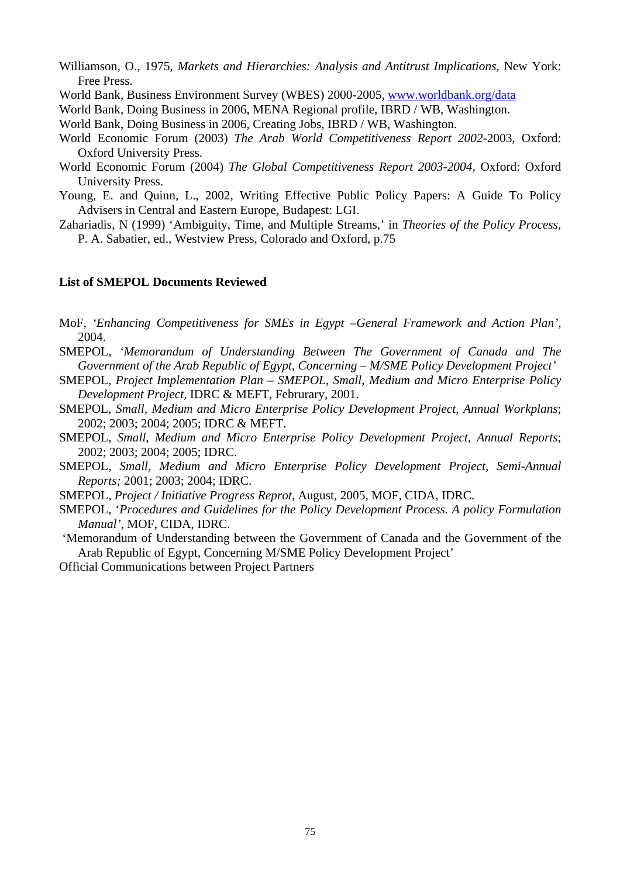Williamson, O., 1975, *Markets and Hierarchies: Analysis and Antitrust Implications*, New York: Free Press.

World Bank, Business Environment Survey (WBES) 2000-2005, www.worldbank.org/data

World Bank, Doing Business in 2006, MENA Regional profile, IBRD / WB, Washington.

World Bank, Doing Business in 2006, Creating Jobs, IBRD / WB, Washington.

World Economic Forum (2003) *The Arab World Competitiveness Report 2002*-2003, Oxford: Oxford University Press.

World Economic Forum (2004) *The Global Competitiveness Report 2003-2004*, Oxford: Oxford University Press.

Young, E. and Quinn, L., 2002, Writing Effective Public Policy Papers: A Guide To Policy Advisers in Central and Eastern Europe, Budapest: LGI.

Zahariadis, N (1999) 'Ambiguity, Time, and Multiple Streams,' in *Theories of the Policy Process*, P. A. Sabatier, ed., Westview Press, Colorado and Oxford, p.75

**List of SMEPOL Documents Reviewed**

MoF, *'Enhancing Competitiveness for SMEs in Egypt –General Framework and Action Plan'*, 2004.

SMEPOL, *'Memorandum of Understanding Between The Government of Canada and The Government of the Arab Republic of Egypt, Concerning – M/SME Policy Development Project'*

SMEPOL, *Project Implementation Plan – SMEPOL, Small, Medium and Micro Enterprise Policy Development Project,* IDRC & MEFT, Februrary, 2001.

SMEPOL, *Small, Medium and Micro Enterprise Policy Development Project, Annual Workplans*; 2002; 2003; 2004; 2005; IDRC & MEFT.

SMEPOL, *Small, Medium and Micro Enterprise Policy Development Project, Annual Reports*; 2002; 2003; 2004; 2005; IDRC.

SMEPOL, *Small, Medium and Micro Enterprise Policy Development Project, Semi-Annual Reports;* 2001; 2003; 2004; IDRC.

SMEPOL, *Project / Initiative Progress Reprot*, August, 2005, MOF, CIDA, IDRC.

SMEPOL, '*Procedures and Guidelines for the Policy Development Process. A policy Formulation Manual'*, MOF, CIDA, IDRC.

'Memorandum of Understanding between the Government of Canada and the Government of the Arab Republic of Egypt, Concerning M/SME Policy Development Project'

Official Communications between Project Partners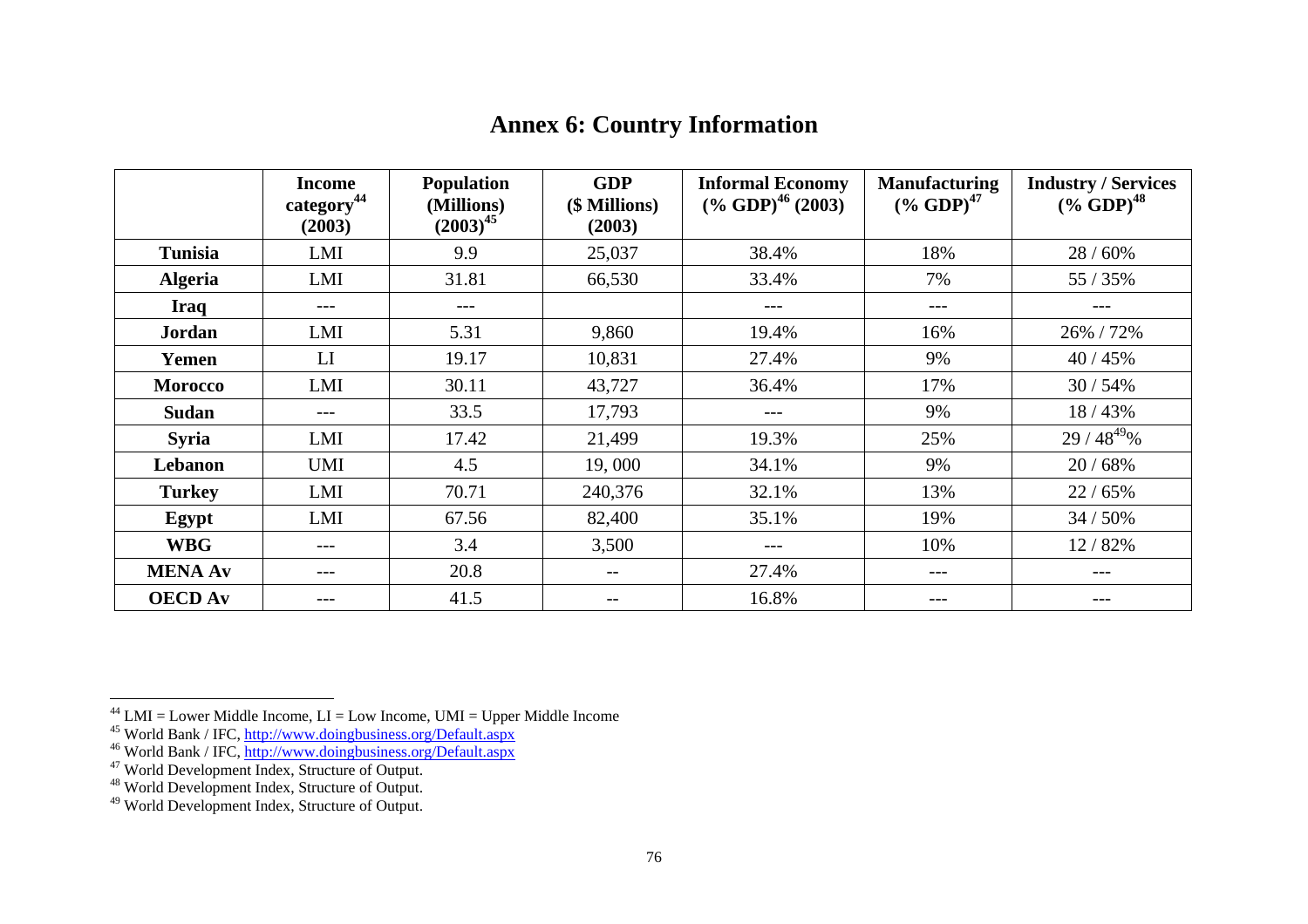# Annex 6: Country Information

| | Income category[44] (2003) | Population (Millions) (2003)[45] | GDP ($ Millions) (2003) | Informal Economy (% GDP)[46] (2003) | Manufacturing (% GDP)[47] | Industry / Services (% GDP)[48] |
|---|---|---|---|---|---|---|
| **Tunisia** | LMI | 9.9 | 25,037 | 38.4% | 18% | 28 / 60% |
| **Algeria** | LMI | 31.81 | 66,530 | 33.4% | 7% | 55 / 35% |
| **Iraq** | --- | --- | | --- | --- | --- |
| **Jordan** | LMI | 5.31 | 9,860 | 19.4% | 16% | 26% / 72% |
| **Yemen** | LI | 19.17 | 10,831 | 27.4% | 9% | 40 / 45% |
| **Morocco** | LMI | 30.11 | 43,727 | 36.4% | 17% | 30 / 54% |
| **Sudan** | --- | 33.5 | 17,793 | --- | 9% | 18 / 43% |
| **Syria** | LMI | 17.42 | 21,499 | 19.3% | 25% | 29 / 48[49]% |
| **Lebanon** | UMI | 4.5 | 19, 000 | 34.1% | 9% | 20 / 68% |
| **Turkey** | LMI | 70.71 | 240,376 | 32.1% | 13% | 22 / 65% |
| **Egypt** | LMI | 67.56 | 82,400 | 35.1% | 19% | 34 / 50% |
| **WBG** | --- | 3.4 | 3,500 | --- | 10% | 12 / 82% |
| **MENA Av** | --- | 20.8 | -- | 27.4% | --- | --- |
| **OECD Av** | --- | 41.5 | -- | 16.8% | --- | --- |

[44] LMI = Lower Middle Income, LI = Low Income, UMI = Upper Middle Income
[45] World Bank / IFC, http://www.doingbusiness.org/Default.aspx
[46] World Bank / IFC, http://www.doingbusiness.org/Default.aspx
[47] World Development Index, Structure of Output.
[48] World Development Index, Structure of Output.
[49] World Development Index, Structure of Output.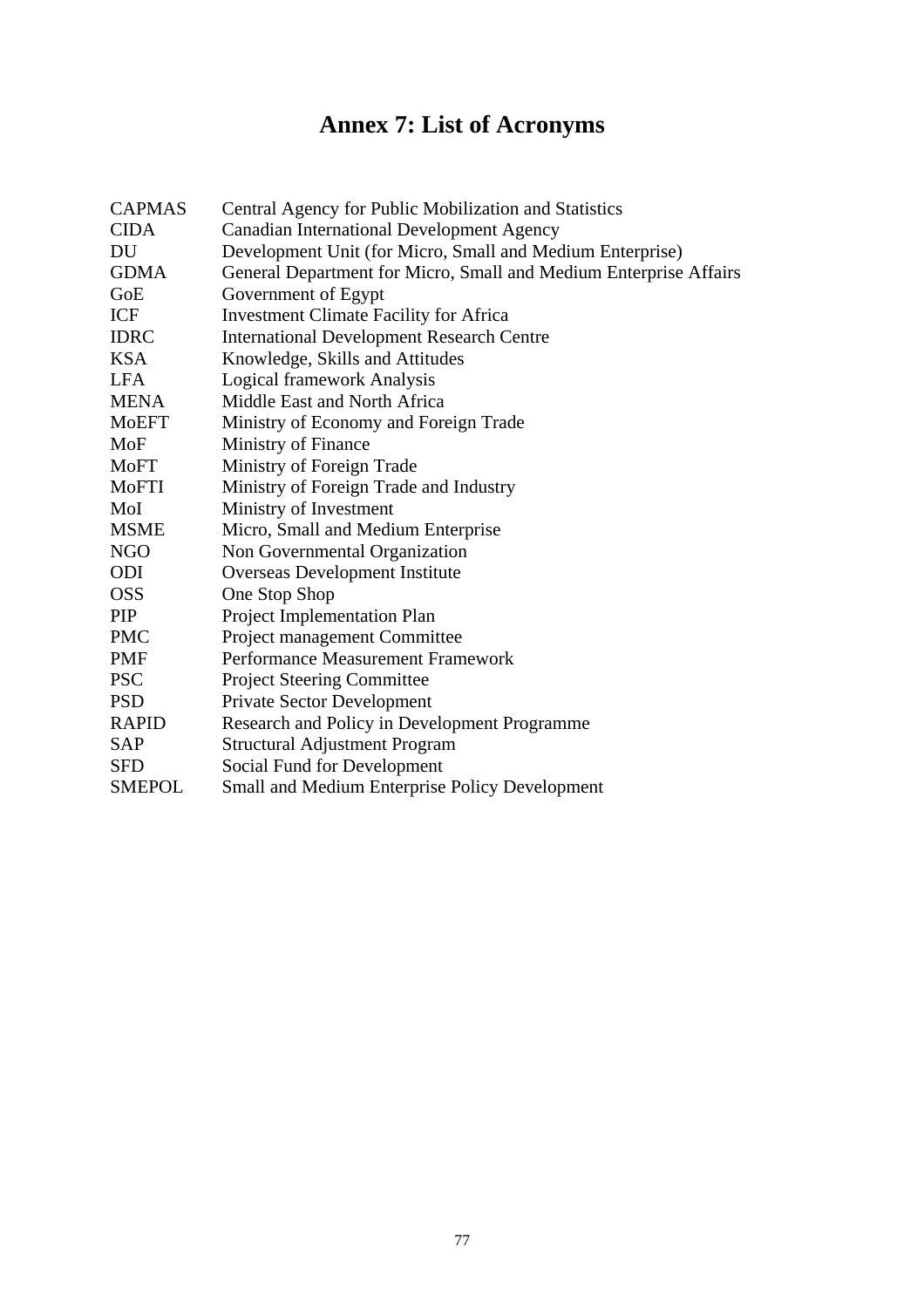# Annex 7: List of Acronyms

| | |
|---|---|
| CAPMAS | Central Agency for Public Mobilization and Statistics |
| CIDA | Canadian International Development Agency |
| DU | Development Unit (for Micro, Small and Medium Enterprise) |
| GDMA | General Department for Micro, Small and Medium Enterprise Affairs |
| GoE | Government of Egypt |
| ICF | Investment Climate Facility for Africa |
| IDRC | International Development Research Centre |
| KSA | Knowledge, Skills and Attitudes |
| LFA | Logical framework Analysis |
| MENA | Middle East and North Africa |
| MoEFT | Ministry of Economy and Foreign Trade |
| MoF | Ministry of Finance |
| MoFT | Ministry of Foreign Trade |
| MoFTI | Ministry of Foreign Trade and Industry |
| MoI | Ministry of Investment |
| MSME | Micro, Small and Medium Enterprise |
| NGO | Non Governmental Organization |
| ODI | Overseas Development Institute |
| OSS | One Stop Shop |
| PIP | Project Implementation Plan |
| PMC | Project management Committee |
| PMF | Performance Measurement Framework |
| PSC | Project Steering Committee |
| PSD | Private Sector Development |
| RAPID | Research and Policy in Development Programme |
| SAP | Structural Adjustment Program |
| SFD | Social Fund for Development |
| SMEPOL | Small and Medium Enterprise Policy Development |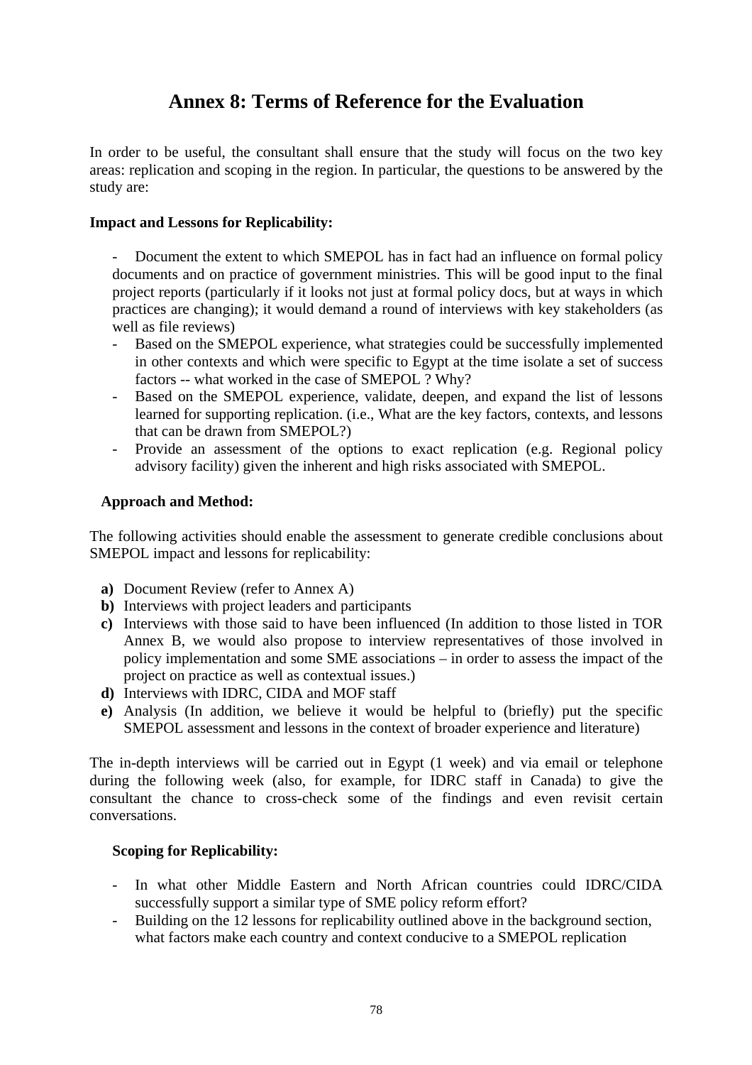# Annex 8: Terms of Reference for the Evaluation

In order to be useful, the consultant shall ensure that the study will focus on the two key areas: replication and scoping in the region. In particular, the questions to be answered by the study are:

**Impact and Lessons for Replicability:**

- Document the extent to which SMEPOL has in fact had an influence on formal policy documents and on practice of government ministries. This will be good input to the final project reports (particularly if it looks not just at formal policy docs, but at ways in which practices are changing); it would demand a round of interviews with key stakeholders (as well as file reviews)
- Based on the SMEPOL experience, what strategies could be successfully implemented in other contexts and which were specific to Egypt at the time isolate a set of success factors -- what worked in the case of SMEPOL ? Why?
- Based on the SMEPOL experience, validate, deepen, and expand the list of lessons learned for supporting replication. (i.e., What are the key factors, contexts, and lessons that can be drawn from SMEPOL?)
- Provide an assessment of the options to exact replication (e.g. Regional policy advisory facility) given the inherent and high risks associated with SMEPOL.

**Approach and Method:**

The following activities should enable the assessment to generate credible conclusions about SMEPOL impact and lessons for replicability:

**a)** Document Review (refer to Annex A)
**b)** Interviews with project leaders and participants
**c)** Interviews with those said to have been influenced (In addition to those listed in TOR Annex B, we would also propose to interview representatives of those involved in policy implementation and some SME associations – in order to assess the impact of the project on practice as well as contextual issues.)
**d)** Interviews with IDRC, CIDA and MOF staff
**e)** Analysis (In addition, we believe it would be helpful to (briefly) put the specific SMEPOL assessment and lessons in the context of broader experience and literature)

The in-depth interviews will be carried out in Egypt (1 week) and via email or telephone during the following week (also, for example, for IDRC staff in Canada) to give the consultant the chance to cross-check some of the findings and even revisit certain conversations.

**Scoping for Replicability:**

- In what other Middle Eastern and North African countries could IDRC/CIDA successfully support a similar type of SME policy reform effort?
- Building on the 12 lessons for replicability outlined above in the background section, what factors make each country and context conducive to a SMEPOL replication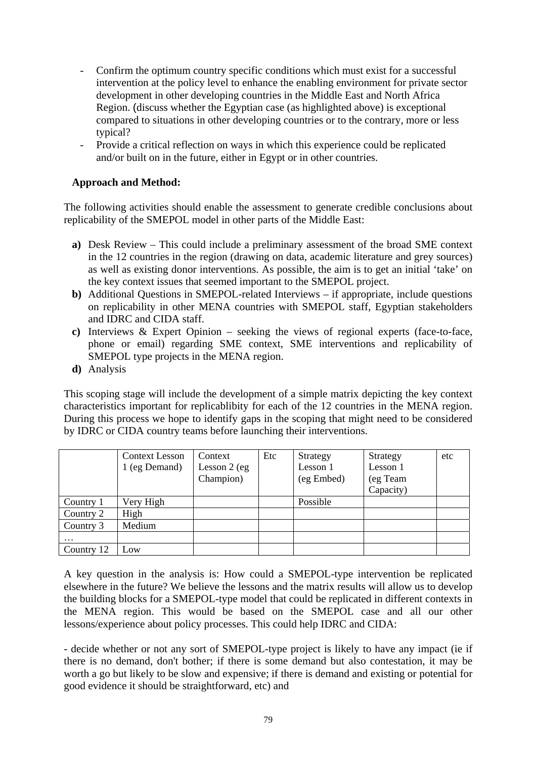- Confirm the optimum country specific conditions which must exist for a successful intervention at the policy level to enhance the enabling environment for private sector development in other developing countries in the Middle East and North Africa Region. (discuss whether the Egyptian case (as highlighted above) is exceptional compared to situations in other developing countries or to the contrary, more or less typical?
- Provide a critical reflection on ways in which this experience could be replicated and/or built on in the future, either in Egypt or in other countries.

**Approach and Method:**

The following activities should enable the assessment to generate credible conclusions about replicability of the SMEPOL model in other parts of the Middle East:

**a)** Desk Review – This could include a preliminary assessment of the broad SME context in the 12 countries in the region (drawing on data, academic literature and grey sources) as well as existing donor interventions. As possible, the aim is to get an initial 'take' on the key context issues that seemed important to the SMEPOL project.
**b)** Additional Questions in SMEPOL-related Interviews – if appropriate, include questions on replicability in other MENA countries with SMEPOL staff, Egyptian stakeholders and IDRC and CIDA staff.
**c)** Interviews & Expert Opinion – seeking the views of regional experts (face-to-face, phone or email) regarding SME context, SME interventions and replicability of SMEPOL type projects in the MENA region.
**d)** Analysis

This scoping stage will include the development of a simple matrix depicting the key context characteristics important for replicablibity for each of the 12 countries in the MENA region. During this process we hope to identify gaps in the scoping that might need to be considered by IDRC or CIDA country teams before launching their interventions.

| | Context Lesson 1 (eg Demand) | Context Lesson 2 (eg Champion) | Etc | Strategy Lesson 1 (eg Embed) | Strategy Lesson 1 (eg Team Capacity) | etc |
|---|---|---|---|---|---|---|
| Country 1 | Very High | | | Possible | | |
| Country 2 | High | | | | | |
| Country 3 | Medium | | | | | |
| … | | | | | | |
| Country 12 | Low | | | | | |

A key question in the analysis is: How could a SMEPOL-type intervention be replicated elsewhere in the future? We believe the lessons and the matrix results will allow us to develop the building blocks for a SMEPOL-type model that could be replicated in different contexts in the MENA region. This would be based on the SMEPOL case and all our other lessons/experience about policy processes. This could help IDRC and CIDA:

- decide whether or not any sort of SMEPOL-type project is likely to have any impact (ie if there is no demand, don't bother; if there is some demand but also contestation, it may be worth a go but likely to be slow and expensive; if there is demand and existing or potential for good evidence it should be straightforward, etc) and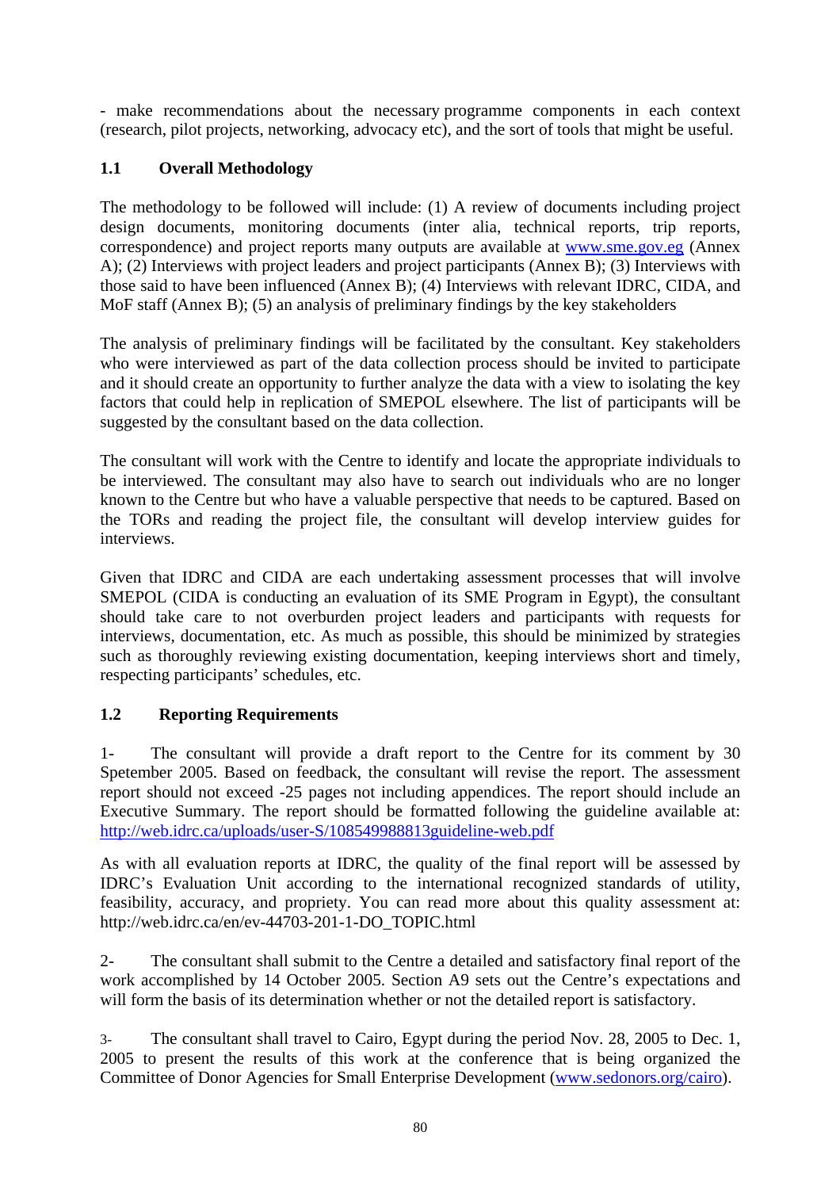- make recommendations about the necessary programme components in each context (research, pilot projects, networking, advocacy etc), and the sort of tools that might be useful.

### 1.1 Overall Methodology

The methodology to be followed will include: (1) A review of documents including project design documents, monitoring documents (inter alia, technical reports, trip reports, correspondence) and project reports many outputs are available at www.sme.gov.eg (Annex A); (2) Interviews with project leaders and project participants (Annex B); (3) Interviews with those said to have been influenced (Annex B); (4) Interviews with relevant IDRC, CIDA, and MoF staff (Annex B); (5) an analysis of preliminary findings by the key stakeholders

The analysis of preliminary findings will be facilitated by the consultant. Key stakeholders who were interviewed as part of the data collection process should be invited to participate and it should create an opportunity to further analyze the data with a view to isolating the key factors that could help in replication of SMEPOL elsewhere. The list of participants will be suggested by the consultant based on the data collection.

The consultant will work with the Centre to identify and locate the appropriate individuals to be interviewed. The consultant may also have to search out individuals who are no longer known to the Centre but who have a valuable perspective that needs to be captured. Based on the TORs and reading the project file, the consultant will develop interview guides for interviews.

Given that IDRC and CIDA are each undertaking assessment processes that will involve SMEPOL (CIDA is conducting an evaluation of its SME Program in Egypt), the consultant should take care to not overburden project leaders and participants with requests for interviews, documentation, etc. As much as possible, this should be minimized by strategies such as thoroughly reviewing existing documentation, keeping interviews short and timely, respecting participants' schedules, etc.

### 1.2 Reporting Requirements

1- The consultant will provide a draft report to the Centre for its comment by 30 Spetember 2005. Based on feedback, the consultant will revise the report. The assessment report should not exceed -25 pages not including appendices. The report should include an Executive Summary. The report should be formatted following the guideline available at: http://web.idrc.ca/uploads/user-S/108549988813guideline-web.pdf

As with all evaluation reports at IDRC, the quality of the final report will be assessed by IDRC's Evaluation Unit according to the international recognized standards of utility, feasibility, accuracy, and propriety. You can read more about this quality assessment at: http://web.idrc.ca/en/ev-44703-201-1-DO_TOPIC.html

2- The consultant shall submit to the Centre a detailed and satisfactory final report of the work accomplished by 14 October 2005. Section A9 sets out the Centre's expectations and will form the basis of its determination whether or not the detailed report is satisfactory.

3- The consultant shall travel to Cairo, Egypt during the period Nov. 28, 2005 to Dec. 1, 2005 to present the results of this work at the conference that is being organized the Committee of Donor Agencies for Small Enterprise Development (www.sedonors.org/cairo).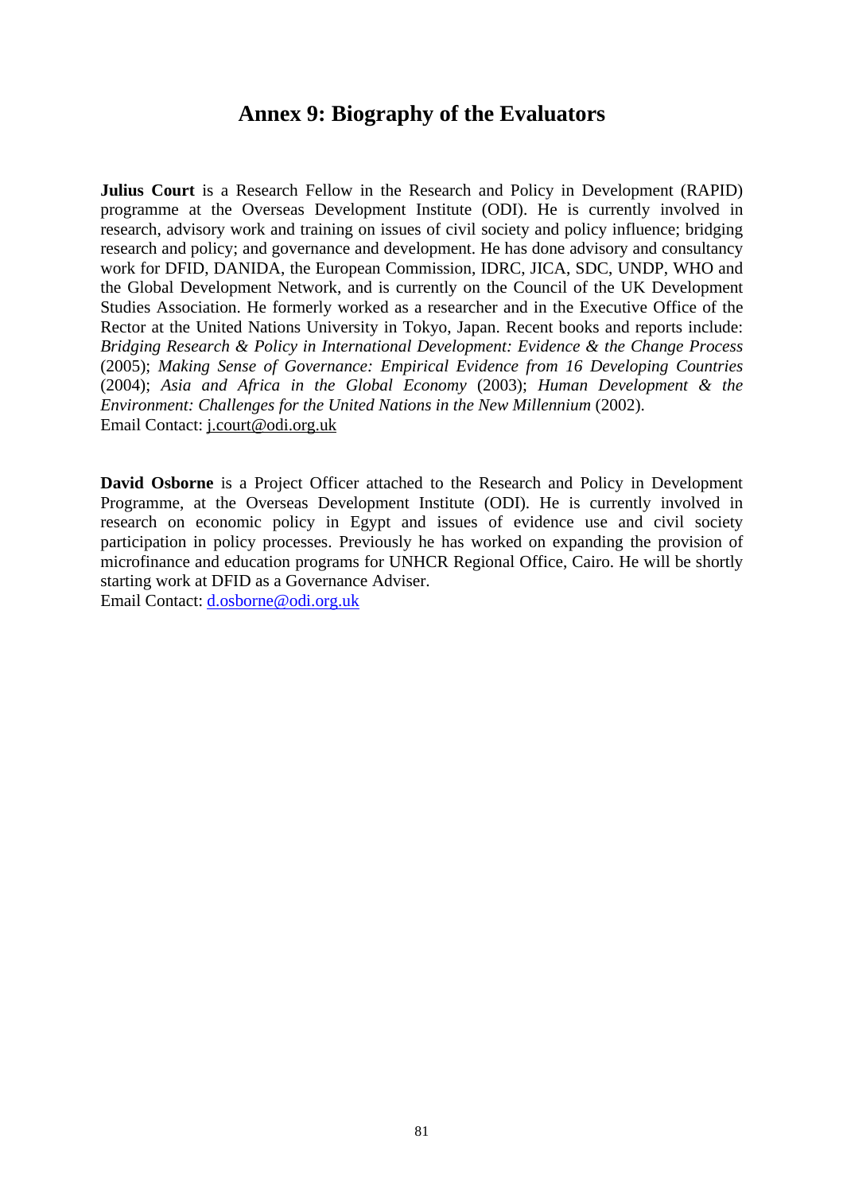# Annex 9: Biography of the Evaluators

**Julius Court** is a Research Fellow in the Research and Policy in Development (RAPID) programme at the Overseas Development Institute (ODI). He is currently involved in research, advisory work and training on issues of civil society and policy influence; bridging research and policy; and governance and development. He has done advisory and consultancy work for DFID, DANIDA, the European Commission, IDRC, JICA, SDC, UNDP, WHO and the Global Development Network, and is currently on the Council of the UK Development Studies Association. He formerly worked as a researcher and in the Executive Office of the Rector at the United Nations University in Tokyo, Japan. Recent books and reports include: *Bridging Research & Policy in International Development: Evidence & the Change Process* (2005); *Making Sense of Governance: Empirical Evidence from 16 Developing Countries* (2004); *Asia and Africa in the Global Economy* (2003); *Human Development & the Environment: Challenges for the United Nations in the New Millennium* (2002).
Email Contact: j.court@odi.org.uk

**David Osborne** is a Project Officer attached to the Research and Policy in Development Programme, at the Overseas Development Institute (ODI). He is currently involved in research on economic policy in Egypt and issues of evidence use and civil society participation in policy processes. Previously he has worked on expanding the provision of microfinance and education programs for UNHCR Regional Office, Cairo. He will be shortly starting work at DFID as a Governance Adviser.
Email Contact: d.osborne@odi.org.uk